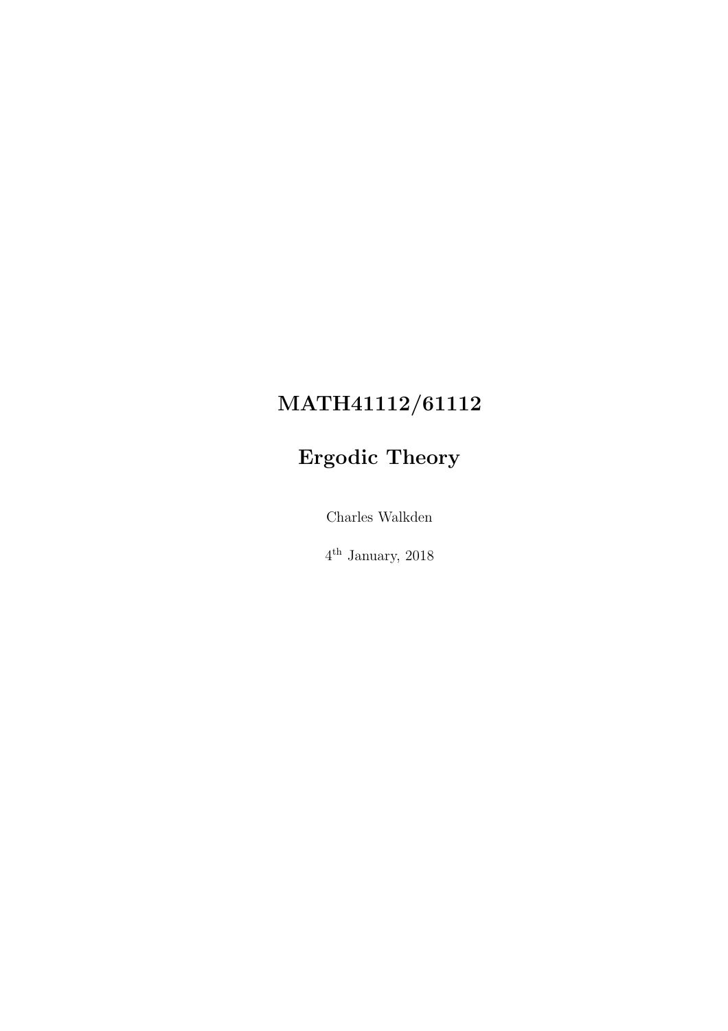# MATH41112/61112

# Ergodic Theory

Charles Walkden

4th January, 2018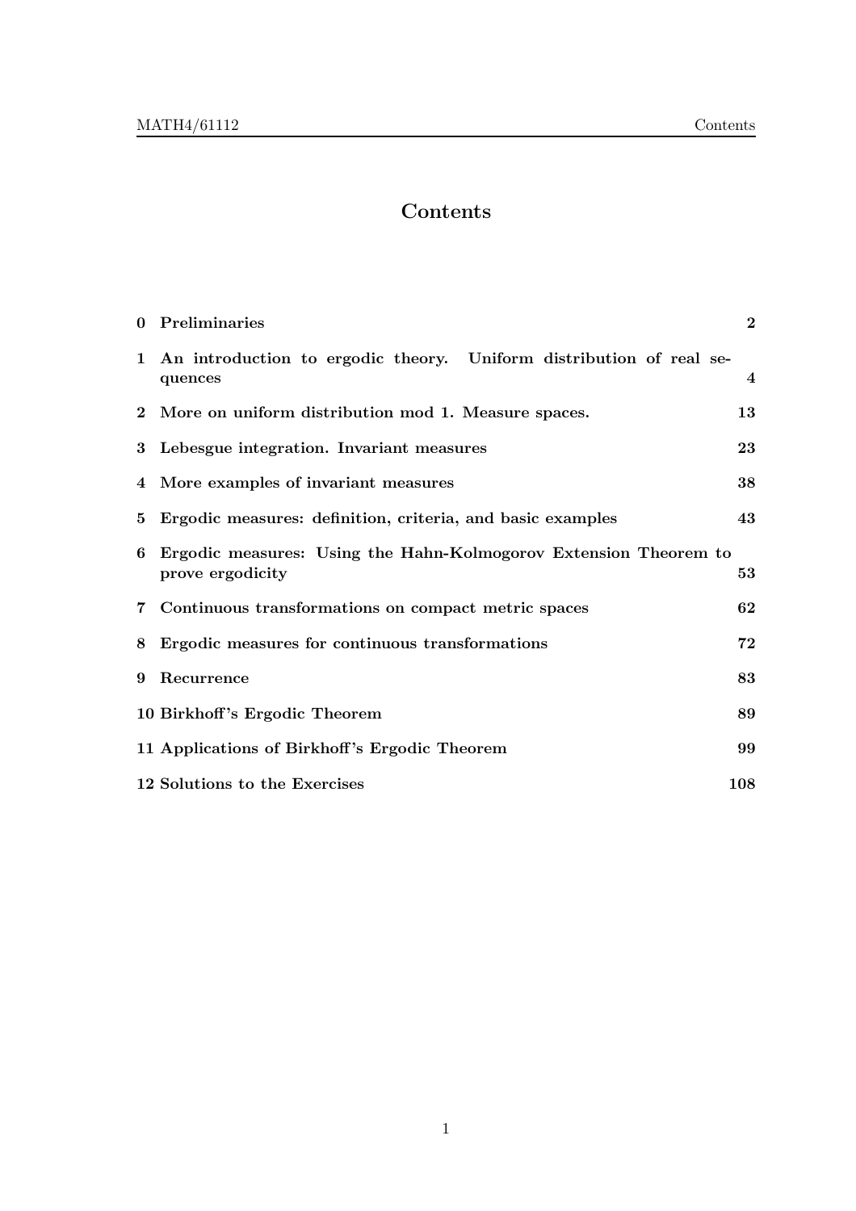# Contents

| | | |
|---|---|---|
| **0** | **Preliminaries** | **2** |
| **1** | **An introduction to ergodic theory. Uniform distribution of real sequences** | **4** |
| **2** | **More on uniform distribution mod 1. Measure spaces.** | **13** |
| **3** | **Lebesgue integration. Invariant measures** | **23** |
| **4** | **More examples of invariant measures** | **38** |
| **5** | **Ergodic measures: definition, criteria, and basic examples** | **43** |
| **6** | **Ergodic measures: Using the Hahn-Kolmogorov Extension Theorem to prove ergodicity** | **53** |
| **7** | **Continuous transformations on compact metric spaces** | **62** |
| **8** | **Ergodic measures for continuous transformations** | **72** |
| **9** | **Recurrence** | **83** |
| **10** | **Birkhoff's Ergodic Theorem** | **89** |
| **11** | **Applications of Birkhoff's Ergodic Theorem** | **99** |
| **12** | **Solutions to the Exercises** | **108** |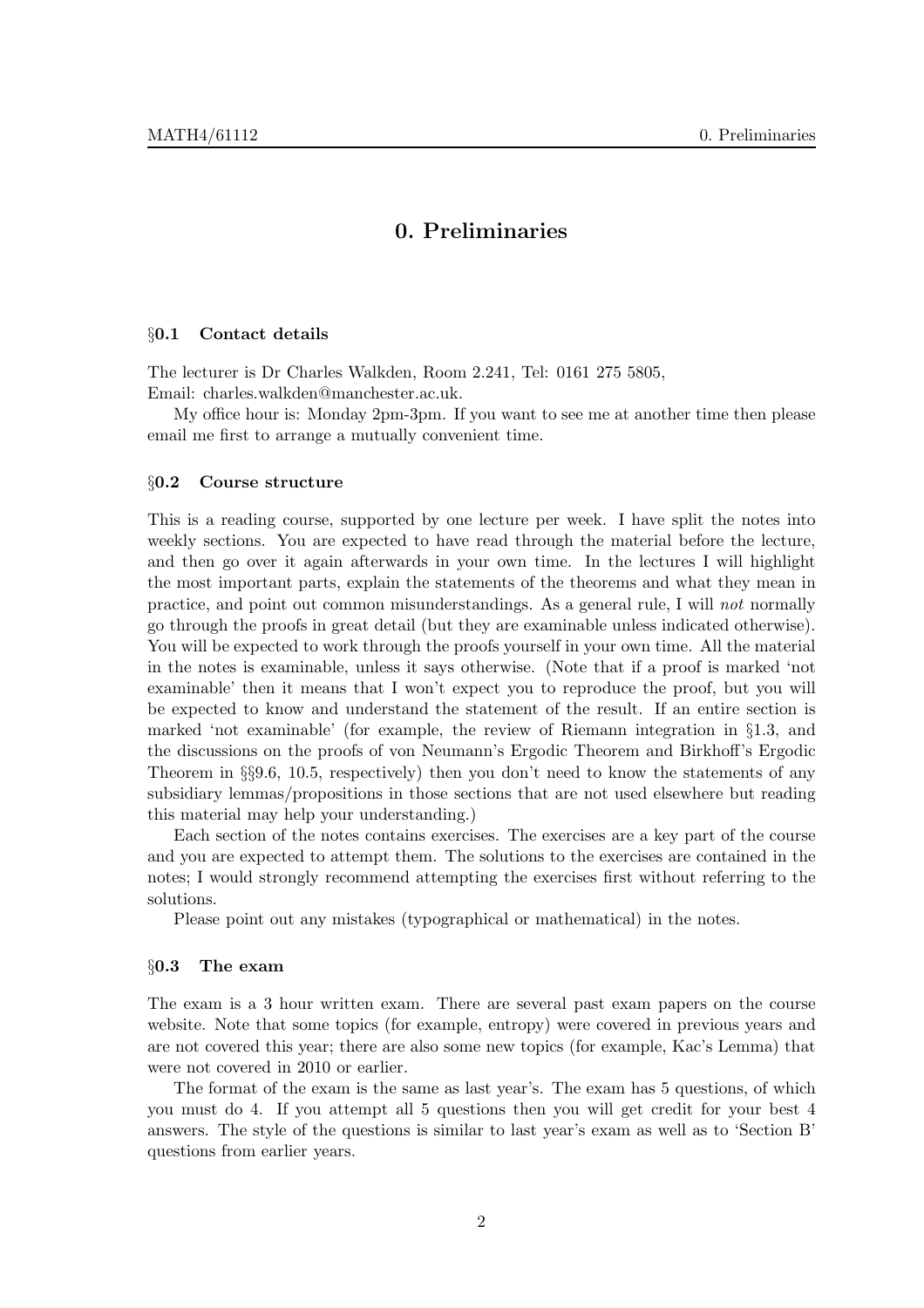# 0. Preliminaries

### §0.1 Contact details

The lecturer is Dr Charles Walkden, Room 2.241, Tel: 0161 275 5805,
Email: charles.walkden@manchester.ac.uk.

My office hour is: Monday 2pm-3pm. If you want to see me at another time then please email me first to arrange a mutually convenient time.

### §0.2 Course structure

This is a reading course, supported by one lecture per week. I have split the notes into weekly sections. You are expected to have read through the material before the lecture, and then go over it again afterwards in your own time. In the lectures I will highlight the most important parts, explain the statements of the theorems and what they mean in practice, and point out common misunderstandings. As a general rule, I will *not* normally go through the proofs in great detail (but they are examinable unless indicated otherwise). You will be expected to work through the proofs yourself in your own time. All the material in the notes is examinable, unless it says otherwise. (Note that if a proof is marked 'not examinable' then it means that I won't expect you to reproduce the proof, but you will be expected to know and understand the statement of the result. If an entire section is marked 'not examinable' (for example, the review of Riemann integration in §1.3, and the discussions on the proofs of von Neumann's Ergodic Theorem and Birkhoff's Ergodic Theorem in §§9.6, 10.5, respectively) then you don't need to know the statements of any subsidiary lemmas/propositions in those sections that are not used elsewhere but reading this material may help your understanding.)

Each section of the notes contains exercises. The exercises are a key part of the course and you are expected to attempt them. The solutions to the exercises are contained in the notes; I would strongly recommend attempting the exercises first without referring to the solutions.

Please point out any mistakes (typographical or mathematical) in the notes.

### §0.3 The exam

The exam is a 3 hour written exam. There are several past exam papers on the course website. Note that some topics (for example, entropy) were covered in previous years and are not covered this year; there are also some new topics (for example, Kac's Lemma) that were not covered in 2010 or earlier.

The format of the exam is the same as last year's. The exam has 5 questions, of which you must do 4. If you attempt all 5 questions then you will get credit for your best 4 answers. The style of the questions is similar to last year's exam as well as to 'Section B' questions from earlier years.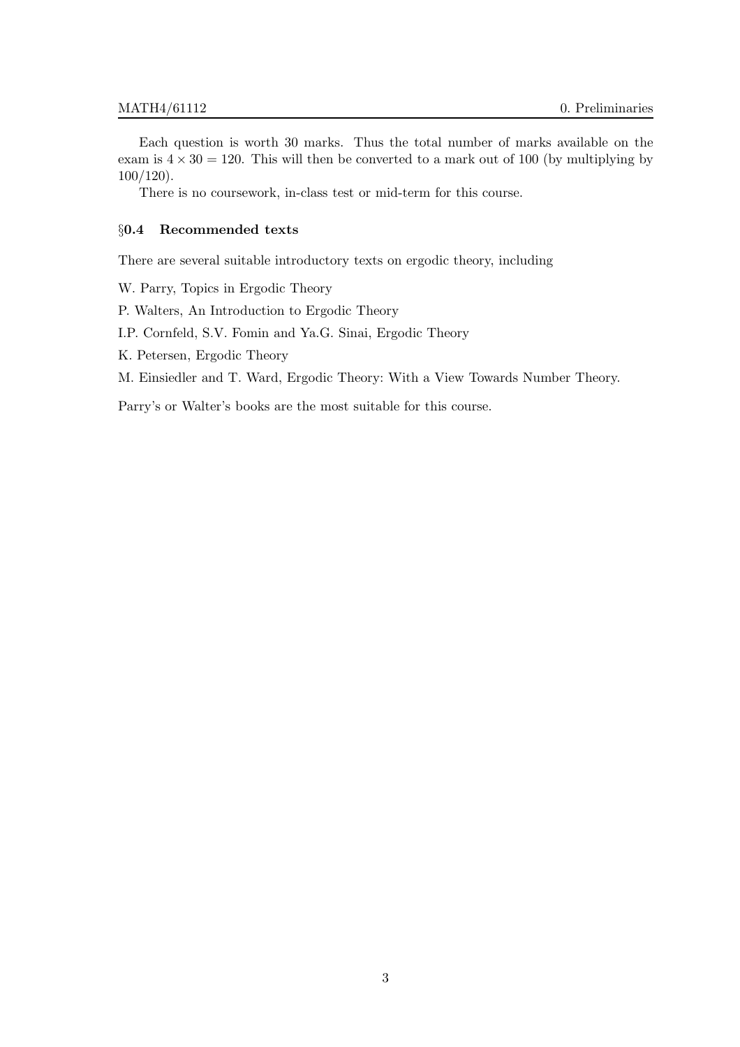Each question is worth 30 marks. Thus the total number of marks available on the exam is $4 \times 30 = 120$. This will then be converted to a mark out of 100 (by multiplying by 100/120).

There is no coursework, in-class test or mid-term for this course.

### §0.4 Recommended texts

There are several suitable introductory texts on ergodic theory, including

W. Parry, Topics in Ergodic Theory

P. Walters, An Introduction to Ergodic Theory

I.P. Cornfeld, S.V. Fomin and Ya.G. Sinai, Ergodic Theory

K. Petersen, Ergodic Theory

M. Einsiedler and T. Ward, Ergodic Theory: With a View Towards Number Theory.

Parry's or Walter's books are the most suitable for this course.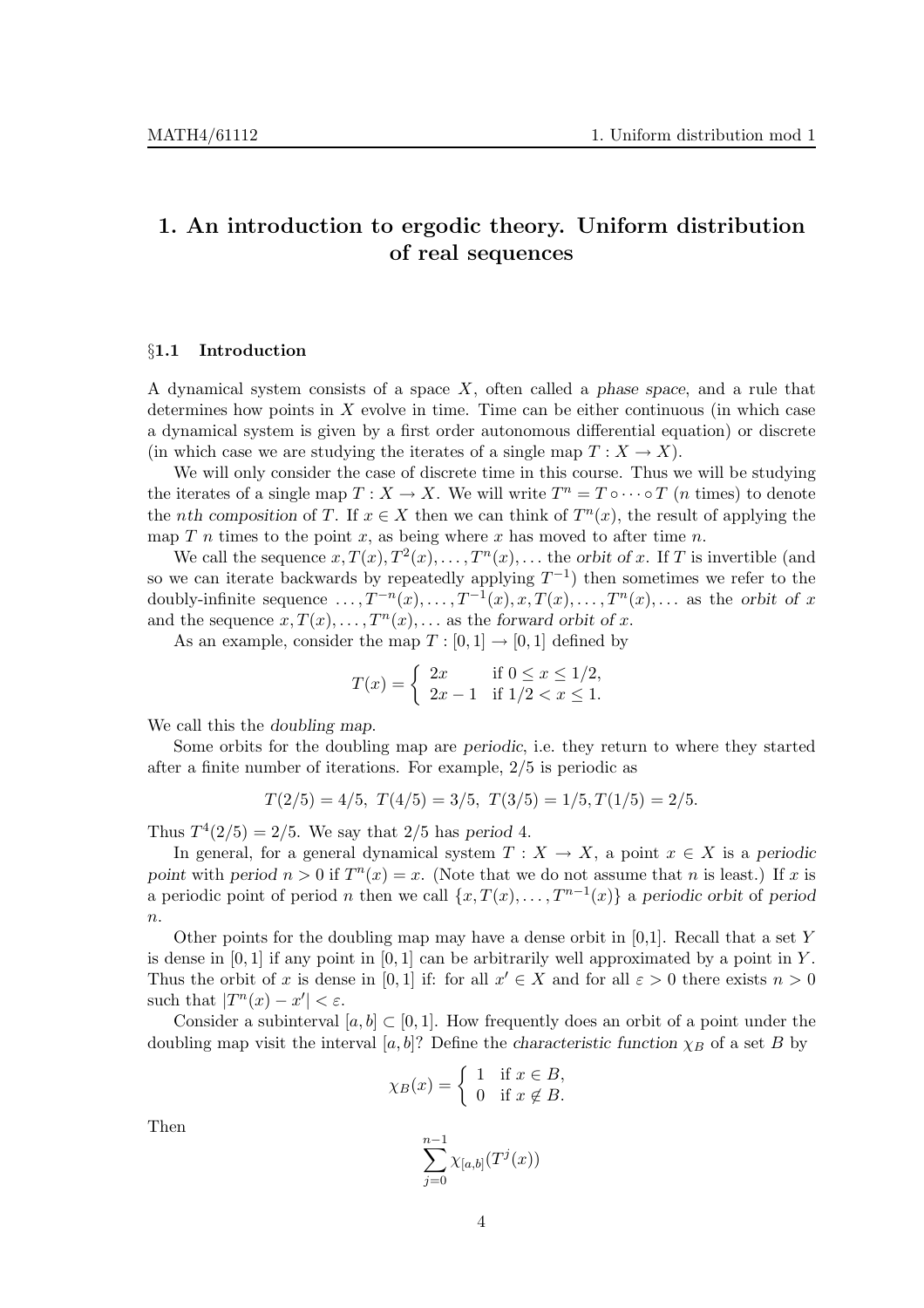# 1. An introduction to ergodic theory. Uniform distribution of real sequences

### §1.1 Introduction

A dynamical system consists of a space $X$, often called a *phase space*, and a rule that determines how points in $X$ evolve in time. Time can be either continuous (in which case a dynamical system is given by a first order autonomous differential equation) or discrete (in which case we are studying the iterates of a single map $T : X \to X$).

We will only consider the case of discrete time in this course. Thus we will be studying the iterates of a single map $T : X \to X$. We will write $T^n = T \circ \cdots \circ T$ ($n$ times) to denote the *nth composition* of $T$. If $x \in X$ then we can think of $T^n(x)$, the result of applying the map $T$ $n$ times to the point $x$, as being where $x$ has moved to after time $n$.

We call the sequence $x, T(x), T^2(x), \ldots, T^n(x), \ldots$ the *orbit of* $x$. If $T$ is invertible (and so we can iterate backwards by repeatedly applying $T^{-1}$) then sometimes we refer to the doubly-infinite sequence $\ldots, T^{-n}(x), \ldots, T^{-1}(x), x, T(x), \ldots, T^n(x), \ldots$ as the *orbit of* $x$ and the sequence $x, T(x), \ldots, T^n(x), \ldots$ as the *forward orbit of* $x$.

As an example, consider the map $T : [0, 1] \to [0, 1]$ defined by

$$T(x) = \begin{cases} 2x & \text{if } 0 \leq x \leq 1/2, \\ 2x - 1 & \text{if } 1/2 < x \leq 1. \end{cases}$$

We call this the *doubling map*.

Some orbits for the doubling map are *periodic*, i.e. they return to where they started after a finite number of iterations. For example, $2/5$ is periodic as

$$T(2/5) = 4/5,\ T(4/5) = 3/5,\ T(3/5) = 1/5, T(1/5) = 2/5.$$

Thus $T^4(2/5) = 2/5$. We say that $2/5$ has *period* 4.

In general, for a general dynamical system $T : X \to X$, a point $x \in X$ is a *periodic point* with *period* $n > 0$ if $T^n(x) = x$. (Note that we do not assume that $n$ is least.) If $x$ is a periodic point of period $n$ then we call $\{x, T(x), \ldots, T^{n-1}(x)\}$ a *periodic orbit* of *period* $n$.

Other points for the doubling map may have a dense orbit in [0,1]. Recall that a set $Y$ is dense in $[0, 1]$ if any point in $[0, 1]$ can be arbitrarily well approximated by a point in $Y$. Thus the orbit of $x$ is dense in $[0, 1]$ if: for all $x' \in X$ and for all $\varepsilon > 0$ there exists $n > 0$ such that $|T^n(x) - x'| < \varepsilon$.

Consider a subinterval $[a, b] \subset [0, 1]$. How frequently does an orbit of a point under the doubling map visit the interval $[a, b]$? Define the *characteristic function* $\chi_B$ of a set $B$ by

$$\chi_B(x) = \begin{cases} 1 & \text{if } x \in B, \\ 0 & \text{if } x \notin B. \end{cases}$$

Then

$$\sum_{j=0}^{n-1} \chi_{[a,b]}(T^j(x))$$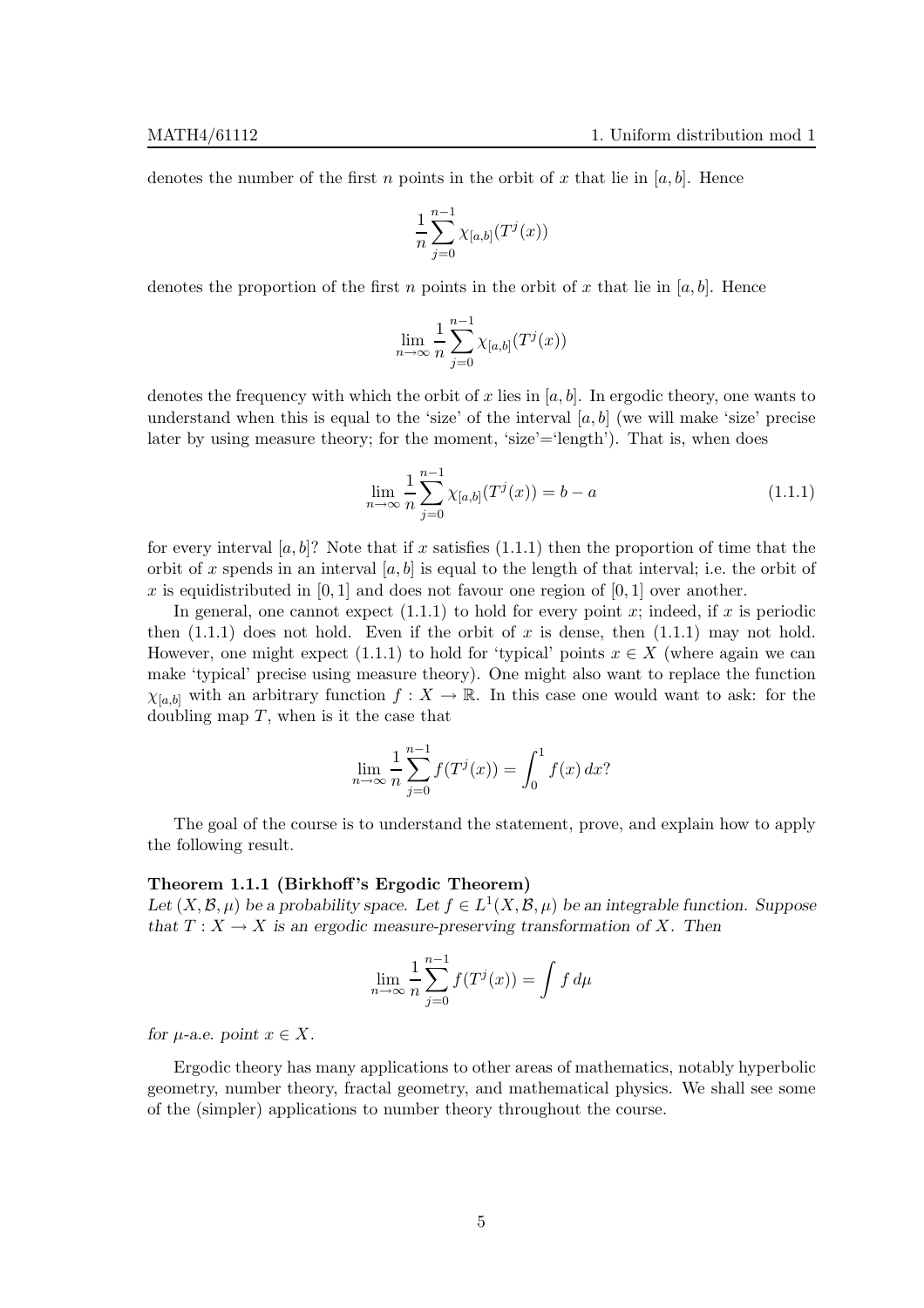denotes the number of the first $n$ points in the orbit of $x$ that lie in $[a, b]$. Hence

$$\frac{1}{n} \sum_{j=0}^{n-1} \chi_{[a,b]}(T^j(x))$$

denotes the proportion of the first $n$ points in the orbit of $x$ that lie in $[a, b]$. Hence

$$\lim_{n \to \infty} \frac{1}{n} \sum_{j=0}^{n-1} \chi_{[a,b]}(T^j(x))$$

denotes the frequency with which the orbit of $x$ lies in $[a, b]$. In ergodic theory, one wants to understand when this is equal to the 'size' of the interval $[a, b]$ (we will make 'size' precise later by using measure theory; for the moment, 'size'='length'). That is, when does

$$\lim_{n \to \infty} \frac{1}{n} \sum_{j=0}^{n-1} \chi_{[a,b]}(T^j(x)) = b - a \tag{1.1.1}$$

for every interval $[a, b]$? Note that if $x$ satisfies (1.1.1) then the proportion of time that the orbit of $x$ spends in an interval $[a, b]$ is equal to the length of that interval; i.e. the orbit of $x$ is equidistributed in $[0, 1]$ and does not favour one region of $[0, 1]$ over another.

In general, one cannot expect (1.1.1) to hold for every point $x$; indeed, if $x$ is periodic then (1.1.1) does not hold. Even if the orbit of $x$ is dense, then (1.1.1) may not hold. However, one might expect (1.1.1) to hold for 'typical' points $x \in X$ (where again we can make 'typical' precise using measure theory). One might also want to replace the function $\chi_{[a,b]}$ with an arbitrary function $f : X \to \mathbb{R}$. In this case one would want to ask: for the doubling map $T$, when is it the case that

$$\lim_{n \to \infty} \frac{1}{n} \sum_{j=0}^{n-1} f(T^j(x)) = \int_0^1 f(x)\, dx?$$

The goal of the course is to understand the statement, prove, and explain how to apply the following result.

**Theorem 1.1.1 (Birkhoff's Ergodic Theorem)**
*Let $(X, \mathcal{B}, \mu)$ be a probability space. Let $f \in L^1(X, \mathcal{B}, \mu)$ be an integrable function. Suppose that $T : X \to X$ is an ergodic measure-preserving transformation of $X$. Then*

$$\lim_{n \to \infty} \frac{1}{n} \sum_{j=0}^{n-1} f(T^j(x)) = \int f\, d\mu$$

*for $\mu$-a.e. point $x \in X$.*

Ergodic theory has many applications to other areas of mathematics, notably hyperbolic geometry, number theory, fractal geometry, and mathematical physics. We shall see some of the (simpler) applications to number theory throughout the course.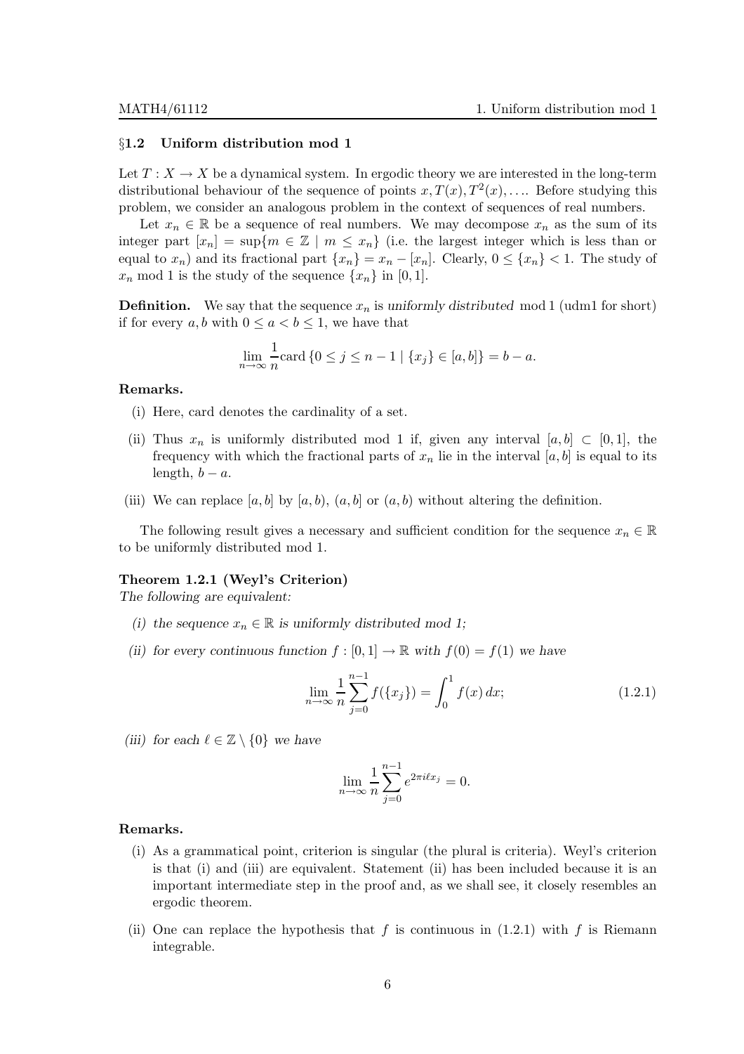## §1.2 Uniform distribution mod 1

Let $T : X \to X$ be a dynamical system. In ergodic theory we are interested in the long-term distributional behaviour of the sequence of points $x, T(x), T^2(x), \ldots$. Before studying this problem, we consider an analogous problem in the context of sequences of real numbers.

Let $x_n \in \mathbb{R}$ be a sequence of real numbers. We may decompose $x_n$ as the sum of its integer part $[x_n] = \sup\{m \in \mathbb{Z} \mid m \leq x_n\}$ (i.e. the largest integer which is less than or equal to $x_n$) and its fractional part $\{x_n\} = x_n - [x_n]$. Clearly, $0 \leq \{x_n\} < 1$. The study of $x_n$ mod 1 is the study of the sequence $\{x_n\}$ in $[0, 1]$.

**Definition.** We say that the sequence $x_n$ is *uniformly distributed* mod 1 (udm1 for short) if for every $a, b$ with $0 \leq a < b \leq 1$, we have that

$$\lim_{n\to\infty} \frac{1}{n} \text{card}\,\{0 \leq j \leq n-1 \mid \{x_j\} \in [a, b]\} = b - a.$$

**Remarks.**

(i) Here, card denotes the cardinality of a set.

(ii) Thus $x_n$ is uniformly distributed mod 1 if, given any interval $[a, b] \subset [0, 1]$, the frequency with which the fractional parts of $x_n$ lie in the interval $[a, b]$ is equal to its length, $b - a$.

(iii) We can replace $[a, b]$ by $[a, b)$, $(a, b]$ or $(a, b)$ without altering the definition.

The following result gives a necessary and sufficient condition for the sequence $x_n \in \mathbb{R}$ to be uniformly distributed mod 1.

**Theorem 1.2.1 (Weyl's Criterion)**
*The following are equivalent:*

*(i) the sequence $x_n \in \mathbb{R}$ is uniformly distributed mod 1;*

*(ii) for every continuous function $f : [0, 1] \to \mathbb{R}$ with $f(0) = f(1)$ we have*

$$\lim_{n\to\infty} \frac{1}{n} \sum_{j=0}^{n-1} f(\{x_j\}) = \int_0^1 f(x)\, dx; \qquad (1.2.1)$$

*(iii) for each $\ell \in \mathbb{Z} \setminus \{0\}$ we have*

$$\lim_{n\to\infty} \frac{1}{n} \sum_{j=0}^{n-1} e^{2\pi i \ell x_j} = 0.$$

**Remarks.**

(i) As a grammatical point, criterion is singular (the plural is criteria). Weyl's criterion is that (i) and (iii) are equivalent. Statement (ii) has been included because it is an important intermediate step in the proof and, as we shall see, it closely resembles an ergodic theorem.

(ii) One can replace the hypothesis that $f$ is continuous in (1.2.1) with $f$ is Riemann integrable.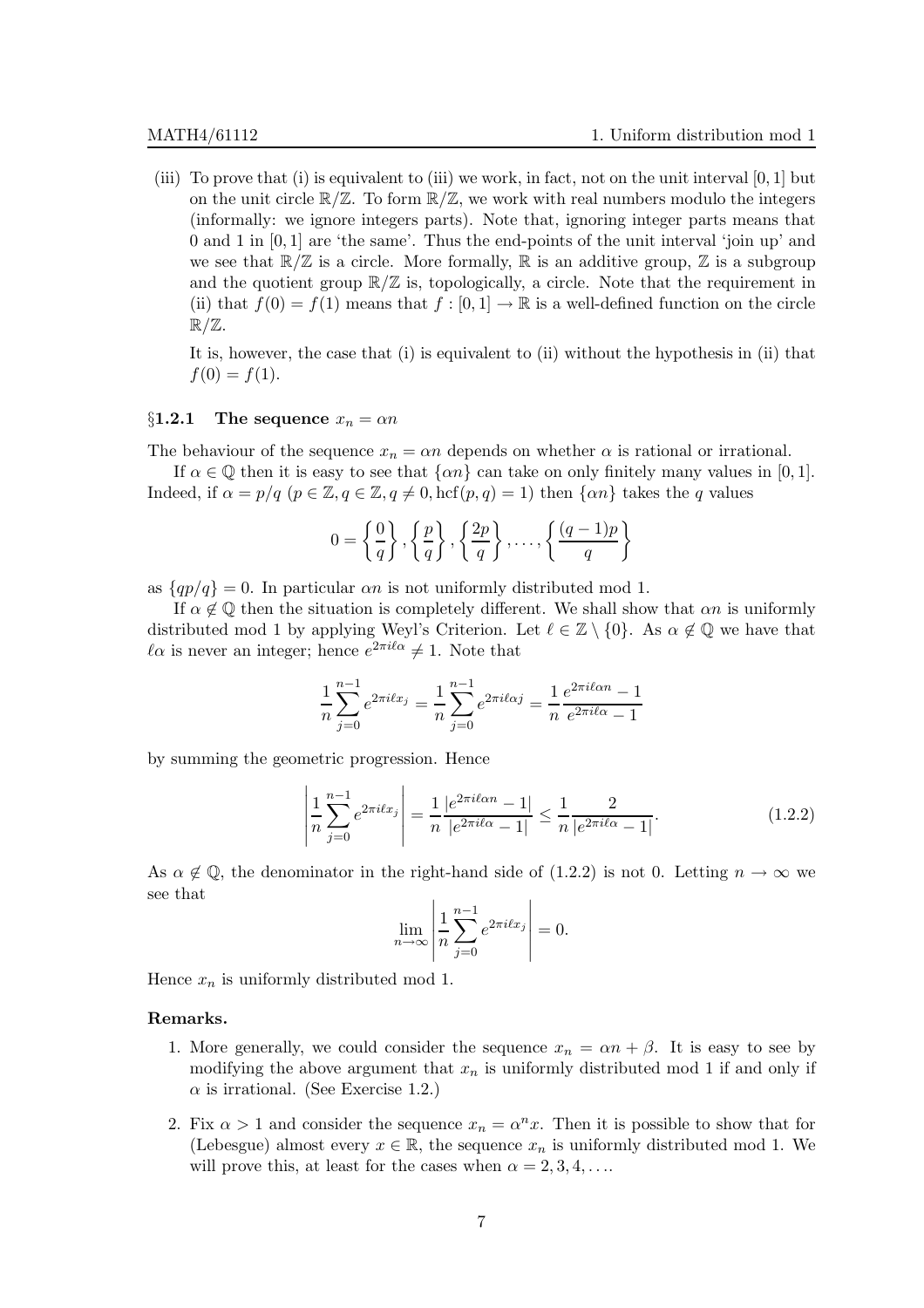(iii) To prove that (i) is equivalent to (iii) we work, in fact, not on the unit interval $[0,1]$ but on the unit circle $\mathbb{R}/\mathbb{Z}$. To form $\mathbb{R}/\mathbb{Z}$, we work with real numbers modulo the integers (informally: we ignore integers parts). Note that, ignoring integer parts means that 0 and 1 in $[0,1]$ are 'the same'. Thus the end-points of the unit interval 'join up' and we see that $\mathbb{R}/\mathbb{Z}$ is a circle. More formally, $\mathbb{R}$ is an additive group, $\mathbb{Z}$ is a subgroup and the quotient group $\mathbb{R}/\mathbb{Z}$ is, topologically, a circle. Note that the requirement in (ii) that $f(0) = f(1)$ means that $f : [0,1] \to \mathbb{R}$ is a well-defined function on the circle $\mathbb{R}/\mathbb{Z}$.

It is, however, the case that (i) is equivalent to (ii) without the hypothesis in (ii) that $f(0) = f(1)$.

### §1.2.1 The sequence $x_n = \alpha n$

The behaviour of the sequence $x_n = \alpha n$ depends on whether $\alpha$ is rational or irrational.

If $\alpha \in \mathbb{Q}$ then it is easy to see that $\{\alpha n\}$ can take on only finitely many values in $[0,1]$. Indeed, if $\alpha = p/q$ ($p \in \mathbb{Z}, q \in \mathbb{Z}, q \neq 0, \mathrm{hcf}(p,q) = 1$) then $\{\alpha n\}$ takes the $q$ values

$$0 = \left\{\frac{0}{q}\right\}, \left\{\frac{p}{q}\right\}, \left\{\frac{2p}{q}\right\}, \ldots, \left\{\frac{(q-1)p}{q}\right\}$$

as $\{qp/q\} = 0$. In particular $\alpha n$ is not uniformly distributed mod 1.

If $\alpha \notin \mathbb{Q}$ then the situation is completely different. We shall show that $\alpha n$ is uniformly distributed mod 1 by applying Weyl's Criterion. Let $\ell \in \mathbb{Z} \setminus \{0\}$. As $\alpha \notin \mathbb{Q}$ we have that $\ell\alpha$ is never an integer; hence $e^{2\pi i \ell \alpha} \neq 1$. Note that

$$\frac{1}{n}\sum_{j=0}^{n-1} e^{2\pi i \ell x_j} = \frac{1}{n}\sum_{j=0}^{n-1} e^{2\pi i \ell \alpha j} = \frac{1}{n}\frac{e^{2\pi i \ell \alpha n} - 1}{e^{2\pi i \ell \alpha} - 1}$$

by summing the geometric progression. Hence

$$\left|\frac{1}{n}\sum_{j=0}^{n-1} e^{2\pi i \ell x_j}\right| = \frac{1}{n}\frac{|e^{2\pi i \ell \alpha n} - 1|}{|e^{2\pi i \ell \alpha} - 1|} \leq \frac{1}{n}\frac{2}{|e^{2\pi i \ell \alpha} - 1|}. \tag{1.2.2}$$

As $\alpha \notin \mathbb{Q}$, the denominator in the right-hand side of (1.2.2) is not 0. Letting $n \to \infty$ we see that

$$\lim_{n\to\infty}\left|\frac{1}{n}\sum_{j=0}^{n-1} e^{2\pi i \ell x_j}\right| = 0.$$

Hence $x_n$ is uniformly distributed mod 1.

**Remarks.**

1. More generally, we could consider the sequence $x_n = \alpha n + \beta$. It is easy to see by modifying the above argument that $x_n$ is uniformly distributed mod 1 if and only if $\alpha$ is irrational. (See Exercise 1.2.)

2. Fix $\alpha > 1$ and consider the sequence $x_n = \alpha^n x$. Then it is possible to show that for (Lebesgue) almost every $x \in \mathbb{R}$, the sequence $x_n$ is uniformly distributed mod 1. We will prove this, at least for the cases when $\alpha = 2, 3, 4, \ldots$.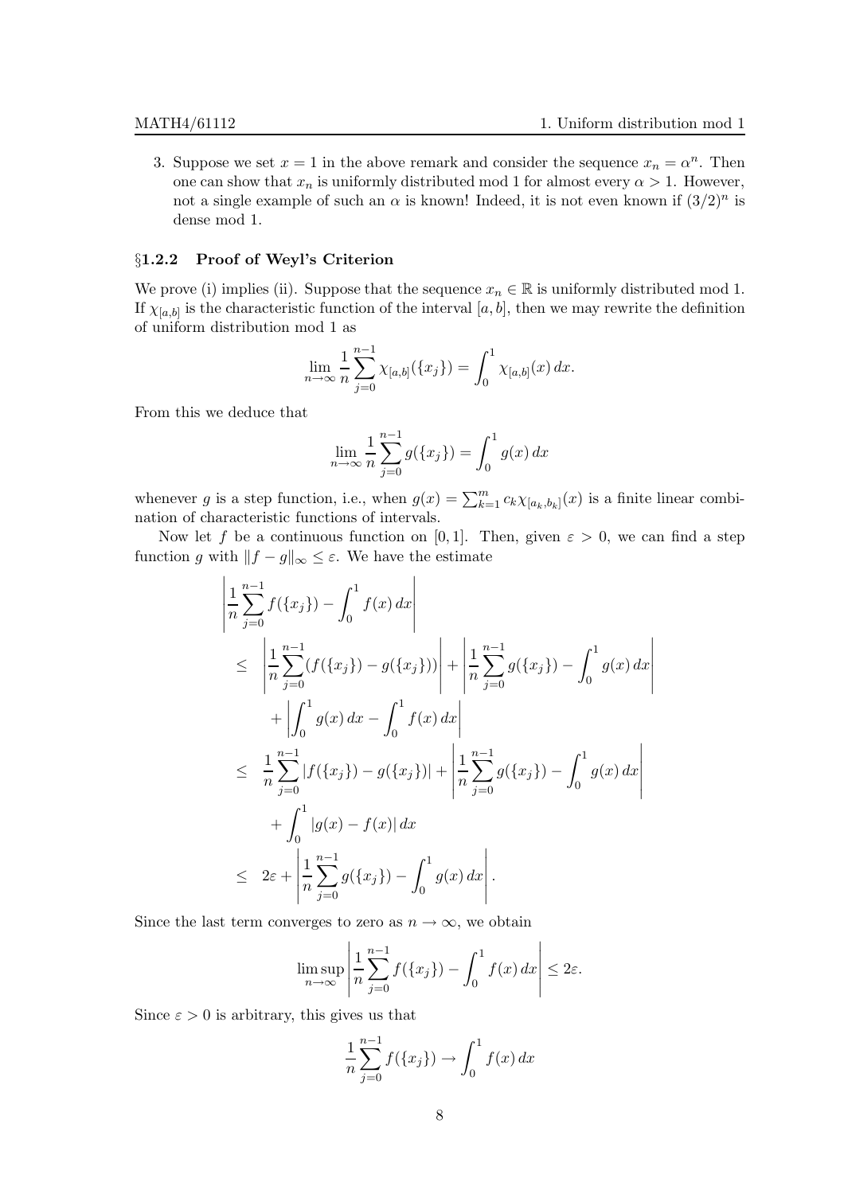3. Suppose we set $x = 1$ in the above remark and consider the sequence $x_n = \alpha^n$. Then one can show that $x_n$ is uniformly distributed mod 1 for almost every $\alpha > 1$. However, not a single example of such an $\alpha$ is known! Indeed, it is not even known if $(3/2)^n$ is dense mod 1.

### §1.2.2 Proof of Weyl's Criterion

We prove (i) implies (ii). Suppose that the sequence $x_n \in \mathbb{R}$ is uniformly distributed mod 1. If $\chi_{[a,b]}$ is the characteristic function of the interval $[a, b]$, then we may rewrite the definition of uniform distribution mod 1 as

$$\lim_{n\to\infty} \frac{1}{n} \sum_{j=0}^{n-1} \chi_{[a,b]}(\{x_j\}) = \int_0^1 \chi_{[a,b]}(x)\, dx.$$

From this we deduce that

$$\lim_{n\to\infty} \frac{1}{n} \sum_{j=0}^{n-1} g(\{x_j\}) = \int_0^1 g(x)\, dx$$

whenever $g$ is a step function, i.e., when $g(x) = \sum_{k=1}^{m} c_k \chi_{[a_k,b_k]}(x)$ is a finite linear combination of characteristic functions of intervals.

Now let $f$ be a continuous function on $[0, 1]$. Then, given $\varepsilon > 0$, we can find a step function $g$ with $\|f - g\|_\infty \le \varepsilon$. We have the estimate

$$\begin{aligned}
&\left| \frac{1}{n} \sum_{j=0}^{n-1} f(\{x_j\}) - \int_0^1 f(x)\, dx \right| \\
&\le \left| \frac{1}{n} \sum_{j=0}^{n-1} (f(\{x_j\}) - g(\{x_j\})) \right| + \left| \frac{1}{n} \sum_{j=0}^{n-1} g(\{x_j\}) - \int_0^1 g(x)\, dx \right| \\
&\quad + \left| \int_0^1 g(x)\, dx - \int_0^1 f(x)\, dx \right| \\
&\le \frac{1}{n} \sum_{j=0}^{n-1} |f(\{x_j\}) - g(\{x_j\})| + \left| \frac{1}{n} \sum_{j=0}^{n-1} g(\{x_j\}) - \int_0^1 g(x)\, dx \right| \\
&\quad + \int_0^1 |g(x) - f(x)|\, dx \\
&\le 2\varepsilon + \left| \frac{1}{n} \sum_{j=0}^{n-1} g(\{x_j\}) - \int_0^1 g(x)\, dx \right|.
\end{aligned}$$

Since the last term converges to zero as $n \to \infty$, we obtain

$$\limsup_{n\to\infty} \left| \frac{1}{n} \sum_{j=0}^{n-1} f(\{x_j\}) - \int_0^1 f(x)\, dx \right| \le 2\varepsilon.$$

Since $\varepsilon > 0$ is arbitrary, this gives us that

$$\frac{1}{n} \sum_{j=0}^{n-1} f(\{x_j\}) \to \int_0^1 f(x)\, dx$$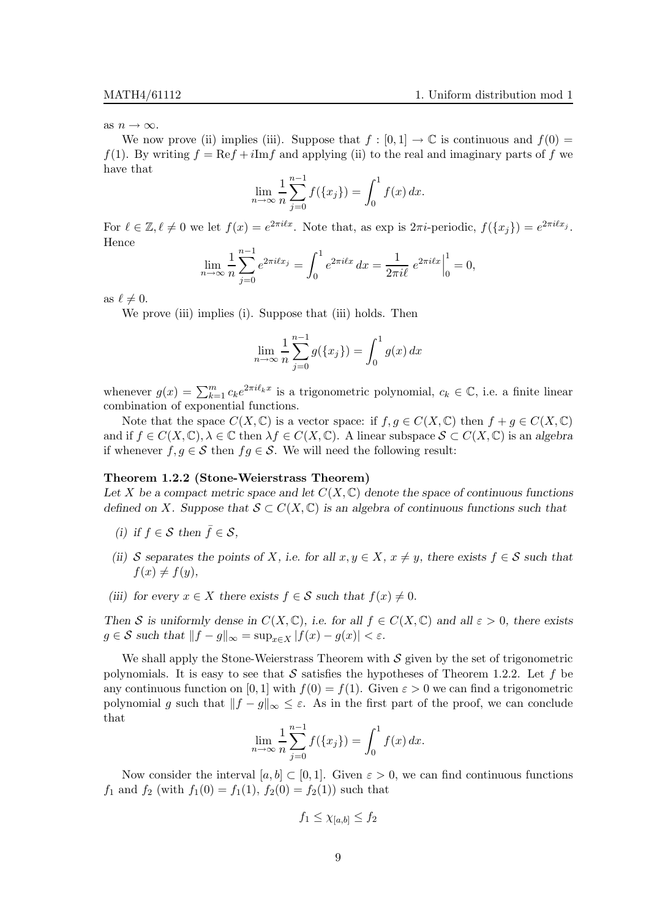as $n \to \infty$.

We now prove (ii) implies (iii). Suppose that $f : [0,1] \to \mathbb{C}$ is continuous and $f(0) = f(1)$. By writing $f = \mathrm{Re}f + i\mathrm{Im}f$ and applying (ii) to the real and imaginary parts of $f$ we have that

$$\lim_{n\to\infty} \frac{1}{n} \sum_{j=0}^{n-1} f(\{x_j\}) = \int_0^1 f(x)\, dx.$$

For $\ell \in \mathbb{Z}, \ell \neq 0$ we let $f(x) = e^{2\pi i \ell x}$. Note that, as exp is $2\pi i$-periodic, $f(\{x_j\}) = e^{2\pi i \ell x_j}$. Hence

$$\lim_{n\to\infty} \frac{1}{n} \sum_{j=0}^{n-1} e^{2\pi i \ell x_j} = \int_0^1 e^{2\pi i \ell x}\, dx = \frac{1}{2\pi i \ell}\, e^{2\pi i \ell x}\Big|_0^1 = 0,$$

as $\ell \neq 0$.

We prove (iii) implies (i). Suppose that (iii) holds. Then

$$\lim_{n\to\infty} \frac{1}{n} \sum_{j=0}^{n-1} g(\{x_j\}) = \int_0^1 g(x)\, dx$$

whenever $g(x) = \sum_{k=1}^{m} c_k e^{2\pi i \ell_k x}$ is a trigonometric polynomial, $c_k \in \mathbb{C}$, i.e. a finite linear combination of exponential functions.

Note that the space $C(X, \mathbb{C})$ is a vector space: if $f, g \in C(X, \mathbb{C})$ then $f + g \in C(X, \mathbb{C})$ and if $f \in C(X, \mathbb{C}), \lambda \in \mathbb{C}$ then $\lambda f \in C(X, \mathbb{C})$. A linear subspace $\mathcal{S} \subset C(X, \mathbb{C})$ is an *algebra* if whenever $f, g \in \mathcal{S}$ then $fg \in \mathcal{S}$. We will need the following result:

**Theorem 1.2.2 (Stone-Weierstrass Theorem)**
*Let $X$ be a compact metric space and let $C(X, \mathbb{C})$ denote the space of continuous functions defined on $X$. Suppose that $\mathcal{S} \subset C(X, \mathbb{C})$ is an algebra of continuous functions such that*

*(i) if $f \in \mathcal{S}$ then $\bar{f} \in \mathcal{S}$,*

*(ii) $\mathcal{S}$ separates the points of $X$, i.e. for all $x, y \in X$, $x \neq y$, there exists $f \in \mathcal{S}$ such that $f(x) \neq f(y)$,*

*(iii) for every $x \in X$ there exists $f \in \mathcal{S}$ such that $f(x) \neq 0$.*

*Then $\mathcal{S}$ is uniformly dense in $C(X, \mathbb{C})$, i.e. for all $f \in C(X, \mathbb{C})$ and all $\varepsilon > 0$, there exists $g \in \mathcal{S}$ such that $\|f - g\|_\infty = \sup_{x\in X} |f(x) - g(x)| < \varepsilon$.*

We shall apply the Stone-Weierstrass Theorem with $\mathcal{S}$ given by the set of trigonometric polynomials. It is easy to see that $\mathcal{S}$ satisfies the hypotheses of Theorem 1.2.2. Let $f$ be any continuous function on $[0,1]$ with $f(0) = f(1)$. Given $\varepsilon > 0$ we can find a trigonometric polynomial $g$ such that $\|f - g\|_\infty \leq \varepsilon$. As in the first part of the proof, we can conclude that

$$\lim_{n\to\infty} \frac{1}{n} \sum_{j=0}^{n-1} f(\{x_j\}) = \int_0^1 f(x)\, dx.$$

Now consider the interval $[a, b] \subset [0, 1]$. Given $\varepsilon > 0$, we can find continuous functions $f_1$ and $f_2$ (with $f_1(0) = f_1(1)$, $f_2(0) = f_2(1)$) such that

$$f_1 \leq \chi_{[a,b]} \leq f_2$$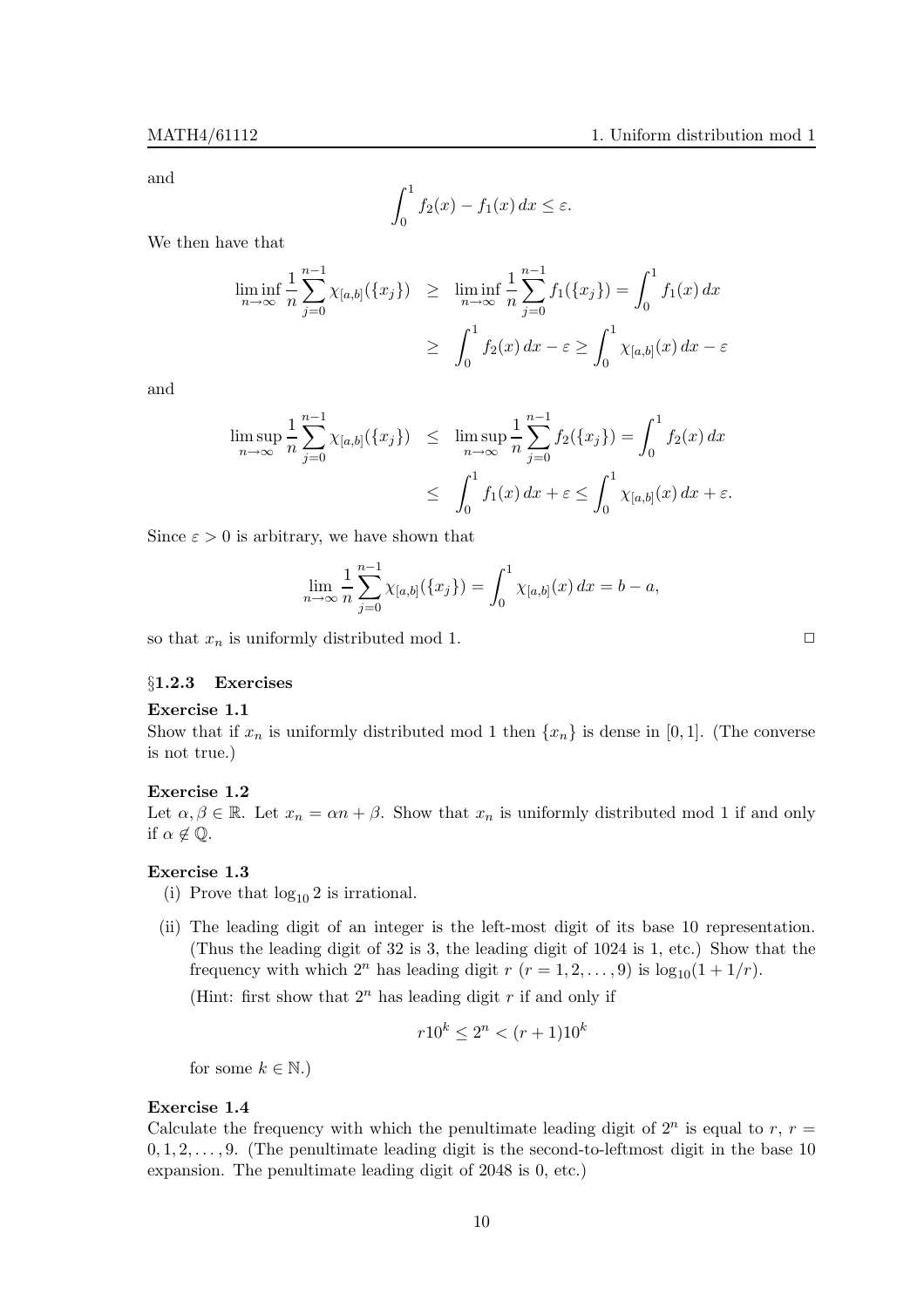and

$$\int_0^1 f_2(x) - f_1(x)\,dx \le \varepsilon.$$

We then have that

$$\begin{aligned}
\liminf_{n\to\infty} \frac{1}{n}\sum_{j=0}^{n-1} \chi_{[a,b]}(\{x_j\}) &\ge \liminf_{n\to\infty} \frac{1}{n}\sum_{j=0}^{n-1} f_1(\{x_j\}) = \int_0^1 f_1(x)\,dx \\
&\ge \int_0^1 f_2(x)\,dx - \varepsilon \ge \int_0^1 \chi_{[a,b]}(x)\,dx - \varepsilon
\end{aligned}$$

and

$$\begin{aligned}
\limsup_{n\to\infty} \frac{1}{n}\sum_{j=0}^{n-1} \chi_{[a,b]}(\{x_j\}) &\le \limsup_{n\to\infty} \frac{1}{n}\sum_{j=0}^{n-1} f_2(\{x_j\}) = \int_0^1 f_2(x)\,dx \\
&\le \int_0^1 f_1(x)\,dx + \varepsilon \le \int_0^1 \chi_{[a,b]}(x)\,dx + \varepsilon.
\end{aligned}$$

Since $\varepsilon > 0$ is arbitrary, we have shown that

$$\lim_{n\to\infty} \frac{1}{n}\sum_{j=0}^{n-1} \chi_{[a,b]}(\{x_j\}) = \int_0^1 \chi_{[a,b]}(x)\,dx = b - a,$$

so that $x_n$ is uniformly distributed mod 1. □

### §1.2.3 Exercises

**Exercise 1.1**
Show that if $x_n$ is uniformly distributed mod 1 then $\{x_n\}$ is dense in $[0,1]$. (The converse is not true.)

**Exercise 1.2**
Let $\alpha, \beta \in \mathbb{R}$. Let $x_n = \alpha n + \beta$. Show that $x_n$ is uniformly distributed mod 1 if and only if $\alpha \notin \mathbb{Q}$.

**Exercise 1.3**

(i) Prove that $\log_{10} 2$ is irrational.

(ii) The leading digit of an integer is the left-most digit of its base 10 representation. (Thus the leading digit of 32 is 3, the leading digit of 1024 is 1, etc.) Show that the frequency with which $2^n$ has leading digit $r$ ($r = 1, 2, \ldots, 9$) is $\log_{10}(1 + 1/r)$.

(Hint: first show that $2^n$ has leading digit $r$ if and only if

$$r10^k \le 2^n < (r+1)10^k$$

for some $k \in \mathbb{N}$.)

**Exercise 1.4**
Calculate the frequency with which the penultimate leading digit of $2^n$ is equal to $r$, $r = 0, 1, 2, \ldots, 9$. (The penultimate leading digit is the second-to-leftmost digit in the base 10 expansion. The penultimate leading digit of 2048 is 0, etc.)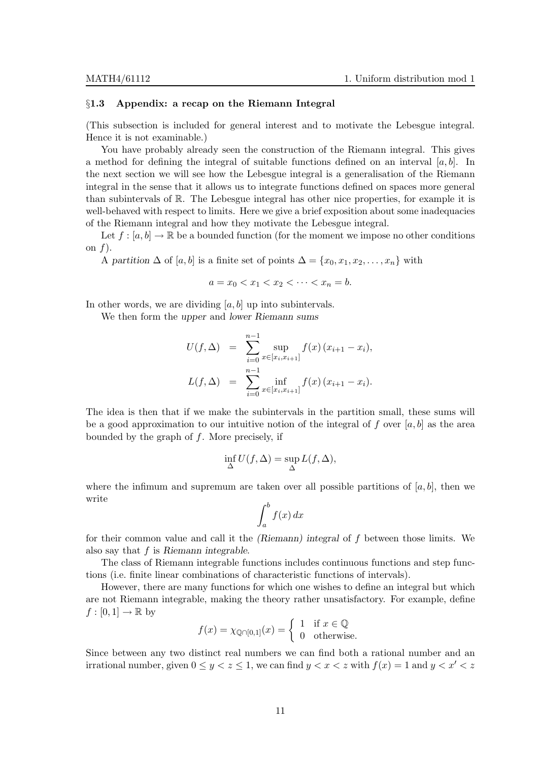### §1.3 Appendix: a recap on the Riemann Integral

(This subsection is included for general interest and to motivate the Lebesgue integral. Hence it is not examinable.)

You have probably already seen the construction of the Riemann integral. This gives a method for defining the integral of suitable functions defined on an interval $[a, b]$. In the next section we will see how the Lebesgue integral is a generalisation of the Riemann integral in the sense that it allows us to integrate functions defined on spaces more general than subintervals of $\mathbb{R}$. The Lebesgue integral has other nice properties, for example it is well-behaved with respect to limits. Here we give a brief exposition about some inadequacies of the Riemann integral and how they motivate the Lebesgue integral.

Let $f : [a, b] \to \mathbb{R}$ be a bounded function (for the moment we impose no other conditions on $f$).

A *partition* $\Delta$ of $[a, b]$ is a finite set of points $\Delta = \{x_0, x_1, x_2, \ldots, x_n\}$ with

$$a = x_0 < x_1 < x_2 < \cdots < x_n = b.$$

In other words, we are dividing $[a, b]$ up into subintervals.

We then form the *upper* and *lower Riemann sums*

$$\begin{aligned} U(f, \Delta) &= \sum_{i=0}^{n-1} \sup_{x \in [x_i, x_{i+1}]} f(x)\,(x_{i+1} - x_i), \\ L(f, \Delta) &= \sum_{i=0}^{n-1} \inf_{x \in [x_i, x_{i+1}]} f(x)\,(x_{i+1} - x_i). \end{aligned}$$

The idea is then that if we make the subintervals in the partition small, these sums will be a good approximation to our intuitive notion of the integral of $f$ over $[a, b]$ as the area bounded by the graph of $f$. More precisely, if

$$\inf_{\Delta} U(f, \Delta) = \sup_{\Delta} L(f, \Delta),$$

where the infimum and supremum are taken over all possible partitions of $[a, b]$, then we write

$$\int_a^b f(x)\,dx$$

for their common value and call it the *(Riemann) integral* of $f$ between those limits. We also say that $f$ is *Riemann integrable*.

The class of Riemann integrable functions includes continuous functions and step functions (i.e. finite linear combinations of characteristic functions of intervals).

However, there are many functions for which one wishes to define an integral but which are not Riemann integrable, making the theory rather unsatisfactory. For example, define $f : [0, 1] \to \mathbb{R}$ by

$$f(x) = \chi_{\mathbb{Q} \cap [0,1]}(x) = \begin{cases} 1 & \text{if } x \in \mathbb{Q} \\ 0 & \text{otherwise.} \end{cases}$$

Since between any two distinct real numbers we can find both a rational number and an irrational number, given $0 \leq y < z \leq 1$, we can find $y < x < z$ with $f(x) = 1$ and $y < x' < z$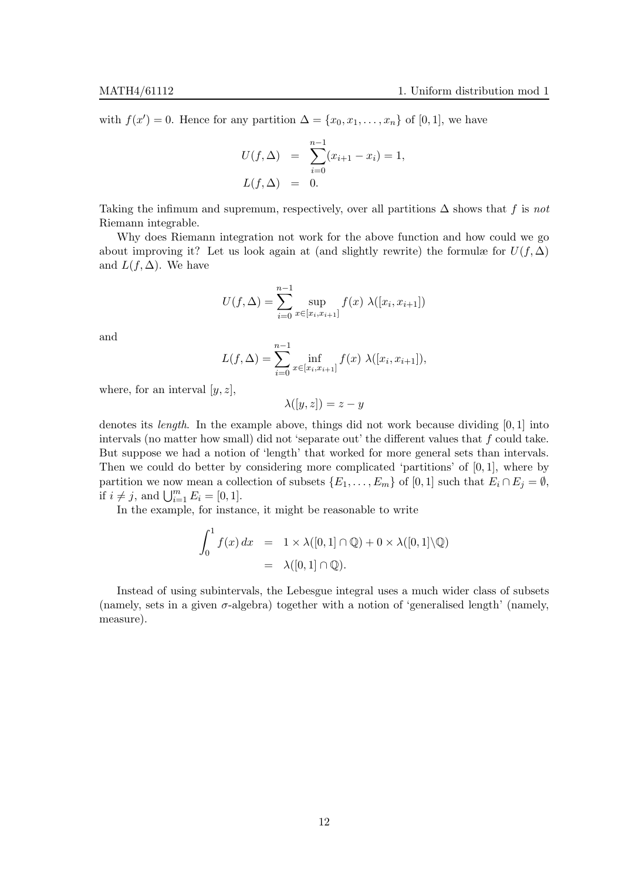with $f(x') = 0$. Hence for any partition $\Delta = \{x_0, x_1, \ldots, x_n\}$ of $[0,1]$, we have

$$
\begin{aligned}
U(f,\Delta) &= \sum_{i=0}^{n-1}(x_{i+1} - x_i) = 1, \\
L(f,\Delta) &= 0.
\end{aligned}
$$

Taking the infimum and supremum, respectively, over all partitions $\Delta$ shows that $f$ is *not* Riemann integrable.

Why does Riemann integration not work for the above function and how could we go about improving it? Let us look again at (and slightly rewrite) the formulæ for $U(f,\Delta)$ and $L(f,\Delta)$. We have

$$
U(f,\Delta) = \sum_{i=0}^{n-1} \sup_{x\in[x_i,x_{i+1}]} f(x)\ \lambda([x_i, x_{i+1}])
$$

and

$$
L(f,\Delta) = \sum_{i=0}^{n-1} \inf_{x\in[x_i,x_{i+1}]} f(x)\ \lambda([x_i, x_{i+1}]),
$$

where, for an interval $[y,z]$,

$$
\lambda([y,z]) = z - y
$$

denotes its *length*. In the example above, things did not work because dividing $[0,1]$ into intervals (no matter how small) did not 'separate out' the different values that $f$ could take. But suppose we had a notion of 'length' that worked for more general sets than intervals. Then we could do better by considering more complicated 'partitions' of $[0,1]$, where by partition we now mean a collection of subsets $\{E_1, \ldots, E_m\}$ of $[0,1]$ such that $E_i \cap E_j = \emptyset$, if $i \neq j$, and $\bigcup_{i=1}^m E_i = [0,1]$.

In the example, for instance, it might be reasonable to write

$$
\begin{aligned}
\int_0^1 f(x)\,dx &= 1 \times \lambda([0,1]\cap\mathbb{Q}) + 0 \times \lambda([0,1]\backslash\mathbb{Q}) \\
&= \lambda([0,1]\cap\mathbb{Q}).
\end{aligned}
$$

Instead of using subintervals, the Lebesgue integral uses a much wider class of subsets (namely, sets in a given $\sigma$-algebra) together with a notion of 'generalised length' (namely, measure).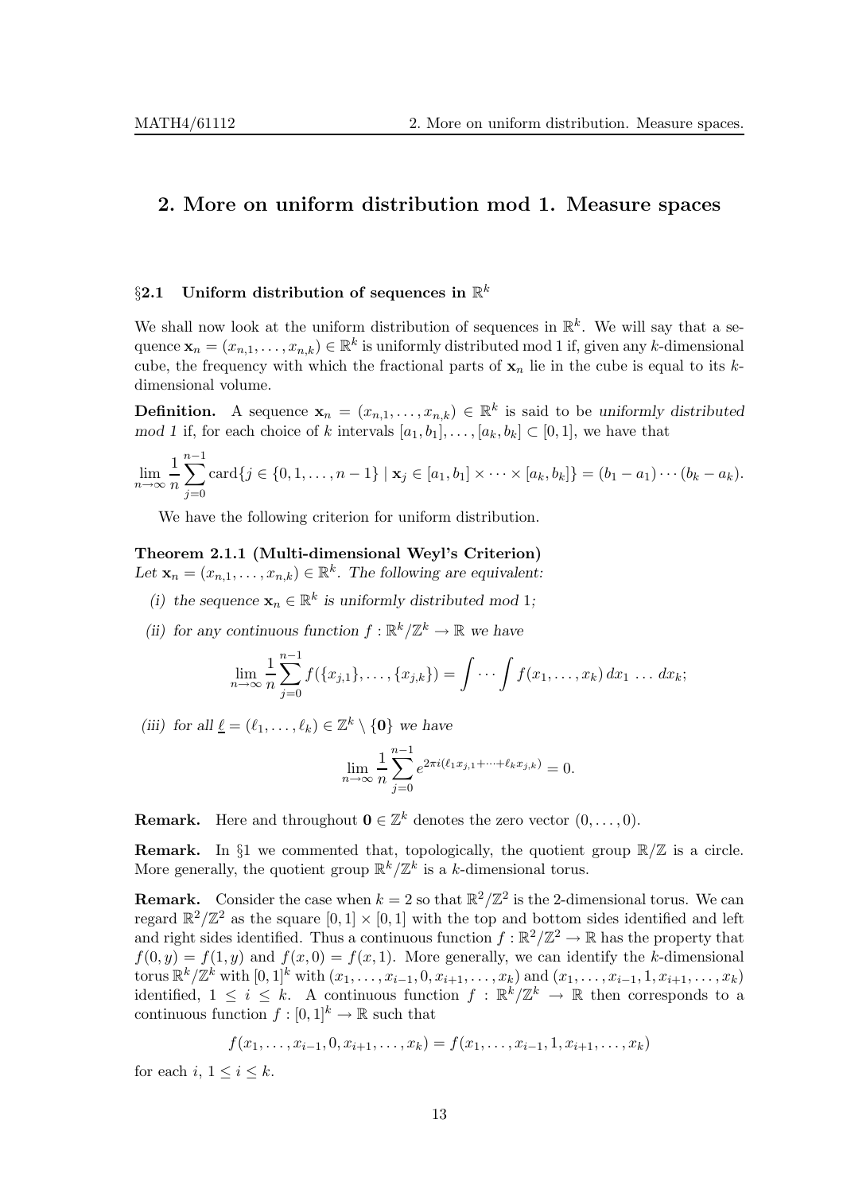# 2. More on uniform distribution mod 1. Measure spaces

## §2.1 Uniform distribution of sequences in $\mathbb{R}^k$

We shall now look at the uniform distribution of sequences in $\mathbb{R}^k$. We will say that a sequence $\mathbf{x}_n = (x_{n,1}, \ldots, x_{n,k}) \in \mathbb{R}^k$ is uniformly distributed mod 1 if, given any $k$-dimensional cube, the frequency with which the fractional parts of $\mathbf{x}_n$ lie in the cube is equal to its $k$-dimensional volume.

**Definition.** A sequence $\mathbf{x}_n = (x_{n,1}, \ldots, x_{n,k}) \in \mathbb{R}^k$ is said to be *uniformly distributed mod 1* if, for each choice of $k$ intervals $[a_1, b_1], \ldots, [a_k, b_k] \subset [0, 1]$, we have that

$$\lim_{n\to\infty} \frac{1}{n} \sum_{j=0}^{n-1} \text{card}\{j \in \{0, 1, \ldots, n-1\} \mid \mathbf{x}_j \in [a_1, b_1] \times \cdots \times [a_k, b_k]\} = (b_1 - a_1) \cdots (b_k - a_k).$$

We have the following criterion for uniform distribution.

**Theorem 2.1.1 (Multi-dimensional Weyl's Criterion)**
*Let $\mathbf{x}_n = (x_{n,1}, \ldots, x_{n,k}) \in \mathbb{R}^k$. The following are equivalent:*

*(i) the sequence $\mathbf{x}_n \in \mathbb{R}^k$ is uniformly distributed mod 1;*

*(ii) for any continuous function $f : \mathbb{R}^k/\mathbb{Z}^k \to \mathbb{R}$ we have*

$$\lim_{n\to\infty} \frac{1}{n} \sum_{j=0}^{n-1} f(\{x_{j,1}\}, \ldots, \{x_{j,k}\}) = \int \cdots \int f(x_1, \ldots, x_k)\, dx_1 \, \ldots \, dx_k;$$

*(iii) for all $\underline{\ell} = (\ell_1, \ldots, \ell_k) \in \mathbb{Z}^k \setminus \{\mathbf{0}\}$ we have*

$$\lim_{n\to\infty} \frac{1}{n} \sum_{j=0}^{n-1} e^{2\pi i(\ell_1 x_{j,1} + \cdots + \ell_k x_{j,k})} = 0.$$

**Remark.** Here and throughout $\mathbf{0} \in \mathbb{Z}^k$ denotes the zero vector $(0, \ldots, 0)$.

**Remark.** In §1 we commented that, topologically, the quotient group $\mathbb{R}/\mathbb{Z}$ is a circle. More generally, the quotient group $\mathbb{R}^k/\mathbb{Z}^k$ is a $k$-dimensional torus.

**Remark.** Consider the case when $k = 2$ so that $\mathbb{R}^2/\mathbb{Z}^2$ is the 2-dimensional torus. We can regard $\mathbb{R}^2/\mathbb{Z}^2$ as the square $[0, 1] \times [0, 1]$ with the top and bottom sides identified and left and right sides identified. Thus a continuous function $f : \mathbb{R}^2/\mathbb{Z}^2 \to \mathbb{R}$ has the property that $f(0, y) = f(1, y)$ and $f(x, 0) = f(x, 1)$. More generally, we can identify the $k$-dimensional torus $\mathbb{R}^k/\mathbb{Z}^k$ with $[0, 1]^k$ with $(x_1, \ldots, x_{i-1}, 0, x_{i+1}, \ldots, x_k)$ and $(x_1, \ldots, x_{i-1}, 1, x_{i+1}, \ldots, x_k)$ identified, $1 \leq i \leq k$. A continuous function $f : \mathbb{R}^k/\mathbb{Z}^k \to \mathbb{R}$ then corresponds to a continuous function $f : [0, 1]^k \to \mathbb{R}$ such that

$$f(x_1, \ldots, x_{i-1}, 0, x_{i+1}, \ldots, x_k) = f(x_1, \ldots, x_{i-1}, 1, x_{i+1}, \ldots, x_k)$$

for each $i$, $1 \leq i \leq k$.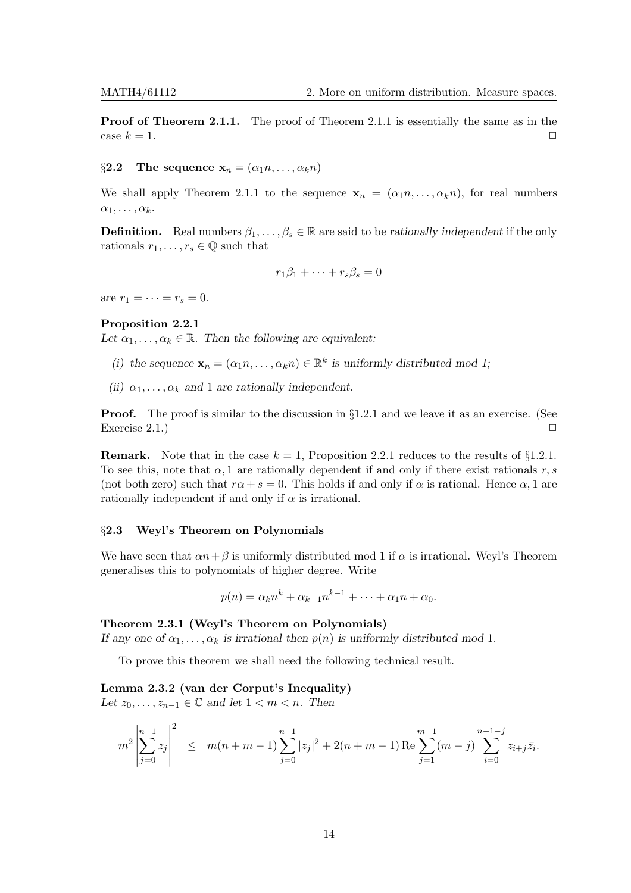**Proof of Theorem 2.1.1.** The proof of Theorem 2.1.1 is essentially the same as in the case $k = 1$. $\square$

## §2.2 The sequence $\mathbf{x}_n = (\alpha_1 n, \ldots, \alpha_k n)$

We shall apply Theorem 2.1.1 to the sequence $\mathbf{x}_n = (\alpha_1 n, \ldots, \alpha_k n)$, for real numbers $\alpha_1, \ldots, \alpha_k$.

**Definition.** Real numbers $\beta_1, \ldots, \beta_s \in \mathbb{R}$ are said to be *rationally independent* if the only rationals $r_1, \ldots, r_s \in \mathbb{Q}$ such that

$$r_1 \beta_1 + \cdots + r_s \beta_s = 0$$

are $r_1 = \cdots = r_s = 0$.

**Proposition 2.2.1**
*Let $\alpha_1, \ldots, \alpha_k \in \mathbb{R}$. Then the following are equivalent:*

*(i) the sequence $\mathbf{x}_n = (\alpha_1 n, \ldots, \alpha_k n) \in \mathbb{R}^k$ is uniformly distributed mod 1;*

*(ii) $\alpha_1, \ldots, \alpha_k$ and 1 are rationally independent.*

**Proof.** The proof is similar to the discussion in §1.2.1 and we leave it as an exercise. (See Exercise 2.1.) $\square$

**Remark.** Note that in the case $k = 1$, Proposition 2.2.1 reduces to the results of §1.2.1. To see this, note that $\alpha, 1$ are rationally dependent if and only if there exist rationals $r, s$ (not both zero) such that $r\alpha + s = 0$. This holds if and only if $\alpha$ is rational. Hence $\alpha, 1$ are rationally independent if and only if $\alpha$ is irrational.

## §2.3 Weyl's Theorem on Polynomials

We have seen that $\alpha n + \beta$ is uniformly distributed mod 1 if $\alpha$ is irrational. Weyl's Theorem generalises this to polynomials of higher degree. Write

$$p(n) = \alpha_k n^k + \alpha_{k-1} n^{k-1} + \cdots + \alpha_1 n + \alpha_0.$$

**Theorem 2.3.1 (Weyl's Theorem on Polynomials)**
*If any one of $\alpha_1, \ldots, \alpha_k$ is irrational then $p(n)$ is uniformly distributed mod 1.*

To prove this theorem we shall need the following technical result.

**Lemma 2.3.2 (van der Corput's Inequality)**
*Let $z_0, \ldots, z_{n-1} \in \mathbb{C}$ and let $1 < m < n$. Then*

$$m^2 \left| \sum_{j=0}^{n-1} z_j \right|^2 \leq m(n+m-1) \sum_{j=0}^{n-1} |z_j|^2 + 2(n+m-1) \operatorname{Re} \sum_{j=1}^{m-1} (m-j) \sum_{i=0}^{n-1-j} z_{i+j} \bar{z}_i.$$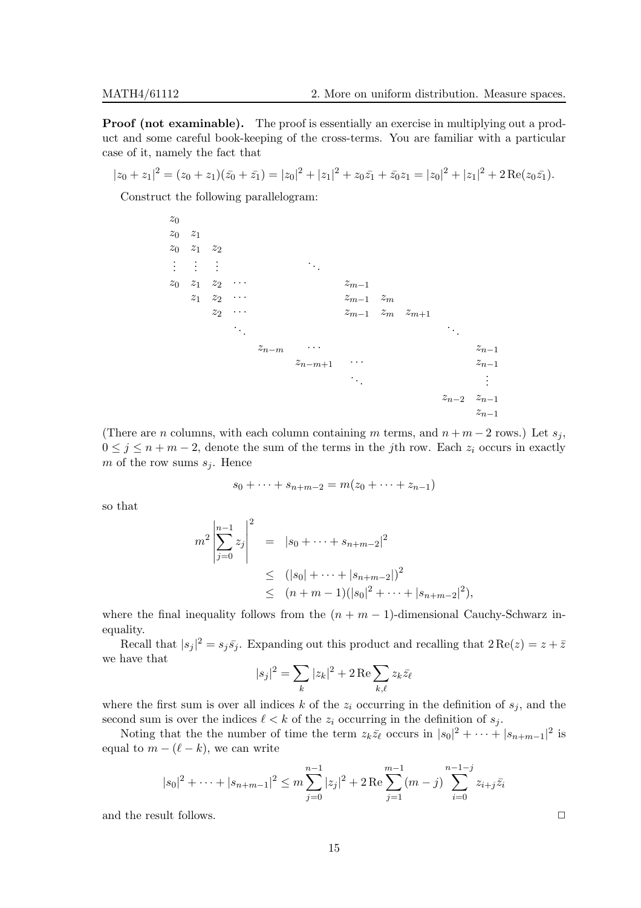**Proof (not examinable).** The proof is essentially an exercise in multiplying out a product and some careful book-keeping of the cross-terms. You are familiar with a particular case of it, namely the fact that

$$|z_0 + z_1|^2 = (z_0 + z_1)(\bar{z_0} + \bar{z_1}) = |z_0|^2 + |z_1|^2 + z_0\bar{z_1} + \bar{z_0}z_1 = |z_0|^2 + |z_1|^2 + 2\,\mathrm{Re}(z_0\bar{z_1}).$$

Construct the following parallelogram:

$$\begin{array}{cccccccccc}
z_0 & & & & & & & & & \\
z_0 & z_1 & & & & & & & & \\
z_0 & z_1 & z_2 & & & & & & & \\
\vdots & \vdots & \vdots & & & \ddots & & & & \\
z_0 & z_1 & z_2 & \cdots & & & z_{m-1} & & & \\
 & z_1 & z_2 & \cdots & & & z_{m-1} & z_m & & \\
 & & z_2 & \cdots & & & z_{m-1} & z_m & z_{m+1} & \\
 & & & \ddots & & & & & \ddots & \\
 & & & & z_{n-m} & \cdots & & & & z_{n-1} \\
 & & & & & z_{n-m+1} & \cdots & & & z_{n-1} \\
 & & & & & & \ddots & & & \vdots \\
 & & & & & & & & z_{n-2} & z_{n-1} \\
 & & & & & & & & & z_{n-1}
\end{array}$$

(There are $n$ columns, with each column containing $m$ terms, and $n + m - 2$ rows.) Let $s_j$, $0 \leq j \leq n + m - 2$, denote the sum of the terms in the $j$th row. Each $z_i$ occurs in exactly $m$ of the row sums $s_j$. Hence

$$s_0 + \cdots + s_{n+m-2} = m(z_0 + \cdots + z_{n-1})$$

so that

$$\begin{aligned}
m^2 \left| \sum_{j=0}^{n-1} z_j \right|^2 &= |s_0 + \cdots + s_{n+m-2}|^2 \\
&\leq (|s_0| + \cdots + |s_{n+m-2}|)^2 \\
&\leq (n + m - 1)(|s_0|^2 + \cdots + |s_{n+m-2}|^2),
\end{aligned}$$

where the final inequality follows from the $(n + m - 1)$-dimensional Cauchy-Schwarz inequality.

Recall that $|s_j|^2 = s_j\bar{s_j}$. Expanding out this product and recalling that $2\,\mathrm{Re}(z) = z + \bar{z}$ we have that

$$|s_j|^2 = \sum_k |z_k|^2 + 2\,\mathrm{Re} \sum_{k,\ell} z_k \bar{z_\ell}$$

where the first sum is over all indices $k$ of the $z_i$ occurring in the definition of $s_j$, and the second sum is over the indices $\ell < k$ of the $z_i$ occurring in the definition of $s_j$.

Noting that the the number of time the term $z_k\bar{z_\ell}$ occurs in $|s_0|^2 + \cdots + |s_{n+m-1}|^2$ is equal to $m - (\ell - k)$, we can write

$$|s_0|^2 + \cdots + |s_{n+m-1}|^2 \leq m \sum_{j=0}^{n-1} |z_j|^2 + 2\,\mathrm{Re} \sum_{j=1}^{m-1} (m - j) \sum_{i=0}^{n-1-j} z_{i+j}\bar{z_i}$$

and the result follows. $\square$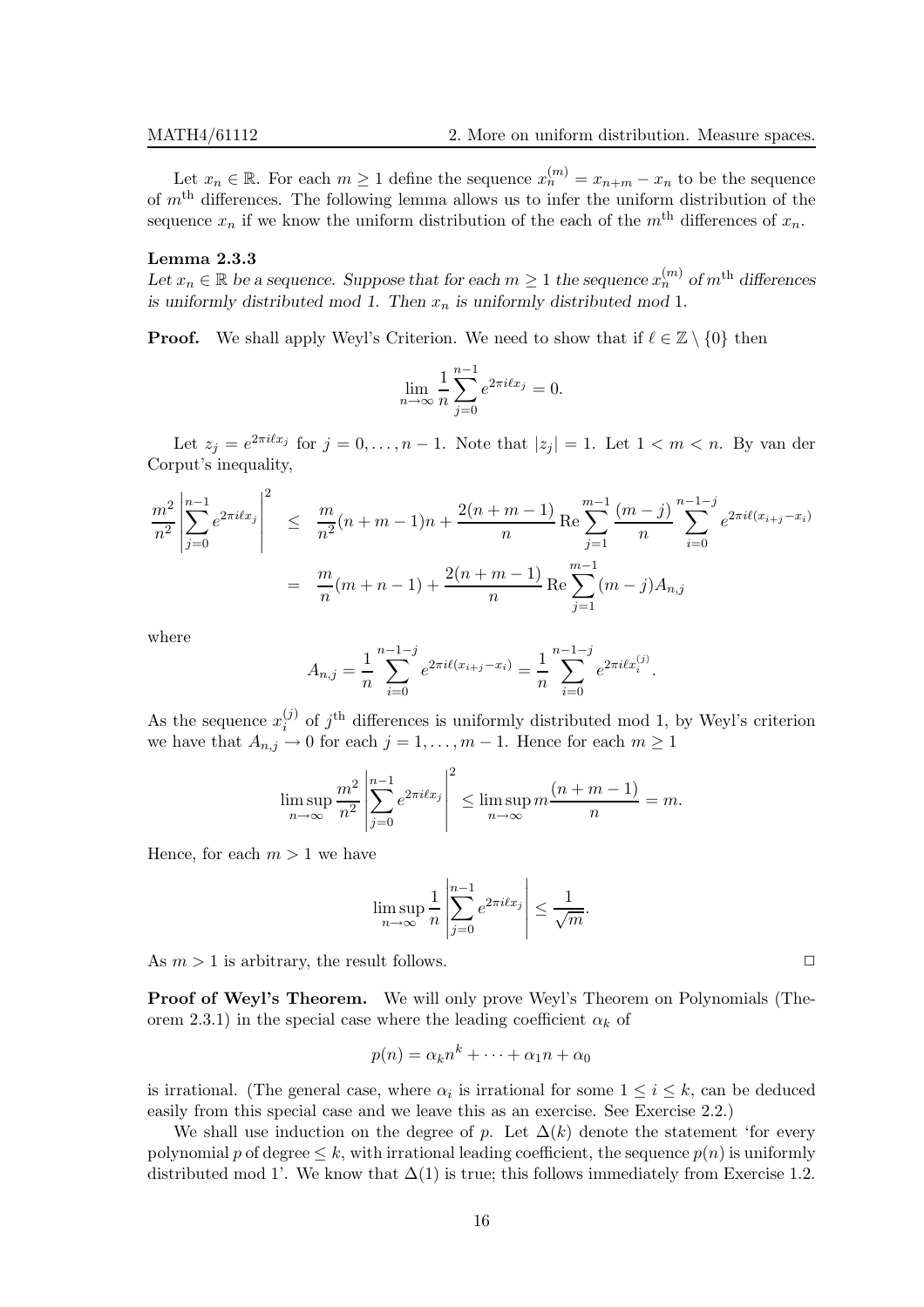Let $x_n \in \mathbb{R}$. For each $m \geq 1$ define the sequence $x_n^{(m)} = x_{n+m} - x_n$ to be the sequence of $m^{\text{th}}$ differences. The following lemma allows us to infer the uniform distribution of the sequence $x_n$ if we know the uniform distribution of the each of the $m^{\text{th}}$ differences of $x_n$.

**Lemma 2.3.3**
*Let $x_n \in \mathbb{R}$ be a sequence. Suppose that for each $m \geq 1$ the sequence $x_n^{(m)}$ of $m^{\text{th}}$ differences is uniformly distributed mod 1. Then $x_n$ is uniformly distributed mod 1.*

**Proof.** We shall apply Weyl's Criterion. We need to show that if $\ell \in \mathbb{Z} \setminus \{0\}$ then

$$\lim_{n\to\infty} \frac{1}{n} \sum_{j=0}^{n-1} e^{2\pi i \ell x_j} = 0.$$

Let $z_j = e^{2\pi i \ell x_j}$ for $j = 0, \ldots, n-1$. Note that $|z_j| = 1$. Let $1 < m < n$. By van der Corput's inequality,

$$\begin{aligned}
\frac{m^2}{n^2} \left| \sum_{j=0}^{n-1} e^{2\pi i \ell x_j} \right|^2 &\leq \frac{m}{n^2}(n+m-1)n + \frac{2(n+m-1)}{n} \operatorname{Re} \sum_{j=1}^{m-1} \frac{(m-j)}{n} \sum_{i=0}^{n-1-j} e^{2\pi i \ell (x_{i+j} - x_i)} \\
&= \frac{m}{n}(m+n-1) + \frac{2(n+m-1)}{n} \operatorname{Re} \sum_{j=1}^{m-1} (m-j) A_{n,j}
\end{aligned}$$

where

$$A_{n,j} = \frac{1}{n} \sum_{i=0}^{n-1-j} e^{2\pi i \ell (x_{i+j} - x_i)} = \frac{1}{n} \sum_{i=0}^{n-1-j} e^{2\pi i \ell x_i^{(j)}}.$$

As the sequence $x_i^{(j)}$ of $j^{\text{th}}$ differences is uniformly distributed mod 1, by Weyl's criterion we have that $A_{n,j} \to 0$ for each $j = 1, \ldots, m-1$. Hence for each $m \geq 1$

$$\limsup_{n\to\infty} \frac{m^2}{n^2} \left| \sum_{j=0}^{n-1} e^{2\pi i \ell x_j} \right|^2 \leq \limsup_{n\to\infty} m \frac{(n+m-1)}{n} = m.$$

Hence, for each $m > 1$ we have

$$\limsup_{n\to\infty} \frac{1}{n} \left| \sum_{j=0}^{n-1} e^{2\pi i \ell x_j} \right| \leq \frac{1}{\sqrt{m}}.$$

As $m > 1$ is arbitrary, the result follows. □

**Proof of Weyl's Theorem.** We will only prove Weyl's Theorem on Polynomials (Theorem 2.3.1) in the special case where the leading coefficient $\alpha_k$ of

$$p(n) = \alpha_k n^k + \cdots + \alpha_1 n + \alpha_0$$

is irrational. (The general case, where $\alpha_i$ is irrational for some $1 \leq i \leq k$, can be deduced easily from this special case and we leave this as an exercise. See Exercise 2.2.)

We shall use induction on the degree of $p$. Let $\Delta(k)$ denote the statement 'for every polynomial $p$ of degree $\leq k$, with irrational leading coefficient, the sequence $p(n)$ is uniformly distributed mod 1'. We know that $\Delta(1)$ is true; this follows immediately from Exercise 1.2.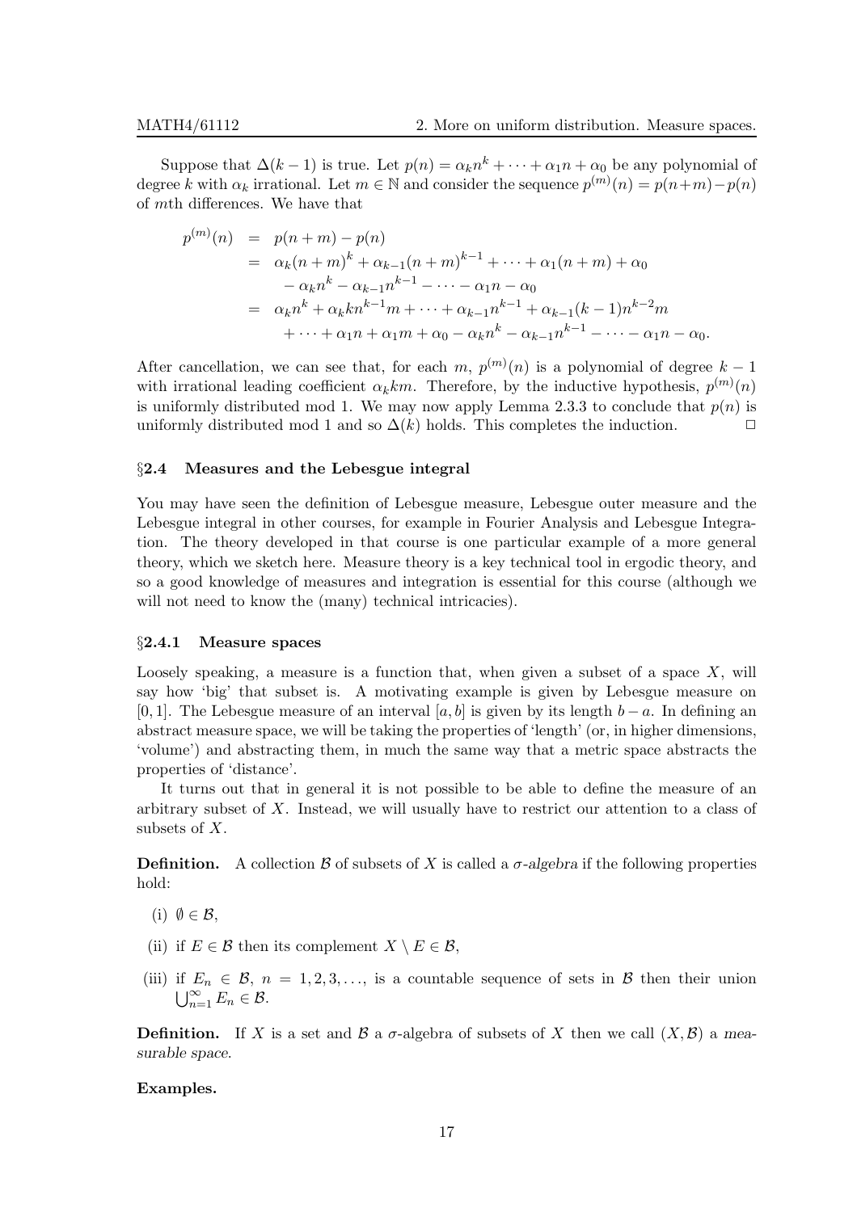Suppose that $\Delta(k-1)$ is true. Let $p(n) = \alpha_k n^k + \cdots + \alpha_1 n + \alpha_0$ be any polynomial of degree $k$ with $\alpha_k$ irrational. Let $m \in \mathbb{N}$ and consider the sequence $p^{(m)}(n) = p(n+m) - p(n)$ of $m$th differences. We have that

$$
\begin{aligned}
p^{(m)}(n) &= p(n+m) - p(n) \\
&= \alpha_k (n+m)^k + \alpha_{k-1}(n+m)^{k-1} + \cdots + \alpha_1(n+m) + \alpha_0 \\
&\quad - \alpha_k n^k - \alpha_{k-1} n^{k-1} - \cdots - \alpha_1 n - \alpha_0 \\
&= \alpha_k n^k + \alpha_k k n^{k-1} m + \cdots + \alpha_{k-1} n^{k-1} + \alpha_{k-1}(k-1) n^{k-2} m \\
&\quad + \cdots + \alpha_1 n + \alpha_1 m + \alpha_0 - \alpha_k n^k - \alpha_{k-1} n^{k-1} - \cdots - \alpha_1 n - \alpha_0.
\end{aligned}
$$

After cancellation, we can see that, for each $m$, $p^{(m)}(n)$ is a polynomial of degree $k-1$ with irrational leading coefficient $\alpha_k k m$. Therefore, by the inductive hypothesis, $p^{(m)}(n)$ is uniformly distributed mod 1. We may now apply Lemma 2.3.3 to conclude that $p(n)$ is uniformly distributed mod 1 and so $\Delta(k)$ holds. This completes the induction. □

### §2.4 Measures and the Lebesgue integral

You may have seen the definition of Lebesgue measure, Lebesgue outer measure and the Lebesgue integral in other courses, for example in Fourier Analysis and Lebesgue Integration. The theory developed in that course is one particular example of a more general theory, which we sketch here. Measure theory is a key technical tool in ergodic theory, and so a good knowledge of measures and integration is essential for this course (although we will not need to know the (many) technical intricacies).

#### §2.4.1 Measure spaces

Loosely speaking, a measure is a function that, when given a subset of a space $X$, will say how 'big' that subset is. A motivating example is given by Lebesgue measure on $[0,1]$. The Lebesgue measure of an interval $[a,b]$ is given by its length $b-a$. In defining an abstract measure space, we will be taking the properties of 'length' (or, in higher dimensions, 'volume') and abstracting them, in much the same way that a metric space abstracts the properties of 'distance'.

It turns out that in general it is not possible to be able to define the measure of an arbitrary subset of $X$. Instead, we will usually have to restrict our attention to a class of subsets of $X$.

**Definition.** A collection $\mathcal{B}$ of subsets of $X$ is called a *$\sigma$-algebra* if the following properties hold:

(i) $\emptyset \in \mathcal{B}$,

(ii) if $E \in \mathcal{B}$ then its complement $X \setminus E \in \mathcal{B}$,

(iii) if $E_n \in \mathcal{B}$, $n = 1, 2, 3, \ldots$, is a countable sequence of sets in $\mathcal{B}$ then their union $\bigcup_{n=1}^{\infty} E_n \in \mathcal{B}$.

**Definition.** If $X$ is a set and $\mathcal{B}$ a $\sigma$-algebra of subsets of $X$ then we call $(X, \mathcal{B})$ a *measurable space*.

**Examples.**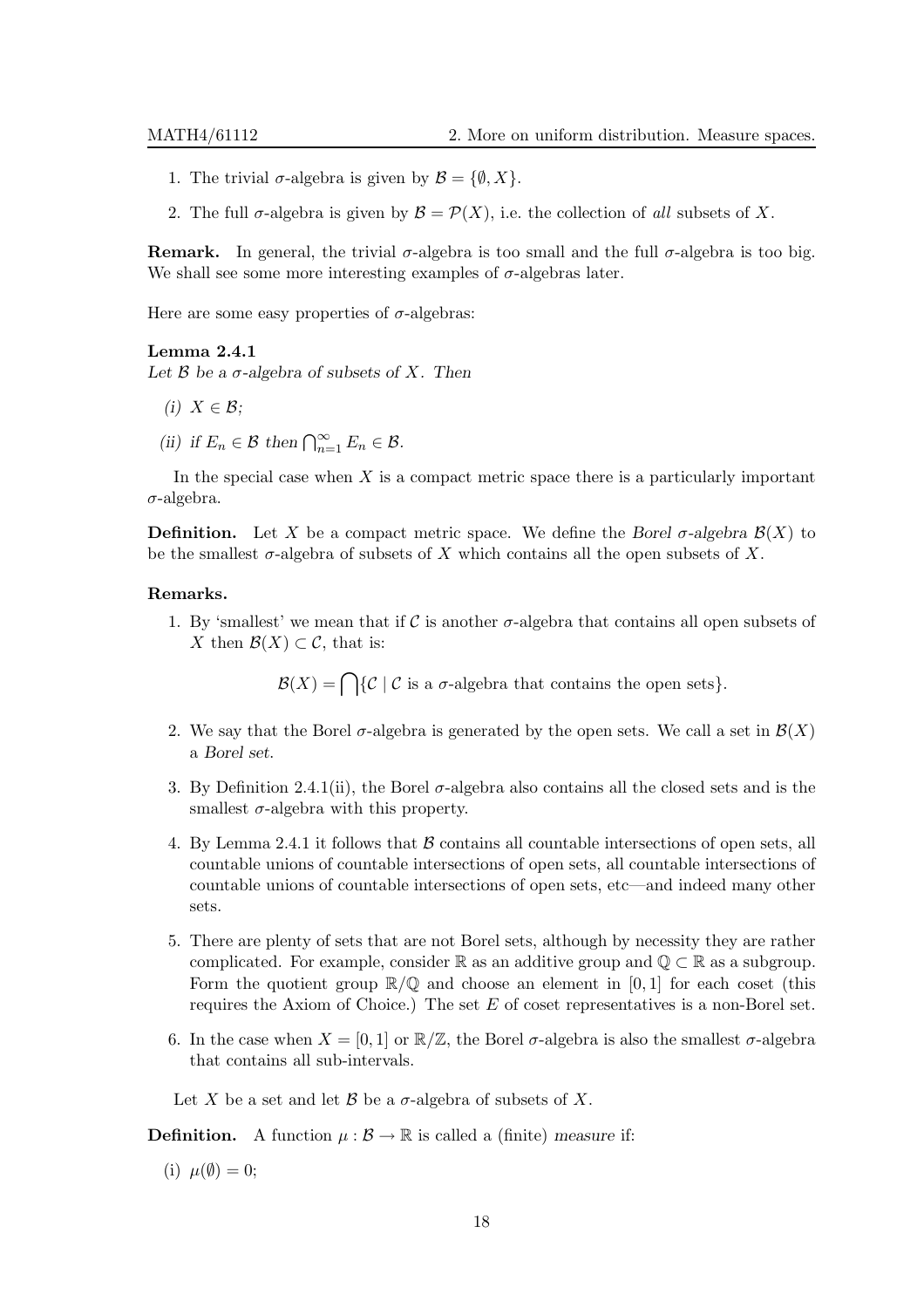1. The trivial $\sigma$-algebra is given by $\mathcal{B} = \{\emptyset, X\}$.
2. The full $\sigma$-algebra is given by $\mathcal{B} = \mathcal{P}(X)$, i.e. the collection of *all* subsets of $X$.

**Remark.** In general, the trivial $\sigma$-algebra is too small and the full $\sigma$-algebra is too big. We shall see some more interesting examples of $\sigma$-algebras later.

Here are some easy properties of $\sigma$-algebras:

**Lemma 2.4.1**
*Let $\mathcal{B}$ be a $\sigma$-algebra of subsets of $X$. Then*

*(i)* $X \in \mathcal{B}$;

*(ii)* *if* $E_n \in \mathcal{B}$ *then* $\bigcap_{n=1}^{\infty} E_n \in \mathcal{B}$.

In the special case when $X$ is a compact metric space there is a particularly important $\sigma$-algebra.

**Definition.** Let $X$ be a compact metric space. We define the *Borel $\sigma$-algebra* $\mathcal{B}(X)$ to be the smallest $\sigma$-algebra of subsets of $X$ which contains all the open subsets of $X$.

**Remarks.**

1. By 'smallest' we mean that if $\mathcal{C}$ is another $\sigma$-algebra that contains all open subsets of $X$ then $\mathcal{B}(X) \subset \mathcal{C}$, that is:

$$\mathcal{B}(X) = \bigcap\{\mathcal{C} \mid \mathcal{C} \text{ is a } \sigma\text{-algebra that contains the open sets}\}.$$

2. We say that the Borel $\sigma$-algebra is generated by the open sets. We call a set in $\mathcal{B}(X)$ a *Borel set*.
3. By Definition 2.4.1(ii), the Borel $\sigma$-algebra also contains all the closed sets and is the smallest $\sigma$-algebra with this property.
4. By Lemma 2.4.1 it follows that $\mathcal{B}$ contains all countable intersections of open sets, all countable unions of countable intersections of open sets, all countable intersections of countable unions of countable intersections of open sets, etc—and indeed many other sets.
5. There are plenty of sets that are not Borel sets, although by necessity they are rather complicated. For example, consider $\mathbb{R}$ as an additive group and $\mathbb{Q} \subset \mathbb{R}$ as a subgroup. Form the quotient group $\mathbb{R}/\mathbb{Q}$ and choose an element in $[0, 1]$ for each coset (this requires the Axiom of Choice.) The set $E$ of coset representatives is a non-Borel set.
6. In the case when $X = [0, 1]$ or $\mathbb{R}/\mathbb{Z}$, the Borel $\sigma$-algebra is also the smallest $\sigma$-algebra that contains all sub-intervals.

Let $X$ be a set and let $\mathcal{B}$ be a $\sigma$-algebra of subsets of $X$.

**Definition.** A function $\mu : \mathcal{B} \to \mathbb{R}$ is called a (finite) *measure* if:

(i) $\mu(\emptyset) = 0$;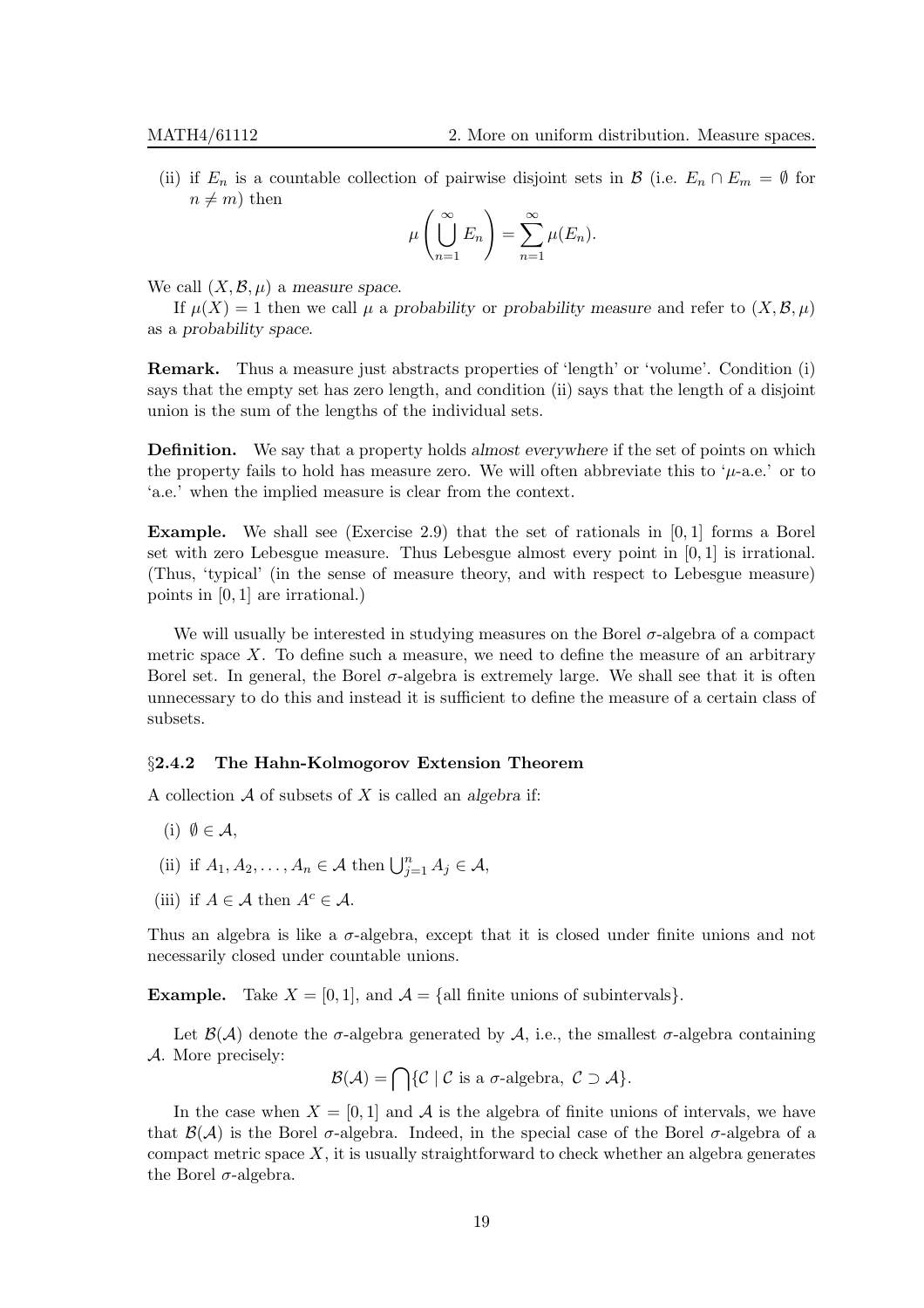(ii) if $E_n$ is a countable collection of pairwise disjoint sets in $\mathcal{B}$ (i.e. $E_n \cap E_m = \emptyset$ for $n \neq m$) then

$$\mu\left(\bigcup_{n=1}^{\infty} E_n\right) = \sum_{n=1}^{\infty} \mu(E_n).$$

We call $(X, \mathcal{B}, \mu)$ a *measure space*.

If $\mu(X) = 1$ then we call $\mu$ a *probability* or *probability measure* and refer to $(X, \mathcal{B}, \mu)$ as a *probability space*.

**Remark.** Thus a measure just abstracts properties of 'length' or 'volume'. Condition (i) says that the empty set has zero length, and condition (ii) says that the length of a disjoint union is the sum of the lengths of the individual sets.

**Definition.** We say that a property holds *almost everywhere* if the set of points on which the property fails to hold has measure zero. We will often abbreviate this to '$\mu$-a.e.' or to 'a.e.' when the implied measure is clear from the context.

**Example.** We shall see (Exercise 2.9) that the set of rationals in $[0, 1]$ forms a Borel set with zero Lebesgue measure. Thus Lebesgue almost every point in $[0, 1]$ is irrational. (Thus, 'typical' (in the sense of measure theory, and with respect to Lebesgue measure) points in $[0, 1]$ are irrational.)

We will usually be interested in studying measures on the Borel $\sigma$-algebra of a compact metric space $X$. To define such a measure, we need to define the measure of an arbitrary Borel set. In general, the Borel $\sigma$-algebra is extremely large. We shall see that it is often unnecessary to do this and instead it is sufficient to define the measure of a certain class of subsets.

### §2.4.2 The Hahn-Kolmogorov Extension Theorem

A collection $\mathcal{A}$ of subsets of $X$ is called an *algebra* if:

(i) $\emptyset \in \mathcal{A}$,

(ii) if $A_1, A_2, \ldots, A_n \in \mathcal{A}$ then $\bigcup_{j=1}^{n} A_j \in \mathcal{A}$,

(iii) if $A \in \mathcal{A}$ then $A^c \in \mathcal{A}$.

Thus an algebra is like a $\sigma$-algebra, except that it is closed under finite unions and not necessarily closed under countable unions.

**Example.** Take $X = [0, 1]$, and $\mathcal{A} = \{$all finite unions of subintervals$\}$.

Let $\mathcal{B}(\mathcal{A})$ denote the $\sigma$-algebra generated by $\mathcal{A}$, i.e., the smallest $\sigma$-algebra containing $\mathcal{A}$. More precisely:

$$\mathcal{B}(\mathcal{A}) = \bigcap \{\mathcal{C} \mid \mathcal{C} \text{ is a } \sigma\text{-algebra, } \mathcal{C} \supset \mathcal{A}\}.$$

In the case when $X = [0, 1]$ and $\mathcal{A}$ is the algebra of finite unions of intervals, we have that $\mathcal{B}(\mathcal{A})$ is the Borel $\sigma$-algebra. Indeed, in the special case of the Borel $\sigma$-algebra of a compact metric space $X$, it is usually straightforward to check whether an algebra generates the Borel $\sigma$-algebra.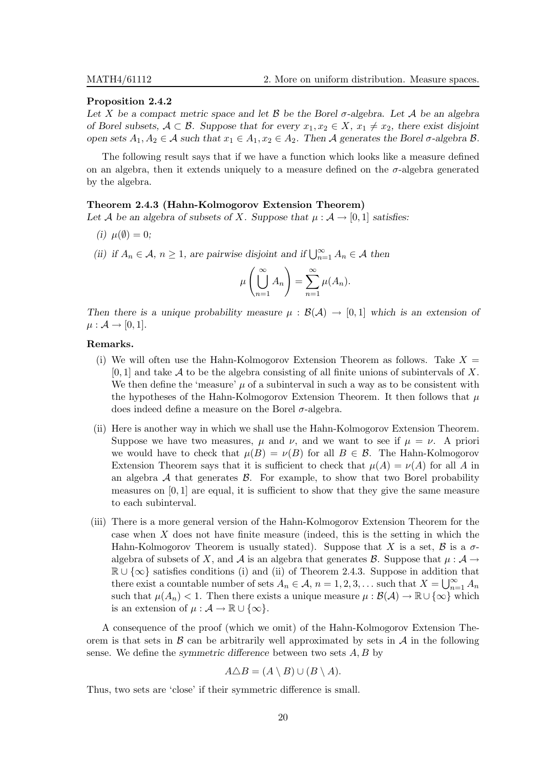**Proposition 2.4.2**
*Let $X$ be a compact metric space and let $\mathcal{B}$ be the Borel $\sigma$-algebra. Let $\mathcal{A}$ be an algebra of Borel subsets, $\mathcal{A} \subset \mathcal{B}$. Suppose that for every $x_1, x_2 \in X$, $x_1 \neq x_2$, there exist disjoint open sets $A_1, A_2 \in \mathcal{A}$ such that $x_1 \in A_1, x_2 \in A_2$. Then $\mathcal{A}$ generates the Borel $\sigma$-algebra $\mathcal{B}$.*

The following result says that if we have a function which looks like a measure defined on an algebra, then it extends uniquely to a measure defined on the $\sigma$-algebra generated by the algebra.

**Theorem 2.4.3 (Hahn-Kolmogorov Extension Theorem)**
*Let $\mathcal{A}$ be an algebra of subsets of $X$. Suppose that $\mu : \mathcal{A} \to [0,1]$ satisfies:*

*(i) $\mu(\emptyset) = 0$;*

*(ii) if $A_n \in \mathcal{A}$, $n \geq 1$, are pairwise disjoint and if $\bigcup_{n=1}^{\infty} A_n \in \mathcal{A}$ then*

$$\mu\left(\bigcup_{n=1}^{\infty} A_n\right) = \sum_{n=1}^{\infty} \mu(A_n).$$

*Then there is a unique probability measure $\mu : \mathcal{B}(\mathcal{A}) \to [0,1]$ which is an extension of $\mu : \mathcal{A} \to [0,1]$.*

**Remarks.**

(i) We will often use the Hahn-Kolmogorov Extension Theorem as follows. Take $X = [0,1]$ and take $\mathcal{A}$ to be the algebra consisting of all finite unions of subintervals of $X$. We then define the 'measure' $\mu$ of a subinterval in such a way as to be consistent with the hypotheses of the Hahn-Kolmogorov Extension Theorem. It then follows that $\mu$ does indeed define a measure on the Borel $\sigma$-algebra.

(ii) Here is another way in which we shall use the Hahn-Kolmogorov Extension Theorem. Suppose we have two measures, $\mu$ and $\nu$, and we want to see if $\mu = \nu$. A priori we would have to check that $\mu(B) = \nu(B)$ for all $B \in \mathcal{B}$. The Hahn-Kolmogorov Extension Theorem says that it is sufficient to check that $\mu(A) = \nu(A)$ for all $A$ in an algebra $\mathcal{A}$ that generates $\mathcal{B}$. For example, to show that two Borel probability measures on $[0,1]$ are equal, it is sufficient to show that they give the same measure to each subinterval.

(iii) There is a more general version of the Hahn-Kolmogorov Extension Theorem for the case when $X$ does not have finite measure (indeed, this is the setting in which the Hahn-Kolmogorov Theorem is usually stated). Suppose that $X$ is a set, $\mathcal{B}$ is a $\sigma$-algebra of subsets of $X$, and $\mathcal{A}$ is an algebra that generates $\mathcal{B}$. Suppose that $\mu : \mathcal{A} \to \mathbb{R} \cup \{\infty\}$ satisfies conditions (i) and (ii) of Theorem 2.4.3. Suppose in addition that there exist a countable number of sets $A_n \in \mathcal{A}$, $n = 1, 2, 3, \ldots$ such that $X = \bigcup_{n=1}^{\infty} A_n$ such that $\mu(A_n) < 1$. Then there exists a unique measure $\mu : \mathcal{B}(\mathcal{A}) \to \mathbb{R} \cup \{\infty\}$ which is an extension of $\mu : \mathcal{A} \to \mathbb{R} \cup \{\infty\}$.

A consequence of the proof (which we omit) of the Hahn-Kolmogorov Extension Theorem is that sets in $\mathcal{B}$ can be arbitrarily well approximated by sets in $\mathcal{A}$ in the following sense. We define the *symmetric difference* between two sets $A, B$ by

$$A \triangle B = (A \setminus B) \cup (B \setminus A).$$

Thus, two sets are 'close' if their symmetric difference is small.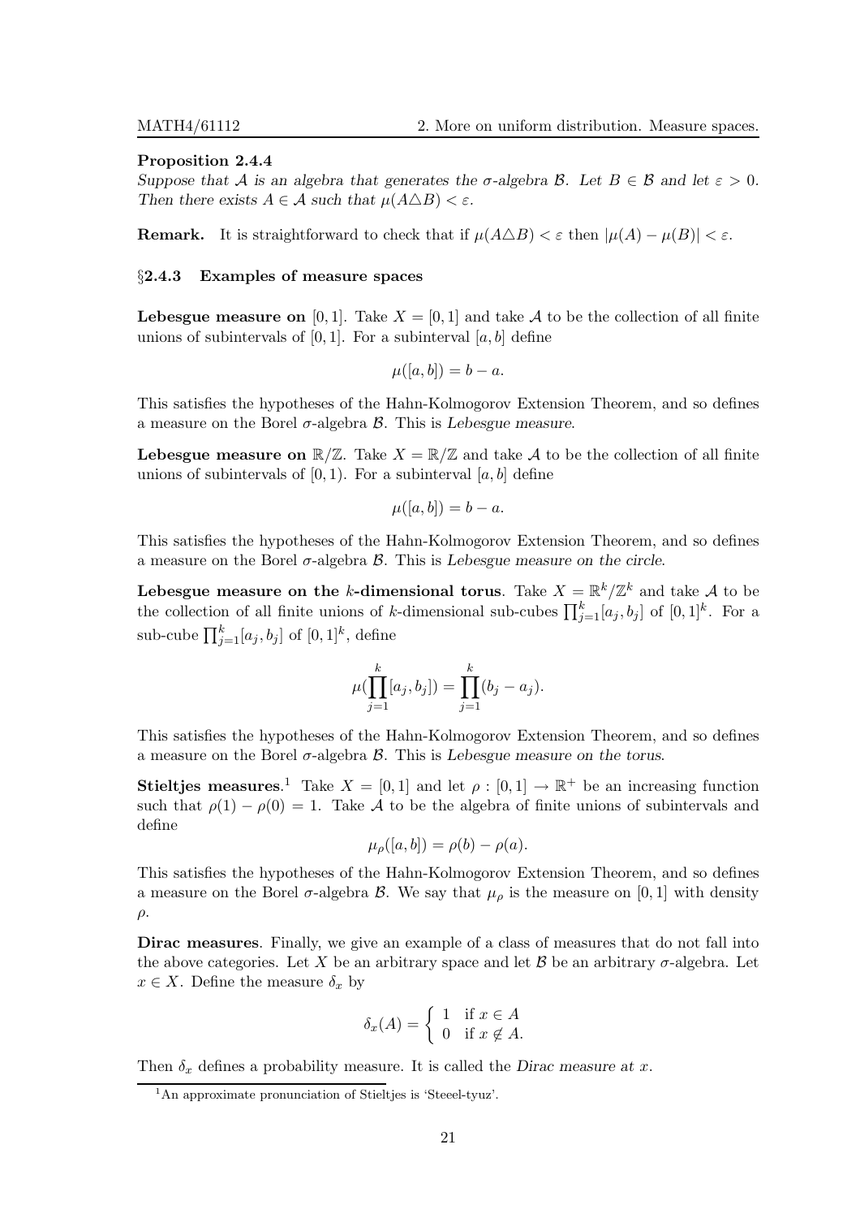**Proposition 2.4.4**

*Suppose that $\mathcal{A}$ is an algebra that generates the $\sigma$-algebra $\mathcal{B}$. Let $B \in \mathcal{B}$ and let $\varepsilon > 0$. Then there exists $A \in \mathcal{A}$ such that $\mu(A \triangle B) < \varepsilon$.*

**Remark.** It is straightforward to check that if $\mu(A \triangle B) < \varepsilon$ then $|\mu(A) - \mu(B)| < \varepsilon$.

### §2.4.3 Examples of measure spaces

**Lebesgue measure on** $[0, 1]$. Take $X = [0, 1]$ and take $\mathcal{A}$ to be the collection of all finite unions of subintervals of $[0, 1]$. For a subinterval $[a, b]$ define

$$\mu([a, b]) = b - a.$$

This satisfies the hypotheses of the Hahn-Kolmogorov Extension Theorem, and so defines a measure on the Borel $\sigma$-algebra $\mathcal{B}$. This is *Lebesgue measure*.

**Lebesgue measure on** $\mathbb{R}/\mathbb{Z}$. Take $X = \mathbb{R}/\mathbb{Z}$ and take $\mathcal{A}$ to be the collection of all finite unions of subintervals of $[0, 1)$. For a subinterval $[a, b]$ define

$$\mu([a, b]) = b - a.$$

This satisfies the hypotheses of the Hahn-Kolmogorov Extension Theorem, and so defines a measure on the Borel $\sigma$-algebra $\mathcal{B}$. This is *Lebesgue measure on the circle*.

**Lebesgue measure on the $k$-dimensional torus**. Take $X = \mathbb{R}^k/\mathbb{Z}^k$ and take $\mathcal{A}$ to be the collection of all finite unions of $k$-dimensional sub-cubes $\prod_{j=1}^{k}[a_j, b_j]$ of $[0, 1]^k$. For a sub-cube $\prod_{j=1}^{k}[a_j, b_j]$ of $[0, 1]^k$, define

$$\mu(\prod_{j=1}^{k}[a_j, b_j]) = \prod_{j=1}^{k}(b_j - a_j).$$

This satisfies the hypotheses of the Hahn-Kolmogorov Extension Theorem, and so defines a measure on the Borel $\sigma$-algebra $\mathcal{B}$. This is *Lebesgue measure on the torus*.

**Stieltjes measures**.[1] Take $X = [0, 1]$ and let $\rho : [0, 1] \to \mathbb{R}^+$ be an increasing function such that $\rho(1) - \rho(0) = 1$. Take $\mathcal{A}$ to be the algebra of finite unions of subintervals and define

$$\mu_\rho([a, b]) = \rho(b) - \rho(a).$$

This satisfies the hypotheses of the Hahn-Kolmogorov Extension Theorem, and so defines a measure on the Borel $\sigma$-algebra $\mathcal{B}$. We say that $\mu_\rho$ is the measure on $[0, 1]$ with density $\rho$.

**Dirac measures**. Finally, we give an example of a class of measures that do not fall into the above categories. Let $X$ be an arbitrary space and let $\mathcal{B}$ be an arbitrary $\sigma$-algebra. Let $x \in X$. Define the measure $\delta_x$ by

$$\delta_x(A) = \begin{cases} 1 & \text{if } x \in A \\ 0 & \text{if } x \notin A. \end{cases}$$

Then $\delta_x$ defines a probability measure. It is called the *Dirac measure at $x$*.

[1] An approximate pronunciation of Stieltjes is 'Steeel-tyuz'.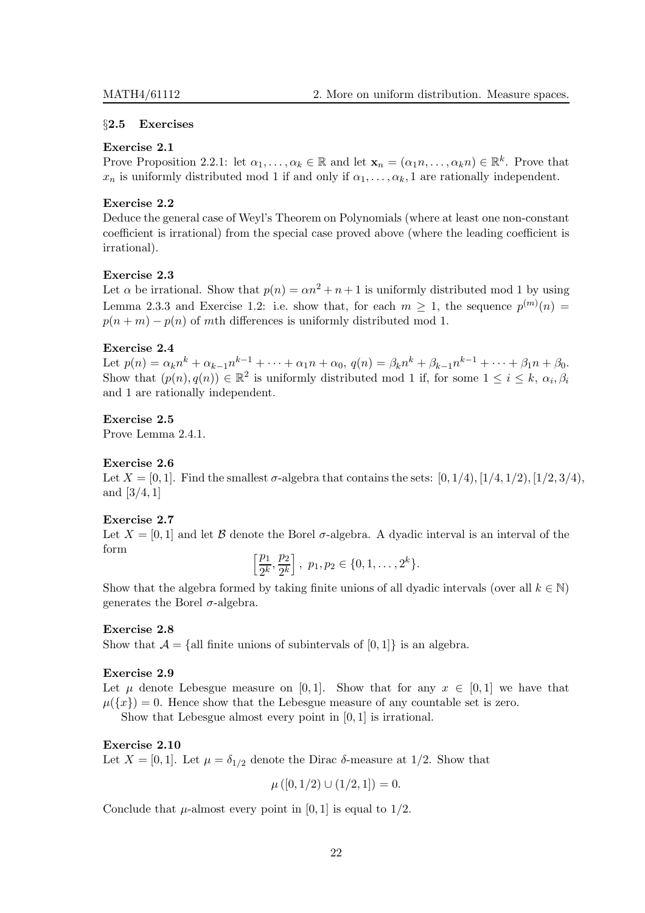### §2.5 Exercises

**Exercise 2.1**

Prove Proposition 2.2.1: let $\alpha_1, \ldots, \alpha_k \in \mathbb{R}$ and let $\mathbf{x}_n = (\alpha_1 n, \ldots, \alpha_k n) \in \mathbb{R}^k$. Prove that $x_n$ is uniformly distributed mod 1 if and only if $\alpha_1, \ldots, \alpha_k, 1$ are rationally independent.

**Exercise 2.2**

Deduce the general case of Weyl's Theorem on Polynomials (where at least one non-constant coefficient is irrational) from the special case proved above (where the leading coefficient is irrational).

**Exercise 2.3**

Let $\alpha$ be irrational. Show that $p(n) = \alpha n^2 + n + 1$ is uniformly distributed mod 1 by using Lemma 2.3.3 and Exercise 1.2: i.e. show that, for each $m \geq 1$, the sequence $p^{(m)}(n) = p(n+m) - p(n)$ of $m$th differences is uniformly distributed mod 1.

**Exercise 2.4**

Let $p(n) = \alpha_k n^k + \alpha_{k-1} n^{k-1} + \cdots + \alpha_1 n + \alpha_0$, $q(n) = \beta_k n^k + \beta_{k-1} n^{k-1} + \cdots + \beta_1 n + \beta_0$. Show that $(p(n), q(n)) \in \mathbb{R}^2$ is uniformly distributed mod 1 if, for some $1 \leq i \leq k$, $\alpha_i, \beta_i$ and 1 are rationally independent.

**Exercise 2.5**

Prove Lemma 2.4.1.

**Exercise 2.6**

Let $X = [0, 1]$. Find the smallest $\sigma$-algebra that contains the sets: $[0, 1/4)$, $[1/4, 1/2)$, $[1/2, 3/4)$, and $[3/4, 1]$

**Exercise 2.7**

Let $X = [0, 1]$ and let $\mathcal{B}$ denote the Borel $\sigma$-algebra. A dyadic interval is an interval of the form

$$\left[\frac{p_1}{2^k}, \frac{p_2}{2^k}\right], \ p_1, p_2 \in \{0, 1, \ldots, 2^k\}.$$

Show that the algebra formed by taking finite unions of all dyadic intervals (over all $k \in \mathbb{N}$) generates the Borel $\sigma$-algebra.

**Exercise 2.8**

Show that $\mathcal{A} = \{\text{all finite unions of subintervals of } [0, 1]\}$ is an algebra.

**Exercise 2.9**

Let $\mu$ denote Lebesgue measure on $[0, 1]$. Show that for any $x \in [0, 1]$ we have that $\mu(\{x\}) = 0$. Hence show that the Lebesgue measure of any countable set is zero.

Show that Lebesgue almost every point in $[0, 1]$ is irrational.

**Exercise 2.10**

Let $X = [0, 1]$. Let $\mu = \delta_{1/2}$ denote the Dirac $\delta$-measure at $1/2$. Show that

$$\mu([0, 1/2) \cup (1/2, 1]) = 0.$$

Conclude that $\mu$-almost every point in $[0, 1]$ is equal to $1/2$.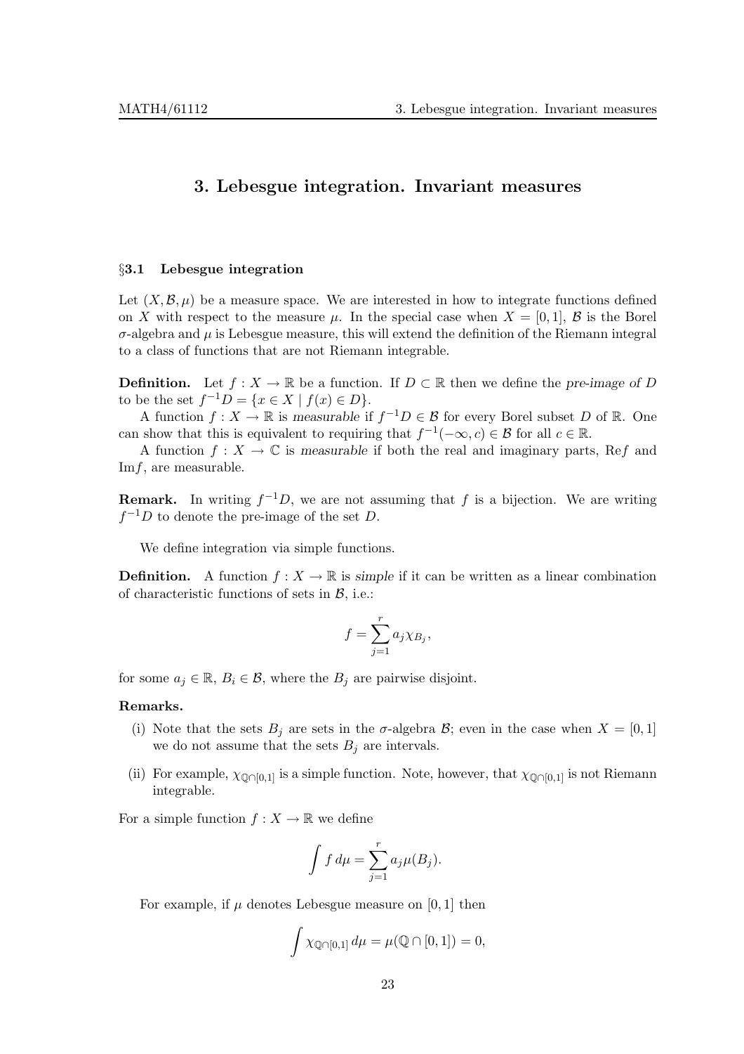# 3. Lebesgue integration. Invariant measures

## §3.1 Lebesgue integration

Let $(X, \mathcal{B}, \mu)$ be a measure space. We are interested in how to integrate functions defined on $X$ with respect to the measure $\mu$. In the special case when $X = [0, 1]$, $\mathcal{B}$ is the Borel $\sigma$-algebra and $\mu$ is Lebesgue measure, this will extend the definition of the Riemann integral to a class of functions that are not Riemann integrable.

**Definition.** Let $f : X \to \mathbb{R}$ be a function. If $D \subset \mathbb{R}$ then we define the *pre-image of $D$* to be the set $f^{-1}D = \{x \in X \mid f(x) \in D\}$.

A function $f : X \to \mathbb{R}$ is *measurable* if $f^{-1}D \in \mathcal{B}$ for every Borel subset $D$ of $\mathbb{R}$. One can show that this is equivalent to requiring that $f^{-1}(-\infty, c) \in \mathcal{B}$ for all $c \in \mathbb{R}$.

A function $f : X \to \mathbb{C}$ is *measurable* if both the real and imaginary parts, Re$f$ and Im$f$, are measurable.

**Remark.** In writing $f^{-1}D$, we are not assuming that $f$ is a bijection. We are writing $f^{-1}D$ to denote the pre-image of the set $D$.

We define integration via simple functions.

**Definition.** A function $f : X \to \mathbb{R}$ is *simple* if it can be written as a linear combination of characteristic functions of sets in $\mathcal{B}$, i.e.:

$$f = \sum_{j=1}^{r} a_j \chi_{B_j},$$

for some $a_j \in \mathbb{R}$, $B_i \in \mathcal{B}$, where the $B_j$ are pairwise disjoint.

**Remarks.**

(i) Note that the sets $B_j$ are sets in the $\sigma$-algebra $\mathcal{B}$; even in the case when $X = [0, 1]$ we do not assume that the sets $B_j$ are intervals.

(ii) For example, $\chi_{\mathbb{Q}\cap[0,1]}$ is a simple function. Note, however, that $\chi_{\mathbb{Q}\cap[0,1]}$ is not Riemann integrable.

For a simple function $f : X \to \mathbb{R}$ we define

$$\int f \, d\mu = \sum_{j=1}^{r} a_j \mu(B_j).$$

For example, if $\mu$ denotes Lebesgue measure on $[0, 1]$ then

$$\int \chi_{\mathbb{Q}\cap[0,1]} \, d\mu = \mu(\mathbb{Q} \cap [0, 1]) = 0,$$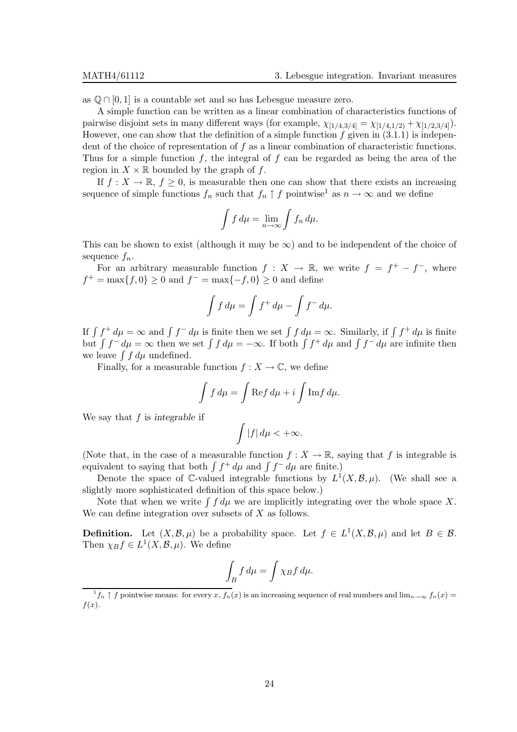as $\mathbb{Q} \cap [0, 1]$ is a countable set and so has Lebesgue measure zero.

A simple function can be written as a linear combination of characteristics functions of pairwise disjoint sets in many different ways (for example, $\chi_{[1/4,3/4]} = \chi_{[1/4,1/2)} + \chi_{[1/2,3/4]}$). However, one can show that the definition of a simple function $f$ given in (3.1.1) is independent of the choice of representation of $f$ as a linear combination of characteristic functions. Thus for a simple function $f$, the integral of $f$ can be regarded as being the area of the region in $X \times \mathbb{R}$ bounded by the graph of $f$.

If $f : X \to \mathbb{R}$, $f \geq 0$, is measurable then one can show that there exists an increasing sequence of simple functions $f_n$ such that $f_n \uparrow f$ pointwise[1] as $n \to \infty$ and we define

$$\int f \, d\mu = \lim_{n \to \infty} \int f_n \, d\mu.$$

This can be shown to exist (although it may be $\infty$) and to be independent of the choice of sequence $f_n$.

For an arbitrary measurable function $f : X \to \mathbb{R}$, we write $f = f^+ - f^-$, where $f^+ = \max\{f, 0\} \geq 0$ and $f^- = \max\{-f, 0\} \geq 0$ and define

$$\int f \, d\mu = \int f^+ \, d\mu - \int f^- \, d\mu.$$

If $\int f^+ \, d\mu = \infty$ and $\int f^- \, d\mu$ is finite then we set $\int f \, d\mu = \infty$. Similarly, if $\int f^+ \, d\mu$ is finite but $\int f^- \, d\mu = \infty$ then we set $\int f \, d\mu = -\infty$. If both $\int f^+ \, d\mu$ and $\int f^- \, d\mu$ are infinite then we leave $\int f \, d\mu$ undefined.

Finally, for a measurable function $f : X \to \mathbb{C}$, we define

$$\int f \, d\mu = \int \text{Re} f \, d\mu + i \int \text{Im} f \, d\mu.$$

We say that $f$ is *integrable* if

$$\int |f| \, d\mu < +\infty.$$

(Note that, in the case of a measurable function $f : X \to \mathbb{R}$, saying that $f$ is integrable is equivalent to saying that both $\int f^+ \, d\mu$ and $\int f^- \, d\mu$ are finite.)

Denote the space of $\mathbb{C}$-valued integrable functions by $L^1(X, \mathcal{B}, \mu)$. (We shall see a slightly more sophisticated definition of this space below.)

Note that when we write $\int f \, d\mu$ we are implicitly integrating over the whole space $X$. We can define integration over subsets of $X$ as follows.

**Definition.** Let $(X, \mathcal{B}, \mu)$ be a probability space. Let $f \in L^1(X, \mathcal{B}, \mu)$ and let $B \in \mathcal{B}$. Then $\chi_B f \in L^1(X, \mathcal{B}, \mu)$. We define

$$\int_B f \, d\mu = \int \chi_B f \, d\mu.$$

[1] $f_n \uparrow f$ pointwise means: for every $x$, $f_n(x)$ is an increasing sequence of real numbers and $\lim_{n \to \infty} f_n(x) = f(x)$.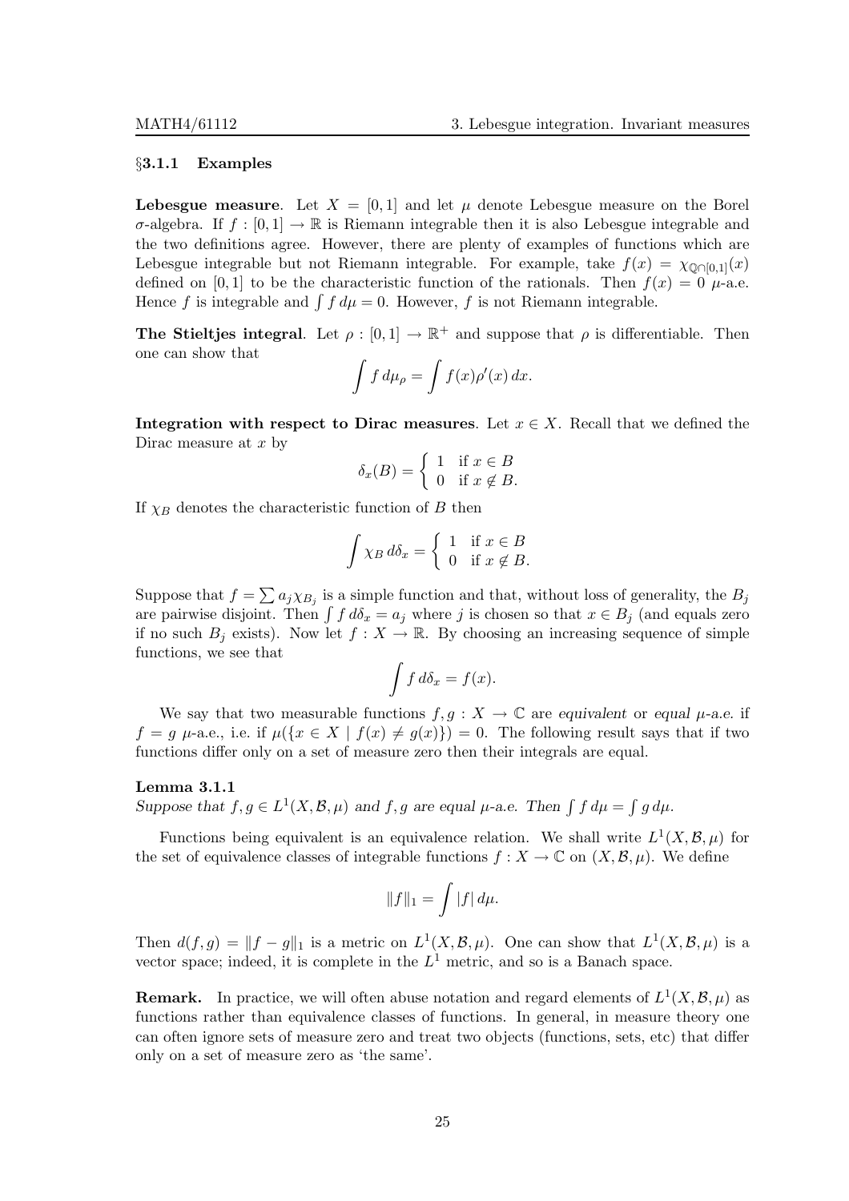### §3.1.1 Examples

**Lebesgue measure**. Let $X = [0,1]$ and let $\mu$ denote Lebesgue measure on the Borel $\sigma$-algebra. If $f : [0,1] \to \mathbb{R}$ is Riemann integrable then it is also Lebesgue integrable and the two definitions agree. However, there are plenty of examples of functions which are Lebesgue integrable but not Riemann integrable. For example, take $f(x) = \chi_{\mathbb{Q}\cap[0,1]}(x)$ defined on $[0,1]$ to be the characteristic function of the rationals. Then $f(x) = 0$ $\mu$-a.e. Hence $f$ is integrable and $\int f \, d\mu = 0$. However, $f$ is not Riemann integrable.

**The Stieltjes integral**. Let $\rho : [0,1] \to \mathbb{R}^+$ and suppose that $\rho$ is differentiable. Then one can show that

$$\int f \, d\mu_\rho = \int f(x)\rho'(x) \, dx.$$

**Integration with respect to Dirac measures**. Let $x \in X$. Recall that we defined the Dirac measure at $x$ by

$$\delta_x(B) = \begin{cases} 1 & \text{if } x \in B \\ 0 & \text{if } x \notin B. \end{cases}$$

If $\chi_B$ denotes the characteristic function of $B$ then

$$\int \chi_B \, d\delta_x = \begin{cases} 1 & \text{if } x \in B \\ 0 & \text{if } x \notin B. \end{cases}$$

Suppose that $f = \sum a_j \chi_{B_j}$ is a simple function and that, without loss of generality, the $B_j$ are pairwise disjoint. Then $\int f \, d\delta_x = a_j$ where $j$ is chosen so that $x \in B_j$ (and equals zero if no such $B_j$ exists). Now let $f : X \to \mathbb{R}$. By choosing an increasing sequence of simple functions, we see that

$$\int f \, d\delta_x = f(x).$$

We say that two measurable functions $f, g : X \to \mathbb{C}$ are *equivalent* or *equal $\mu$-a.e.* if $f = g$ $\mu$-a.e., i.e. if $\mu(\{x \in X \mid f(x) \neq g(x)\}) = 0$. The following result says that if two functions differ only on a set of measure zero then their integrals are equal.

**Lemma 3.1.1**
*Suppose that $f, g \in L^1(X, \mathcal{B}, \mu)$ and $f, g$ are equal $\mu$-a.e. Then $\int f \, d\mu = \int g \, d\mu$.*

Functions being equivalent is an equivalence relation. We shall write $L^1(X, \mathcal{B}, \mu)$ for the set of equivalence classes of integrable functions $f : X \to \mathbb{C}$ on $(X, \mathcal{B}, \mu)$. We define

$$\|f\|_1 = \int |f| \, d\mu.$$

Then $d(f, g) = \|f - g\|_1$ is a metric on $L^1(X, \mathcal{B}, \mu)$. One can show that $L^1(X, \mathcal{B}, \mu)$ is a vector space; indeed, it is complete in the $L^1$ metric, and so is a Banach space.

**Remark.** In practice, we will often abuse notation and regard elements of $L^1(X, \mathcal{B}, \mu)$ as functions rather than equivalence classes of functions. In general, in measure theory one can often ignore sets of measure zero and treat two objects (functions, sets, etc) that differ only on a set of measure zero as 'the same'.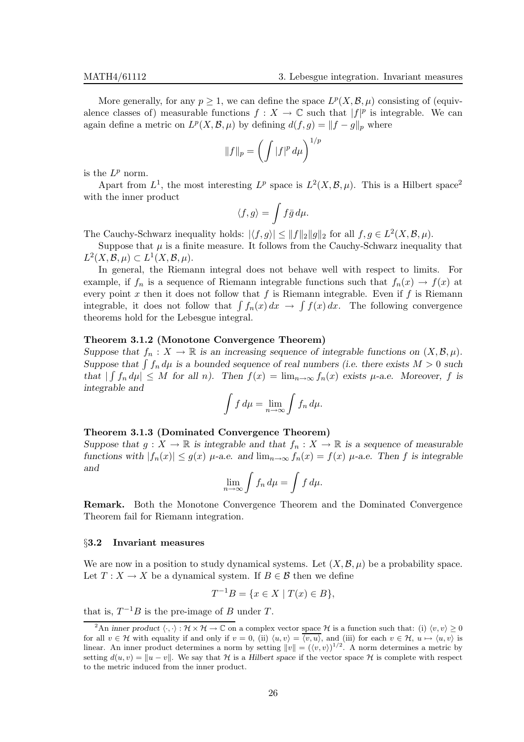More generally, for any $p \geq 1$, we can define the space $L^p(X, \mathcal{B}, \mu)$ consisting of (equivalence classes of) measurable functions $f : X \to \mathbb{C}$ such that $|f|^p$ is integrable. We can again define a metric on $L^p(X, \mathcal{B}, \mu)$ by defining $d(f, g) = \|f - g\|_p$ where

$$\|f\|_p = \left( \int |f|^p \, d\mu \right)^{1/p}$$

is the $L^p$ norm.

Apart from $L^1$, the most interesting $L^p$ space is $L^2(X, \mathcal{B}, \mu)$. This is a Hilbert space[2] with the inner product

$$\langle f, g \rangle = \int f \bar{g} \, d\mu.$$

The Cauchy-Schwarz inequality holds: $|\langle f, g \rangle| \leq \|f\|_2 \|g\|_2$ for all $f, g \in L^2(X, \mathcal{B}, \mu)$.

Suppose that $\mu$ is a finite measure. It follows from the Cauchy-Schwarz inequality that $L^2(X, \mathcal{B}, \mu) \subset L^1(X, \mathcal{B}, \mu)$.

In general, the Riemann integral does not behave well with respect to limits. For example, if $f_n$ is a sequence of Riemann integrable functions such that $f_n(x) \to f(x)$ at every point $x$ then it does not follow that $f$ is Riemann integrable. Even if $f$ is Riemann integrable, it does not follow that $\int f_n(x) \, dx \to \int f(x) \, dx$. The following convergence theorems hold for the Lebesgue integral.

**Theorem 3.1.2 (Monotone Convergence Theorem)**
*Suppose that $f_n : X \to \mathbb{R}$ is an increasing sequence of integrable functions on $(X, \mathcal{B}, \mu)$. Suppose that $\int f_n \, d\mu$ is a bounded sequence of real numbers (i.e. there exists $M > 0$ such that $|\int f_n \, d\mu| \leq M$ for all $n$). Then $f(x) = \lim_{n\to\infty} f_n(x)$ exists $\mu$-a.e. Moreover, $f$ is integrable and*

$$\int f \, d\mu = \lim_{n\to\infty} \int f_n \, d\mu.$$

**Theorem 3.1.3 (Dominated Convergence Theorem)**
*Suppose that $g : X \to \mathbb{R}$ is integrable and that $f_n : X \to \mathbb{R}$ is a sequence of measurable functions with $|f_n(x)| \leq g(x)$ $\mu$-a.e. and $\lim_{n\to\infty} f_n(x) = f(x)$ $\mu$-a.e. Then $f$ is integrable and*

$$\lim_{n\to\infty} \int f_n \, d\mu = \int f \, d\mu.$$

**Remark.** Both the Monotone Convergence Theorem and the Dominated Convergence Theorem fail for Riemann integration.

### §3.2 Invariant measures

We are now in a position to study dynamical systems. Let $(X, \mathcal{B}, \mu)$ be a probability space. Let $T : X \to X$ be a dynamical system. If $B \in \mathcal{B}$ then we define

$$T^{-1}B = \{x \in X \mid T(x) \in B\},$$

that is, $T^{-1}B$ is the pre-image of $B$ under $T$.

---

[2] An *inner product* $\langle \cdot, \cdot \rangle : \mathcal{H} \times \mathcal{H} \to \mathbb{C}$ on a complex vector space $\mathcal{H}$ is a function such that: (i) $\langle v, v \rangle \geq 0$ for all $v \in \mathcal{H}$ with equality if and only if $v = 0$, (ii) $\langle u, v \rangle = \overline{\langle v, u \rangle}$, and (iii) for each $v \in \mathcal{H}$, $u \mapsto \langle u, v \rangle$ is linear. An inner product determines a norm by setting $\|v\| = (\langle v, v \rangle)^{1/2}$. A norm determines a metric by setting $d(u, v) = \|u - v\|$. We say that $\mathcal{H}$ is a *Hilbert space* if the vector space $\mathcal{H}$ is complete with respect to the metric induced from the inner product.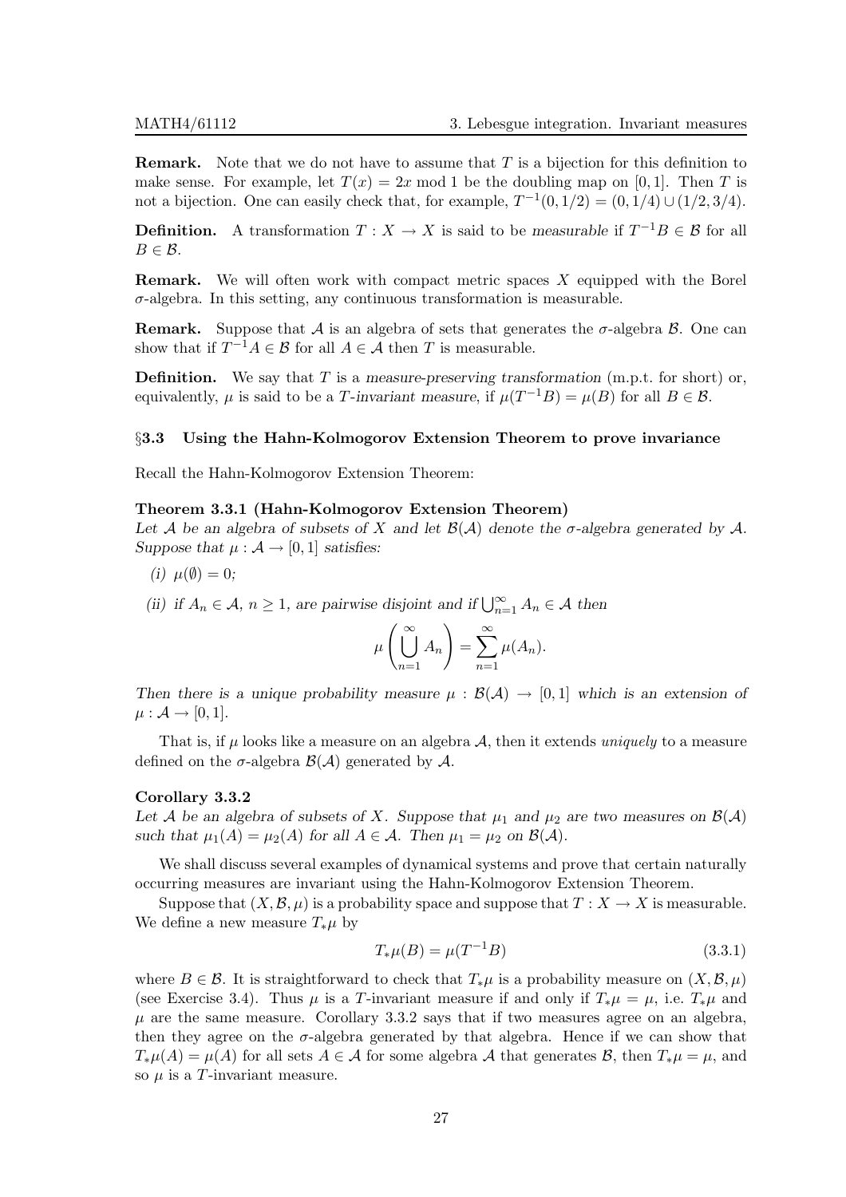**Remark.** Note that we do not have to assume that $T$ is a bijection for this definition to make sense. For example, let $T(x) = 2x \bmod 1$ be the doubling map on $[0, 1]$. Then $T$ is not a bijection. One can easily check that, for example, $T^{-1}(0, 1/2) = (0, 1/4) \cup (1/2, 3/4)$.

**Definition.** A transformation $T : X \to X$ is said to be *measurable* if $T^{-1}B \in \mathcal{B}$ for all $B \in \mathcal{B}$.

**Remark.** We will often work with compact metric spaces $X$ equipped with the Borel $\sigma$-algebra. In this setting, any continuous transformation is measurable.

**Remark.** Suppose that $\mathcal{A}$ is an algebra of sets that generates the $\sigma$-algebra $\mathcal{B}$. One can show that if $T^{-1}A \in \mathcal{B}$ for all $A \in \mathcal{A}$ then $T$ is measurable.

**Definition.** We say that $T$ is a *measure-preserving transformation* (m.p.t. for short) or, equivalently, $\mu$ is said to be a *$T$-invariant measure*, if $\mu(T^{-1}B) = \mu(B)$ for all $B \in \mathcal{B}$.

### §3.3 Using the Hahn-Kolmogorov Extension Theorem to prove invariance

Recall the Hahn-Kolmogorov Extension Theorem:

**Theorem 3.3.1 (Hahn-Kolmogorov Extension Theorem)**
*Let $\mathcal{A}$ be an algebra of subsets of $X$ and let $\mathcal{B}(\mathcal{A})$ denote the $\sigma$-algebra generated by $\mathcal{A}$. Suppose that $\mu : \mathcal{A} \to [0, 1]$ satisfies:*

*(i)* $\mu(\emptyset) = 0$;

*(ii) if $A_n \in \mathcal{A}$, $n \geq 1$, are pairwise disjoint and if $\bigcup_{n=1}^{\infty} A_n \in \mathcal{A}$ then*

$$\mu\left(\bigcup_{n=1}^{\infty} A_n\right) = \sum_{n=1}^{\infty} \mu(A_n).$$

*Then there is a unique probability measure $\mu : \mathcal{B}(\mathcal{A}) \to [0, 1]$ which is an extension of $\mu : \mathcal{A} \to [0, 1]$.*

That is, if $\mu$ looks like a measure on an algebra $\mathcal{A}$, then it extends *uniquely* to a measure defined on the $\sigma$-algebra $\mathcal{B}(\mathcal{A})$ generated by $\mathcal{A}$.

**Corollary 3.3.2**
*Let $\mathcal{A}$ be an algebra of subsets of $X$. Suppose that $\mu_1$ and $\mu_2$ are two measures on $\mathcal{B}(\mathcal{A})$ such that $\mu_1(A) = \mu_2(A)$ for all $A \in \mathcal{A}$. Then $\mu_1 = \mu_2$ on $\mathcal{B}(\mathcal{A})$.*

We shall discuss several examples of dynamical systems and prove that certain naturally occurring measures are invariant using the Hahn-Kolmogorov Extension Theorem.

Suppose that $(X, \mathcal{B}, \mu)$ is a probability space and suppose that $T : X \to X$ is measurable. We define a new measure $T_*\mu$ by

$$T_*\mu(B) = \mu(T^{-1}B) \tag{3.3.1}$$

where $B \in \mathcal{B}$. It is straightforward to check that $T_*\mu$ is a probability measure on $(X, \mathcal{B}, \mu)$ (see Exercise 3.4). Thus $\mu$ is a $T$-invariant measure if and only if $T_*\mu = \mu$, i.e. $T_*\mu$ and $\mu$ are the same measure. Corollary 3.3.2 says that if two measures agree on an algebra, then they agree on the $\sigma$-algebra generated by that algebra. Hence if we can show that $T_*\mu(A) = \mu(A)$ for all sets $A \in \mathcal{A}$ for some algebra $\mathcal{A}$ that generates $\mathcal{B}$, then $T_*\mu = \mu$, and so $\mu$ is a $T$-invariant measure.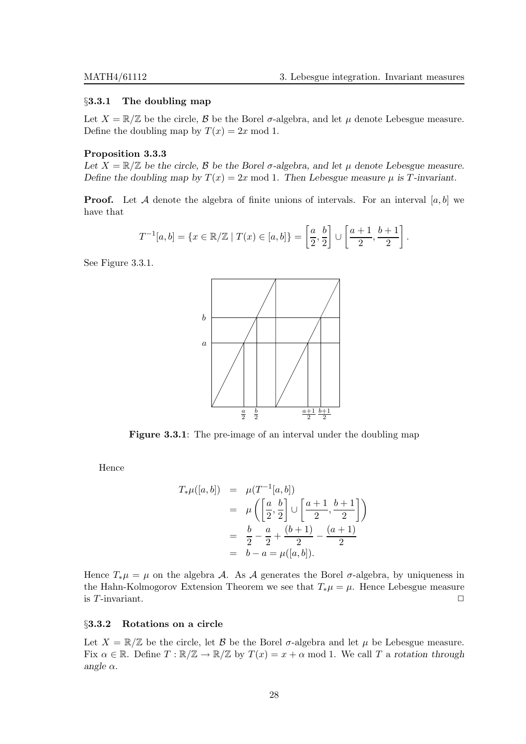### §3.3.1 The doubling map

Let $X = \mathbb{R}/\mathbb{Z}$ be the circle, $\mathcal{B}$ be the Borel $\sigma$-algebra, and let $\mu$ denote Lebesgue measure. Define the doubling map by $T(x) = 2x \bmod 1$.

**Proposition 3.3.3**
*Let $X = \mathbb{R}/\mathbb{Z}$ be the circle, $\mathcal{B}$ be the Borel $\sigma$-algebra, and let $\mu$ denote Lebesgue measure. Define the doubling map by $T(x) = 2x \bmod 1$. Then Lebesgue measure $\mu$ is $T$-invariant.*

**Proof.** Let $\mathcal{A}$ denote the algebra of finite unions of intervals. For an interval $[a, b]$ we have that

$$T^{-1}[a, b] = \{x \in \mathbb{R}/\mathbb{Z} \mid T(x) \in [a, b]\} = \left[\frac{a}{2}, \frac{b}{2}\right] \cup \left[\frac{a+1}{2}, \frac{b+1}{2}\right].$$

See Figure 3.3.1.

**Figure 3.3.1**: The pre-image of an interval under the doubling map

Hence

$$\begin{aligned}
T_*\mu([a, b]) &= \mu(T^{-1}[a, b]) \\
&= \mu\left(\left[\frac{a}{2}, \frac{b}{2}\right] \cup \left[\frac{a+1}{2}, \frac{b+1}{2}\right]\right) \\
&= \frac{b}{2} - \frac{a}{2} + \frac{(b+1)}{2} - \frac{(a+1)}{2} \\
&= b - a = \mu([a, b]).
\end{aligned}$$

Hence $T_*\mu = \mu$ on the algebra $\mathcal{A}$. As $\mathcal{A}$ generates the Borel $\sigma$-algebra, by uniqueness in the Hahn-Kolmogorov Extension Theorem we see that $T_*\mu = \mu$. Hence Lebesgue measure is $T$-invariant. $\square$

### §3.3.2 Rotations on a circle

Let $X = \mathbb{R}/\mathbb{Z}$ be the circle, let $\mathcal{B}$ be the Borel $\sigma$-algebra and let $\mu$ be Lebesgue measure. Fix $\alpha \in \mathbb{R}$. Define $T : \mathbb{R}/\mathbb{Z} \to \mathbb{R}/\mathbb{Z}$ by $T(x) = x + \alpha \bmod 1$. We call $T$ a *rotation through angle* $\alpha$.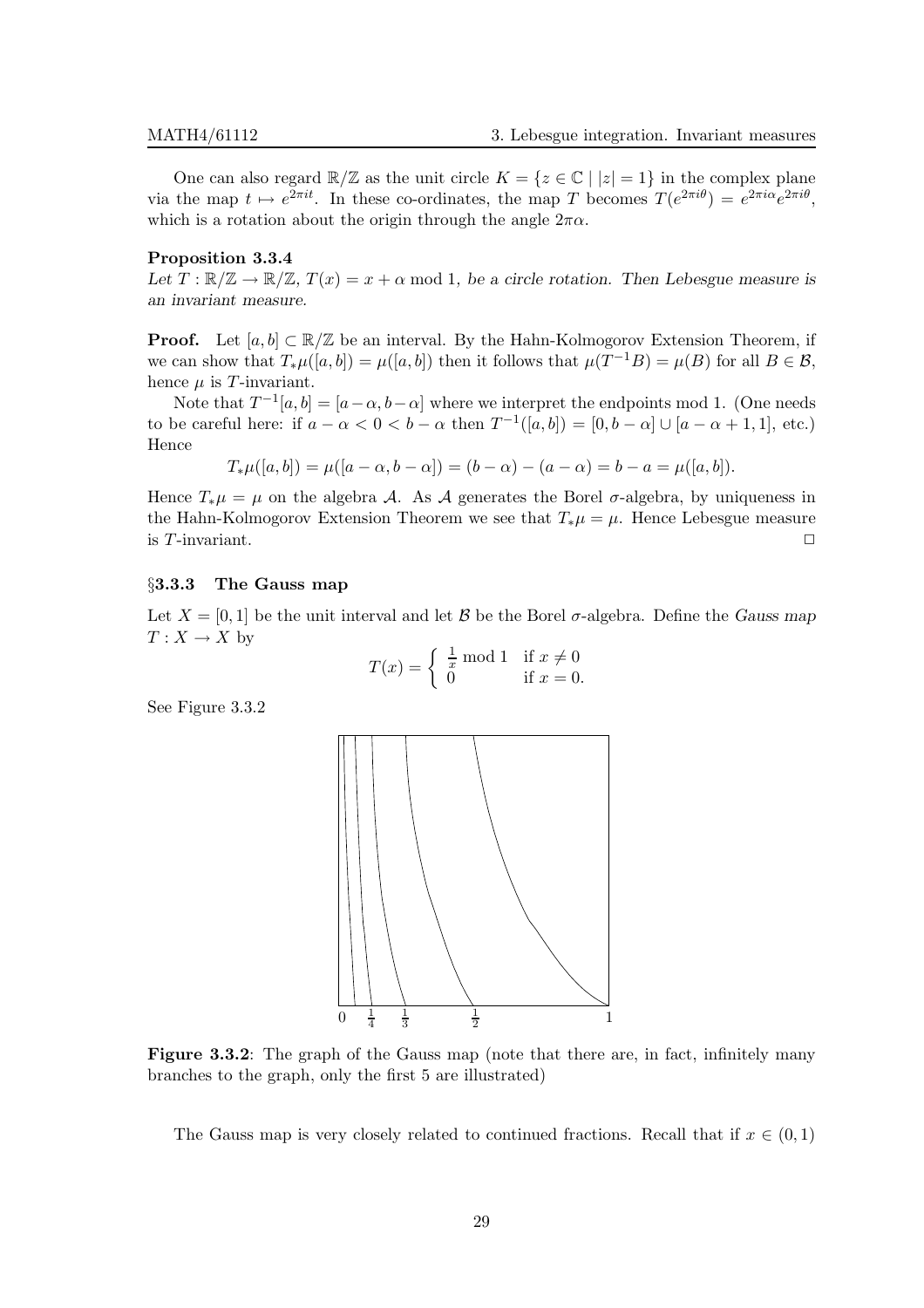One can also regard $\mathbb{R}/\mathbb{Z}$ as the unit circle $K = \{z \in \mathbb{C} \mid |z| = 1\}$ in the complex plane via the map $t \mapsto e^{2\pi it}$. In these co-ordinates, the map $T$ becomes $T(e^{2\pi i\theta}) = e^{2\pi i\alpha}e^{2\pi i\theta}$, which is a rotation about the origin through the angle $2\pi\alpha$.

**Proposition 3.3.4**
*Let $T : \mathbb{R}/\mathbb{Z} \to \mathbb{R}/\mathbb{Z}$, $T(x) = x + \alpha \bmod 1$, be a circle rotation. Then Lebesgue measure is an invariant measure.*

**Proof.** Let $[a, b] \subset \mathbb{R}/\mathbb{Z}$ be an interval. By the Hahn-Kolmogorov Extension Theorem, if we can show that $T_*\mu([a, b]) = \mu([a, b])$ then it follows that $\mu(T^{-1}B) = \mu(B)$ for all $B \in \mathcal{B}$, hence $\mu$ is $T$-invariant.

Note that $T^{-1}[a, b] = [a-\alpha, b-\alpha]$ where we interpret the endpoints mod 1. (One needs to be careful here: if $a - \alpha < 0 < b - \alpha$ then $T^{-1}([a, b]) = [0, b - \alpha] \cup [a - \alpha + 1, 1]$, etc.) Hence

$$T_*\mu([a, b]) = \mu([a - \alpha, b - \alpha]) = (b - \alpha) - (a - \alpha) = b - a = \mu([a, b]).$$

Hence $T_*\mu = \mu$ on the algebra $\mathcal{A}$. As $\mathcal{A}$ generates the Borel $\sigma$-algebra, by uniqueness in the Hahn-Kolmogorov Extension Theorem we see that $T_*\mu = \mu$. Hence Lebesgue measure is $T$-invariant. $\square$

### §3.3.3 The Gauss map

Let $X = [0, 1]$ be the unit interval and let $\mathcal{B}$ be the Borel $\sigma$-algebra. Define the *Gauss map* $T : X \to X$ by

$$T(x) = \begin{cases} \frac{1}{x} \bmod 1 & \text{if } x \neq 0 \\ 0 & \text{if } x = 0. \end{cases}$$

See Figure 3.3.2

**Figure 3.3.2**: The graph of the Gauss map (note that there are, in fact, infinitely many branches to the graph, only the first 5 are illustrated)

The Gauss map is very closely related to continued fractions. Recall that if $x \in (0, 1)$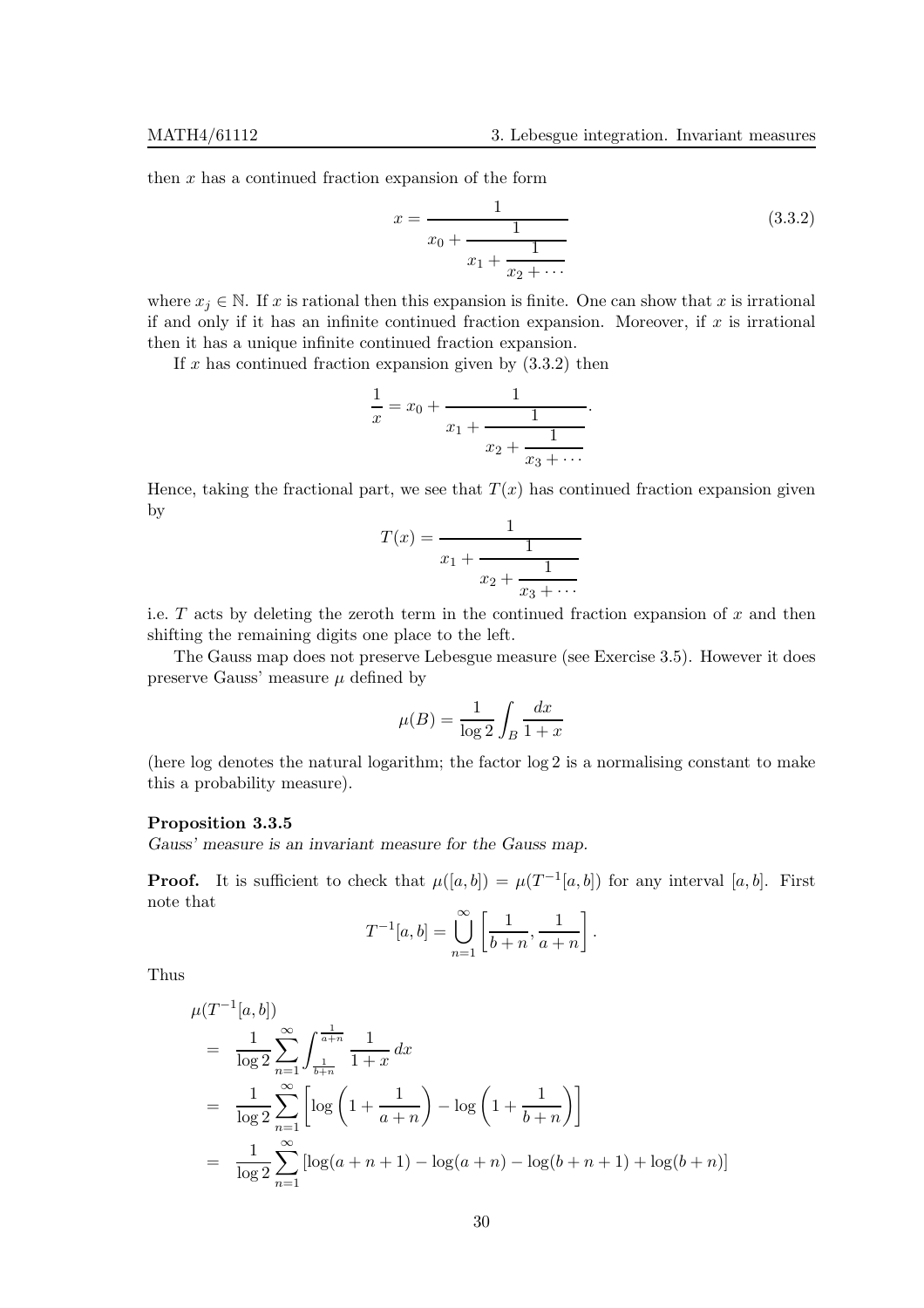then $x$ has a continued fraction expansion of the form

$$x = \cfrac{1}{x_0 + \cfrac{1}{x_1 + \cfrac{1}{x_2 + \cdots}}} \tag{3.3.2}$$

where $x_j \in \mathbb{N}$. If $x$ is rational then this expansion is finite. One can show that $x$ is irrational if and only if it has an infinite continued fraction expansion. Moreover, if $x$ is irrational then it has a unique infinite continued fraction expansion.

If $x$ has continued fraction expansion given by (3.3.2) then

$$\frac{1}{x} = x_0 + \cfrac{1}{x_1 + \cfrac{1}{x_2 + \cfrac{1}{x_3 + \cdots}}}.$$

Hence, taking the fractional part, we see that $T(x)$ has continued fraction expansion given by

$$T(x) = \cfrac{1}{x_1 + \cfrac{1}{x_2 + \cfrac{1}{x_3 + \cdots}}}$$

i.e. $T$ acts by deleting the zeroth term in the continued fraction expansion of $x$ and then shifting the remaining digits one place to the left.

The Gauss map does not preserve Lebesgue measure (see Exercise 3.5). However it does preserve Gauss' measure $\mu$ defined by

$$\mu(B) = \frac{1}{\log 2} \int_B \frac{dx}{1+x}$$

(here log denotes the natural logarithm; the factor $\log 2$ is a normalising constant to make this a probability measure).

**Proposition 3.3.5**
*Gauss' measure is an invariant measure for the Gauss map.*

**Proof.** It is sufficient to check that $\mu([a,b]) = \mu(T^{-1}[a,b])$ for any interval $[a,b]$. First note that

$$T^{-1}[a,b] = \bigcup_{n=1}^{\infty} \left[\frac{1}{b+n}, \frac{1}{a+n}\right].$$

Thus

$$\begin{aligned}
&\mu(T^{-1}[a,b]) \\
&= \frac{1}{\log 2} \sum_{n=1}^{\infty} \int_{\frac{1}{b+n}}^{\frac{1}{a+n}} \frac{1}{1+x}\, dx \\
&= \frac{1}{\log 2} \sum_{n=1}^{\infty} \left[\log\left(1 + \frac{1}{a+n}\right) - \log\left(1 + \frac{1}{b+n}\right)\right] \\
&= \frac{1}{\log 2} \sum_{n=1}^{\infty} \left[\log(a+n+1) - \log(a+n) - \log(b+n+1) + \log(b+n)\right]
\end{aligned}$$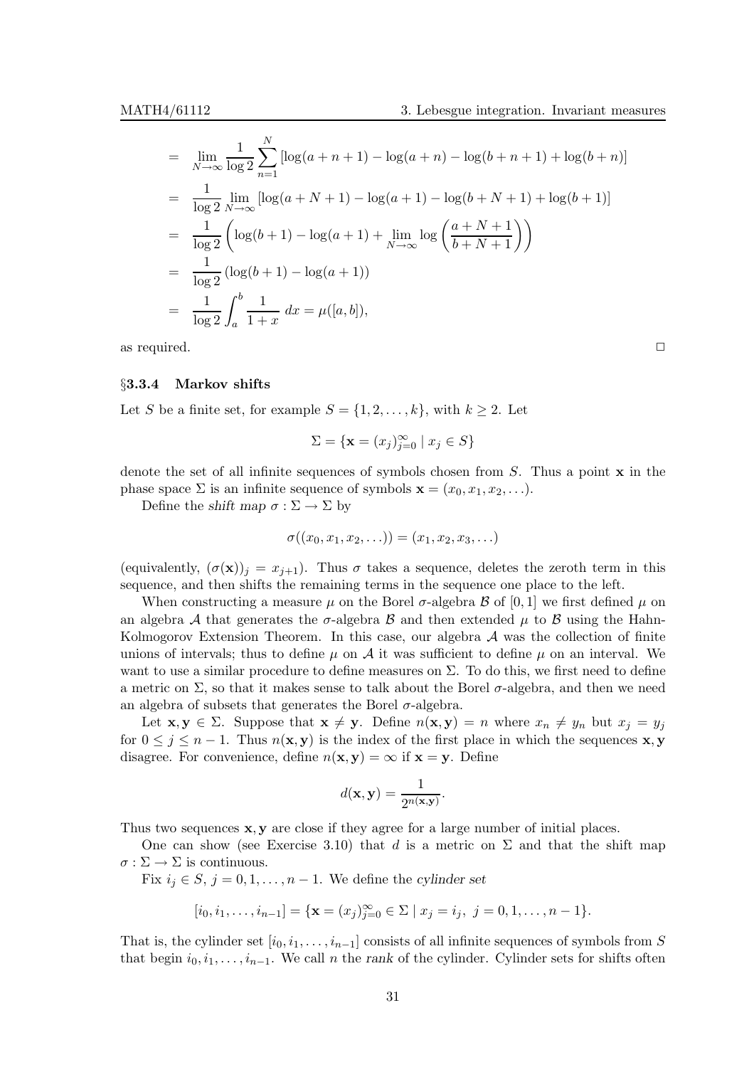$$
\begin{aligned}
&= \lim_{N\to\infty} \frac{1}{\log 2} \sum_{n=1}^{N} [\log(a+n+1) - \log(a+n) - \log(b+n+1) + \log(b+n)] \\
&= \frac{1}{\log 2} \lim_{N\to\infty} [\log(a+N+1) - \log(a+1) - \log(b+N+1) + \log(b+1)] \\
&= \frac{1}{\log 2} \left( \log(b+1) - \log(a+1) + \lim_{N\to\infty} \log\left(\frac{a+N+1}{b+N+1}\right)\right) \\
&= \frac{1}{\log 2} (\log(b+1) - \log(a+1)) \\
&= \frac{1}{\log 2} \int_a^b \frac{1}{1+x}\, dx = \mu([a,b]),
\end{aligned}
$$

as required. □

### §3.3.4 Markov shifts

Let $S$ be a finite set, for example $S = \{1, 2, \ldots, k\}$, with $k \geq 2$. Let

$$\Sigma = \{\mathbf{x} = (x_j)_{j=0}^{\infty} \mid x_j \in S\}$$

denote the set of all infinite sequences of symbols chosen from $S$. Thus a point $\mathbf{x}$ in the phase space $\Sigma$ is an infinite sequence of symbols $\mathbf{x} = (x_0, x_1, x_2, \ldots)$.

Define the *shift map* $\sigma : \Sigma \to \Sigma$ by

$$\sigma((x_0, x_1, x_2, \ldots)) = (x_1, x_2, x_3, \ldots)$$

(equivalently, $(\sigma(\mathbf{x}))_j = x_{j+1}$). Thus $\sigma$ takes a sequence, deletes the zeroth term in this sequence, and then shifts the remaining terms in the sequence one place to the left.

When constructing a measure $\mu$ on the Borel $\sigma$-algebra $\mathcal{B}$ of $[0,1]$ we first defined $\mu$ on an algebra $\mathcal{A}$ that generates the $\sigma$-algebra $\mathcal{B}$ and then extended $\mu$ to $\mathcal{B}$ using the Hahn-Kolmogorov Extension Theorem. In this case, our algebra $\mathcal{A}$ was the collection of finite unions of intervals; thus to define $\mu$ on $\mathcal{A}$ it was sufficient to define $\mu$ on an interval. We want to use a similar procedure to define measures on $\Sigma$. To do this, we first need to define a metric on $\Sigma$, so that it makes sense to talk about the Borel $\sigma$-algebra, and then we need an algebra of subsets that generates the Borel $\sigma$-algebra.

Let $\mathbf{x}, \mathbf{y} \in \Sigma$. Suppose that $\mathbf{x} \neq \mathbf{y}$. Define $n(\mathbf{x}, \mathbf{y}) = n$ where $x_n \neq y_n$ but $x_j = y_j$ for $0 \leq j \leq n-1$. Thus $n(\mathbf{x}, \mathbf{y})$ is the index of the first place in which the sequences $\mathbf{x}, \mathbf{y}$ disagree. For convenience, define $n(\mathbf{x}, \mathbf{y}) = \infty$ if $\mathbf{x} = \mathbf{y}$. Define

$$d(\mathbf{x}, \mathbf{y}) = \frac{1}{2^{n(\mathbf{x},\mathbf{y})}}.$$

Thus two sequences $\mathbf{x}, \mathbf{y}$ are close if they agree for a large number of initial places.

One can show (see Exercise 3.10) that $d$ is a metric on $\Sigma$ and that the shift map $\sigma : \Sigma \to \Sigma$ is continuous.

Fix $i_j \in S$, $j = 0, 1, \ldots, n-1$. We define the *cylinder set*

$$[i_0, i_1, \ldots, i_{n-1}] = \{\mathbf{x} = (x_j)_{j=0}^{\infty} \in \Sigma \mid x_j = i_j,\ j = 0, 1, \ldots, n-1\}.$$

That is, the cylinder set $[i_0, i_1, \ldots, i_{n-1}]$ consists of all infinite sequences of symbols from $S$ that begin $i_0, i_1, \ldots, i_{n-1}$. We call $n$ the *rank* of the cylinder. Cylinder sets for shifts often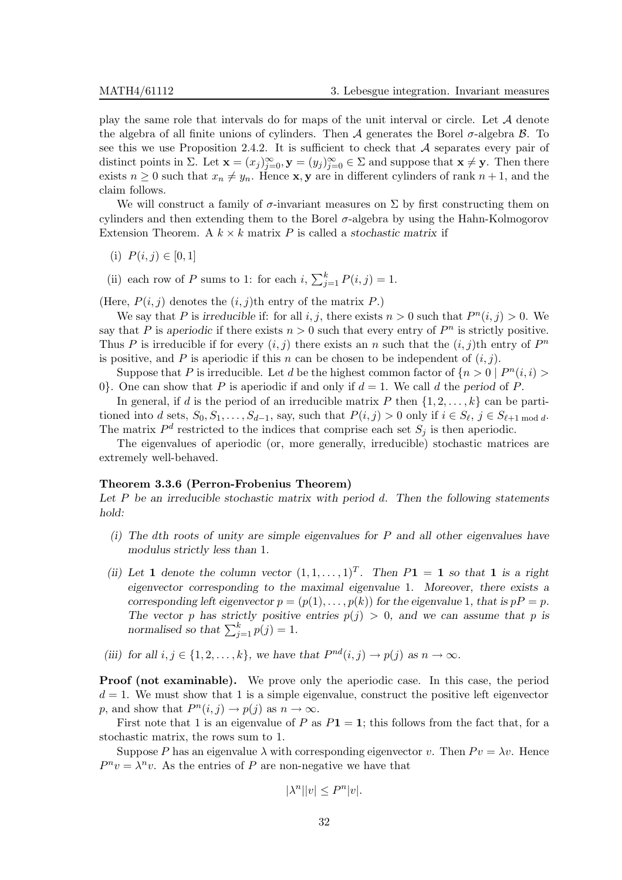play the same role that intervals do for maps of the unit interval or circle. Let $\mathcal{A}$ denote the algebra of all finite unions of cylinders. Then $\mathcal{A}$ generates the Borel $\sigma$-algebra $\mathcal{B}$. To see this we use Proposition 2.4.2. It is sufficient to check that $\mathcal{A}$ separates every pair of distinct points in $\Sigma$. Let $\mathbf{x} = (x_j)_{j=0}^{\infty}, \mathbf{y} = (y_j)_{j=0}^{\infty} \in \Sigma$ and suppose that $\mathbf{x} \neq \mathbf{y}$. Then there exists $n \geq 0$ such that $x_n \neq y_n$. Hence $\mathbf{x}, \mathbf{y}$ are in different cylinders of rank $n+1$, and the claim follows.

We will construct a family of $\sigma$-invariant measures on $\Sigma$ by first constructing them on cylinders and then extending them to the Borel $\sigma$-algebra by using the Hahn-Kolmogorov Extension Theorem. A $k \times k$ matrix $P$ is called a *stochastic matrix* if

(i) $P(i,j) \in [0,1]$

(ii) each row of $P$ sums to 1: for each $i$, $\sum_{j=1}^{k} P(i,j) = 1$.

(Here, $P(i,j)$ denotes the $(i,j)$th entry of the matrix $P$.)

We say that $P$ is *irreducible* if: for all $i, j$, there exists $n > 0$ such that $P^n(i,j) > 0$. We say that $P$ is *aperiodic* if there exists $n > 0$ such that every entry of $P^n$ is strictly positive. Thus $P$ is irreducible if for every $(i,j)$ there exists an $n$ such that the $(i,j)$th entry of $P^n$ is positive, and $P$ is aperiodic if this $n$ can be chosen to be independent of $(i,j)$.

Suppose that $P$ is irreducible. Let $d$ be the highest common factor of $\{n > 0 \mid P^n(i,i) > 0\}$. One can show that $P$ is aperiodic if and only if $d = 1$. We call $d$ the *period* of $P$.

In general, if $d$ is the period of an irreducible matrix $P$ then $\{1, 2, \ldots, k\}$ can be partitioned into $d$ sets, $S_0, S_1, \ldots, S_{d-1}$, say, such that $P(i,j) > 0$ only if $i \in S_\ell$, $j \in S_{\ell+1 \bmod d}$. The matrix $P^d$ restricted to the indices that comprise each set $S_j$ is then aperiodic.

The eigenvalues of aperiodic (or, more generally, irreducible) stochastic matrices are extremely well-behaved.

**Theorem 3.3.6 (Perron-Frobenius Theorem)**
*Let $P$ be an irreducible stochastic matrix with period $d$. Then the following statements hold:*

*(i) The $d$th roots of unity are simple eigenvalues for $P$ and all other eigenvalues have modulus strictly less than 1.*

*(ii) Let $\mathbf{1}$ denote the column vector $(1, 1, \ldots, 1)^T$. Then $P\mathbf{1} = \mathbf{1}$ so that $\mathbf{1}$ is a right eigenvector corresponding to the maximal eigenvalue 1. Moreover, there exists a corresponding left eigenvector $p = (p(1), \ldots, p(k))$ for the eigenvalue 1, that is $pP = p$. The vector $p$ has strictly positive entries $p(j) > 0$, and we can assume that $p$ is normalised so that $\sum_{j=1}^{k} p(j) = 1$.*

*(iii) for all $i, j \in \{1, 2, \ldots, k\}$, we have that $P^{nd}(i,j) \to p(j)$ as $n \to \infty$.*

**Proof (not examinable).** We prove only the aperiodic case. In this case, the period $d = 1$. We must show that 1 is a simple eigenvalue, construct the positive left eigenvector $p$, and show that $P^n(i,j) \to p(j)$ as $n \to \infty$.

First note that 1 is an eigenvalue of $P$ as $P\mathbf{1} = \mathbf{1}$; this follows from the fact that, for a stochastic matrix, the rows sum to 1.

Suppose $P$ has an eigenvalue $\lambda$ with corresponding eigenvector $v$. Then $Pv = \lambda v$. Hence $P^n v = \lambda^n v$. As the entries of $P$ are non-negative we have that

$$|\lambda^n||v| \leq P^n|v|.$$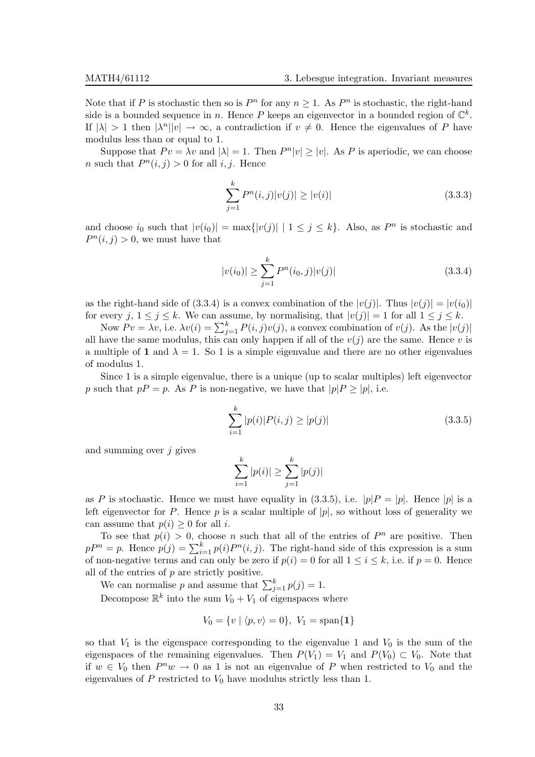Note that if $P$ is stochastic then so is $P^n$ for any $n \geq 1$. As $P^n$ is stochastic, the right-hand side is a bounded sequence in $n$. Hence $P$ keeps an eigenvector in a bounded region of $\mathbb{C}^k$. If $|\lambda| > 1$ then $|\lambda^n||v| \to \infty$, a contradiction if $v \neq 0$. Hence the eigenvalues of $P$ have modulus less than or equal to 1.

Suppose that $Pv = \lambda v$ and $|\lambda| = 1$. Then $P^n|v| \geq |v|$. As $P$ is aperiodic, we can choose $n$ such that $P^n(i,j) > 0$ for all $i, j$. Hence

$$\sum_{j=1}^{k} P^n(i,j)|v(j)| \geq |v(i)| \tag{3.3.3}$$

and choose $i_0$ such that $|v(i_0)| = \max\{|v(j)| \mid 1 \leq j \leq k\}$. Also, as $P^n$ is stochastic and $P^n(i,j) > 0$, we must have that

$$|v(i_0)| \geq \sum_{j=1}^{k} P^n(i_0,j)|v(j)| \tag{3.3.4}$$

as the right-hand side of (3.3.4) is a convex combination of the $|v(j)|$. Thus $|v(j)| = |v(i_0)|$ for every $j$, $1 \leq j \leq k$. We can assume, by normalising, that $|v(j)| = 1$ for all $1 \leq j \leq k$.

Now $Pv = \lambda v$, i.e. $\lambda v(i) = \sum_{j=1}^{k} P(i,j)v(j)$, a convex combination of $v(j)$. As the $|v(j)|$ all have the same modulus, this can only happen if all of the $v(j)$ are the same. Hence $v$ is a multiple of $\mathbf{1}$ and $\lambda = 1$. So 1 is a simple eigenvalue and there are no other eigenvalues of modulus 1.

Since 1 is a simple eigenvalue, there is a unique (up to scalar multiples) left eigenvector $p$ such that $pP = p$. As $P$ is non-negative, we have that $|p|P \geq |p|$, i.e.

$$\sum_{i=1}^{k} |p(i)|P(i,j) \geq |p(j)| \tag{3.3.5}$$

and summing over $j$ gives

$$\sum_{i=1}^{k} |p(i)| \geq \sum_{j=1}^{k} |p(j)|$$

as $P$ is stochastic. Hence we must have equality in (3.3.5), i.e. $|p|P = |p|$. Hence $|p|$ is a left eigenvector for $P$. Hence $p$ is a scalar multiple of $|p|$, so without loss of generality we can assume that $p(i) \geq 0$ for all $i$.

To see that $p(i) > 0$, choose $n$ such that all of the entries of $P^n$ are positive. Then $pP^n = p$. Hence $p(j) = \sum_{i=1}^{k} p(i)P^n(i,j)$. The right-hand side of this expression is a sum of non-negative terms and can only be zero if $p(i) = 0$ for all $1 \leq i \leq k$, i.e. if $p = 0$. Hence all of the entries of $p$ are strictly positive.

We can normalise $p$ and assume that $\sum_{j=1}^{k} p(j) = 1$.

Decompose $\mathbb{R}^k$ into the sum $V_0 + V_1$ of eigenspaces where

$$V_0 = \{v \mid \langle p, v \rangle = 0\}, \; V_1 = \operatorname{span}\{\mathbf{1}\}$$

so that $V_1$ is the eigenspace corresponding to the eigenvalue 1 and $V_0$ is the sum of the eigenspaces of the remaining eigenvalues. Then $P(V_1) = V_1$ and $P(V_0) \subset V_0$. Note that if $w \in V_0$ then $P^n w \to 0$ as 1 is not an eigenvalue of $P$ when restricted to $V_0$ and the eigenvalues of $P$ restricted to $V_0$ have modulus strictly less than 1.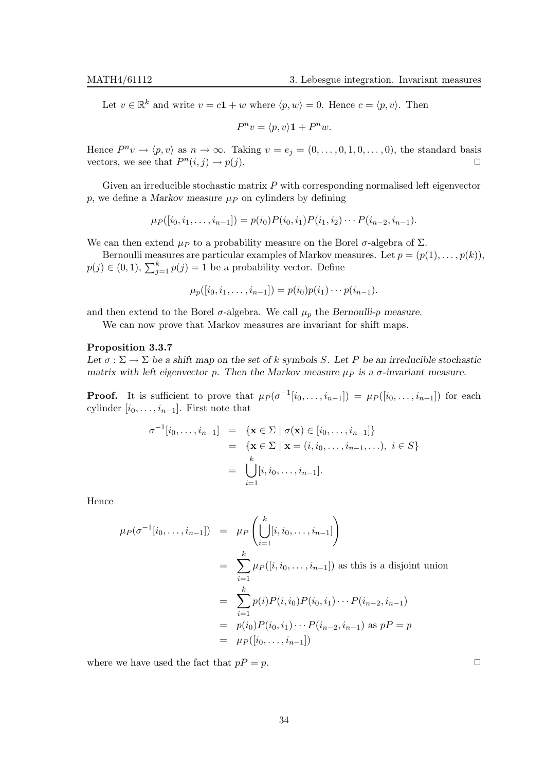Let $v \in \mathbb{R}^k$ and write $v = c\mathbf{1} + w$ where $\langle p, w \rangle = 0$. Hence $c = \langle p, v \rangle$. Then

$$P^n v = \langle p, v \rangle \mathbf{1} + P^n w.$$

Hence $P^n v \to \langle p, v \rangle$ as $n \to \infty$. Taking $v = e_j = (0, \ldots, 0, 1, 0, \ldots, 0)$, the standard basis vectors, we see that $P^n(i, j) \to p(j)$. □

Given an irreducible stochastic matrix $P$ with corresponding normalised left eigenvector $p$, we define a *Markov measure* $\mu_P$ on cylinders by defining

$$\mu_P([i_0, i_1, \ldots, i_{n-1}]) = p(i_0)P(i_0, i_1)P(i_1, i_2) \cdots P(i_{n-2}, i_{n-1}).$$

We can then extend $\mu_P$ to a probability measure on the Borel $\sigma$-algebra of $\Sigma$.

Bernoulli measures are particular examples of Markov measures. Let $p = (p(1), \ldots, p(k))$, $p(j) \in (0, 1)$, $\sum_{j=1}^{k} p(j) = 1$ be a probability vector. Define

$$\mu_p([i_0, i_1, \ldots, i_{n-1}]) = p(i_0)p(i_1) \cdots p(i_{n-1}).$$

and then extend to the Borel $\sigma$-algebra. We call $\mu_p$ the *Bernoulli-$p$ measure*.

We can now prove that Markov measures are invariant for shift maps.

**Proposition 3.3.7**
*Let $\sigma : \Sigma \to \Sigma$ be a shift map on the set of $k$ symbols $S$. Let $P$ be an irreducible stochastic matrix with left eigenvector $p$. Then the Markov measure $\mu_P$ is a $\sigma$-invariant measure.*

**Proof.** It is sufficient to prove that $\mu_P(\sigma^{-1}[i_0, \ldots, i_{n-1}]) = \mu_P([i_0, \ldots, i_{n-1}])$ for each cylinder $[i_0, \ldots, i_{n-1}]$. First note that

$$\begin{aligned}
\sigma^{-1}[i_0, \ldots, i_{n-1}] &= \{\mathbf{x} \in \Sigma \mid \sigma(\mathbf{x}) \in [i_0, \ldots, i_{n-1}]\} \\
&= \{\mathbf{x} \in \Sigma \mid \mathbf{x} = (i, i_0, \ldots, i_{n-1}, \ldots),\ i \in S\} \\
&= \bigcup_{i=1}^{k} [i, i_0, \ldots, i_{n-1}].
\end{aligned}$$

Hence

$$\begin{aligned}
\mu_P(\sigma^{-1}[i_0, \ldots, i_{n-1}]) &= \mu_P\left(\bigcup_{i=1}^{k} [i, i_0, \ldots, i_{n-1}]\right) \\
&= \sum_{i=1}^{k} \mu_P([i, i_0, \ldots, i_{n-1}]) \text{ as this is a disjoint union} \\
&= \sum_{i=1}^{k} p(i)P(i, i_0)P(i_0, i_1) \cdots P(i_{n-2}, i_{n-1}) \\
&= p(i_0)P(i_0, i_1) \cdots P(i_{n-2}, i_{n-1}) \text{ as } pP = p \\
&= \mu_P([i_0, \ldots, i_{n-1}])
\end{aligned}$$

where we have used the fact that $pP = p$. □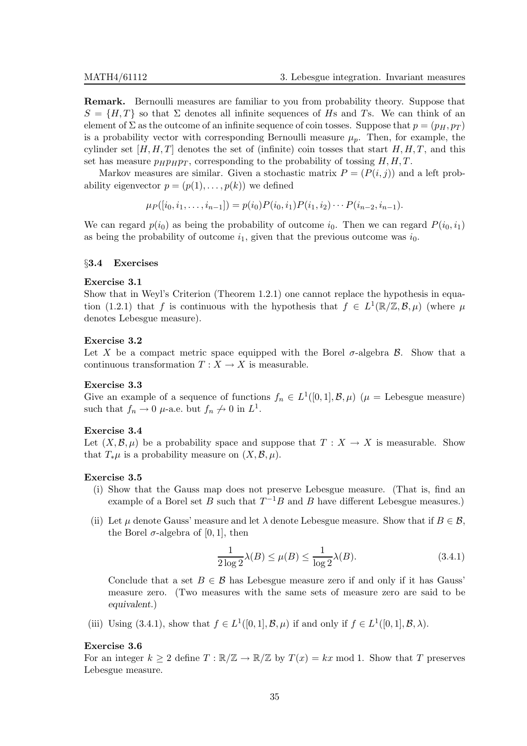**Remark.** Bernoulli measures are familiar to you from probability theory. Suppose that $S = \{H, T\}$ so that $\Sigma$ denotes all infinite sequences of $H$s and $T$s. We can think of an element of $\Sigma$ as the outcome of an infinite sequence of coin tosses. Suppose that $p = (p_H, p_T)$ is a probability vector with corresponding Bernoulli measure $\mu_p$. Then, for example, the cylinder set $[H, H, T]$ denotes the set of (infinite) coin tosses that start $H, H, T$, and this set has measure $p_H p_H p_T$, corresponding to the probability of tossing $H, H, T$.

Markov measures are similar. Given a stochastic matrix $P = (P(i,j))$ and a left probability eigenvector $p = (p(1), \ldots, p(k))$ we defined

$$\mu_P([i_0, i_1, \ldots, i_{n-1}]) = p(i_0)P(i_0, i_1)P(i_1, i_2) \cdots P(i_{n-2}, i_{n-1}).$$

We can regard $p(i_0)$ as being the probability of outcome $i_0$. Then we can regard $P(i_0, i_1)$ as being the probability of outcome $i_1$, given that the previous outcome was $i_0$.

## §3.4 Exercises

**Exercise 3.1**
Show that in Weyl's Criterion (Theorem 1.2.1) one cannot replace the hypothesis in equation (1.2.1) that $f$ is continuous with the hypothesis that $f \in L^1(\mathbb{R}/\mathbb{Z}, \mathcal{B}, \mu)$ (where $\mu$ denotes Lebesgue measure).

**Exercise 3.2**
Let $X$ be a compact metric space equipped with the Borel $\sigma$-algebra $\mathcal{B}$. Show that a continuous transformation $T : X \to X$ is measurable.

**Exercise 3.3**
Give an example of a sequence of functions $f_n \in L^1([0,1], \mathcal{B}, \mu)$ ($\mu$ = Lebesgue measure) such that $f_n \to 0$ $\mu$-a.e. but $f_n \not\to 0$ in $L^1$.

**Exercise 3.4**
Let $(X, \mathcal{B}, \mu)$ be a probability space and suppose that $T : X \to X$ is measurable. Show that $T_*\mu$ is a probability measure on $(X, \mathcal{B}, \mu)$.

**Exercise 3.5**

(i) Show that the Gauss map does not preserve Lebesgue measure. (That is, find an example of a Borel set $B$ such that $T^{-1}B$ and $B$ have different Lebesgue measures.)

(ii) Let $\mu$ denote Gauss' measure and let $\lambda$ denote Lebesgue measure. Show that if $B \in \mathcal{B}$, the Borel $\sigma$-algebra of $[0,1]$, then

$$\frac{1}{2\log 2}\lambda(B) \leq \mu(B) \leq \frac{1}{\log 2}\lambda(B). \tag{3.4.1}$$

Conclude that a set $B \in \mathcal{B}$ has Lebesgue measure zero if and only if it has Gauss' measure zero. (Two measures with the same sets of measure zero are said to be *equivalent*.)

(iii) Using (3.4.1), show that $f \in L^1([0,1], \mathcal{B}, \mu)$ if and only if $f \in L^1([0,1], \mathcal{B}, \lambda)$.

**Exercise 3.6**
For an integer $k \geq 2$ define $T : \mathbb{R}/\mathbb{Z} \to \mathbb{R}/\mathbb{Z}$ by $T(x) = kx \bmod 1$. Show that $T$ preserves Lebesgue measure.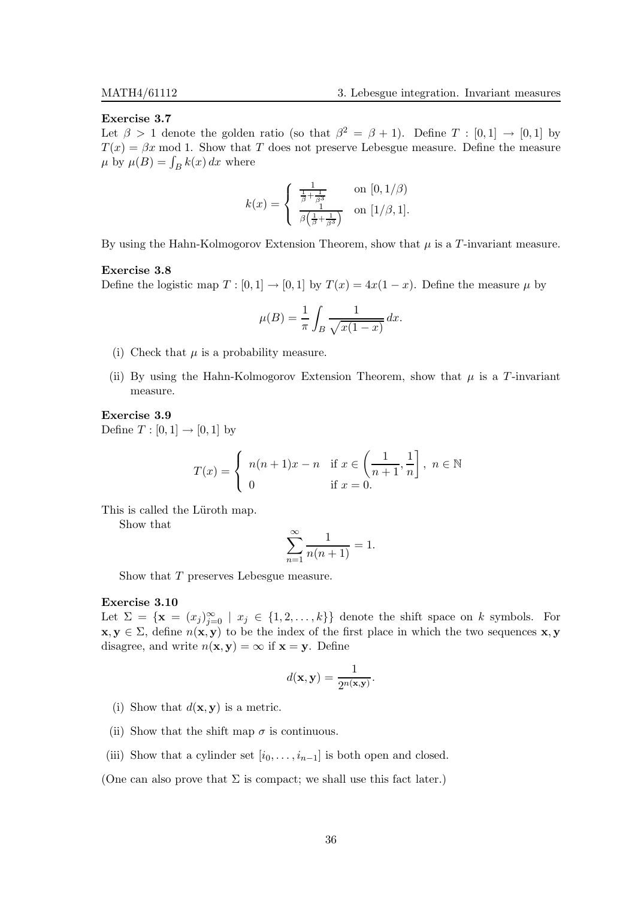### Exercise 3.7

Let $\beta > 1$ denote the golden ratio (so that $\beta^2 = \beta + 1$). Define $T : [0,1] \to [0,1]$ by $T(x) = \beta x \bmod 1$. Show that $T$ does not preserve Lebesgue measure. Define the measure $\mu$ by $\mu(B) = \int_B k(x)\,dx$ where

$$k(x) = \begin{cases} \dfrac{1}{\frac{1}{\beta} + \frac{1}{\beta^3}} & \text{on } [0, 1/\beta) \\ \dfrac{1}{\beta\left(\frac{1}{\beta} + \frac{1}{\beta^3}\right)} & \text{on } [1/\beta, 1]. \end{cases}$$

By using the Hahn-Kolmogorov Extension Theorem, show that $\mu$ is a $T$-invariant measure.

### Exercise 3.8

Define the logistic map $T : [0,1] \to [0,1]$ by $T(x) = 4x(1-x)$. Define the measure $\mu$ by

$$\mu(B) = \frac{1}{\pi} \int_B \frac{1}{\sqrt{x(1-x)}}\,dx.$$

(i) Check that $\mu$ is a probability measure.

(ii) By using the Hahn-Kolmogorov Extension Theorem, show that $\mu$ is a $T$-invariant measure.

### Exercise 3.9

Define $T : [0,1] \to [0,1]$ by

$$T(x) = \begin{cases} n(n+1)x - n & \text{if } x \in \left(\dfrac{1}{n+1}, \dfrac{1}{n}\right],\ n \in \mathbb{N} \\ 0 & \text{if } x = 0. \end{cases}$$

This is called the Lüroth map.

Show that

$$\sum_{n=1}^{\infty} \frac{1}{n(n+1)} = 1.$$

Show that $T$ preserves Lebesgue measure.

### Exercise 3.10

Let $\Sigma = \{\mathbf{x} = (x_j)_{j=0}^{\infty} \mid x_j \in \{1, 2, \ldots, k\}\}$ denote the shift space on $k$ symbols. For $\mathbf{x}, \mathbf{y} \in \Sigma$, define $n(\mathbf{x}, \mathbf{y})$ to be the index of the first place in which the two sequences $\mathbf{x}, \mathbf{y}$ disagree, and write $n(\mathbf{x}, \mathbf{y}) = \infty$ if $\mathbf{x} = \mathbf{y}$. Define

$$d(\mathbf{x}, \mathbf{y}) = \frac{1}{2^{n(\mathbf{x}, \mathbf{y})}}.$$

(i) Show that $d(\mathbf{x}, \mathbf{y})$ is a metric.

(ii) Show that the shift map $\sigma$ is continuous.

(iii) Show that a cylinder set $[i_0, \ldots, i_{n-1}]$ is both open and closed.

(One can also prove that $\Sigma$ is compact; we shall use this fact later.)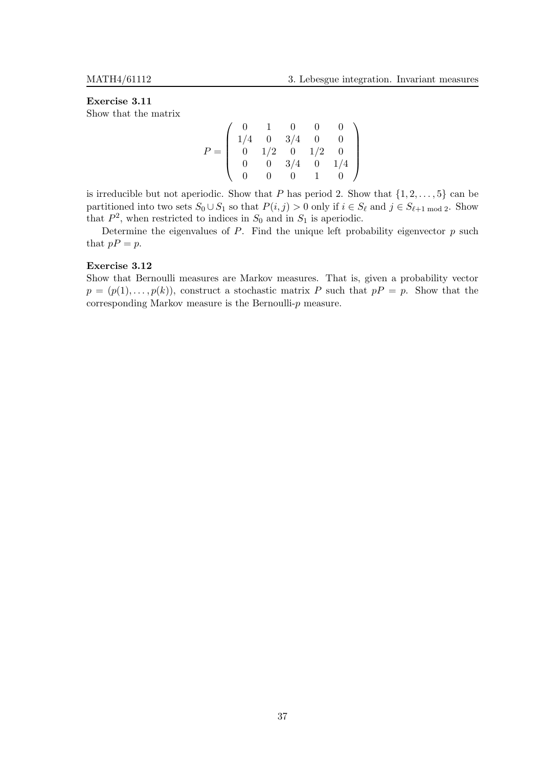### Exercise 3.11

Show that the matrix

$$P = \begin{pmatrix} 0 & 1 & 0 & 0 & 0 \\ 1/4 & 0 & 3/4 & 0 & 0 \\ 0 & 1/2 & 0 & 1/2 & 0 \\ 0 & 0 & 3/4 & 0 & 1/4 \\ 0 & 0 & 0 & 1 & 0 \end{pmatrix}$$

is irreducible but not aperiodic. Show that $P$ has period 2. Show that $\{1, 2, \ldots, 5\}$ can be partitioned into two sets $S_0 \cup S_1$ so that $P(i,j) > 0$ only if $i \in S_\ell$ and $j \in S_{\ell+1 \bmod 2}$. Show that $P^2$, when restricted to indices in $S_0$ and in $S_1$ is aperiodic.

Determine the eigenvalues of $P$. Find the unique left probability eigenvector $p$ such that $pP = p$.

### Exercise 3.12

Show that Bernoulli measures are Markov measures. That is, given a probability vector $p = (p(1), \ldots, p(k))$, construct a stochastic matrix $P$ such that $pP = p$. Show that the corresponding Markov measure is the Bernoulli-$p$ measure.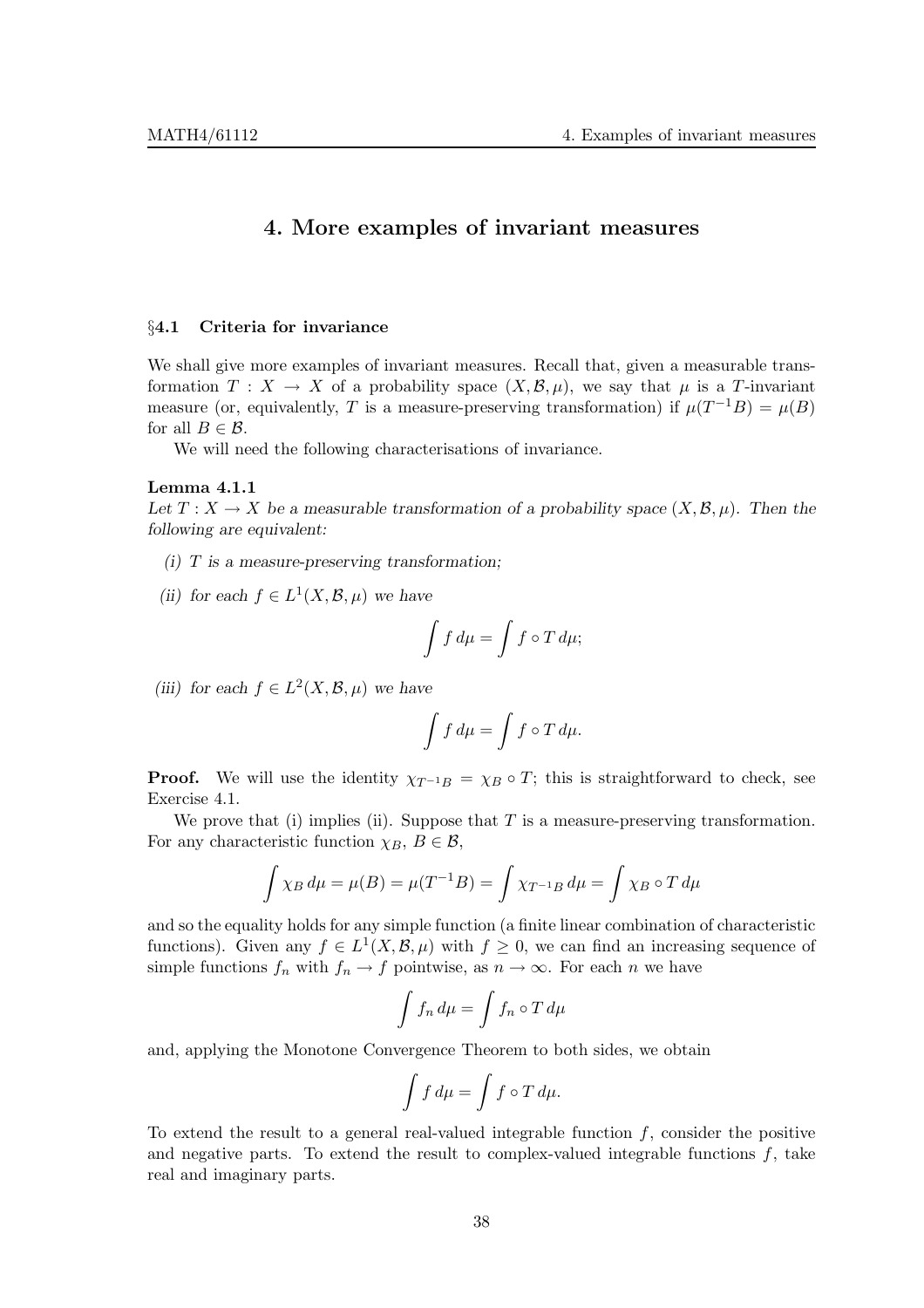# 4. More examples of invariant measures

## §4.1 Criteria for invariance

We shall give more examples of invariant measures. Recall that, given a measurable transformation $T : X \to X$ of a probability space $(X, \mathcal{B}, \mu)$, we say that $\mu$ is a $T$-invariant measure (or, equivalently, $T$ is a measure-preserving transformation) if $\mu(T^{-1}B) = \mu(B)$ for all $B \in \mathcal{B}$.

We will need the following characterisations of invariance.

**Lemma 4.1.1**
*Let $T : X \to X$ be a measurable transformation of a probability space $(X, \mathcal{B}, \mu)$. Then the following are equivalent:*

*(i) $T$ is a measure-preserving transformation;*

*(ii) for each $f \in L^1(X, \mathcal{B}, \mu)$ we have*

$$\int f \, d\mu = \int f \circ T \, d\mu;$$

*(iii) for each $f \in L^2(X, \mathcal{B}, \mu)$ we have*

$$\int f \, d\mu = \int f \circ T \, d\mu.$$

**Proof.** We will use the identity $\chi_{T^{-1}B} = \chi_B \circ T$; this is straightforward to check, see Exercise 4.1.

We prove that (i) implies (ii). Suppose that $T$ is a measure-preserving transformation. For any characteristic function $\chi_B$, $B \in \mathcal{B}$,

$$\int \chi_B \, d\mu = \mu(B) = \mu(T^{-1}B) = \int \chi_{T^{-1}B} \, d\mu = \int \chi_B \circ T \, d\mu$$

and so the equality holds for any simple function (a finite linear combination of characteristic functions). Given any $f \in L^1(X, \mathcal{B}, \mu)$ with $f \geq 0$, we can find an increasing sequence of simple functions $f_n$ with $f_n \to f$ pointwise, as $n \to \infty$. For each $n$ we have

$$\int f_n \, d\mu = \int f_n \circ T \, d\mu$$

and, applying the Monotone Convergence Theorem to both sides, we obtain

$$\int f \, d\mu = \int f \circ T \, d\mu.$$

To extend the result to a general real-valued integrable function $f$, consider the positive and negative parts. To extend the result to complex-valued integrable functions $f$, take real and imaginary parts.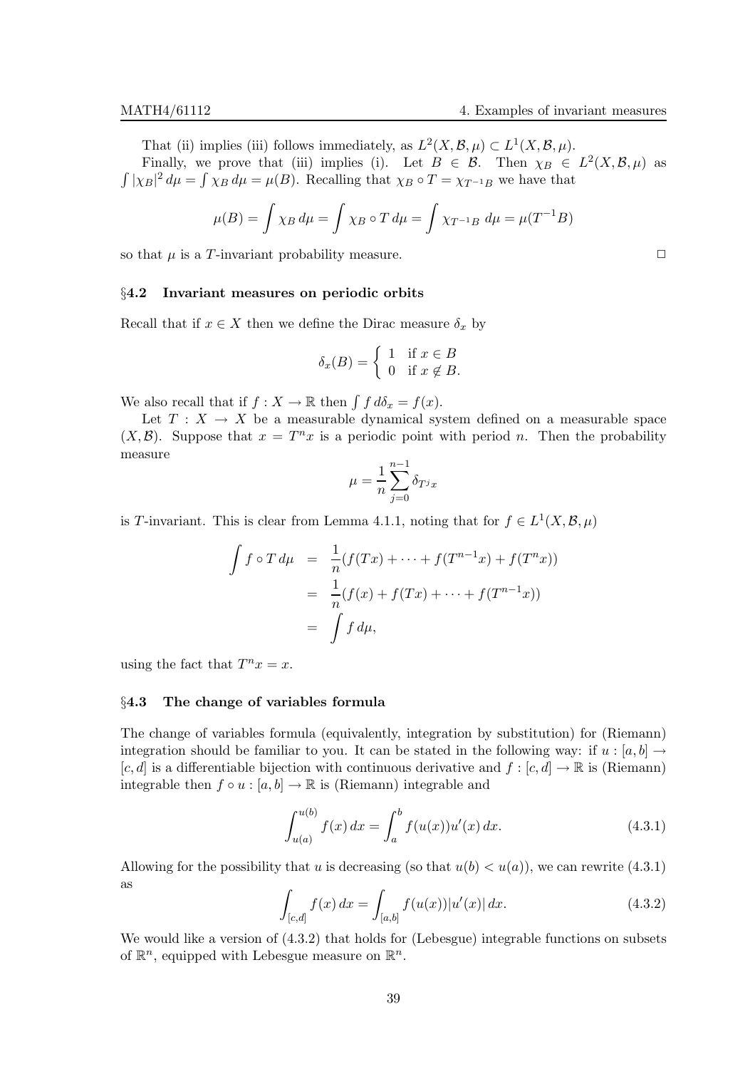That (ii) implies (iii) follows immediately, as $L^2(X, \mathcal{B}, \mu) \subset L^1(X, \mathcal{B}, \mu)$.

Finally, we prove that (iii) implies (i). Let $B \in \mathcal{B}$. Then $\chi_B \in L^2(X, \mathcal{B}, \mu)$ as $\int |\chi_B|^2 \, d\mu = \int \chi_B \, d\mu = \mu(B)$. Recalling that $\chi_B \circ T = \chi_{T^{-1}B}$ we have that

$$\mu(B) = \int \chi_B \, d\mu = \int \chi_B \circ T \, d\mu = \int \chi_{T^{-1}B} \, d\mu = \mu(T^{-1}B)$$

so that $\mu$ is a $T$-invariant probability measure. □

## §4.2 Invariant measures on periodic orbits

Recall that if $x \in X$ then we define the Dirac measure $\delta_x$ by

$$\delta_x(B) = \begin{cases} 1 & \text{if } x \in B \\ 0 & \text{if } x \notin B. \end{cases}$$

We also recall that if $f : X \to \mathbb{R}$ then $\int f \, d\delta_x = f(x)$.

Let $T : X \to X$ be a measurable dynamical system defined on a measurable space $(X, \mathcal{B})$. Suppose that $x = T^n x$ is a periodic point with period $n$. Then the probability measure

$$\mu = \frac{1}{n} \sum_{j=0}^{n-1} \delta_{T^j x}$$

is $T$-invariant. This is clear from Lemma 4.1.1, noting that for $f \in L^1(X, \mathcal{B}, \mu)$

$$\begin{aligned} \int f \circ T \, d\mu &= \frac{1}{n}(f(Tx) + \cdots + f(T^{n-1}x) + f(T^n x)) \\ &= \frac{1}{n}(f(x) + f(Tx) + \cdots + f(T^{n-1}x)) \\ &= \int f \, d\mu, \end{aligned}$$

using the fact that $T^n x = x$.

## §4.3 The change of variables formula

The change of variables formula (equivalently, integration by substitution) for (Riemann) integration should be familiar to you. It can be stated in the following way: if $u : [a, b] \to [c, d]$ is a differentiable bijection with continuous derivative and $f : [c, d] \to \mathbb{R}$ is (Riemann) integrable then $f \circ u : [a, b] \to \mathbb{R}$ is (Riemann) integrable and

$$\int_{u(a)}^{u(b)} f(x) \, dx = \int_a^b f(u(x)) u'(x) \, dx. \tag{4.3.1}$$

Allowing for the possibility that $u$ is decreasing (so that $u(b) < u(a)$), we can rewrite (4.3.1) as

$$\int_{[c,d]} f(x) \, dx = \int_{[a,b]} f(u(x)) |u'(x)| \, dx. \tag{4.3.2}$$

We would like a version of (4.3.2) that holds for (Lebesgue) integrable functions on subsets of $\mathbb{R}^n$, equipped with Lebesgue measure on $\mathbb{R}^n$.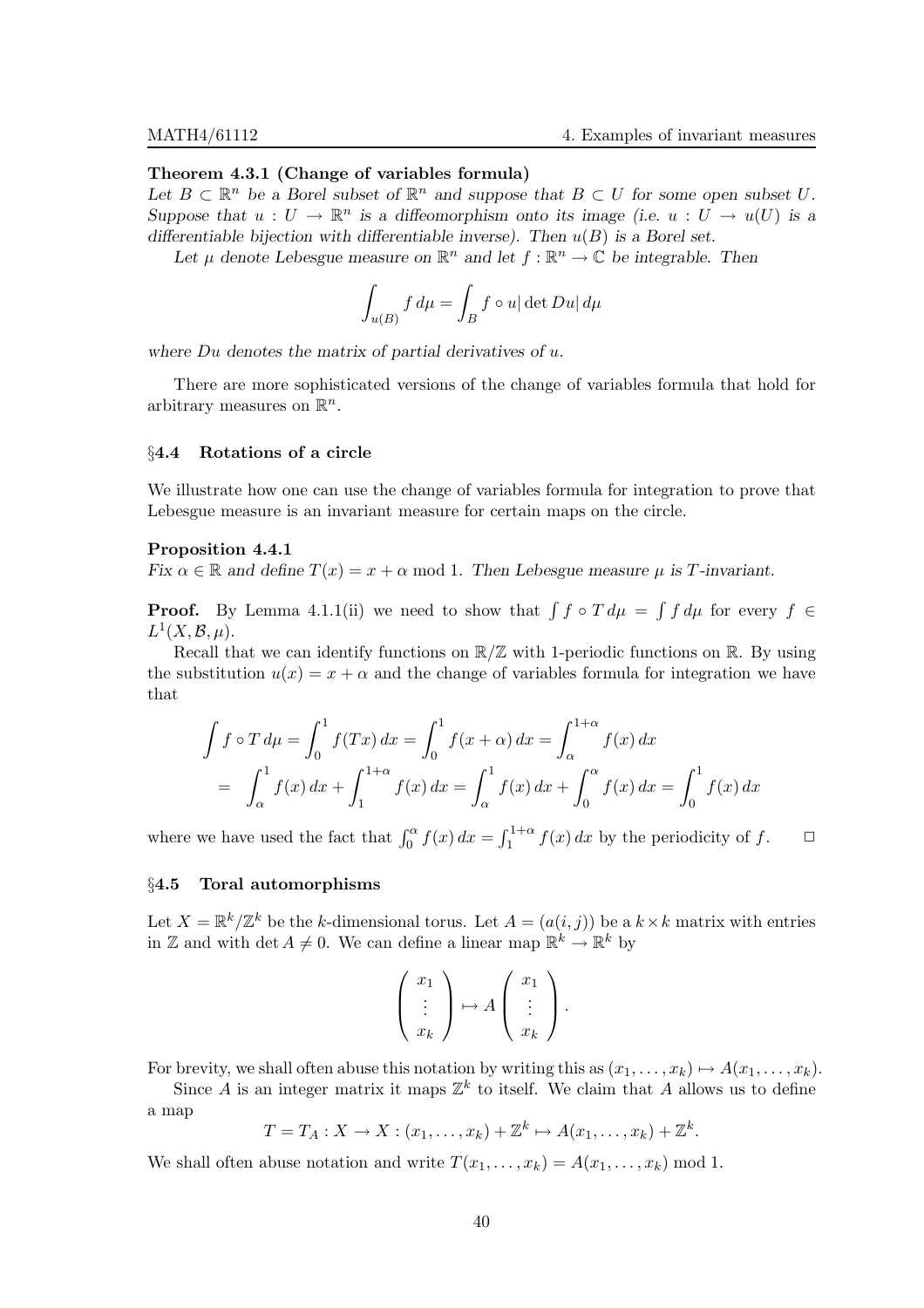**Theorem 4.3.1 (Change of variables formula)**
*Let $B \subset \mathbb{R}^n$ be a Borel subset of $\mathbb{R}^n$ and suppose that $B \subset U$ for some open subset $U$. Suppose that $u : U \to \mathbb{R}^n$ is a diffeomorphism onto its image (i.e. $u : U \to u(U)$ is a differentiable bijection with differentiable inverse). Then $u(B)$ is a Borel set.*

*Let $\mu$ denote Lebesgue measure on $\mathbb{R}^n$ and let $f : \mathbb{R}^n \to \mathbb{C}$ be integrable. Then*

$$\int_{u(B)} f \, d\mu = \int_B f \circ u |\det Du| \, d\mu$$

*where $Du$ denotes the matrix of partial derivatives of $u$.*

There are more sophisticated versions of the change of variables formula that hold for arbitrary measures on $\mathbb{R}^n$.

## §4.4 Rotations of a circle

We illustrate how one can use the change of variables formula for integration to prove that Lebesgue measure is an invariant measure for certain maps on the circle.

**Proposition 4.4.1**
*Fix $\alpha \in \mathbb{R}$ and define $T(x) = x + \alpha \bmod 1$. Then Lebesgue measure $\mu$ is $T$-invariant.*

**Proof.** By Lemma 4.1.1(ii) we need to show that $\int f \circ T \, d\mu = \int f \, d\mu$ for every $f \in L^1(X, \mathcal{B}, \mu)$.

Recall that we can identify functions on $\mathbb{R}/\mathbb{Z}$ with 1-periodic functions on $\mathbb{R}$. By using the substitution $u(x) = x + \alpha$ and the change of variables formula for integration we have that

$$\begin{aligned}
\int f \circ T \, d\mu &= \int_0^1 f(Tx) \, dx = \int_0^1 f(x + \alpha) \, dx = \int_\alpha^{1+\alpha} f(x) \, dx \\
&= \int_\alpha^1 f(x) \, dx + \int_1^{1+\alpha} f(x) \, dx = \int_\alpha^1 f(x) \, dx + \int_0^\alpha f(x) \, dx = \int_0^1 f(x) \, dx
\end{aligned}$$

where we have used the fact that $\int_0^\alpha f(x) \, dx = \int_1^{1+\alpha} f(x) \, dx$ by the periodicity of $f$. $\square$

## §4.5 Toral automorphisms

Let $X = \mathbb{R}^k/\mathbb{Z}^k$ be the $k$-dimensional torus. Let $A = (a(i,j))$ be a $k \times k$ matrix with entries in $\mathbb{Z}$ and with $\det A \neq 0$. We can define a linear map $\mathbb{R}^k \to \mathbb{R}^k$ by

$$\begin{pmatrix} x_1 \\ \vdots \\ x_k \end{pmatrix} \mapsto A \begin{pmatrix} x_1 \\ \vdots \\ x_k \end{pmatrix}.$$

For brevity, we shall often abuse this notation by writing this as $(x_1, \ldots, x_k) \mapsto A(x_1, \ldots, x_k)$.

Since $A$ is an integer matrix it maps $\mathbb{Z}^k$ to itself. We claim that $A$ allows us to define a map

$$T = T_A : X \to X : (x_1, \ldots, x_k) + \mathbb{Z}^k \mapsto A(x_1, \ldots, x_k) + \mathbb{Z}^k.$$

We shall often abuse notation and write $T(x_1, \ldots, x_k) = A(x_1, \ldots, x_k) \bmod 1$.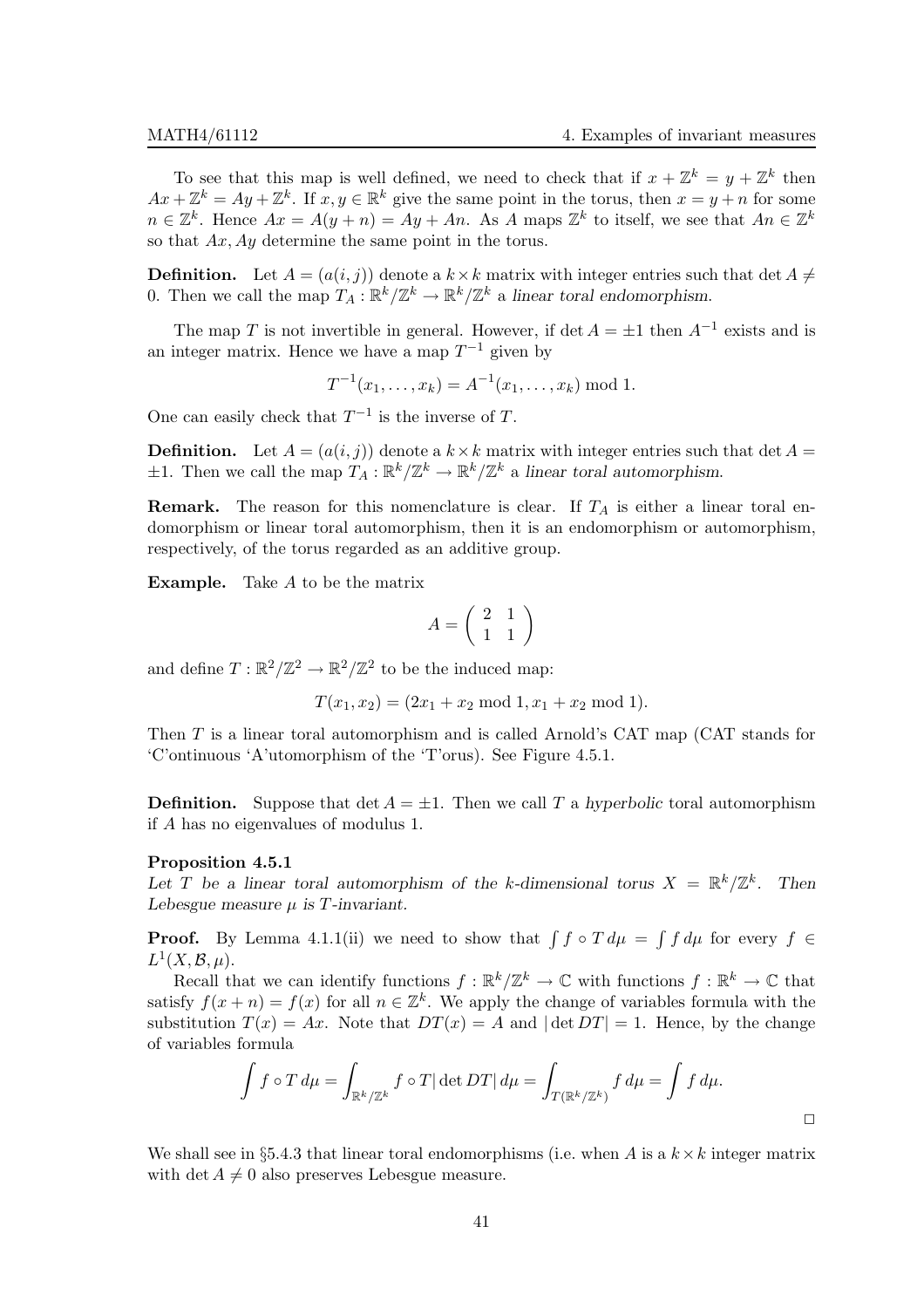To see that this map is well defined, we need to check that if $x + \mathbb{Z}^k = y + \mathbb{Z}^k$ then $Ax + \mathbb{Z}^k = Ay + \mathbb{Z}^k$. If $x, y \in \mathbb{R}^k$ give the same point in the torus, then $x = y + n$ for some $n \in \mathbb{Z}^k$. Hence $Ax = A(y + n) = Ay + An$. As $A$ maps $\mathbb{Z}^k$ to itself, we see that $An \in \mathbb{Z}^k$ so that $Ax, Ay$ determine the same point in the torus.

**Definition.** Let $A = (a(i,j))$ denote a $k \times k$ matrix with integer entries such that $\det A \neq 0$. Then we call the map $T_A : \mathbb{R}^k/\mathbb{Z}^k \to \mathbb{R}^k/\mathbb{Z}^k$ a *linear toral endomorphism*.

The map $T$ is not invertible in general. However, if $\det A = \pm 1$ then $A^{-1}$ exists and is an integer matrix. Hence we have a map $T^{-1}$ given by

$$T^{-1}(x_1, \ldots, x_k) = A^{-1}(x_1, \ldots, x_k) \bmod 1.$$

One can easily check that $T^{-1}$ is the inverse of $T$.

**Definition.** Let $A = (a(i,j))$ denote a $k \times k$ matrix with integer entries such that $\det A = \pm 1$. Then we call the map $T_A : \mathbb{R}^k/\mathbb{Z}^k \to \mathbb{R}^k/\mathbb{Z}^k$ a *linear toral automorphism*.

**Remark.** The reason for this nomenclature is clear. If $T_A$ is either a linear toral endomorphism or linear toral automorphism, then it is an endomorphism or automorphism, respectively, of the torus regarded as an additive group.

**Example.** Take $A$ to be the matrix

$$A = \begin{pmatrix} 2 & 1 \\ 1 & 1 \end{pmatrix}$$

and define $T : \mathbb{R}^2/\mathbb{Z}^2 \to \mathbb{R}^2/\mathbb{Z}^2$ to be the induced map:

$$T(x_1, x_2) = (2x_1 + x_2 \bmod 1, x_1 + x_2 \bmod 1).$$

Then $T$ is a linear toral automorphism and is called Arnold's CAT map (CAT stands for 'C'ontinuous 'A'utomorphism of the 'T'orus). See Figure 4.5.1.

**Definition.** Suppose that $\det A = \pm 1$. Then we call $T$ a *hyperbolic* toral automorphism if $A$ has no eigenvalues of modulus 1.

**Proposition 4.5.1**
*Let $T$ be a linear toral automorphism of the $k$-dimensional torus $X = \mathbb{R}^k/\mathbb{Z}^k$. Then Lebesgue measure $\mu$ is $T$-invariant.*

**Proof.** By Lemma 4.1.1(ii) we need to show that $\int f \circ T \, d\mu = \int f \, d\mu$ for every $f \in L^1(X, \mathcal{B}, \mu)$.

Recall that we can identify functions $f : \mathbb{R}^k/\mathbb{Z}^k \to \mathbb{C}$ with functions $f : \mathbb{R}^k \to \mathbb{C}$ that satisfy $f(x + n) = f(x)$ for all $n \in \mathbb{Z}^k$. We apply the change of variables formula with the substitution $T(x) = Ax$. Note that $DT(x) = A$ and $|\det DT| = 1$. Hence, by the change of variables formula

$$\int f \circ T \, d\mu = \int_{\mathbb{R}^k/\mathbb{Z}^k} f \circ T |\det DT| \, d\mu = \int_{T(\mathbb{R}^k/\mathbb{Z}^k)} f \, d\mu = \int f \, d\mu.$$

□

We shall see in §5.4.3 that linear toral endomorphisms (i.e. when $A$ is a $k \times k$ integer matrix with $\det A \neq 0$ also preserves Lebesgue measure.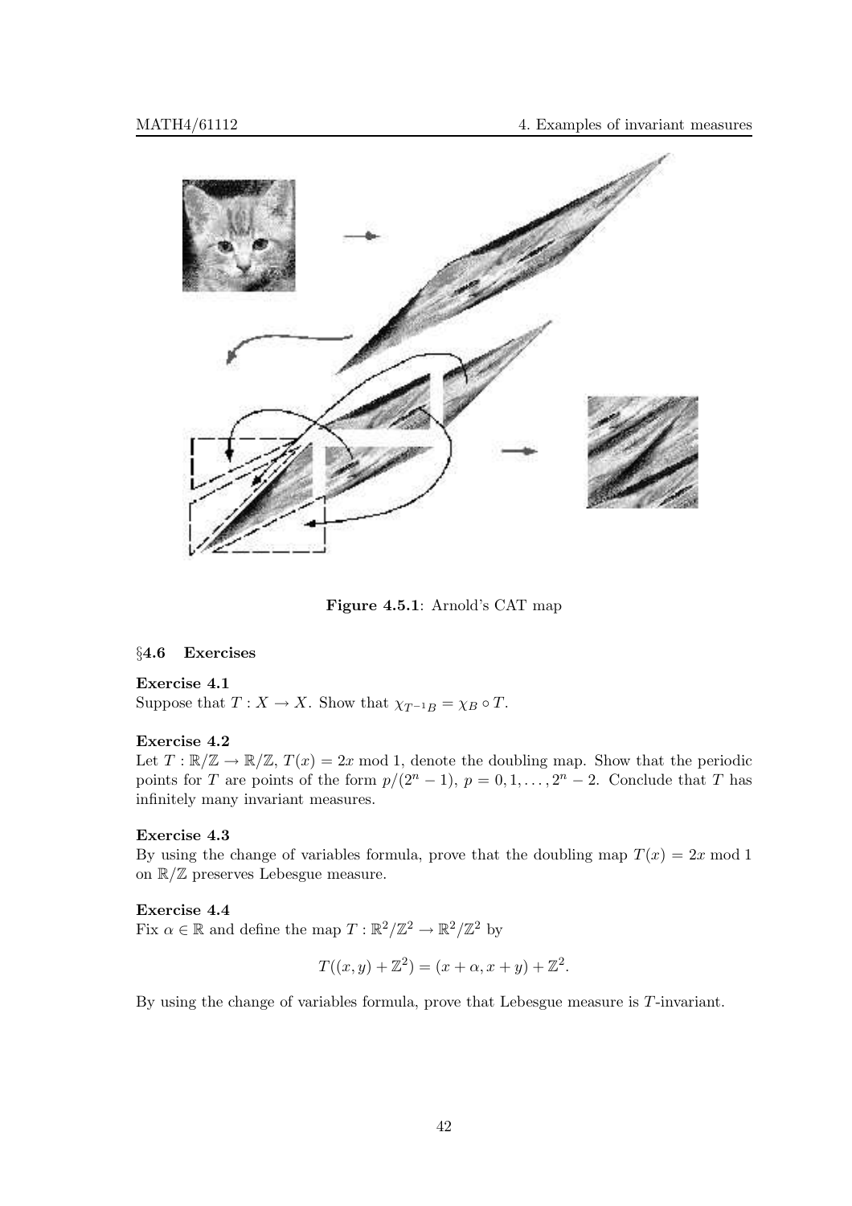**Figure 4.5.1**: Arnold's CAT map

## §4.6 Exercises

**Exercise 4.1**
Suppose that $T : X \to X$. Show that $\chi_{T^{-1}B} = \chi_B \circ T$.

**Exercise 4.2**
Let $T : \mathbb{R}/\mathbb{Z} \to \mathbb{R}/\mathbb{Z}$, $T(x) = 2x \bmod 1$, denote the doubling map. Show that the periodic points for $T$ are points of the form $p/(2^n - 1)$, $p = 0, 1, \ldots, 2^n - 2$. Conclude that $T$ has infinitely many invariant measures.

**Exercise 4.3**
By using the change of variables formula, prove that the doubling map $T(x) = 2x \bmod 1$ on $\mathbb{R}/\mathbb{Z}$ preserves Lebesgue measure.

**Exercise 4.4**
Fix $\alpha \in \mathbb{R}$ and define the map $T : \mathbb{R}^2/\mathbb{Z}^2 \to \mathbb{R}^2/\mathbb{Z}^2$ by

$$T((x, y) + \mathbb{Z}^2) = (x + \alpha, x + y) + \mathbb{Z}^2.$$

By using the change of variables formula, prove that Lebesgue measure is $T$-invariant.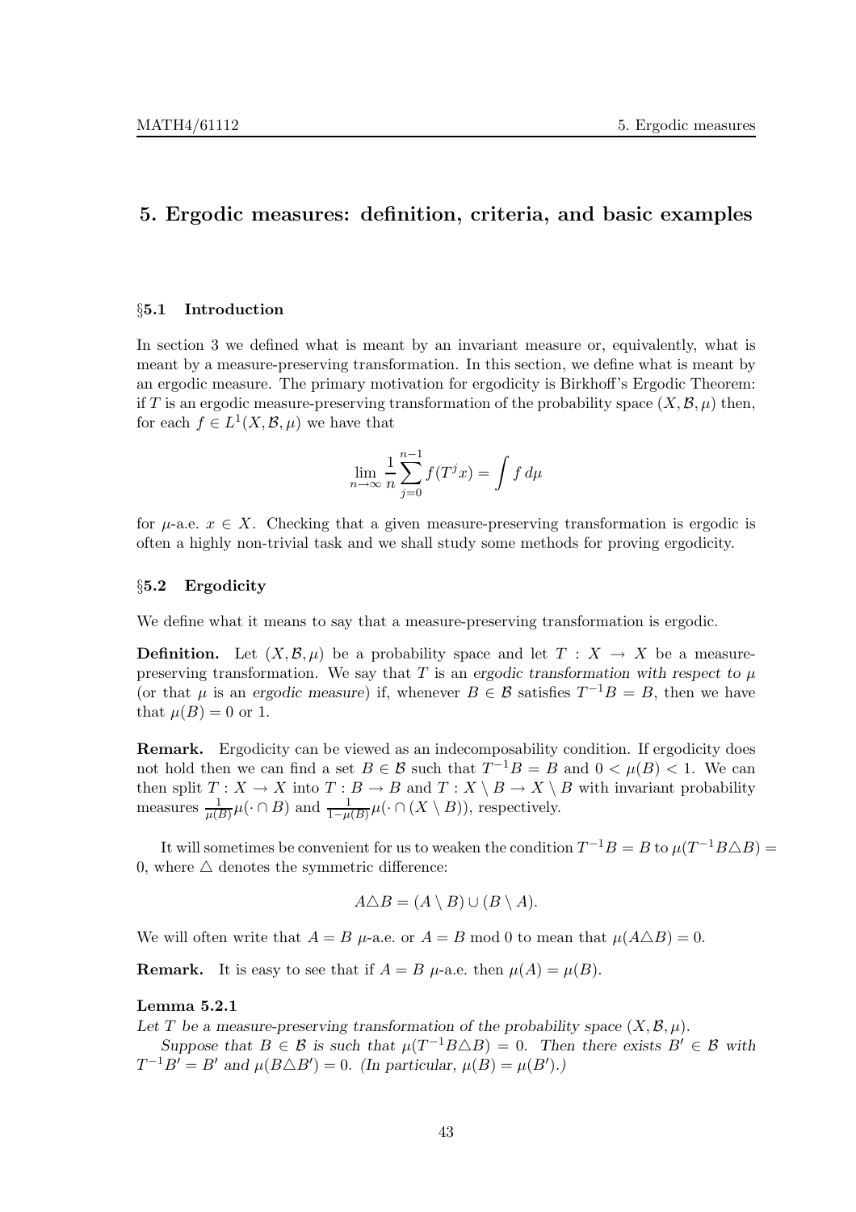# 5. Ergodic measures: definition, criteria, and basic examples

### §5.1 Introduction

In section 3 we defined what is meant by an invariant measure or, equivalently, what is meant by a measure-preserving transformation. In this section, we define what is meant by an ergodic measure. The primary motivation for ergodicity is Birkhoff's Ergodic Theorem: if $T$ is an ergodic measure-preserving transformation of the probability space $(X, \mathcal{B}, \mu)$ then, for each $f \in L^1(X, \mathcal{B}, \mu)$ we have that

$$\lim_{n \to \infty} \frac{1}{n} \sum_{j=0}^{n-1} f(T^j x) = \int f \, d\mu$$

for $\mu$-a.e. $x \in X$. Checking that a given measure-preserving transformation is ergodic is often a highly non-trivial task and we shall study some methods for proving ergodicity.

### §5.2 Ergodicity

We define what it means to say that a measure-preserving transformation is ergodic.

**Definition.** Let $(X, \mathcal{B}, \mu)$ be a probability space and let $T : X \to X$ be a measure-preserving transformation. We say that $T$ is an *ergodic transformation with respect to* $\mu$ (or that $\mu$ is an *ergodic measure*) if, whenever $B \in \mathcal{B}$ satisfies $T^{-1}B = B$, then we have that $\mu(B) = 0$ or 1.

**Remark.** Ergodicity can be viewed as an indecomposability condition. If ergodicity does not hold then we can find a set $B \in \mathcal{B}$ such that $T^{-1}B = B$ and $0 < \mu(B) < 1$. We can then split $T : X \to X$ into $T : B \to B$ and $T : X \setminus B \to X \setminus B$ with invariant probability measures $\frac{1}{\mu(B)}\mu(\cdot \cap B)$ and $\frac{1}{1-\mu(B)}\mu(\cdot \cap (X \setminus B))$, respectively.

It will sometimes be convenient for us to weaken the condition $T^{-1}B = B$ to $\mu(T^{-1}B \triangle B) = 0$, where $\triangle$ denotes the symmetric difference:

$$A \triangle B = (A \setminus B) \cup (B \setminus A).$$

We will often write that $A = B$ $\mu$-a.e. or $A = B$ mod 0 to mean that $\mu(A \triangle B) = 0$.

**Remark.** It is easy to see that if $A = B$ $\mu$-a.e. then $\mu(A) = \mu(B)$.

**Lemma 5.2.1**
*Let $T$ be a measure-preserving transformation of the probability space $(X, \mathcal{B}, \mu)$.*

*Suppose that $B \in \mathcal{B}$ is such that $\mu(T^{-1}B \triangle B) = 0$. Then there exists $B' \in \mathcal{B}$ with $T^{-1}B' = B'$ and $\mu(B \triangle B') = 0$. (In particular, $\mu(B) = \mu(B')$.)*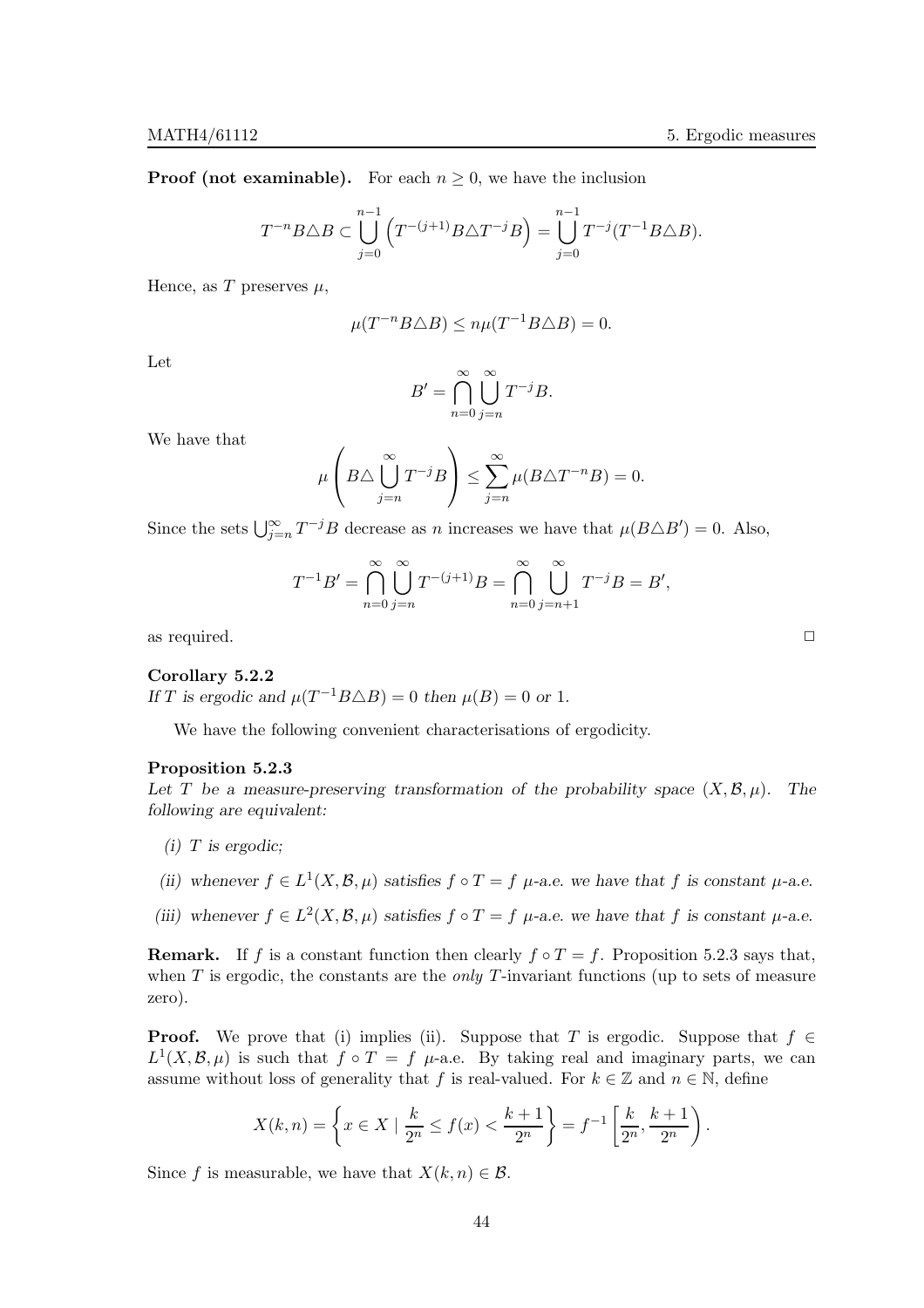**Proof (not examinable).** For each $n \geq 0$, we have the inclusion

$$T^{-n}B \triangle B \subset \bigcup_{j=0}^{n-1} \left( T^{-(j+1)}B \triangle T^{-j}B \right) = \bigcup_{j=0}^{n-1} T^{-j}(T^{-1}B \triangle B).$$

Hence, as $T$ preserves $\mu$,

$$\mu(T^{-n}B \triangle B) \leq n\mu(T^{-1}B \triangle B) = 0.$$

Let

$$B' = \bigcap_{n=0}^{\infty} \bigcup_{j=n}^{\infty} T^{-j}B.$$

We have that

$$\mu\left( B \triangle \bigcup_{j=n}^{\infty} T^{-j}B \right) \leq \sum_{j=n}^{\infty} \mu(B \triangle T^{-n}B) = 0.$$

Since the sets $\bigcup_{j=n}^{\infty} T^{-j}B$ decrease as $n$ increases we have that $\mu(B \triangle B') = 0$. Also,

$$T^{-1}B' = \bigcap_{n=0}^{\infty} \bigcup_{j=n}^{\infty} T^{-(j+1)}B = \bigcap_{n=0}^{\infty} \bigcup_{j=n+1}^{\infty} T^{-j}B = B',$$

as required. □

**Corollary 5.2.2**
*If $T$ is ergodic and $\mu(T^{-1}B \triangle B) = 0$ then $\mu(B) = 0$ or $1$.*

We have the following convenient characterisations of ergodicity.

**Proposition 5.2.3**
*Let $T$ be a measure-preserving transformation of the probability space $(X, \mathcal{B}, \mu)$. The following are equivalent:*

- *(i) $T$ is ergodic;*
- *(ii) whenever $f \in L^1(X, \mathcal{B}, \mu)$ satisfies $f \circ T = f$ $\mu$-a.e. we have that $f$ is constant $\mu$-a.e.*
- *(iii) whenever $f \in L^2(X, \mathcal{B}, \mu)$ satisfies $f \circ T = f$ $\mu$-a.e. we have that $f$ is constant $\mu$-a.e.*

**Remark.** If $f$ is a constant function then clearly $f \circ T = f$. Proposition 5.2.3 says that, when $T$ is ergodic, the constants are the *only* $T$-invariant functions (up to sets of measure zero).

**Proof.** We prove that (i) implies (ii). Suppose that $T$ is ergodic. Suppose that $f \in L^1(X, \mathcal{B}, \mu)$ is such that $f \circ T = f$ $\mu$-a.e. By taking real and imaginary parts, we can assume without loss of generality that $f$ is real-valued. For $k \in \mathbb{Z}$ and $n \in \mathbb{N}$, define

$$X(k, n) = \left\{ x \in X \mid \frac{k}{2^n} \leq f(x) < \frac{k+1}{2^n} \right\} = f^{-1}\left[ \frac{k}{2^n}, \frac{k+1}{2^n} \right).$$

Since $f$ is measurable, we have that $X(k, n) \in \mathcal{B}$.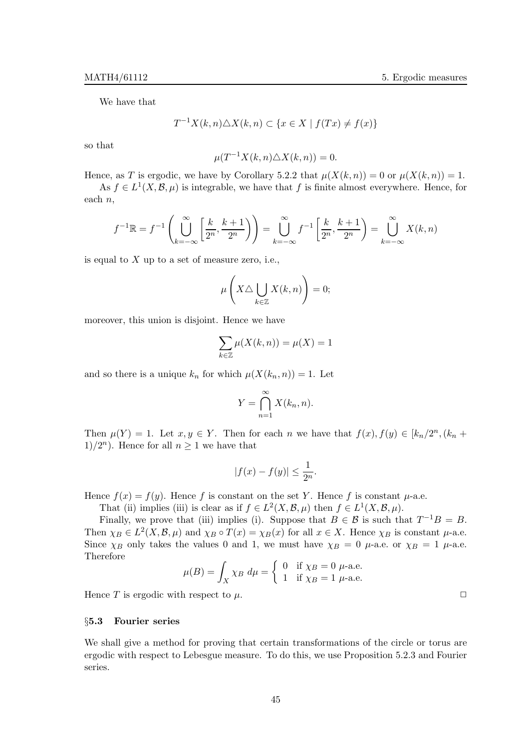We have that

$$T^{-1}X(k,n) \triangle X(k,n) \subset \{x \in X \mid f(Tx) \neq f(x)\}$$

so that

$$\mu(T^{-1}X(k,n) \triangle X(k,n)) = 0.$$

Hence, as $T$ is ergodic, we have by Corollary 5.2.2 that $\mu(X(k,n)) = 0$ or $\mu(X(k,n)) = 1$.

As $f \in L^1(X, \mathcal{B}, \mu)$ is integrable, we have that $f$ is finite almost everywhere. Hence, for each $n$,

$$f^{-1}\mathbb{R} = f^{-1}\left(\bigcup_{k=-\infty}^{\infty}\left[\frac{k}{2^n}, \frac{k+1}{2^n}\right)\right) = \bigcup_{k=-\infty}^{\infty} f^{-1}\left[\frac{k}{2^n}, \frac{k+1}{2^n}\right) = \bigcup_{k=-\infty}^{\infty} X(k,n)$$

is equal to $X$ up to a set of measure zero, i.e.,

$$\mu\left(X \triangle \bigcup_{k \in \mathbb{Z}} X(k,n)\right) = 0;$$

moreover, this union is disjoint. Hence we have

$$\sum_{k \in \mathbb{Z}} \mu(X(k,n)) = \mu(X) = 1$$

and so there is a unique $k_n$ for which $\mu(X(k_n, n)) = 1$. Let

$$Y = \bigcap_{n=1}^{\infty} X(k_n, n).$$

Then $\mu(Y) = 1$. Let $x, y \in Y$. Then for each $n$ we have that $f(x), f(y) \in [k_n/2^n, (k_n + 1)/2^n)$. Hence for all $n \geq 1$ we have that

$$|f(x) - f(y)| \leq \frac{1}{2^n}.$$

Hence $f(x) = f(y)$. Hence $f$ is constant on the set $Y$. Hence $f$ is constant $\mu$-a.e.

That (ii) implies (iii) is clear as if $f \in L^2(X, \mathcal{B}, \mu)$ then $f \in L^1(X, \mathcal{B}, \mu)$.

Finally, we prove that (iii) implies (i). Suppose that $B \in \mathcal{B}$ is such that $T^{-1}B = B$. Then $\chi_B \in L^2(X, \mathcal{B}, \mu)$ and $\chi_B \circ T(x) = \chi_B(x)$ for all $x \in X$. Hence $\chi_B$ is constant $\mu$-a.e. Since $\chi_B$ only takes the values 0 and 1, we must have $\chi_B = 0$ $\mu$-a.e. or $\chi_B = 1$ $\mu$-a.e. Therefore

$$\mu(B) = \int_X \chi_B \, d\mu = \begin{cases} 0 & \text{if } \chi_B = 0 \ \mu\text{-a.e.} \\ 1 & \text{if } \chi_B = 1 \ \mu\text{-a.e.} \end{cases}$$

Hence $T$ is ergodic with respect to $\mu$. □

### §5.3 Fourier series

We shall give a method for proving that certain transformations of the circle or torus are ergodic with respect to Lebesgue measure. To do this, we use Proposition 5.2.3 and Fourier series.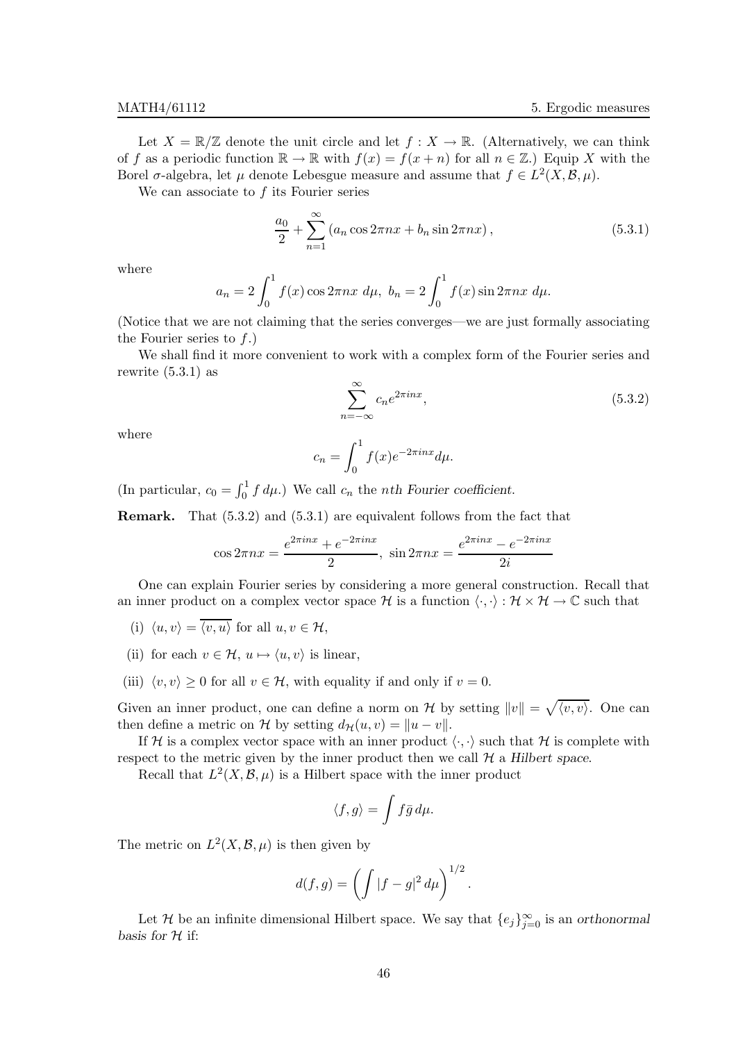Let $X = \mathbb{R}/\mathbb{Z}$ denote the unit circle and let $f : X \to \mathbb{R}$. (Alternatively, we can think of $f$ as a periodic function $\mathbb{R} \to \mathbb{R}$ with $f(x) = f(x+n)$ for all $n \in \mathbb{Z}$.) Equip $X$ with the Borel $\sigma$-algebra, let $\mu$ denote Lebesgue measure and assume that $f \in L^2(X, \mathcal{B}, \mu)$.

We can associate to $f$ its Fourier series

$$\frac{a_0}{2} + \sum_{n=1}^{\infty} \left( a_n \cos 2\pi nx + b_n \sin 2\pi nx \right), \tag{5.3.1}$$

where

$$a_n = 2\int_0^1 f(x) \cos 2\pi nx \, d\mu, \ \ b_n = 2\int_0^1 f(x) \sin 2\pi nx \, d\mu.$$

(Notice that we are not claiming that the series converges—we are just formally associating the Fourier series to $f$.)

We shall find it more convenient to work with a complex form of the Fourier series and rewrite (5.3.1) as

$$\sum_{n=-\infty}^{\infty} c_n e^{2\pi i n x}, \tag{5.3.2}$$

where

$$c_n = \int_0^1 f(x) e^{-2\pi i n x} d\mu.$$

(In particular, $c_0 = \int_0^1 f \, d\mu$.) We call $c_n$ the *nth Fourier coefficient*.

**Remark.** That (5.3.2) and (5.3.1) are equivalent follows from the fact that

$$\cos 2\pi nx = \frac{e^{2\pi i n x} + e^{-2\pi i n x}}{2}, \ \ \sin 2\pi nx = \frac{e^{2\pi i n x} - e^{-2\pi i n x}}{2i}$$

One can explain Fourier series by considering a more general construction. Recall that an inner product on a complex vector space $\mathcal{H}$ is a function $\langle \cdot, \cdot \rangle : \mathcal{H} \times \mathcal{H} \to \mathbb{C}$ such that

(i) $\langle u, v \rangle = \overline{\langle v, u \rangle}$ for all $u, v \in \mathcal{H}$,

(ii) for each $v \in \mathcal{H}$, $u \mapsto \langle u, v \rangle$ is linear,

(iii) $\langle v, v \rangle \geq 0$ for all $v \in \mathcal{H}$, with equality if and only if $v = 0$.

Given an inner product, one can define a norm on $\mathcal{H}$ by setting $\|v\| = \sqrt{\langle v, v \rangle}$. One can then define a metric on $\mathcal{H}$ by setting $d_{\mathcal{H}}(u, v) = \|u - v\|$.

If $\mathcal{H}$ is a complex vector space with an inner product $\langle \cdot, \cdot \rangle$ such that $\mathcal{H}$ is complete with respect to the metric given by the inner product then we call $\mathcal{H}$ a *Hilbert space*.

Recall that $L^2(X, \mathcal{B}, \mu)$ is a Hilbert space with the inner product

$$\langle f, g \rangle = \int f \bar{g} \, d\mu.$$

The metric on $L^2(X, \mathcal{B}, \mu)$ is then given by

$$d(f, g) = \left( \int |f - g|^2 \, d\mu \right)^{1/2}.$$

Let $\mathcal{H}$ be an infinite dimensional Hilbert space. We say that $\{e_j\}_{j=0}^{\infty}$ is an *orthonormal basis for* $\mathcal{H}$ if: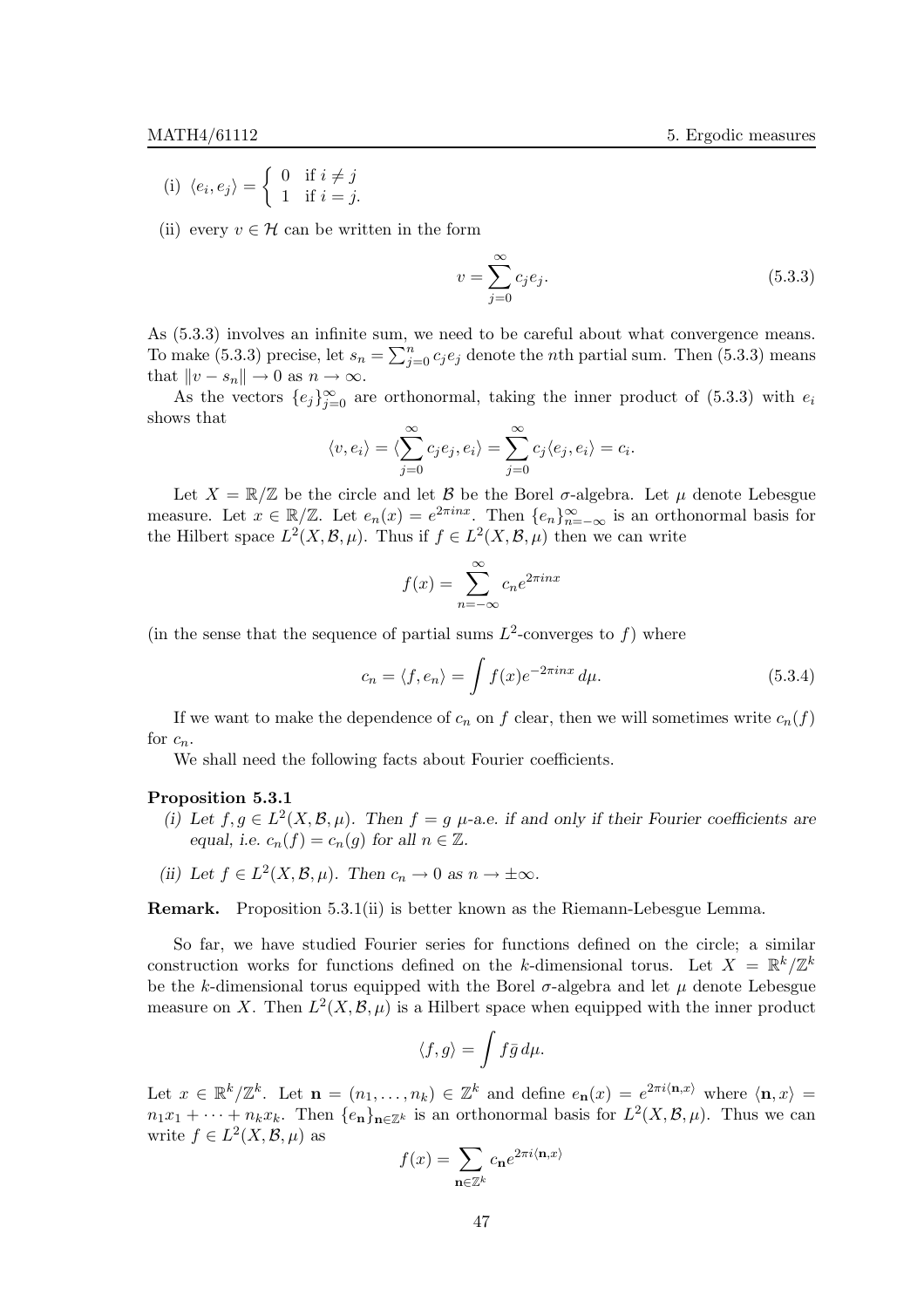(i) $\langle e_i, e_j \rangle = \begin{cases} 0 & \text{if } i \neq j \\ 1 & \text{if } i = j. \end{cases}$

(ii) every $v \in \mathcal{H}$ can be written in the form

$$v = \sum_{j=0}^{\infty} c_j e_j. \tag{5.3.3}$$

As (5.3.3) involves an infinite sum, we need to be careful about what convergence means. To make (5.3.3) precise, let $s_n = \sum_{j=0}^{n} c_j e_j$ denote the $n$th partial sum. Then (5.3.3) means that $\|v - s_n\| \to 0$ as $n \to \infty$.

As the vectors $\{e_j\}_{j=0}^{\infty}$ are orthonormal, taking the inner product of (5.3.3) with $e_i$ shows that

$$\langle v, e_i \rangle = \langle \sum_{j=0}^{\infty} c_j e_j, e_i \rangle = \sum_{j=0}^{\infty} c_j \langle e_j, e_i \rangle = c_i.$$

Let $X = \mathbb{R}/\mathbb{Z}$ be the circle and let $\mathcal{B}$ be the Borel $\sigma$-algebra. Let $\mu$ denote Lebesgue measure. Let $x \in \mathbb{R}/\mathbb{Z}$. Let $e_n(x) = e^{2\pi i n x}$. Then $\{e_n\}_{n=-\infty}^{\infty}$ is an orthonormal basis for the Hilbert space $L^2(X, \mathcal{B}, \mu)$. Thus if $f \in L^2(X, \mathcal{B}, \mu)$ then we can write

$$f(x) = \sum_{n=-\infty}^{\infty} c_n e^{2\pi i n x}$$

(in the sense that the sequence of partial sums $L^2$-converges to $f$) where

$$c_n = \langle f, e_n \rangle = \int f(x) e^{-2\pi i n x} \, d\mu. \tag{5.3.4}$$

If we want to make the dependence of $c_n$ on $f$ clear, then we will sometimes write $c_n(f)$ for $c_n$.

We shall need the following facts about Fourier coefficients.

**Proposition 5.3.1**

*(i) Let $f, g \in L^2(X, \mathcal{B}, \mu)$. Then $f = g$ $\mu$-a.e. if and only if their Fourier coefficients are equal, i.e. $c_n(f) = c_n(g)$ for all $n \in \mathbb{Z}$.*

*(ii) Let $f \in L^2(X, \mathcal{B}, \mu)$. Then $c_n \to 0$ as $n \to \pm\infty$.*

**Remark.** Proposition 5.3.1(ii) is better known as the Riemann-Lebesgue Lemma.

So far, we have studied Fourier series for functions defined on the circle; a similar construction works for functions defined on the $k$-dimensional torus. Let $X = \mathbb{R}^k/\mathbb{Z}^k$ be the $k$-dimensional torus equipped with the Borel $\sigma$-algebra and let $\mu$ denote Lebesgue measure on $X$. Then $L^2(X, \mathcal{B}, \mu)$ is a Hilbert space when equipped with the inner product

$$\langle f, g \rangle = \int f \bar{g} \, d\mu.$$

Let $x \in \mathbb{R}^k/\mathbb{Z}^k$. Let $\mathbf{n} = (n_1, \ldots, n_k) \in \mathbb{Z}^k$ and define $e_{\mathbf{n}}(x) = e^{2\pi i \langle \mathbf{n}, x \rangle}$ where $\langle \mathbf{n}, x \rangle = n_1 x_1 + \cdots + n_k x_k$. Then $\{e_{\mathbf{n}}\}_{\mathbf{n} \in \mathbb{Z}^k}$ is an orthonormal basis for $L^2(X, \mathcal{B}, \mu)$. Thus we can write $f \in L^2(X, \mathcal{B}, \mu)$ as

$$f(x) = \sum_{\mathbf{n} \in \mathbb{Z}^k} c_{\mathbf{n}} e^{2\pi i \langle \mathbf{n}, x \rangle}$$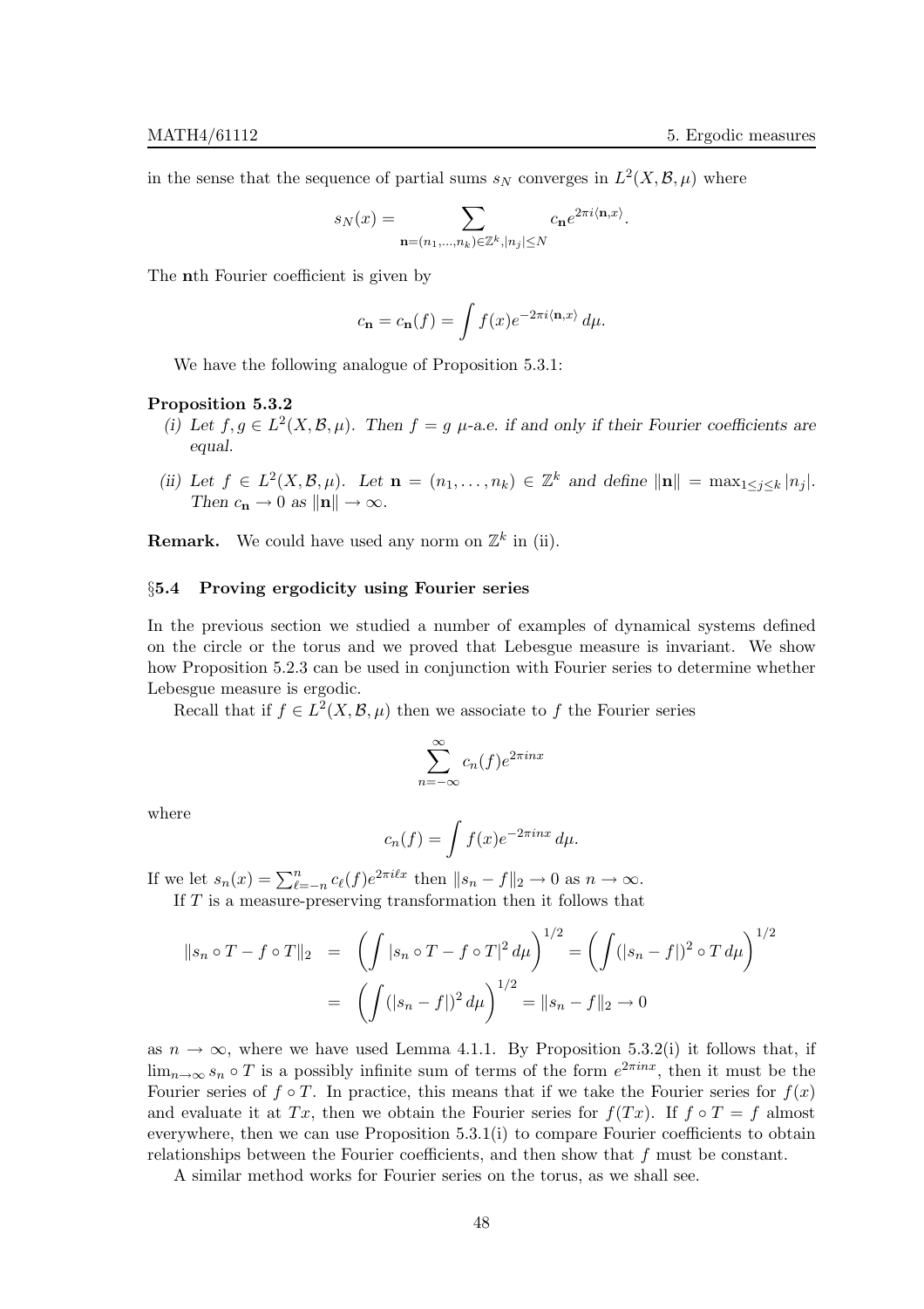in the sense that the sequence of partial sums $s_N$ converges in $L^2(X, \mathcal{B}, \mu)$ where

$$s_N(x) = \sum_{\mathbf{n}=(n_1,\ldots,n_k)\in\mathbb{Z}^k, |n_j|\leq N} c_{\mathbf{n}} e^{2\pi i\langle \mathbf{n}, x\rangle}.$$

The $\mathbf{n}$th Fourier coefficient is given by

$$c_{\mathbf{n}} = c_{\mathbf{n}}(f) = \int f(x) e^{-2\pi i\langle \mathbf{n}, x\rangle}\, d\mu.$$

We have the following analogue of Proposition 5.3.1:

**Proposition 5.3.2**

*(i) Let $f, g \in L^2(X, \mathcal{B}, \mu)$. Then $f = g$ $\mu$-a.e. if and only if their Fourier coefficients are equal.*

*(ii) Let $f \in L^2(X, \mathcal{B}, \mu)$. Let $\mathbf{n} = (n_1, \ldots, n_k) \in \mathbb{Z}^k$ and define $\|\mathbf{n}\| = \max_{1\leq j\leq k} |n_j|$. Then $c_{\mathbf{n}} \to 0$ as $\|\mathbf{n}\| \to \infty$.*

**Remark.** We could have used any norm on $\mathbb{Z}^k$ in (ii).

### §5.4 Proving ergodicity using Fourier series

In the previous section we studied a number of examples of dynamical systems defined on the circle or the torus and we proved that Lebesgue measure is invariant. We show how Proposition 5.2.3 can be used in conjunction with Fourier series to determine whether Lebesgue measure is ergodic.

Recall that if $f \in L^2(X, \mathcal{B}, \mu)$ then we associate to $f$ the Fourier series

$$\sum_{n=-\infty}^{\infty} c_n(f) e^{2\pi i n x}$$

where

$$c_n(f) = \int f(x) e^{-2\pi i n x}\, d\mu.$$

If we let $s_n(x) = \sum_{\ell=-n}^{n} c_\ell(f) e^{2\pi i \ell x}$ then $\|s_n - f\|_2 \to 0$ as $n \to \infty$.

If $T$ is a measure-preserving transformation then it follows that

$$\begin{aligned}
\|s_n \circ T - f \circ T\|_2 &= \left(\int |s_n \circ T - f \circ T|^2\, d\mu\right)^{1/2} = \left(\int (|s_n - f|)^2 \circ T\, d\mu\right)^{1/2} \\
&= \left(\int (|s_n - f|)^2\, d\mu\right)^{1/2} = \|s_n - f\|_2 \to 0
\end{aligned}$$

as $n \to \infty$, where we have used Lemma 4.1.1. By Proposition 5.3.2(i) it follows that, if $\lim_{n\to\infty} s_n \circ T$ is a possibly infinite sum of terms of the form $e^{2\pi i n x}$, then it must be the Fourier series of $f \circ T$. In practice, this means that if we take the Fourier series for $f(x)$ and evaluate it at $Tx$, then we obtain the Fourier series for $f(Tx)$. If $f \circ T = f$ almost everywhere, then we can use Proposition 5.3.1(i) to compare Fourier coefficients to obtain relationships between the Fourier coefficients, and then show that $f$ must be constant.

A similar method works for Fourier series on the torus, as we shall see.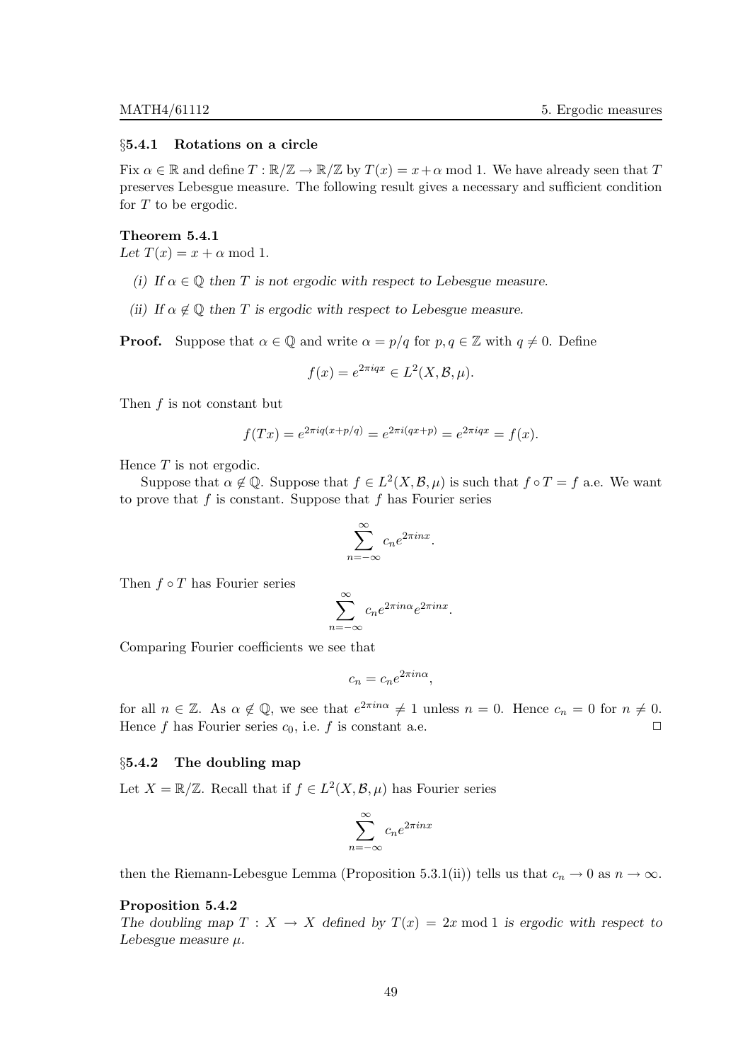### §5.4.1 Rotations on a circle

Fix $\alpha \in \mathbb{R}$ and define $T : \mathbb{R}/\mathbb{Z} \to \mathbb{R}/\mathbb{Z}$ by $T(x) = x + \alpha \bmod 1$. We have already seen that $T$ preserves Lebesgue measure. The following result gives a necessary and sufficient condition for $T$ to be ergodic.

**Theorem 5.4.1**
*Let $T(x) = x + \alpha \bmod 1$.*

*(i) If $\alpha \in \mathbb{Q}$ then $T$ is not ergodic with respect to Lebesgue measure.*

*(ii) If $\alpha \notin \mathbb{Q}$ then $T$ is ergodic with respect to Lebesgue measure.*

**Proof.** Suppose that $\alpha \in \mathbb{Q}$ and write $\alpha = p/q$ for $p, q \in \mathbb{Z}$ with $q \neq 0$. Define

$$f(x) = e^{2\pi i q x} \in L^2(X, \mathcal{B}, \mu).$$

Then $f$ is not constant but

$$f(Tx) = e^{2\pi i q(x+p/q)} = e^{2\pi i(qx+p)} = e^{2\pi i q x} = f(x).$$

Hence $T$ is not ergodic.

Suppose that $\alpha \notin \mathbb{Q}$. Suppose that $f \in L^2(X, \mathcal{B}, \mu)$ is such that $f \circ T = f$ a.e. We want to prove that $f$ is constant. Suppose that $f$ has Fourier series

$$\sum_{n=-\infty}^{\infty} c_n e^{2\pi i n x}.$$

Then $f \circ T$ has Fourier series

$$\sum_{n=-\infty}^{\infty} c_n e^{2\pi i n \alpha} e^{2\pi i n x}.$$

Comparing Fourier coefficients we see that

$$c_n = c_n e^{2\pi i n \alpha},$$

for all $n \in \mathbb{Z}$. As $\alpha \notin \mathbb{Q}$, we see that $e^{2\pi i n \alpha} \neq 1$ unless $n = 0$. Hence $c_n = 0$ for $n \neq 0$. Hence $f$ has Fourier series $c_0$, i.e. $f$ is constant a.e. □

### §5.4.2 The doubling map

Let $X = \mathbb{R}/\mathbb{Z}$. Recall that if $f \in L^2(X, \mathcal{B}, \mu)$ has Fourier series

$$\sum_{n=-\infty}^{\infty} c_n e^{2\pi i n x}$$

then the Riemann-Lebesgue Lemma (Proposition 5.3.1(ii)) tells us that $c_n \to 0$ as $n \to \infty$.

**Proposition 5.4.2**
*The doubling map $T : X \to X$ defined by $T(x) = 2x \bmod 1$ is ergodic with respect to Lebesgue measure $\mu$.*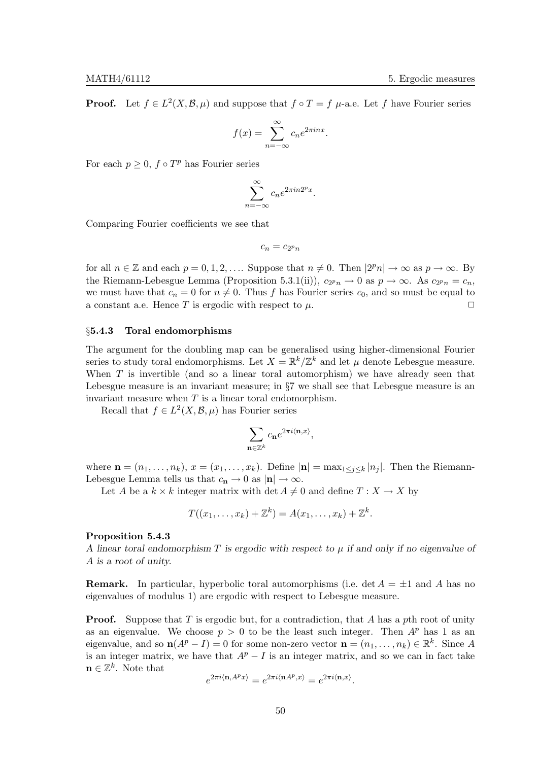**Proof.** Let $f \in L^2(X, \mathcal{B}, \mu)$ and suppose that $f \circ T = f$ $\mu$-a.e. Let $f$ have Fourier series

$$f(x) = \sum_{n=-\infty}^{\infty} c_n e^{2\pi i n x}.$$

For each $p \geq 0$, $f \circ T^p$ has Fourier series

$$\sum_{n=-\infty}^{\infty} c_n e^{2\pi i n 2^p x}.$$

Comparing Fourier coefficients we see that

$$c_n = c_{2^p n}$$

for all $n \in \mathbb{Z}$ and each $p = 0, 1, 2, \ldots$. Suppose that $n \neq 0$. Then $|2^p n| \to \infty$ as $p \to \infty$. By the Riemann-Lebesgue Lemma (Proposition 5.3.1(ii)), $c_{2^p n} \to 0$ as $p \to \infty$. As $c_{2^p n} = c_n$, we must have that $c_n = 0$ for $n \neq 0$. Thus $f$ has Fourier series $c_0$, and so must be equal to a constant a.e. Hence $T$ is ergodic with respect to $\mu$. □

### §5.4.3 Toral endomorphisms

The argument for the doubling map can be generalised using higher-dimensional Fourier series to study toral endomorphisms. Let $X = \mathbb{R}^k / \mathbb{Z}^k$ and let $\mu$ denote Lebesgue measure. When $T$ is invertible (and so a linear toral automorphism) we have already seen that Lebesgue measure is an invariant measure; in §7 we shall see that Lebesgue measure is an invariant measure when $T$ is a linear toral endomorphism.

Recall that $f \in L^2(X, \mathcal{B}, \mu)$ has Fourier series

$$\sum_{\mathbf{n} \in \mathbb{Z}^k} c_{\mathbf{n}} e^{2\pi i \langle \mathbf{n}, x \rangle},$$

where $\mathbf{n} = (n_1, \ldots, n_k)$, $x = (x_1, \ldots, x_k)$. Define $|\mathbf{n}| = \max_{1 \leq j \leq k} |n_j|$. Then the Riemann-Lebesgue Lemma tells us that $c_{\mathbf{n}} \to 0$ as $|\mathbf{n}| \to \infty$.

Let $A$ be a $k \times k$ integer matrix with $\det A \neq 0$ and define $T : X \to X$ by

$$T((x_1, \ldots, x_k) + \mathbb{Z}^k) = A(x_1, \ldots, x_k) + \mathbb{Z}^k.$$

**Proposition 5.4.3**

*A linear toral endomorphism $T$ is ergodic with respect to $\mu$ if and only if no eigenvalue of $A$ is a root of unity.*

**Remark.** In particular, hyperbolic toral automorphisms (i.e. $\det A = \pm 1$ and $A$ has no eigenvalues of modulus 1) are ergodic with respect to Lebesgue measure.

**Proof.** Suppose that $T$ is ergodic but, for a contradiction, that $A$ has a $p$th root of unity as an eigenvalue. We choose $p > 0$ to be the least such integer. Then $A^p$ has 1 as an eigenvalue, and so $\mathbf{n}(A^p - I) = 0$ for some non-zero vector $\mathbf{n} = (n_1, \ldots, n_k) \in \mathbb{R}^k$. Since $A$ is an integer matrix, we have that $A^p - I$ is an integer matrix, and so we can in fact take $\mathbf{n} \in \mathbb{Z}^k$. Note that

$$e^{2\pi i \langle \mathbf{n}, A^p x \rangle} = e^{2\pi i \langle \mathbf{n} A^p, x \rangle} = e^{2\pi i \langle \mathbf{n}, x \rangle}.$$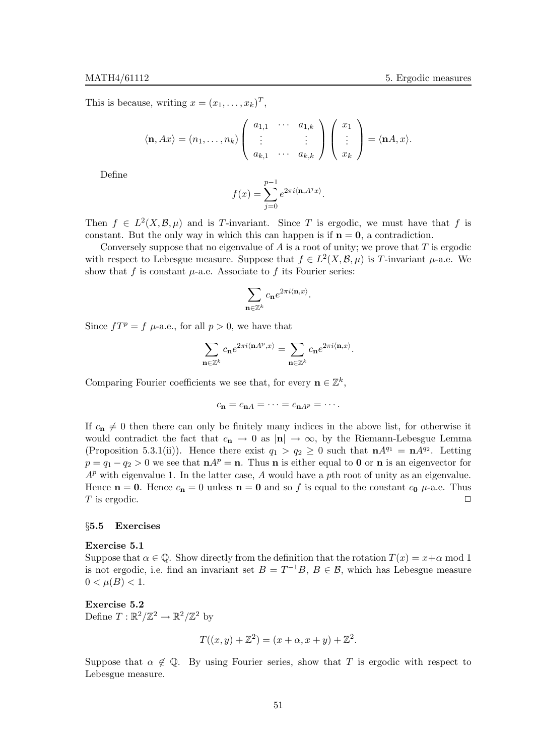This is because, writing $x = (x_1, \ldots, x_k)^T$,

$$\langle \mathbf{n}, Ax \rangle = (n_1, \ldots, n_k) \begin{pmatrix} a_{1,1} & \cdots & a_{1,k} \\ \vdots & & \vdots \\ a_{k,1} & \cdots & a_{k,k} \end{pmatrix} \begin{pmatrix} x_1 \\ \vdots \\ x_k \end{pmatrix} = \langle \mathbf{n}A, x \rangle.$$

Define

$$f(x) = \sum_{j=0}^{p-1} e^{2\pi i \langle \mathbf{n}, A^j x \rangle}.$$

Then $f \in L^2(X, \mathcal{B}, \mu)$ and is $T$-invariant. Since $T$ is ergodic, we must have that $f$ is constant. But the only way in which this can happen is if $\mathbf{n} = \mathbf{0}$, a contradiction.

Conversely suppose that no eigenvalue of $A$ is a root of unity; we prove that $T$ is ergodic with respect to Lebesgue measure. Suppose that $f \in L^2(X, \mathcal{B}, \mu)$ is $T$-invariant $\mu$-a.e. We show that $f$ is constant $\mu$-a.e. Associate to $f$ its Fourier series:

$$\sum_{\mathbf{n} \in \mathbb{Z}^k} c_{\mathbf{n}} e^{2\pi i \langle \mathbf{n}, x \rangle}.$$

Since $fT^p = f$ $\mu$-a.e., for all $p > 0$, we have that

$$\sum_{\mathbf{n} \in \mathbb{Z}^k} c_{\mathbf{n}} e^{2\pi i \langle \mathbf{n}A^p, x \rangle} = \sum_{\mathbf{n} \in \mathbb{Z}^k} c_{\mathbf{n}} e^{2\pi i \langle \mathbf{n}, x \rangle}.$$

Comparing Fourier coefficients we see that, for every $\mathbf{n} \in \mathbb{Z}^k$,

$$c_{\mathbf{n}} = c_{\mathbf{n}A} = \cdots = c_{\mathbf{n}A^p} = \cdots.$$

If $c_{\mathbf{n}} \neq 0$ then there can only be finitely many indices in the above list, for otherwise it would contradict the fact that $c_{\mathbf{n}} \to 0$ as $|\mathbf{n}| \to \infty$, by the Riemann-Lebesgue Lemma (Proposition 5.3.1(ii)). Hence there exist $q_1 > q_2 \geq 0$ such that $\mathbf{n}A^{q_1} = \mathbf{n}A^{q_2}$. Letting $p = q_1 - q_2 > 0$ we see that $\mathbf{n}A^p = \mathbf{n}$. Thus $\mathbf{n}$ is either equal to $\mathbf{0}$ or $\mathbf{n}$ is an eigenvector for $A^p$ with eigenvalue 1. In the latter case, $A$ would have a $p$th root of unity as an eigenvalue. Hence $\mathbf{n} = \mathbf{0}$. Hence $c_{\mathbf{n}} = 0$ unless $\mathbf{n} = \mathbf{0}$ and so $f$ is equal to the constant $c_{\mathbf{0}}$ $\mu$-a.e. Thus $T$ is ergodic. □

## §5.5 Exercises

**Exercise 5.1**
Suppose that $\alpha \in \mathbb{Q}$. Show directly from the definition that the rotation $T(x) = x + \alpha \bmod 1$ is not ergodic, i.e. find an invariant set $B = T^{-1}B$, $B \in \mathcal{B}$, which has Lebesgue measure $0 < \mu(B) < 1$.

**Exercise 5.2**
Define $T : \mathbb{R}^2/\mathbb{Z}^2 \to \mathbb{R}^2/\mathbb{Z}^2$ by

$$T((x, y) + \mathbb{Z}^2) = (x + \alpha, x + y) + \mathbb{Z}^2.$$

Suppose that $\alpha \notin \mathbb{Q}$. By using Fourier series, show that $T$ is ergodic with respect to Lebesgue measure.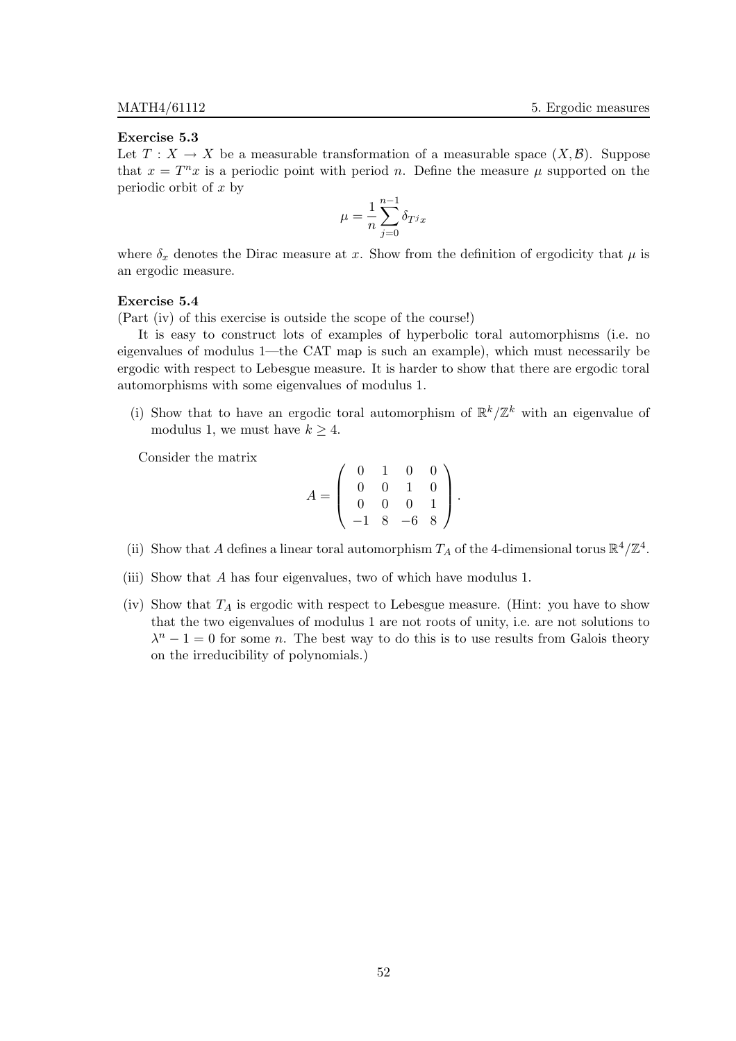**Exercise 5.3**
Let $T : X \to X$ be a measurable transformation of a measurable space $(X, \mathcal{B})$. Suppose that $x = T^n x$ is a periodic point with period $n$. Define the measure $\mu$ supported on the periodic orbit of $x$ by

$$\mu = \frac{1}{n} \sum_{j=0}^{n-1} \delta_{T^j x}$$

where $\delta_x$ denotes the Dirac measure at $x$. Show from the definition of ergodicity that $\mu$ is an ergodic measure.

**Exercise 5.4**
(Part (iv) of this exercise is outside the scope of the course!)

It is easy to construct lots of examples of hyperbolic toral automorphisms (i.e. no eigenvalues of modulus 1—the CAT map is such an example), which must necessarily be ergodic with respect to Lebesgue measure. It is harder to show that there are ergodic toral automorphisms with some eigenvalues of modulus 1.

(i) Show that to have an ergodic toral automorphism of $\mathbb{R}^k/\mathbb{Z}^k$ with an eigenvalue of modulus 1, we must have $k \geq 4$.

Consider the matrix

$$A = \begin{pmatrix} 0 & 1 & 0 & 0 \\ 0 & 0 & 1 & 0 \\ 0 & 0 & 0 & 1 \\ -1 & 8 & -6 & 8 \end{pmatrix}.$$

(ii) Show that $A$ defines a linear toral automorphism $T_A$ of the 4-dimensional torus $\mathbb{R}^4/\mathbb{Z}^4$.

(iii) Show that $A$ has four eigenvalues, two of which have modulus 1.

(iv) Show that $T_A$ is ergodic with respect to Lebesgue measure. (Hint: you have to show that the two eigenvalues of modulus 1 are not roots of unity, i.e. are not solutions to $\lambda^n - 1 = 0$ for some $n$. The best way to do this is to use results from Galois theory on the irreducibility of polynomials.)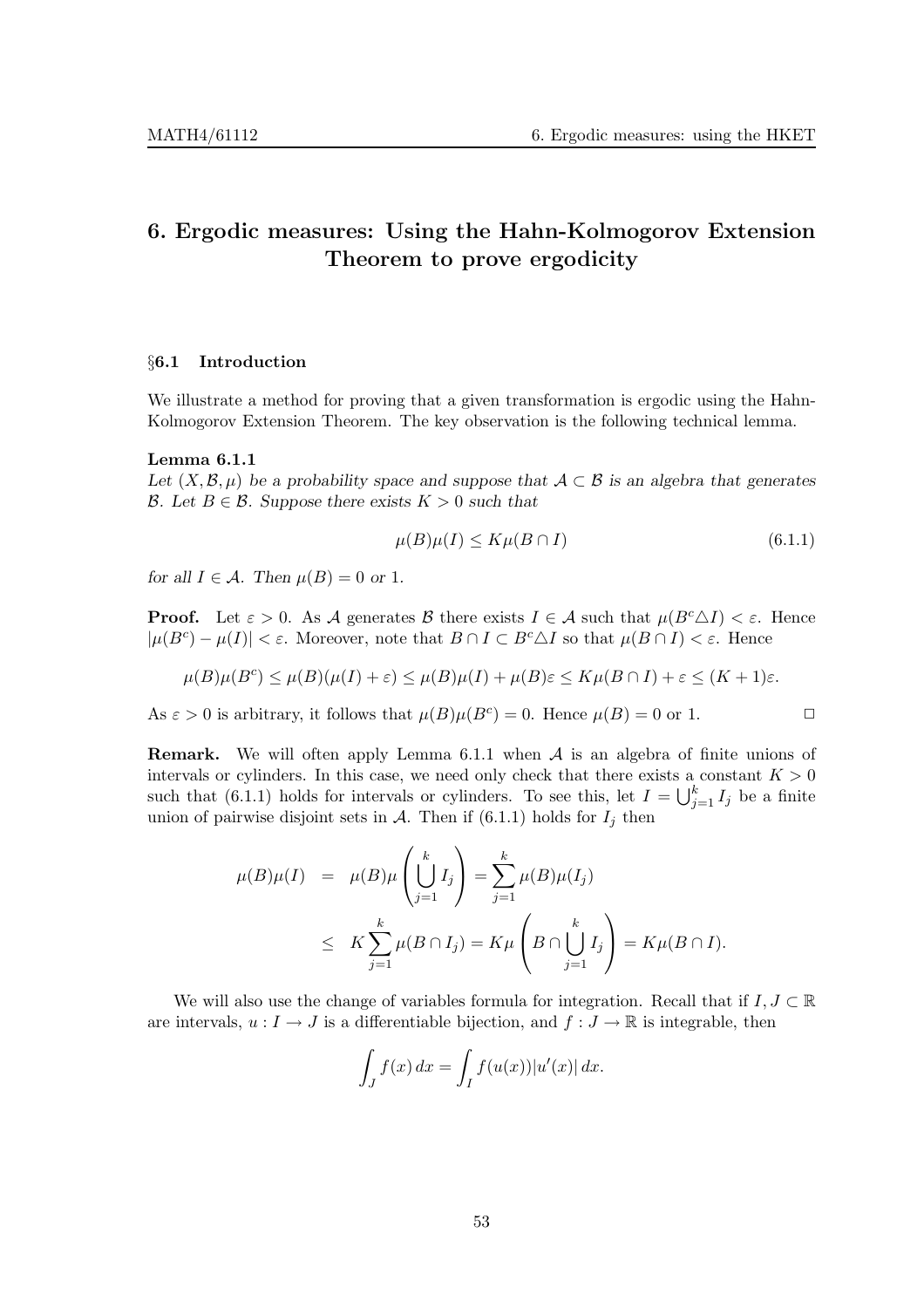# 6. Ergodic measures: Using the Hahn-Kolmogorov Extension Theorem to prove ergodicity

### §6.1 Introduction

We illustrate a method for proving that a given transformation is ergodic using the Hahn-Kolmogorov Extension Theorem. The key observation is the following technical lemma.

**Lemma 6.1.1**
*Let $(X, \mathcal{B}, \mu)$ be a probability space and suppose that $\mathcal{A} \subset \mathcal{B}$ is an algebra that generates $\mathcal{B}$. Let $B \in \mathcal{B}$. Suppose there exists $K > 0$ such that*

$$\mu(B)\mu(I) \leq K\mu(B \cap I) \tag{6.1.1}$$

*for all $I \in \mathcal{A}$. Then $\mu(B) = 0$ or 1.*

**Proof.** Let $\varepsilon > 0$. As $\mathcal{A}$ generates $\mathcal{B}$ there exists $I \in \mathcal{A}$ such that $\mu(B^c \triangle I) < \varepsilon$. Hence $|\mu(B^c) - \mu(I)| < \varepsilon$. Moreover, note that $B \cap I \subset B^c \triangle I$ so that $\mu(B \cap I) < \varepsilon$. Hence

$$\mu(B)\mu(B^c) \leq \mu(B)(\mu(I) + \varepsilon) \leq \mu(B)\mu(I) + \mu(B)\varepsilon \leq K\mu(B \cap I) + \varepsilon \leq (K+1)\varepsilon.$$

As $\varepsilon > 0$ is arbitrary, it follows that $\mu(B)\mu(B^c) = 0$. Hence $\mu(B) = 0$ or 1. □

**Remark.** We will often apply Lemma 6.1.1 when $\mathcal{A}$ is an algebra of finite unions of intervals or cylinders. In this case, we need only check that there exists a constant $K > 0$ such that (6.1.1) holds for intervals or cylinders. To see this, let $I = \bigcup_{j=1}^{k} I_j$ be a finite union of pairwise disjoint sets in $\mathcal{A}$. Then if (6.1.1) holds for $I_j$ then

$$\begin{aligned}
\mu(B)\mu(I) &= \mu(B)\mu\left(\bigcup_{j=1}^{k} I_j\right) = \sum_{j=1}^{k} \mu(B)\mu(I_j) \\
&\leq K \sum_{j=1}^{k} \mu(B \cap I_j) = K\mu\left(B \cap \bigcup_{j=1}^{k} I_j\right) = K\mu(B \cap I).
\end{aligned}$$

We will also use the change of variables formula for integration. Recall that if $I, J \subset \mathbb{R}$ are intervals, $u : I \to J$ is a differentiable bijection, and $f : J \to \mathbb{R}$ is integrable, then

$$\int_J f(x)\, dx = \int_I f(u(x))|u'(x)|\, dx.$$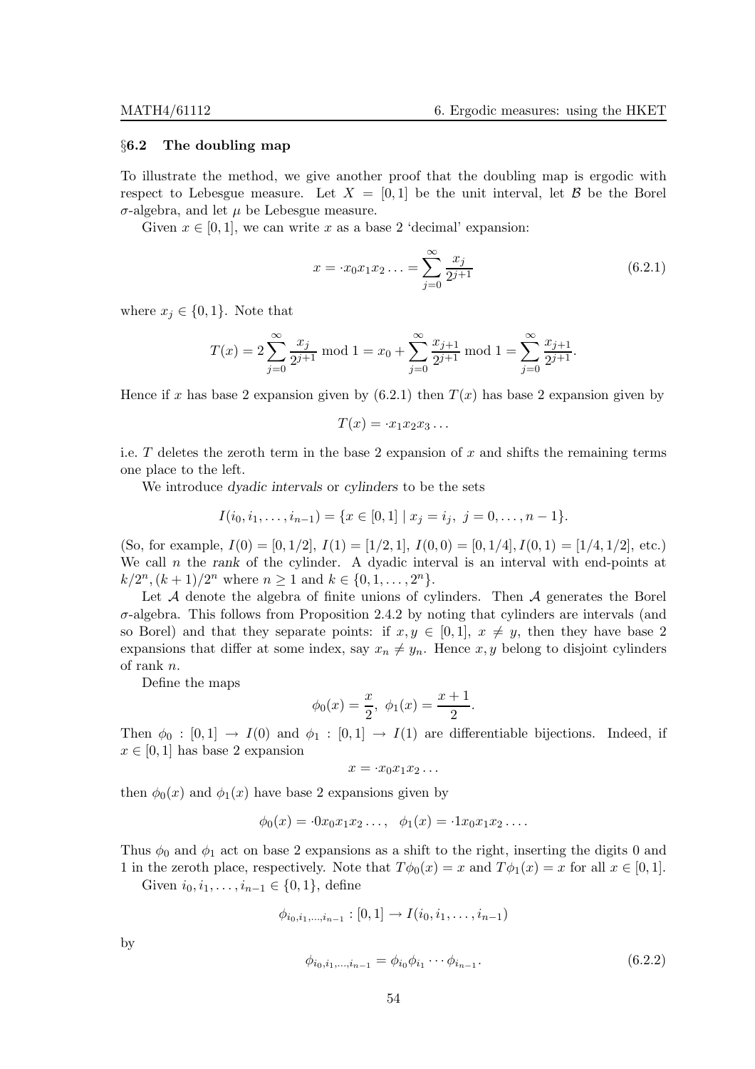### §6.2 The doubling map

To illustrate the method, we give another proof that the doubling map is ergodic with respect to Lebesgue measure. Let $X = [0,1]$ be the unit interval, let $\mathcal{B}$ be the Borel $\sigma$-algebra, and let $\mu$ be Lebesgue measure.

Given $x \in [0,1]$, we can write $x$ as a base 2 'decimal' expansion:

$$x = \cdot x_0 x_1 x_2 \ldots = \sum_{j=0}^{\infty} \frac{x_j}{2^{j+1}} \tag{6.2.1}$$

where $x_j \in \{0,1\}$. Note that

$$T(x) = 2\sum_{j=0}^{\infty} \frac{x_j}{2^{j+1}} \bmod 1 = x_0 + \sum_{j=0}^{\infty} \frac{x_{j+1}}{2^{j+1}} \bmod 1 = \sum_{j=0}^{\infty} \frac{x_{j+1}}{2^{j+1}}.$$

Hence if $x$ has base 2 expansion given by (6.2.1) then $T(x)$ has base 2 expansion given by

$$T(x) = \cdot x_1 x_2 x_3 \ldots$$

i.e. $T$ deletes the zeroth term in the base 2 expansion of $x$ and shifts the remaining terms one place to the left.

We introduce *dyadic intervals* or *cylinders* to be the sets

$$I(i_0, i_1, \ldots, i_{n-1}) = \{x \in [0,1] \mid x_j = i_j,\ j = 0, \ldots, n-1\}.$$

(So, for example, $I(0) = [0,1/2]$, $I(1) = [1/2,1]$, $I(0,0) = [0,1/4], I(0,1) = [1/4,1/2]$, etc.) We call $n$ the *rank* of the cylinder. A dyadic interval is an interval with end-points at $k/2^n, (k+1)/2^n$ where $n \geq 1$ and $k \in \{0,1,\ldots,2^n\}$.

Let $\mathcal{A}$ denote the algebra of finite unions of cylinders. Then $\mathcal{A}$ generates the Borel $\sigma$-algebra. This follows from Proposition 2.4.2 by noting that cylinders are intervals (and so Borel) and that they separate points: if $x, y \in [0,1]$, $x \neq y$, then they have base 2 expansions that differ at some index, say $x_n \neq y_n$. Hence $x, y$ belong to disjoint cylinders of rank $n$.

Define the maps

$$\phi_0(x) = \frac{x}{2},\ \phi_1(x) = \frac{x+1}{2}.$$

Then $\phi_0 : [0,1] \to I(0)$ and $\phi_1 : [0,1] \to I(1)$ are differentiable bijections. Indeed, if $x \in [0,1]$ has base 2 expansion

$$x = \cdot x_0 x_1 x_2 \ldots$$

then $\phi_0(x)$ and $\phi_1(x)$ have base 2 expansions given by

$$\phi_0(x) = \cdot 0 x_0 x_1 x_2 \ldots,\quad \phi_1(x) = \cdot 1 x_0 x_1 x_2 \ldots.$$

Thus $\phi_0$ and $\phi_1$ act on base 2 expansions as a shift to the right, inserting the digits 0 and 1 in the zeroth place, respectively. Note that $T\phi_0(x) = x$ and $T\phi_1(x) = x$ for all $x \in [0,1]$.

Given $i_0, i_1, \ldots, i_{n-1} \in \{0,1\}$, define

$$\phi_{i_0,i_1,\ldots,i_{n-1}} : [0,1] \to I(i_0, i_1, \ldots, i_{n-1})$$

by

$$\phi_{i_0,i_1,\ldots,i_{n-1}} = \phi_{i_0}\phi_{i_1}\cdots\phi_{i_{n-1}}. \tag{6.2.2}$$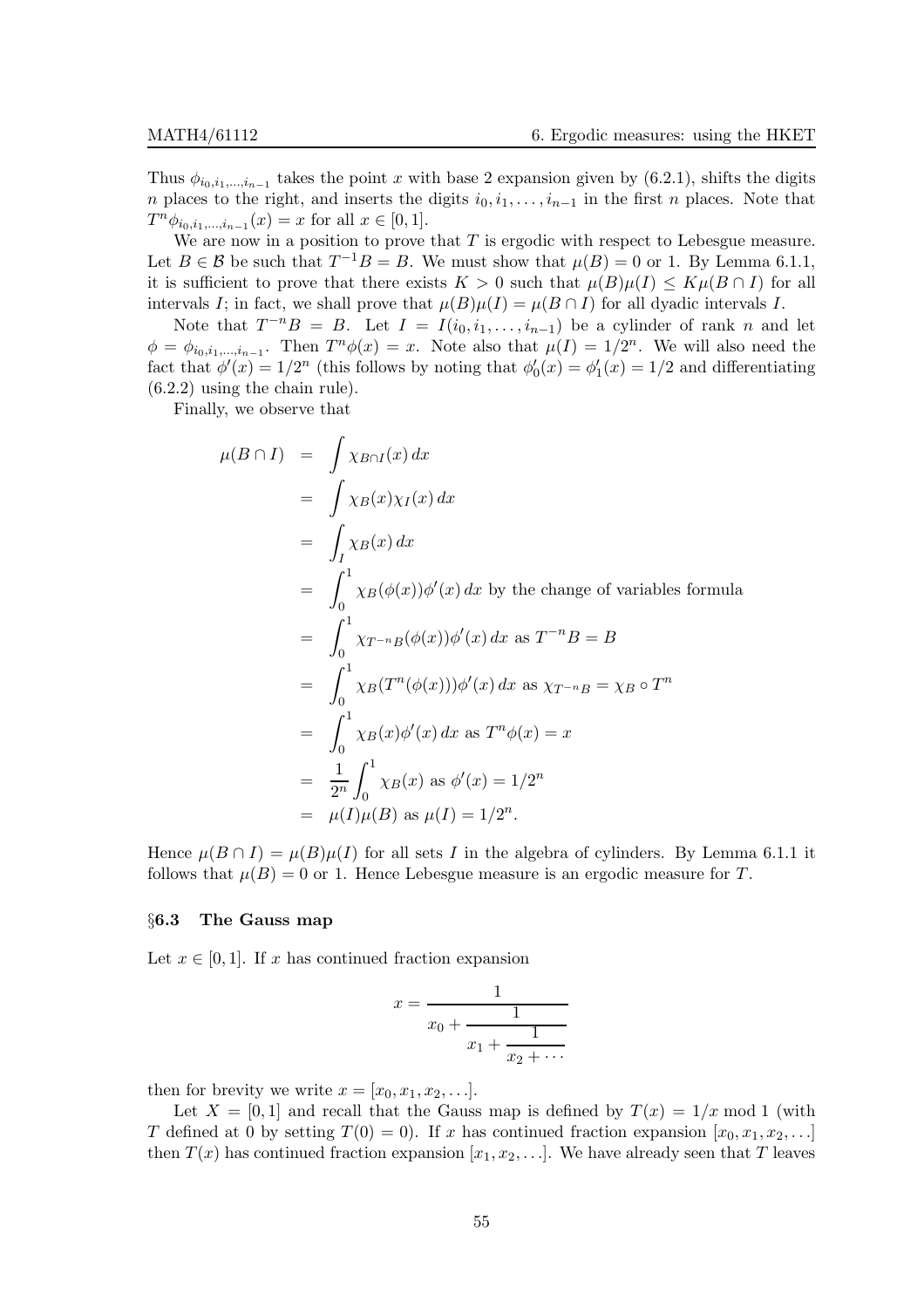Thus $\phi_{i_0,i_1,\ldots,i_{n-1}}$ takes the point $x$ with base 2 expansion given by (6.2.1), shifts the digits $n$ places to the right, and inserts the digits $i_0, i_1, \ldots, i_{n-1}$ in the first $n$ places. Note that $T^n \phi_{i_0,i_1,\ldots,i_{n-1}}(x) = x$ for all $x \in [0,1]$.

We are now in a position to prove that $T$ is ergodic with respect to Lebesgue measure. Let $B \in \mathcal{B}$ be such that $T^{-1}B = B$. We must show that $\mu(B) = 0$ or 1. By Lemma 6.1.1, it is sufficient to prove that there exists $K > 0$ such that $\mu(B)\mu(I) \leq K\mu(B \cap I)$ for all intervals $I$; in fact, we shall prove that $\mu(B)\mu(I) = \mu(B \cap I)$ for all dyadic intervals $I$.

Note that $T^{-n}B = B$. Let $I = I(i_0, i_1, \ldots, i_{n-1})$ be a cylinder of rank $n$ and let $\phi = \phi_{i_0,i_1,\ldots,i_{n-1}}$. Then $T^n\phi(x) = x$. Note also that $\mu(I) = 1/2^n$. We will also need the fact that $\phi'(x) = 1/2^n$ (this follows by noting that $\phi_0'(x) = \phi_1'(x) = 1/2$ and differentiating (6.2.2) using the chain rule).

Finally, we observe that

$$
\begin{aligned}
\mu(B \cap I) &= \int \chi_{B\cap I}(x)\,dx \\
&= \int \chi_B(x)\chi_I(x)\,dx \\
&= \int_I \chi_B(x)\,dx \\
&= \int_0^1 \chi_B(\phi(x))\phi'(x)\,dx \text{ by the change of variables formula} \\
&= \int_0^1 \chi_{T^{-n}B}(\phi(x))\phi'(x)\,dx \text{ as } T^{-n}B = B \\
&= \int_0^1 \chi_B(T^n(\phi(x)))\phi'(x)\,dx \text{ as } \chi_{T^{-n}B} = \chi_B \circ T^n \\
&= \int_0^1 \chi_B(x)\phi'(x)\,dx \text{ as } T^n\phi(x) = x \\
&= \frac{1}{2^n}\int_0^1 \chi_B(x) \text{ as } \phi'(x) = 1/2^n \\
&= \mu(I)\mu(B) \text{ as } \mu(I) = 1/2^n.
\end{aligned}
$$

Hence $\mu(B \cap I) = \mu(B)\mu(I)$ for all sets $I$ in the algebra of cylinders. By Lemma 6.1.1 it follows that $\mu(B) = 0$ or 1. Hence Lebesgue measure is an ergodic measure for $T$.

### §6.3 The Gauss map

Let $x \in [0,1]$. If $x$ has continued fraction expansion

$$
x = \cfrac{1}{x_0 + \cfrac{1}{x_1 + \cfrac{1}{x_2 + \cdots}}}
$$

then for brevity we write $x = [x_0, x_1, x_2, \ldots]$.

Let $X = [0,1]$ and recall that the Gauss map is defined by $T(x) = 1/x \bmod 1$ (with $T$ defined at 0 by setting $T(0) = 0$). If $x$ has continued fraction expansion $[x_0, x_1, x_2, \ldots]$ then $T(x)$ has continued fraction expansion $[x_1, x_2, \ldots]$. We have already seen that $T$ leaves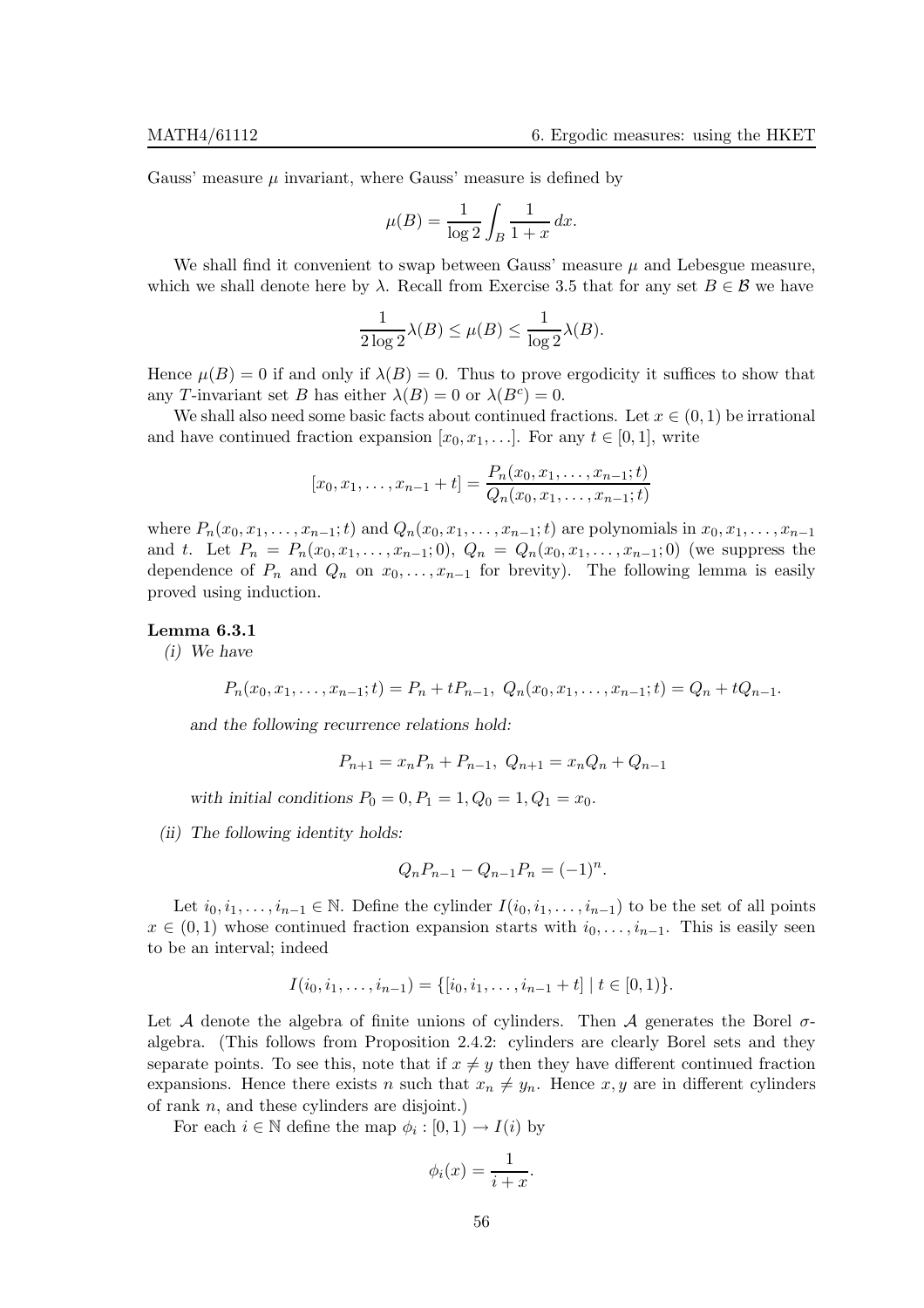Gauss' measure $\mu$ invariant, where Gauss' measure is defined by

$$\mu(B) = \frac{1}{\log 2} \int_B \frac{1}{1+x} \, dx.$$

We shall find it convenient to swap between Gauss' measure $\mu$ and Lebesgue measure, which we shall denote here by $\lambda$. Recall from Exercise 3.5 that for any set $B \in \mathcal{B}$ we have

$$\frac{1}{2\log 2}\lambda(B) \leq \mu(B) \leq \frac{1}{\log 2}\lambda(B).$$

Hence $\mu(B) = 0$ if and only if $\lambda(B) = 0$. Thus to prove ergodicity it suffices to show that any $T$-invariant set $B$ has either $\lambda(B) = 0$ or $\lambda(B^c) = 0$.

We shall also need some basic facts about continued fractions. Let $x \in (0,1)$ be irrational and have continued fraction expansion $[x_0, x_1, \ldots]$. For any $t \in [0,1]$, write

$$[x_0, x_1, \ldots, x_{n-1} + t] = \frac{P_n(x_0, x_1, \ldots, x_{n-1}; t)}{Q_n(x_0, x_1, \ldots, x_{n-1}; t)}$$

where $P_n(x_0, x_1, \ldots, x_{n-1}; t)$ and $Q_n(x_0, x_1, \ldots, x_{n-1}; t)$ are polynomials in $x_0, x_1, \ldots, x_{n-1}$ and $t$. Let $P_n = P_n(x_0, x_1, \ldots, x_{n-1}; 0)$, $Q_n = Q_n(x_0, x_1, \ldots, x_{n-1}; 0)$ (we suppress the dependence of $P_n$ and $Q_n$ on $x_0, \ldots, x_{n-1}$ for brevity). The following lemma is easily proved using induction.

**Lemma 6.3.1**

*(i) We have*

$$P_n(x_0, x_1, \ldots, x_{n-1}; t) = P_n + tP_{n-1}, \ Q_n(x_0, x_1, \ldots, x_{n-1}; t) = Q_n + tQ_{n-1}.$$

*and the following recurrence relations hold:*

$$P_{n+1} = x_n P_n + P_{n-1}, \ Q_{n+1} = x_n Q_n + Q_{n-1}$$

*with initial conditions $P_0 = 0, P_1 = 1, Q_0 = 1, Q_1 = x_0$.*

*(ii) The following identity holds:*

$$Q_n P_{n-1} - Q_{n-1} P_n = (-1)^n.$$

Let $i_0, i_1, \ldots, i_{n-1} \in \mathbb{N}$. Define the cylinder $I(i_0, i_1, \ldots, i_{n-1})$ to be the set of all points $x \in (0,1)$ whose continued fraction expansion starts with $i_0, \ldots, i_{n-1}$. This is easily seen to be an interval; indeed

$$I(i_0, i_1, \ldots, i_{n-1}) = \{[i_0, i_1, \ldots, i_{n-1} + t] \mid t \in [0,1)\}.$$

Let $\mathcal{A}$ denote the algebra of finite unions of cylinders. Then $\mathcal{A}$ generates the Borel $\sigma$-algebra. (This follows from Proposition 2.4.2: cylinders are clearly Borel sets and they separate points. To see this, note that if $x \neq y$ then they have different continued fraction expansions. Hence there exists $n$ such that $x_n \neq y_n$. Hence $x, y$ are in different cylinders of rank $n$, and these cylinders are disjoint.)

For each $i \in \mathbb{N}$ define the map $\phi_i : [0,1) \to I(i)$ by

$$\phi_i(x) = \frac{1}{i+x}.$$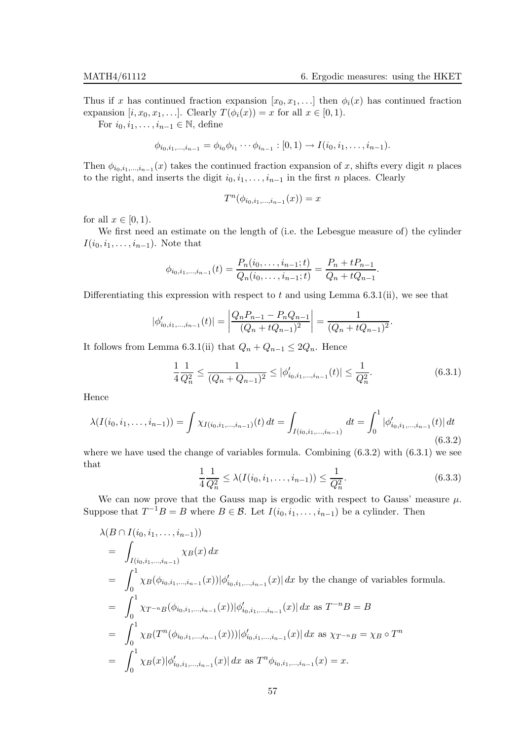Thus if $x$ has continued fraction expansion $[x_0, x_1, \ldots]$ then $\phi_i(x)$ has continued fraction expansion $[i, x_0, x_1, \ldots]$. Clearly $T(\phi_i(x)) = x$ for all $x \in [0, 1)$.

For $i_0, i_1, \ldots, i_{n-1} \in \mathbb{N}$, define

$$\phi_{i_0,i_1,\ldots,i_{n-1}} = \phi_{i_0}\phi_{i_1}\cdots\phi_{i_{n-1}} : [0,1) \to I(i_0, i_1, \ldots, i_{n-1}).$$

Then $\phi_{i_0,i_1,\ldots,i_{n-1}}(x)$ takes the continued fraction expansion of $x$, shifts every digit $n$ places to the right, and inserts the digit $i_0, i_1, \ldots, i_{n-1}$ in the first $n$ places. Clearly

$$T^n(\phi_{i_0,i_1,\ldots,i_{n-1}}(x)) = x$$

for all $x \in [0, 1)$.

We first need an estimate on the length of (i.e. the Lebesgue measure of) the cylinder $I(i_0, i_1, \ldots, i_{n-1})$. Note that

$$\phi_{i_0,i_1,\ldots,i_{n-1}}(t) = \frac{P_n(i_0, \ldots, i_{n-1}; t)}{Q_n(i_0, \ldots, i_{n-1}; t)} = \frac{P_n + tP_{n-1}}{Q_n + tQ_{n-1}}.$$

Differentiating this expression with respect to $t$ and using Lemma 6.3.1(ii), we see that

$$|\phi'_{i_0,i_1,\ldots,i_{n-1}}(t)| = \left| \frac{Q_nP_{n-1} - P_nQ_{n-1}}{(Q_n + tQ_{n-1})^2} \right| = \frac{1}{(Q_n + tQ_{n-1})^2}.$$

It follows from Lemma 6.3.1(ii) that $Q_n + Q_{n-1} \leq 2Q_n$. Hence

$$\frac{1}{4}\frac{1}{Q_n^2} \leq \frac{1}{(Q_n + Q_{n-1})^2} \leq |\phi'_{i_0,i_1,\ldots,i_{n-1}}(t)| \leq \frac{1}{Q_n^2}. \tag{6.3.1}$$

Hence

$$\lambda(I(i_0, i_1, \ldots, i_{n-1})) = \int \chi_{I(i_0,i_1,\ldots,i_{n-1})}(t)\, dt = \int_{I(i_0,i_1,\ldots,i_{n-1})} dt = \int_0^1 |\phi'_{i_0,i_1,\ldots,i_{n-1}}(t)|\, dt \tag{6.3.2}$$

where we have used the change of variables formula. Combining (6.3.2) with (6.3.1) we see that

$$\frac{1}{4}\frac{1}{Q_n^2} \leq \lambda(I(i_0, i_1, \ldots, i_{n-1})) \leq \frac{1}{Q_n^2}. \tag{6.3.3}$$

We can now prove that the Gauss map is ergodic with respect to Gauss' measure $\mu$. Suppose that $T^{-1}B = B$ where $B \in \mathcal{B}$. Let $I(i_0, i_1, \ldots, i_{n-1})$ be a cylinder. Then

$$\begin{aligned}
&\lambda(B \cap I(i_0, i_1, \ldots, i_{n-1})) \\
&= \int_{I(i_0,i_1,\ldots,i_{n-1})} \chi_B(x)\, dx \\
&= \int_0^1 \chi_B(\phi_{i_0,i_1,\ldots,i_{n-1}}(x))|\phi'_{i_0,i_1,\ldots,i_{n-1}}(x)|\, dx \text{ by the change of variables formula.} \\
&= \int_0^1 \chi_{T^{-n}B}(\phi_{i_0,i_1,\ldots,i_{n-1}}(x))|\phi'_{i_0,i_1,\ldots,i_{n-1}}(x)|\, dx \text{ as } T^{-n}B = B \\
&= \int_0^1 \chi_B(T^n(\phi_{i_0,i_1,\ldots,i_{n-1}}(x)))|\phi'_{i_0,i_1,\ldots,i_{n-1}}(x)|\, dx \text{ as } \chi_{T^{-n}B} = \chi_B \circ T^n \\
&= \int_0^1 \chi_B(x)|\phi'_{i_0,i_1,\ldots,i_{n-1}}(x)|\, dx \text{ as } T^n\phi_{i_0,i_1,\ldots,i_{n-1}}(x) = x.
\end{aligned}$$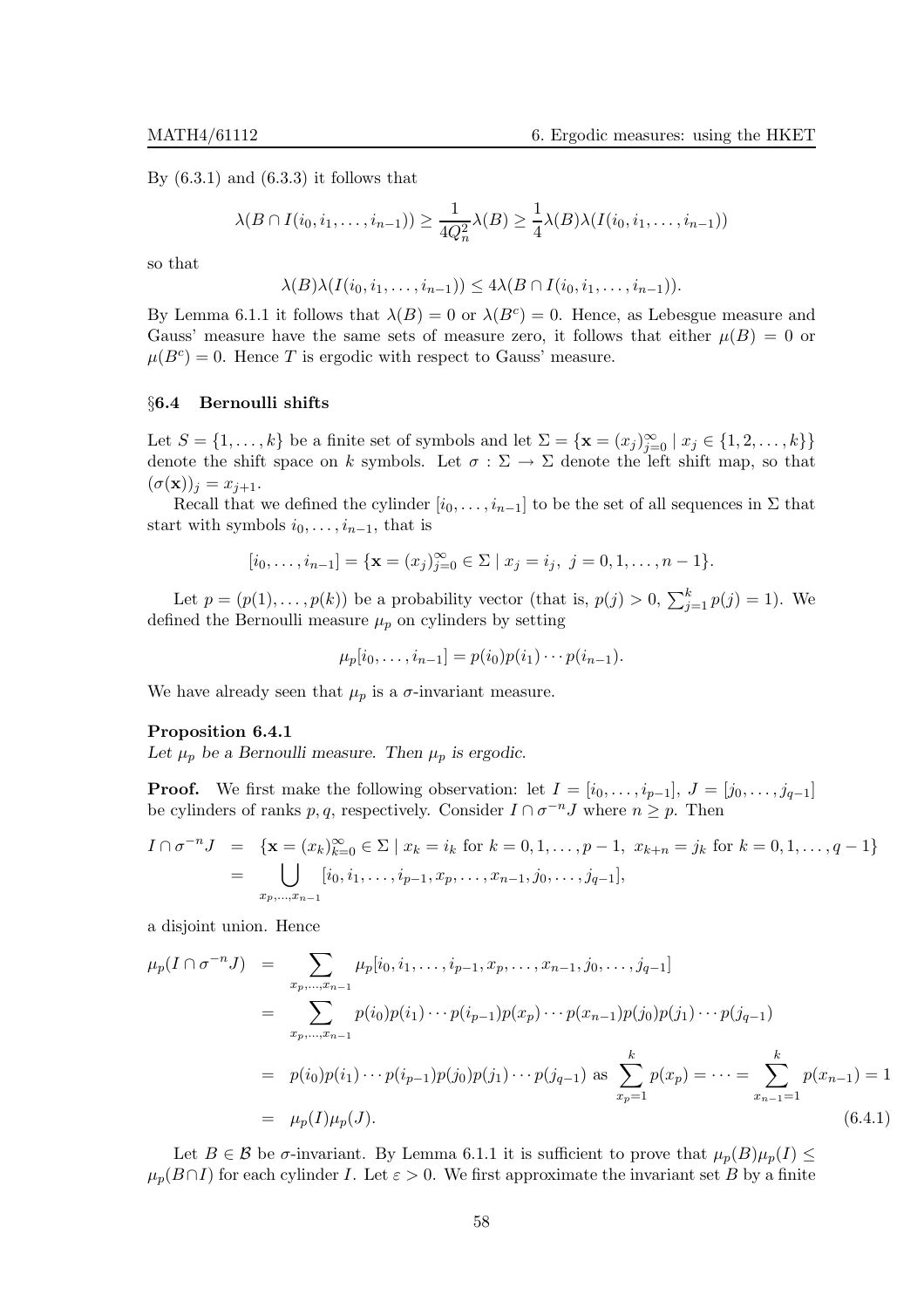By (6.3.1) and (6.3.3) it follows that

$$\lambda(B \cap I(i_0, i_1, \ldots, i_{n-1})) \geq \frac{1}{4Q_n^2}\lambda(B) \geq \frac{1}{4}\lambda(B)\lambda(I(i_0, i_1, \ldots, i_{n-1}))$$

so that

$$\lambda(B)\lambda(I(i_0, i_1, \ldots, i_{n-1})) \leq 4\lambda(B \cap I(i_0, i_1, \ldots, i_{n-1})).$$

By Lemma 6.1.1 it follows that $\lambda(B) = 0$ or $\lambda(B^c) = 0$. Hence, as Lebesgue measure and Gauss' measure have the same sets of measure zero, it follows that either $\mu(B) = 0$ or $\mu(B^c) = 0$. Hence $T$ is ergodic with respect to Gauss' measure.

### §6.4 Bernoulli shifts

Let $S = \{1, \ldots, k\}$ be a finite set of symbols and let $\Sigma = \{\mathbf{x} = (x_j)_{j=0}^{\infty} \mid x_j \in \{1, 2, \ldots, k\}\}$ denote the shift space on $k$ symbols. Let $\sigma : \Sigma \to \Sigma$ denote the left shift map, so that $(\sigma(\mathbf{x}))_j = x_{j+1}$.

Recall that we defined the cylinder $[i_0, \ldots, i_{n-1}]$ to be the set of all sequences in $\Sigma$ that start with symbols $i_0, \ldots, i_{n-1}$, that is

$$[i_0, \ldots, i_{n-1}] = \{\mathbf{x} = (x_j)_{j=0}^{\infty} \in \Sigma \mid x_j = i_j,\ j = 0, 1, \ldots, n-1\}.$$

Let $p = (p(1), \ldots, p(k))$ be a probability vector (that is, $p(j) > 0$, $\sum_{j=1}^{k} p(j) = 1$). We defined the Bernoulli measure $\mu_p$ on cylinders by setting

$$\mu_p[i_0, \ldots, i_{n-1}] = p(i_0)p(i_1)\cdots p(i_{n-1}).$$

We have already seen that $\mu_p$ is a $\sigma$-invariant measure.

**Proposition 6.4.1**
*Let $\mu_p$ be a Bernoulli measure. Then $\mu_p$ is ergodic.*

**Proof.** We first make the following observation: let $I = [i_0, \ldots, i_{p-1}]$, $J = [j_0, \ldots, j_{q-1}]$ be cylinders of ranks $p, q$, respectively. Consider $I \cap \sigma^{-n}J$ where $n \geq p$. Then

$$\begin{aligned} I \cap \sigma^{-n}J &= \{\mathbf{x} = (x_k)_{k=0}^{\infty} \in \Sigma \mid x_k = i_k \text{ for } k = 0, 1, \ldots, p-1,\ x_{k+n} = j_k \text{ for } k = 0, 1, \ldots, q-1\} \\ &= \bigcup_{x_p, \ldots, x_{n-1}} [i_0, i_1, \ldots, i_{p-1}, x_p, \ldots, x_{n-1}, j_0, \ldots, j_{q-1}], \end{aligned}$$

a disjoint union. Hence

$$\begin{aligned} \mu_p(I \cap \sigma^{-n}J) &= \sum_{x_p, \ldots, x_{n-1}} \mu_p[i_0, i_1, \ldots, i_{p-1}, x_p, \ldots, x_{n-1}, j_0, \ldots, j_{q-1}] \\ &= \sum_{x_p, \ldots, x_{n-1}} p(i_0)p(i_1)\cdots p(i_{p-1})p(x_p)\cdots p(x_{n-1})p(j_0)p(j_1)\cdots p(j_{q-1}) \\ &= p(i_0)p(i_1)\cdots p(i_{p-1})p(j_0)p(j_1)\cdots p(j_{q-1}) \text{ as } \sum_{x_p=1}^{k} p(x_p) = \cdots = \sum_{x_{n-1}=1}^{k} p(x_{n-1}) = 1 \\ &= \mu_p(I)\mu_p(J). \end{aligned} \tag{6.4.1}$$

Let $B \in \mathcal{B}$ be $\sigma$-invariant. By Lemma 6.1.1 it is sufficient to prove that $\mu_p(B)\mu_p(I) \leq \mu_p(B \cap I)$ for each cylinder $I$. Let $\varepsilon > 0$. We first approximate the invariant set $B$ by a finite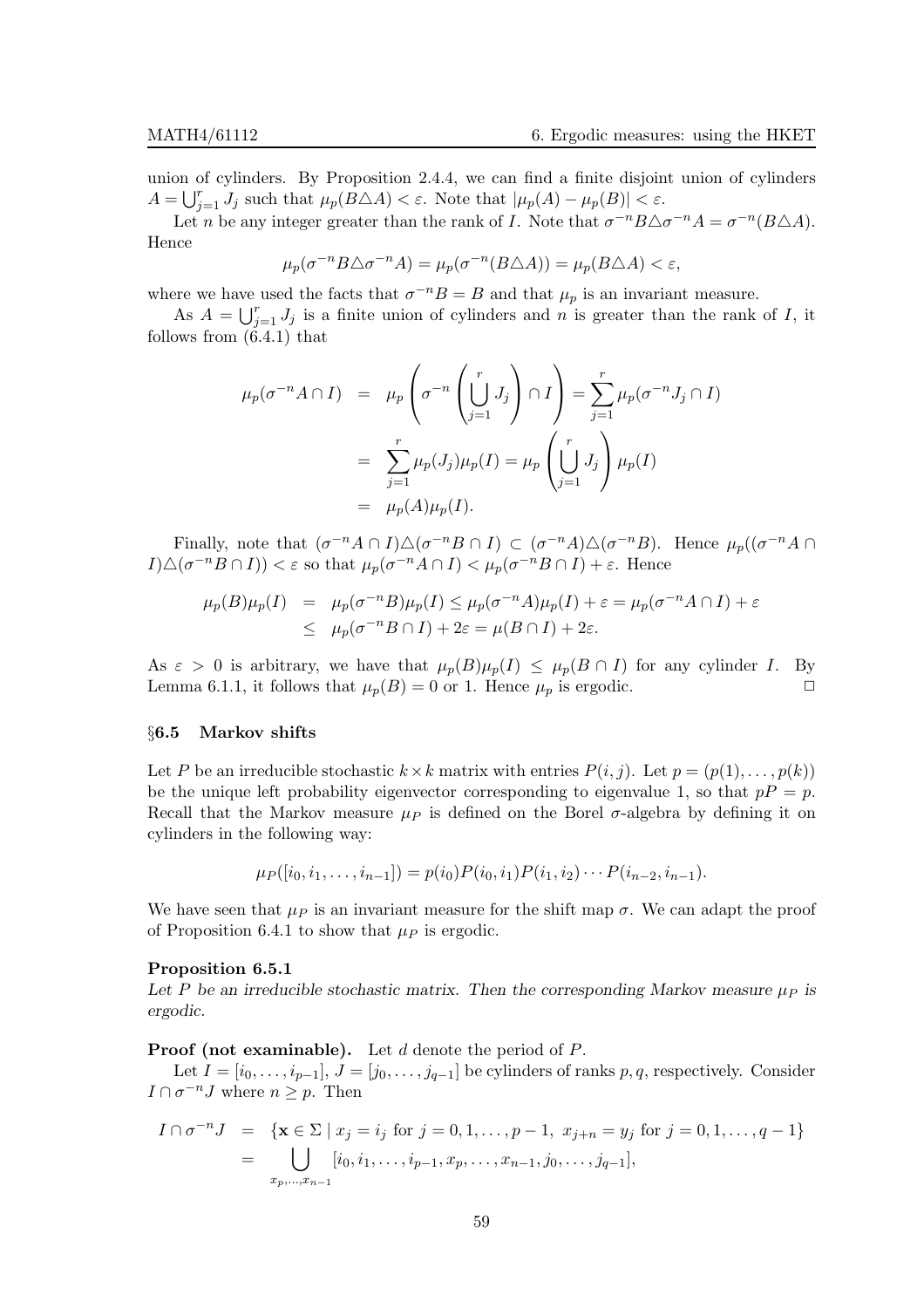union of cylinders. By Proposition 2.4.4, we can find a finite disjoint union of cylinders $A = \bigcup_{j=1}^{r} J_j$ such that $\mu_p(B \triangle A) < \varepsilon$. Note that $|\mu_p(A) - \mu_p(B)| < \varepsilon$.

Let $n$ be any integer greater than the rank of $I$. Note that $\sigma^{-n}B \triangle \sigma^{-n}A = \sigma^{-n}(B \triangle A)$. Hence

$$\mu_p(\sigma^{-n}B \triangle \sigma^{-n}A) = \mu_p(\sigma^{-n}(B \triangle A)) = \mu_p(B \triangle A) < \varepsilon,$$

where we have used the facts that $\sigma^{-n}B = B$ and that $\mu_p$ is an invariant measure.

As $A = \bigcup_{j=1}^{r} J_j$ is a finite union of cylinders and $n$ is greater than the rank of $I$, it follows from (6.4.1) that

$$\begin{aligned}
\mu_p(\sigma^{-n}A \cap I) &= \mu_p\left(\sigma^{-n}\left(\bigcup_{j=1}^{r} J_j\right) \cap I\right) = \sum_{j=1}^{r} \mu_p(\sigma^{-n}J_j \cap I) \\
&= \sum_{j=1}^{r} \mu_p(J_j)\mu_p(I) = \mu_p\left(\bigcup_{j=1}^{r} J_j\right)\mu_p(I) \\
&= \mu_p(A)\mu_p(I).
\end{aligned}$$

Finally, note that $(\sigma^{-n}A \cap I) \triangle (\sigma^{-n}B \cap I) \subset (\sigma^{-n}A) \triangle (\sigma^{-n}B)$. Hence $\mu_p((\sigma^{-n}A \cap I) \triangle (\sigma^{-n}B \cap I)) < \varepsilon$ so that $\mu_p(\sigma^{-n}A \cap I) < \mu_p(\sigma^{-n}B \cap I) + \varepsilon$. Hence

$$\begin{aligned}
\mu_p(B)\mu_p(I) &= \mu_p(\sigma^{-n}B)\mu_p(I) \leq \mu_p(\sigma^{-n}A)\mu_p(I) + \varepsilon = \mu_p(\sigma^{-n}A \cap I) + \varepsilon \\
&\leq \mu_p(\sigma^{-n}B \cap I) + 2\varepsilon = \mu(B \cap I) + 2\varepsilon.
\end{aligned}$$

As $\varepsilon > 0$ is arbitrary, we have that $\mu_p(B)\mu_p(I) \leq \mu_p(B \cap I)$ for any cylinder $I$. By Lemma 6.1.1, it follows that $\mu_p(B) = 0$ or 1. Hence $\mu_p$ is ergodic. □

## §6.5 Markov shifts

Let $P$ be an irreducible stochastic $k \times k$ matrix with entries $P(i, j)$. Let $p = (p(1), \ldots, p(k))$ be the unique left probability eigenvector corresponding to eigenvalue 1, so that $pP = p$. Recall that the Markov measure $\mu_P$ is defined on the Borel $\sigma$-algebra by defining it on cylinders in the following way:

$$\mu_P([i_0, i_1, \ldots, i_{n-1}]) = p(i_0)P(i_0, i_1)P(i_1, i_2) \cdots P(i_{n-2}, i_{n-1}).$$

We have seen that $\mu_P$ is an invariant measure for the shift map $\sigma$. We can adapt the proof of Proposition 6.4.1 to show that $\mu_P$ is ergodic.

**Proposition 6.5.1**
*Let $P$ be an irreducible stochastic matrix. Then the corresponding Markov measure $\mu_P$ is ergodic.*

**Proof (not examinable).** Let $d$ denote the period of $P$.

Let $I = [i_0, \ldots, i_{p-1}]$, $J = [j_0, \ldots, j_{q-1}]$ be cylinders of ranks $p, q$, respectively. Consider $I \cap \sigma^{-n}J$ where $n \geq p$. Then

$$\begin{aligned}
I \cap \sigma^{-n}J &= \{\mathbf{x} \in \Sigma \mid x_j = i_j \text{ for } j = 0, 1, \ldots, p-1,\ x_{j+n} = y_j \text{ for } j = 0, 1, \ldots, q-1\} \\
&= \bigcup_{x_p, \ldots, x_{n-1}} [i_0, i_1, \ldots, i_{p-1}, x_p, \ldots, x_{n-1}, j_0, \ldots, j_{q-1}],
\end{aligned}$$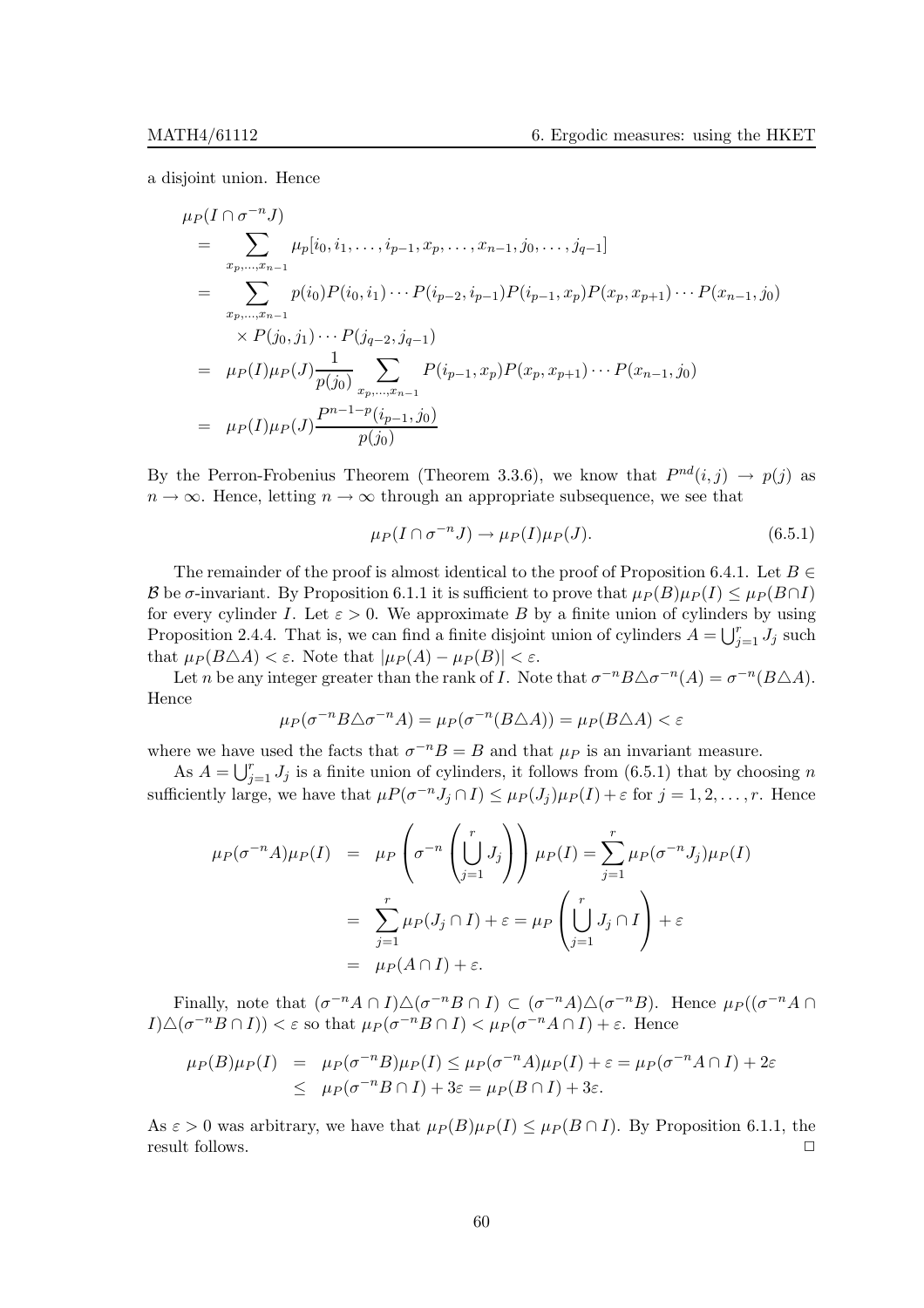a disjoint union. Hence

$$
\begin{aligned}
&\mu_P(I \cap \sigma^{-n} J) \\
&= \sum_{x_p,\ldots,x_{n-1}} \mu_p[i_0, i_1, \ldots, i_{p-1}, x_p, \ldots, x_{n-1}, j_0, \ldots, j_{q-1}] \\
&= \sum_{x_p,\ldots,x_{n-1}} p(i_0)P(i_0,i_1)\cdots P(i_{p-2},i_{p-1})P(i_{p-1},x_p)P(x_p,x_{p+1})\cdots P(x_{n-1},j_0) \\
&\quad \times P(j_0,j_1)\cdots P(j_{q-2},j_{q-1}) \\
&= \mu_P(I)\mu_P(J)\frac{1}{p(j_0)} \sum_{x_p,\ldots,x_{n-1}} P(i_{p-1},x_p)P(x_p,x_{p+1})\cdots P(x_{n-1},j_0) \\
&= \mu_P(I)\mu_P(J)\frac{P^{n-1-p}(i_{p-1},j_0)}{p(j_0)}
\end{aligned}
$$

By the Perron-Frobenius Theorem (Theorem 3.3.6), we know that $P^{nd}(i,j) \to p(j)$ as $n \to \infty$. Hence, letting $n \to \infty$ through an appropriate subsequence, we see that

$$
\mu_P(I \cap \sigma^{-n} J) \to \mu_P(I)\mu_P(J). \tag{6.5.1}
$$

The remainder of the proof is almost identical to the proof of Proposition 6.4.1. Let $B \in \mathcal{B}$ be $\sigma$-invariant. By Proposition 6.1.1 it is sufficient to prove that $\mu_P(B)\mu_P(I) \leq \mu_P(B \cap I)$ for every cylinder $I$. Let $\varepsilon > 0$. We approximate $B$ by a finite union of cylinders by using Proposition 2.4.4. That is, we can find a finite disjoint union of cylinders $A = \bigcup_{j=1}^r J_j$ such that $\mu_P(B \triangle A) < \varepsilon$. Note that $|\mu_P(A) - \mu_P(B)| < \varepsilon$.

Let $n$ be any integer greater than the rank of $I$. Note that $\sigma^{-n} B \triangle \sigma^{-n}(A) = \sigma^{-n}(B \triangle A)$. Hence

$$
\mu_P(\sigma^{-n} B \triangle \sigma^{-n} A) = \mu_P(\sigma^{-n}(B \triangle A)) = \mu_P(B \triangle A) < \varepsilon
$$

where we have used the facts that $\sigma^{-n} B = B$ and that $\mu_P$ is an invariant measure.

As $A = \bigcup_{j=1}^r J_j$ is a finite union of cylinders, it follows from (6.5.1) that by choosing $n$ sufficiently large, we have that $\mu P(\sigma^{-n} J_j \cap I) \leq \mu_P(J_j)\mu_P(I) + \varepsilon$ for $j = 1, 2, \ldots, r$. Hence

$$
\begin{aligned}
\mu_P(\sigma^{-n} A)\mu_P(I) &= \mu_P\left(\sigma^{-n}\left(\bigcup_{j=1}^r J_j\right)\right)\mu_P(I) = \sum_{j=1}^r \mu_P(\sigma^{-n} J_j)\mu_P(I) \\
&= \sum_{j=1}^r \mu_P(J_j \cap I) + \varepsilon = \mu_P\left(\bigcup_{j=1}^r J_j \cap I\right) + \varepsilon \\
&= \mu_P(A \cap I) + \varepsilon.
\end{aligned}
$$

Finally, note that $(\sigma^{-n} A \cap I) \triangle (\sigma^{-n} B \cap I) \subset (\sigma^{-n} A) \triangle (\sigma^{-n} B)$. Hence $\mu_P((\sigma^{-n} A \cap I) \triangle (\sigma^{-n} B \cap I)) < \varepsilon$ so that $\mu_P(\sigma^{-n} B \cap I) < \mu_P(\sigma^{-n} A \cap I) + \varepsilon$. Hence

$$
\begin{aligned}
\mu_P(B)\mu_P(I) &= \mu_P(\sigma^{-n} B)\mu_P(I) \leq \mu_P(\sigma^{-n} A)\mu_P(I) + \varepsilon = \mu_P(\sigma^{-n} A \cap I) + 2\varepsilon \\
&\leq \mu_P(\sigma^{-n} B \cap I) + 3\varepsilon = \mu_P(B \cap I) + 3\varepsilon.
\end{aligned}
$$

As $\varepsilon > 0$ was arbitrary, we have that $\mu_P(B)\mu_P(I) \leq \mu_P(B \cap I)$. By Proposition 6.1.1, the result follows. □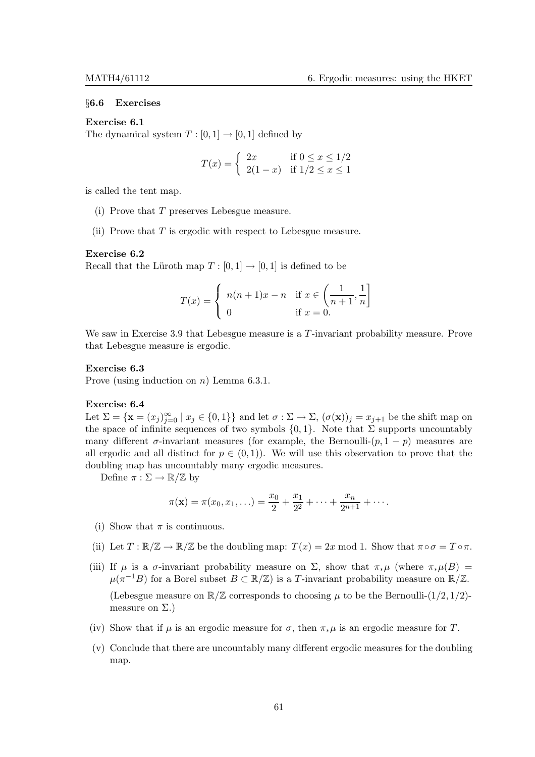## §6.6 Exercises

**Exercise 6.1**
The dynamical system $T : [0,1] \to [0,1]$ defined by

$$T(x) = \begin{cases} 2x & \text{if } 0 \le x \le 1/2 \\ 2(1-x) & \text{if } 1/2 \le x \le 1 \end{cases}$$

is called the tent map.

(i) Prove that $T$ preserves Lebesgue measure.

(ii) Prove that $T$ is ergodic with respect to Lebesgue measure.

**Exercise 6.2**
Recall that the Lüroth map $T : [0,1] \to [0,1]$ is defined to be

$$T(x) = \begin{cases} n(n+1)x - n & \text{if } x \in \left(\dfrac{1}{n+1}, \dfrac{1}{n}\right] \\ 0 & \text{if } x = 0. \end{cases}$$

We saw in Exercise 3.9 that Lebesgue measure is a $T$-invariant probability measure. Prove that Lebesgue measure is ergodic.

**Exercise 6.3**
Prove (using induction on $n$) Lemma 6.3.1.

**Exercise 6.4**
Let $\Sigma = \{\mathbf{x} = (x_j)_{j=0}^{\infty} \mid x_j \in \{0,1\}\}$ and let $\sigma : \Sigma \to \Sigma$, $(\sigma(\mathbf{x}))_j = x_{j+1}$ be the shift map on the space of infinite sequences of two symbols $\{0,1\}$. Note that $\Sigma$ supports uncountably many different $\sigma$-invariant measures (for example, the Bernoulli-$(p, 1-p)$ measures are all ergodic and all distinct for $p \in (0,1)$). We will use this observation to prove that the doubling map has uncountably many ergodic measures.

Define $\pi : \Sigma \to \mathbb{R}/\mathbb{Z}$ by

$$\pi(\mathbf{x}) = \pi(x_0, x_1, \ldots) = \frac{x_0}{2} + \frac{x_1}{2^2} + \cdots + \frac{x_n}{2^{n+1}} + \cdots.$$

(i) Show that $\pi$ is continuous.

(ii) Let $T : \mathbb{R}/\mathbb{Z} \to \mathbb{R}/\mathbb{Z}$ be the doubling map: $T(x) = 2x \bmod 1$. Show that $\pi \circ \sigma = T \circ \pi$.

(iii) If $\mu$ is a $\sigma$-invariant probability measure on $\Sigma$, show that $\pi_*\mu$ (where $\pi_*\mu(B) = \mu(\pi^{-1}B)$ for a Borel subset $B \subset \mathbb{R}/\mathbb{Z}$) is a $T$-invariant probability measure on $\mathbb{R}/\mathbb{Z}$.

(Lebesgue measure on $\mathbb{R}/\mathbb{Z}$ corresponds to choosing $\mu$ to be the Bernoulli-$(1/2, 1/2)$-measure on $\Sigma$.)

(iv) Show that if $\mu$ is an ergodic measure for $\sigma$, then $\pi_*\mu$ is an ergodic measure for $T$.

(v) Conclude that there are uncountably many different ergodic measures for the doubling map.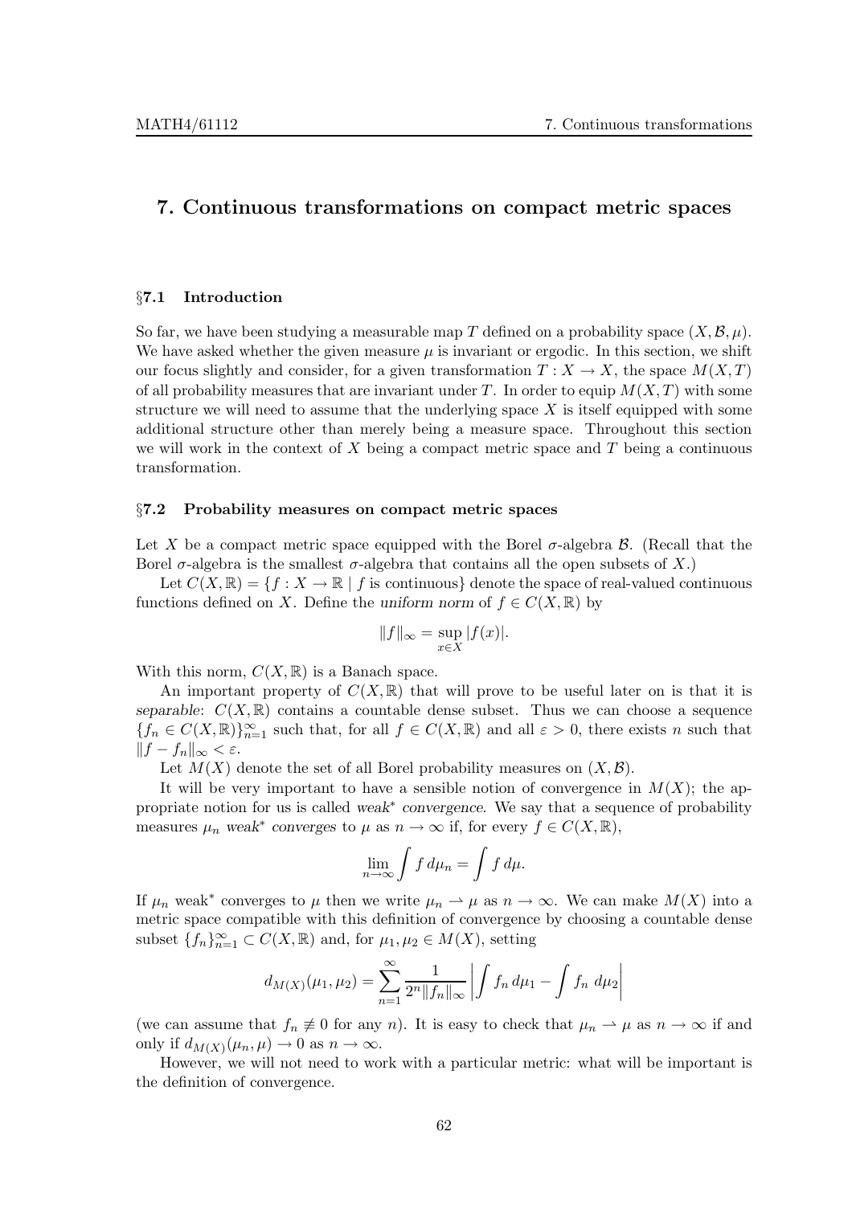# 7. Continuous transformations on compact metric spaces

### §7.1 Introduction

So far, we have been studying a measurable map $T$ defined on a probability space $(X, \mathcal{B}, \mu)$. We have asked whether the given measure $\mu$ is invariant or ergodic. In this section, we shift our focus slightly and consider, for a given transformation $T : X \to X$, the space $M(X, T)$ of all probability measures that are invariant under $T$. In order to equip $M(X, T)$ with some structure we will need to assume that the underlying space $X$ is itself equipped with some additional structure other than merely being a measure space. Throughout this section we will work in the context of $X$ being a compact metric space and $T$ being a continuous transformation.

### §7.2 Probability measures on compact metric spaces

Let $X$ be a compact metric space equipped with the Borel $\sigma$-algebra $\mathcal{B}$. (Recall that the Borel $\sigma$-algebra is the smallest $\sigma$-algebra that contains all the open subsets of $X$.)

Let $C(X, \mathbb{R}) = \{f : X \to \mathbb{R} \mid f \text{ is continuous}\}$ denote the space of real-valued continuous functions defined on $X$. Define the *uniform norm* of $f \in C(X, \mathbb{R})$ by

$$\|f\|_\infty = \sup_{x \in X} |f(x)|.$$

With this norm, $C(X, \mathbb{R})$ is a Banach space.

An important property of $C(X, \mathbb{R})$ that will prove to be useful later on is that it is *separable*: $C(X, \mathbb{R})$ contains a countable dense subset. Thus we can choose a sequence $\{f_n \in C(X, \mathbb{R})\}_{n=1}^{\infty}$ such that, for all $f \in C(X, \mathbb{R})$ and all $\varepsilon > 0$, there exists $n$ such that $\|f - f_n\|_\infty < \varepsilon$.

Let $M(X)$ denote the set of all Borel probability measures on $(X, \mathcal{B})$.

It will be very important to have a sensible notion of convergence in $M(X)$; the appropriate notion for us is called *weak\* convergence*. We say that a sequence of probability measures $\mu_n$ *weak\* converges* to $\mu$ as $n \to \infty$ if, for every $f \in C(X, \mathbb{R})$,

$$\lim_{n\to\infty} \int f \, d\mu_n = \int f \, d\mu.$$

If $\mu_n$ weak$^*$ converges to $\mu$ then we write $\mu_n \rightharpoonup \mu$ as $n \to \infty$. We can make $M(X)$ into a metric space compatible with this definition of convergence by choosing a countable dense subset $\{f_n\}_{n=1}^{\infty} \subset C(X, \mathbb{R})$ and, for $\mu_1, \mu_2 \in M(X)$, setting

$$d_{M(X)}(\mu_1, \mu_2) = \sum_{n=1}^{\infty} \frac{1}{2^n \|f_n\|_\infty} \left| \int f_n \, d\mu_1 - \int f_n \, d\mu_2 \right|$$

(we can assume that $f_n \not\equiv 0$ for any $n$). It is easy to check that $\mu_n \rightharpoonup \mu$ as $n \to \infty$ if and only if $d_{M(X)}(\mu_n, \mu) \to 0$ as $n \to \infty$.

However, we will not need to work with a particular metric: what will be important is the definition of convergence.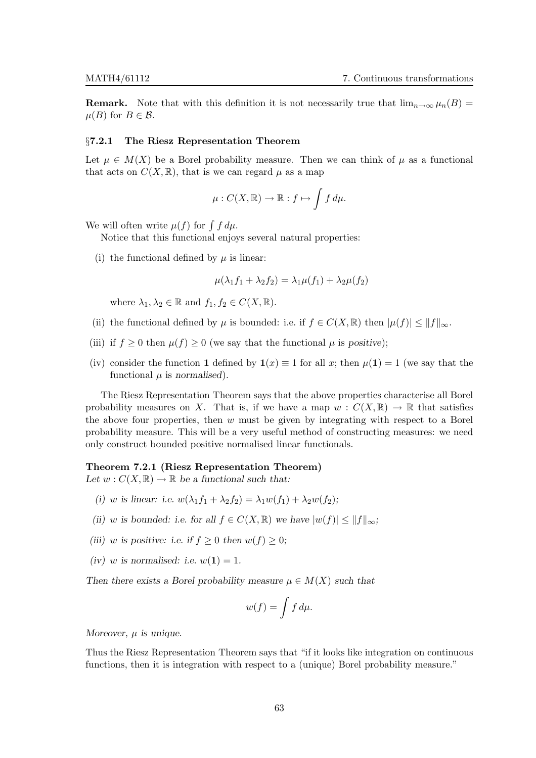**Remark.** Note that with this definition it is not necessarily true that $\lim_{n\to\infty} \mu_n(B) = \mu(B)$ for $B \in \mathcal{B}$.

### §7.2.1 The Riesz Representation Theorem

Let $\mu \in M(X)$ be a Borel probability measure. Then we can think of $\mu$ as a functional that acts on $C(X, \mathbb{R})$, that is we can regard $\mu$ as a map

$$\mu : C(X, \mathbb{R}) \to \mathbb{R} : f \mapsto \int f \, d\mu.$$

We will often write $\mu(f)$ for $\int f \, d\mu$.

Notice that this functional enjoys several natural properties:

(i) the functional defined by $\mu$ is linear:

$$\mu(\lambda_1 f_1 + \lambda_2 f_2) = \lambda_1 \mu(f_1) + \lambda_2 \mu(f_2)$$

where $\lambda_1, \lambda_2 \in \mathbb{R}$ and $f_1, f_2 \in C(X, \mathbb{R})$.

(ii) the functional defined by $\mu$ is bounded: i.e. if $f \in C(X, \mathbb{R})$ then $|\mu(f)| \leq \|f\|_\infty$.

(iii) if $f \geq 0$ then $\mu(f) \geq 0$ (we say that the functional $\mu$ is *positive*);

(iv) consider the function $\mathbf{1}$ defined by $\mathbf{1}(x) \equiv 1$ for all $x$; then $\mu(\mathbf{1}) = 1$ (we say that the functional $\mu$ is *normalised*).

The Riesz Representation Theorem says that the above properties characterise all Borel probability measures on $X$. That is, if we have a map $w : C(X, \mathbb{R}) \to \mathbb{R}$ that satisfies the above four properties, then $w$ must be given by integrating with respect to a Borel probability measure. This will be a very useful method of constructing measures: we need only construct bounded positive normalised linear functionals.

**Theorem 7.2.1 (Riesz Representation Theorem)**
*Let $w : C(X, \mathbb{R}) \to \mathbb{R}$ be a functional such that:*

*(i) $w$ is linear: i.e. $w(\lambda_1 f_1 + \lambda_2 f_2) = \lambda_1 w(f_1) + \lambda_2 w(f_2)$;*

*(ii) $w$ is bounded: i.e. for all $f \in C(X, \mathbb{R})$ we have $|w(f)| \leq \|f\|_\infty$;*

*(iii) $w$ is positive: i.e. if $f \geq 0$ then $w(f) \geq 0$;*

*(iv) $w$ is normalised: i.e. $w(\mathbf{1}) = 1$.*

*Then there exists a Borel probability measure $\mu \in M(X)$ such that*

$$w(f) = \int f \, d\mu.$$

*Moreover, $\mu$ is unique.*

Thus the Riesz Representation Theorem says that "if it looks like integration on continuous functions, then it is integration with respect to a (unique) Borel probability measure."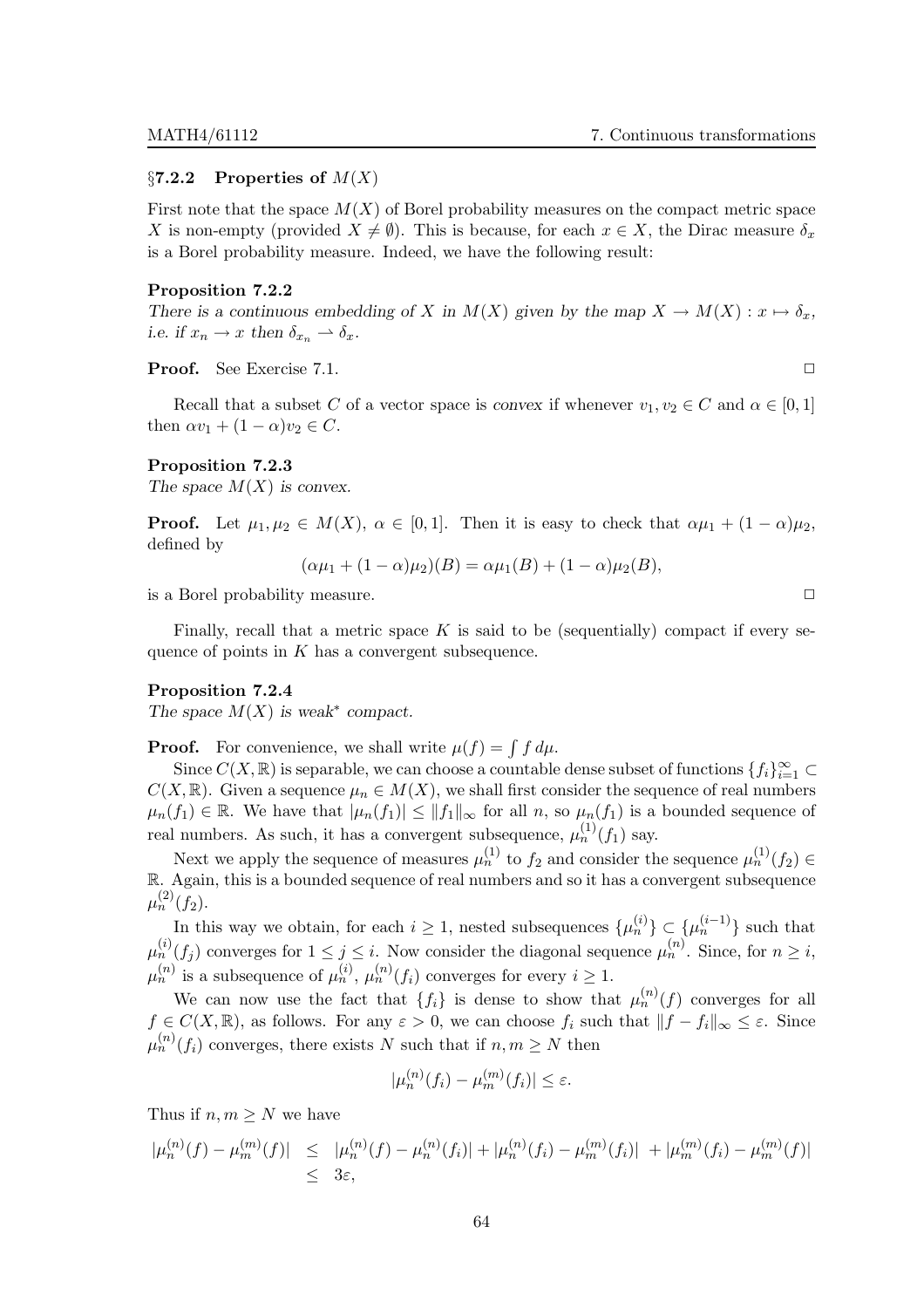### §7.2.2 Properties of $M(X)$

First note that the space $M(X)$ of Borel probability measures on the compact metric space $X$ is non-empty (provided $X \neq \emptyset$). This is because, for each $x \in X$, the Dirac measure $\delta_x$ is a Borel probability measure. Indeed, we have the following result:

**Proposition 7.2.2**
*There is a continuous embedding of $X$ in $M(X)$ given by the map $X \to M(X) : x \mapsto \delta_x$, i.e. if $x_n \to x$ then $\delta_{x_n} \rightharpoonup \delta_x$.*

**Proof.** See Exercise 7.1. □

Recall that a subset $C$ of a vector space is *convex* if whenever $v_1, v_2 \in C$ and $\alpha \in [0,1]$ then $\alpha v_1 + (1-\alpha)v_2 \in C$.

**Proposition 7.2.3**
*The space $M(X)$ is convex.*

**Proof.** Let $\mu_1, \mu_2 \in M(X)$, $\alpha \in [0,1]$. Then it is easy to check that $\alpha\mu_1 + (1-\alpha)\mu_2$, defined by

$$(\alpha\mu_1 + (1-\alpha)\mu_2)(B) = \alpha\mu_1(B) + (1-\alpha)\mu_2(B),$$

is a Borel probability measure. □

Finally, recall that a metric space $K$ is said to be (sequentially) compact if every sequence of points in $K$ has a convergent subsequence.

**Proposition 7.2.4**
*The space $M(X)$ is weak$^*$ compact.*

**Proof.** For convenience, we shall write $\mu(f) = \int f \, d\mu$.

Since $C(X,\mathbb{R})$ is separable, we can choose a countable dense subset of functions $\{f_i\}_{i=1}^{\infty} \subset C(X,\mathbb{R})$. Given a sequence $\mu_n \in M(X)$, we shall first consider the sequence of real numbers $\mu_n(f_1) \in \mathbb{R}$. We have that $|\mu_n(f_1)| \leq \|f_1\|_\infty$ for all $n$, so $\mu_n(f_1)$ is a bounded sequence of real numbers. As such, it has a convergent subsequence, $\mu_n^{(1)}(f_1)$ say.

Next we apply the sequence of measures $\mu_n^{(1)}$ to $f_2$ and consider the sequence $\mu_n^{(1)}(f_2) \in \mathbb{R}$. Again, this is a bounded sequence of real numbers and so it has a convergent subsequence $\mu_n^{(2)}(f_2)$.

In this way we obtain, for each $i \geq 1$, nested subsequences $\{\mu_n^{(i)}\} \subset \{\mu_n^{(i-1)}\}$ such that $\mu_n^{(i)}(f_j)$ converges for $1 \leq j \leq i$. Now consider the diagonal sequence $\mu_n^{(n)}$. Since, for $n \geq i$, $\mu_n^{(n)}$ is a subsequence of $\mu_n^{(i)}$, $\mu_n^{(n)}(f_i)$ converges for every $i \geq 1$.

We can now use the fact that $\{f_i\}$ is dense to show that $\mu_n^{(n)}(f)$ converges for all $f \in C(X,\mathbb{R})$, as follows. For any $\varepsilon > 0$, we can choose $f_i$ such that $\|f - f_i\|_\infty \leq \varepsilon$. Since $\mu_n^{(n)}(f_i)$ converges, there exists $N$ such that if $n, m \geq N$ then

$$|\mu_n^{(n)}(f_i) - \mu_m^{(m)}(f_i)| \leq \varepsilon.$$

Thus if $n, m \geq N$ we have

$$\begin{aligned}
|\mu_n^{(n)}(f) - \mu_m^{(m)}(f)| &\leq |\mu_n^{(n)}(f) - \mu_n^{(n)}(f_i)| + |\mu_n^{(n)}(f_i) - \mu_m^{(m)}(f_i)| + |\mu_m^{(m)}(f_i) - \mu_m^{(m)}(f)| \\
&\leq 3\varepsilon,
\end{aligned}$$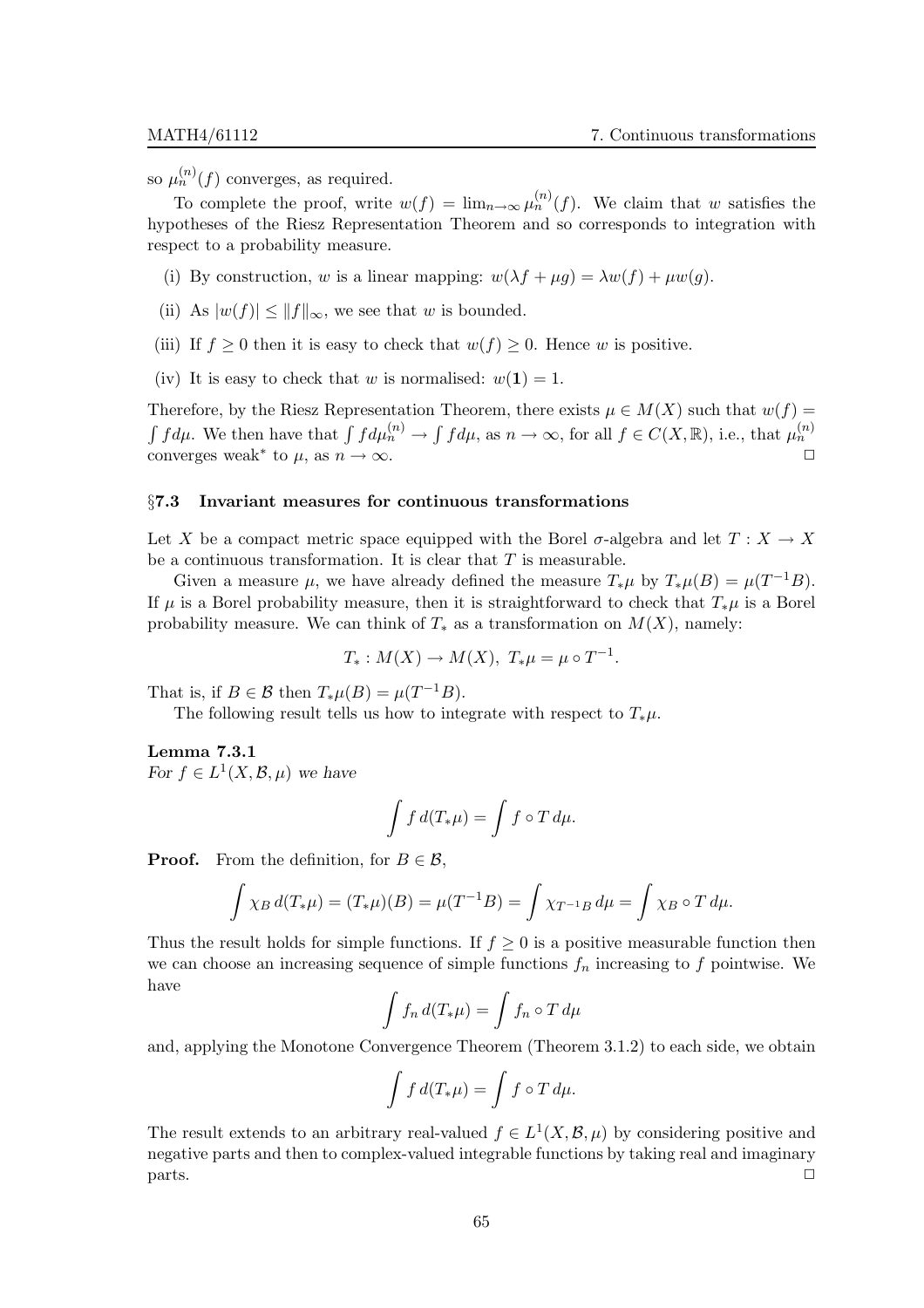so $\mu_n^{(n)}(f)$ converges, as required.

To complete the proof, write $w(f) = \lim_{n\to\infty} \mu_n^{(n)}(f)$. We claim that $w$ satisfies the hypotheses of the Riesz Representation Theorem and so corresponds to integration with respect to a probability measure.

(i) By construction, $w$ is a linear mapping: $w(\lambda f + \mu g) = \lambda w(f) + \mu w(g)$.

(ii) As $|w(f)| \leq \|f\|_\infty$, we see that $w$ is bounded.

(iii) If $f \geq 0$ then it is easy to check that $w(f) \geq 0$. Hence $w$ is positive.

(iv) It is easy to check that $w$ is normalised: $w(\mathbf{1}) = 1$.

Therefore, by the Riesz Representation Theorem, there exists $\mu \in M(X)$ such that $w(f) = \int f d\mu$. We then have that $\int f d\mu_n^{(n)} \to \int f d\mu$, as $n \to \infty$, for all $f \in C(X, \mathbb{R})$, i.e., that $\mu_n^{(n)}$ converges weak$^*$ to $\mu$, as $n \to \infty$. □

### §7.3 Invariant measures for continuous transformations

Let $X$ be a compact metric space equipped with the Borel $\sigma$-algebra and let $T : X \to X$ be a continuous transformation. It is clear that $T$ is measurable.

Given a measure $\mu$, we have already defined the measure $T_*\mu$ by $T_*\mu(B) = \mu(T^{-1}B)$. If $\mu$ is a Borel probability measure, then it is straightforward to check that $T_*\mu$ is a Borel probability measure. We can think of $T_*$ as a transformation on $M(X)$, namely:

$$T_* : M(X) \to M(X),\ T_*\mu = \mu \circ T^{-1}.$$

That is, if $B \in \mathcal{B}$ then $T_*\mu(B) = \mu(T^{-1}B)$.

The following result tells us how to integrate with respect to $T_*\mu$.

**Lemma 7.3.1**
*For $f \in L^1(X, \mathcal{B}, \mu)$ we have*

$$\int f \, d(T_*\mu) = \int f \circ T \, d\mu.$$

**Proof.** From the definition, for $B \in \mathcal{B}$,

$$\int \chi_B \, d(T_*\mu) = (T_*\mu)(B) = \mu(T^{-1}B) = \int \chi_{T^{-1}B} \, d\mu = \int \chi_B \circ T \, d\mu.$$

Thus the result holds for simple functions. If $f \geq 0$ is a positive measurable function then we can choose an increasing sequence of simple functions $f_n$ increasing to $f$ pointwise. We have

$$\int f_n \, d(T_*\mu) = \int f_n \circ T \, d\mu$$

and, applying the Monotone Convergence Theorem (Theorem 3.1.2) to each side, we obtain

$$\int f \, d(T_*\mu) = \int f \circ T \, d\mu.$$

The result extends to an arbitrary real-valued $f \in L^1(X, \mathcal{B}, \mu)$ by considering positive and negative parts and then to complex-valued integrable functions by taking real and imaginary parts. □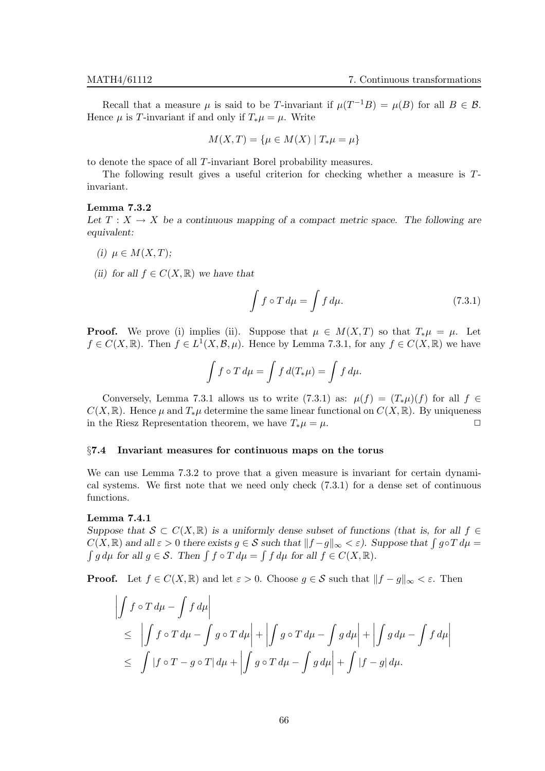Recall that a measure $\mu$ is said to be $T$-invariant if $\mu(T^{-1}B) = \mu(B)$ for all $B \in \mathcal{B}$. Hence $\mu$ is $T$-invariant if and only if $T_*\mu = \mu$. Write

$$M(X,T) = \{\mu \in M(X) \mid T_*\mu = \mu\}$$

to denote the space of all $T$-invariant Borel probability measures.

The following result gives a useful criterion for checking whether a measure is $T$-invariant.

**Lemma 7.3.2**
*Let $T : X \to X$ be a continuous mapping of a compact metric space. The following are equivalent:*

*(i) $\mu \in M(X,T)$;*

*(ii) for all $f \in C(X,\mathbb{R})$ we have that*

$$\int f \circ T \, d\mu = \int f \, d\mu. \tag{7.3.1}$$

**Proof.** We prove (i) implies (ii). Suppose that $\mu \in M(X,T)$ so that $T_*\mu = \mu$. Let $f \in C(X,\mathbb{R})$. Then $f \in L^1(X,\mathcal{B},\mu)$. Hence by Lemma 7.3.1, for any $f \in C(X,\mathbb{R})$ we have

$$\int f \circ T \, d\mu = \int f \, d(T_*\mu) = \int f \, d\mu.$$

Conversely, Lemma 7.3.1 allows us to write (7.3.1) as: $\mu(f) = (T_*\mu)(f)$ for all $f \in C(X,\mathbb{R})$. Hence $\mu$ and $T_*\mu$ determine the same linear functional on $C(X,\mathbb{R})$. By uniqueness in the Riesz Representation theorem, we have $T_*\mu = \mu$. □

## §7.4 Invariant measures for continuous maps on the torus

We can use Lemma 7.3.2 to prove that a given measure is invariant for certain dynamical systems. We first note that we need only check (7.3.1) for a dense set of continuous functions.

**Lemma 7.4.1**
*Suppose that $\mathcal{S} \subset C(X,\mathbb{R})$ is a uniformly dense subset of functions (that is, for all $f \in C(X,\mathbb{R})$ and all $\varepsilon > 0$ there exists $g \in \mathcal{S}$ such that $\|f - g\|_\infty < \varepsilon$). Suppose that $\int g \circ T \, d\mu = \int g \, d\mu$ for all $g \in \mathcal{S}$. Then $\int f \circ T \, d\mu = \int f \, d\mu$ for all $f \in C(X,\mathbb{R})$.*

**Proof.** Let $f \in C(X,\mathbb{R})$ and let $\varepsilon > 0$. Choose $g \in \mathcal{S}$ such that $\|f - g\|_\infty < \varepsilon$. Then

$$\begin{aligned}
&\left| \int f \circ T \, d\mu - \int f \, d\mu \right| \\
&\leq \left| \int f \circ T \, d\mu - \int g \circ T \, d\mu \right| + \left| \int g \circ T \, d\mu - \int g \, d\mu \right| + \left| \int g \, d\mu - \int f \, d\mu \right| \\
&\leq \int |f \circ T - g \circ T| \, d\mu + \left| \int g \circ T \, d\mu - \int g \, d\mu \right| + \int |f - g| \, d\mu.
\end{aligned}$$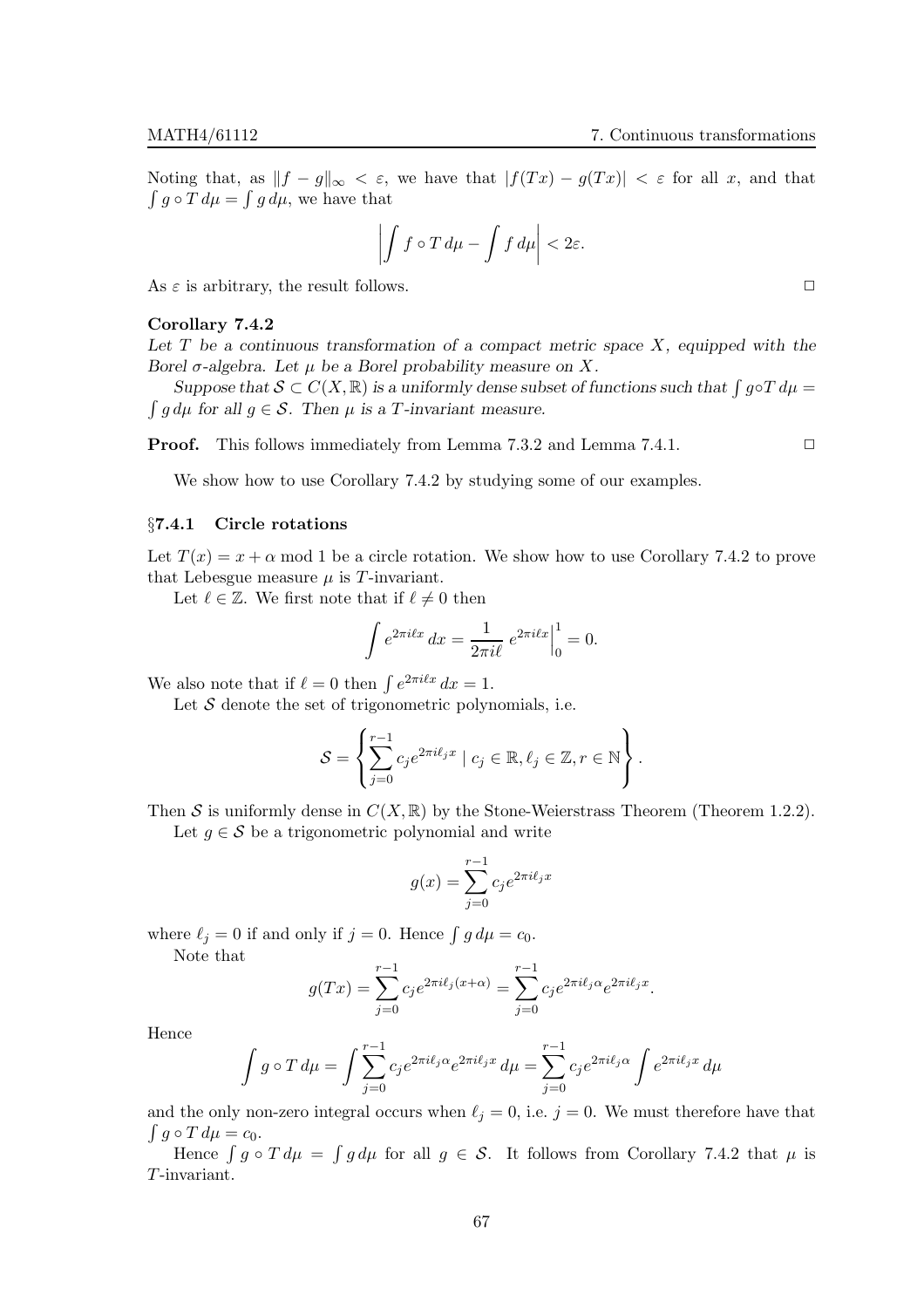Noting that, as $\|f - g\|_\infty < \varepsilon$, we have that $|f(Tx) - g(Tx)| < \varepsilon$ for all $x$, and that $\int g \circ T \, d\mu = \int g \, d\mu$, we have that

$$\left| \int f \circ T \, d\mu - \int f \, d\mu \right| < 2\varepsilon.$$

As $\varepsilon$ is arbitrary, the result follows. □

**Corollary 7.4.2**
*Let $T$ be a continuous transformation of a compact metric space $X$, equipped with the Borel $\sigma$-algebra. Let $\mu$ be a Borel probability measure on $X$.*

*Suppose that $\mathcal{S} \subset C(X, \mathbb{R})$ is a uniformly dense subset of functions such that $\int g \circ T \, d\mu = \int g \, d\mu$ for all $g \in \mathcal{S}$. Then $\mu$ is a $T$-invariant measure.*

**Proof.** This follows immediately from Lemma 7.3.2 and Lemma 7.4.1. □

We show how to use Corollary 7.4.2 by studying some of our examples.

### §7.4.1 Circle rotations

Let $T(x) = x + \alpha \bmod 1$ be a circle rotation. We show how to use Corollary 7.4.2 to prove that Lebesgue measure $\mu$ is $T$-invariant.

Let $\ell \in \mathbb{Z}$. We first note that if $\ell \neq 0$ then

$$\int e^{2\pi i \ell x} \, dx = \frac{1}{2\pi i \ell} \left. e^{2\pi i \ell x} \right|_0^1 = 0.$$

We also note that if $\ell = 0$ then $\int e^{2\pi i \ell x} \, dx = 1$.

Let $\mathcal{S}$ denote the set of trigonometric polynomials, i.e.

$$\mathcal{S} = \left\{ \sum_{j=0}^{r-1} c_j e^{2\pi i \ell_j x} \mid c_j \in \mathbb{R}, \ell_j \in \mathbb{Z}, r \in \mathbb{N} \right\}.$$

Then $\mathcal{S}$ is uniformly dense in $C(X, \mathbb{R})$ by the Stone-Weierstrass Theorem (Theorem 1.2.2).

Let $g \in \mathcal{S}$ be a trigonometric polynomial and write

$$g(x) = \sum_{j=0}^{r-1} c_j e^{2\pi i \ell_j x}$$

where $\ell_j = 0$ if and only if $j = 0$. Hence $\int g \, d\mu = c_0$.

Note that

$$g(Tx) = \sum_{j=0}^{r-1} c_j e^{2\pi i \ell_j (x+\alpha)} = \sum_{j=0}^{r-1} c_j e^{2\pi i \ell_j \alpha} e^{2\pi i \ell_j x}.$$

Hence

$$\int g \circ T \, d\mu = \int \sum_{j=0}^{r-1} c_j e^{2\pi i \ell_j \alpha} e^{2\pi i \ell_j x} \, d\mu = \sum_{j=0}^{r-1} c_j e^{2\pi i \ell_j \alpha} \int e^{2\pi i \ell_j x} \, d\mu$$

and the only non-zero integral occurs when $\ell_j = 0$, i.e. $j = 0$. We must therefore have that $\int g \circ T \, d\mu = c_0$.

Hence $\int g \circ T \, d\mu = \int g \, d\mu$ for all $g \in \mathcal{S}$. It follows from Corollary 7.4.2 that $\mu$ is $T$-invariant.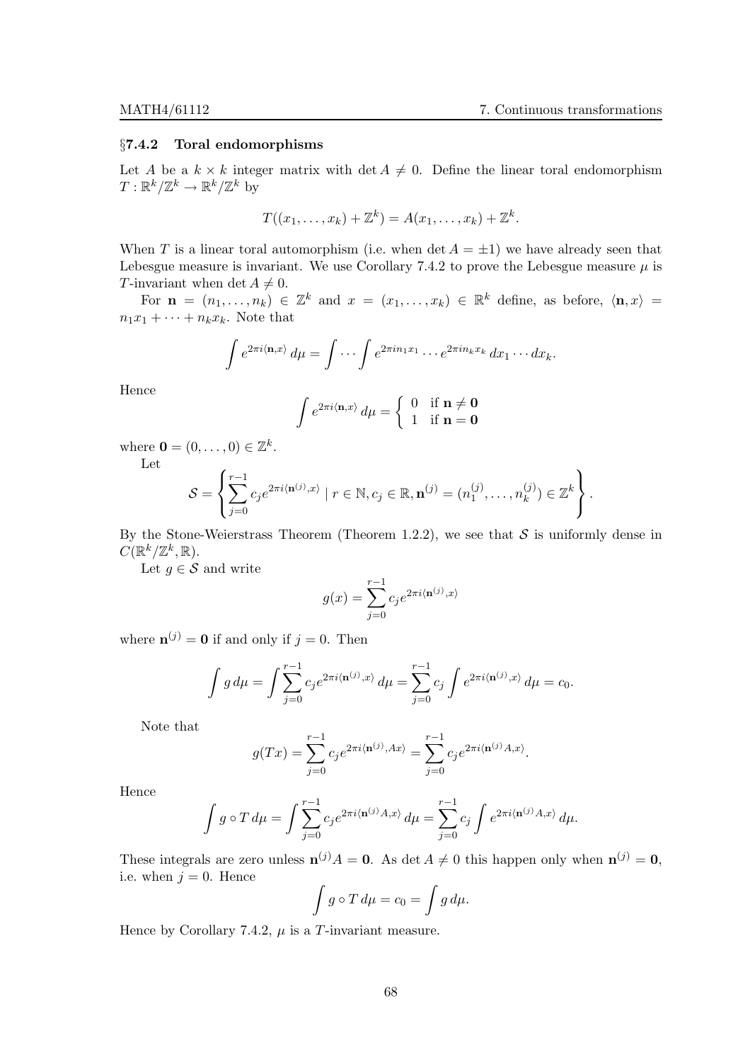### §7.4.2 Toral endomorphisms

Let $A$ be a $k \times k$ integer matrix with $\det A \neq 0$. Define the linear toral endomorphism $T : \mathbb{R}^k/\mathbb{Z}^k \to \mathbb{R}^k/\mathbb{Z}^k$ by

$$T((x_1, \ldots, x_k) + \mathbb{Z}^k) = A(x_1, \ldots, x_k) + \mathbb{Z}^k.$$

When $T$ is a linear toral automorphism (i.e. when $\det A = \pm 1$) we have already seen that Lebesgue measure is invariant. We use Corollary 7.4.2 to prove the Lebesgue measure $\mu$ is $T$-invariant when $\det A \neq 0$.

For $\mathbf{n} = (n_1, \ldots, n_k) \in \mathbb{Z}^k$ and $x = (x_1, \ldots, x_k) \in \mathbb{R}^k$ define, as before, $\langle \mathbf{n}, x \rangle = n_1 x_1 + \cdots + n_k x_k$. Note that

$$\int e^{2\pi i \langle \mathbf{n}, x \rangle} \, d\mu = \int \cdots \int e^{2\pi i n_1 x_1} \cdots e^{2\pi i n_k x_k} \, dx_1 \cdots dx_k.$$

Hence

$$\int e^{2\pi i \langle \mathbf{n}, x \rangle} \, d\mu = \left\{ \begin{array}{ll} 0 & \text{if } \mathbf{n} \neq \mathbf{0} \\ 1 & \text{if } \mathbf{n} = \mathbf{0} \end{array} \right.$$

where $\mathbf{0} = (0, \ldots, 0) \in \mathbb{Z}^k$.

Let

$$\mathcal{S} = \left\{ \sum_{j=0}^{r-1} c_j e^{2\pi i \langle \mathbf{n}^{(j)}, x \rangle} \mid r \in \mathbb{N}, c_j \in \mathbb{R}, \mathbf{n}^{(j)} = (n_1^{(j)}, \ldots, n_k^{(j)}) \in \mathbb{Z}^k \right\}.$$

By the Stone-Weierstrass Theorem (Theorem 1.2.2), we see that $\mathcal{S}$ is uniformly dense in $C(\mathbb{R}^k/\mathbb{Z}^k, \mathbb{R})$.

Let $g \in \mathcal{S}$ and write

$$g(x) = \sum_{j=0}^{r-1} c_j e^{2\pi i \langle \mathbf{n}^{(j)}, x \rangle}$$

where $\mathbf{n}^{(j)} = \mathbf{0}$ if and only if $j = 0$. Then

$$\int g \, d\mu = \int \sum_{j=0}^{r-1} c_j e^{2\pi i \langle \mathbf{n}^{(j)}, x \rangle} \, d\mu = \sum_{j=0}^{r-1} c_j \int e^{2\pi i \langle \mathbf{n}^{(j)}, x \rangle} \, d\mu = c_0.$$

Note that

$$g(Tx) = \sum_{j=0}^{r-1} c_j e^{2\pi i \langle \mathbf{n}^{(j)}, Ax \rangle} = \sum_{j=0}^{r-1} c_j e^{2\pi i \langle \mathbf{n}^{(j)} A, x \rangle}.$$

Hence

$$\int g \circ T \, d\mu = \int \sum_{j=0}^{r-1} c_j e^{2\pi i \langle \mathbf{n}^{(j)} A, x \rangle} \, d\mu = \sum_{j=0}^{r-1} c_j \int e^{2\pi i \langle \mathbf{n}^{(j)} A, x \rangle} \, d\mu.$$

These integrals are zero unless $\mathbf{n}^{(j)} A = \mathbf{0}$. As $\det A \neq 0$ this happen only when $\mathbf{n}^{(j)} = \mathbf{0}$, i.e. when $j = 0$. Hence

$$\int g \circ T \, d\mu = c_0 = \int g \, d\mu.$$

Hence by Corollary 7.4.2, $\mu$ is a $T$-invariant measure.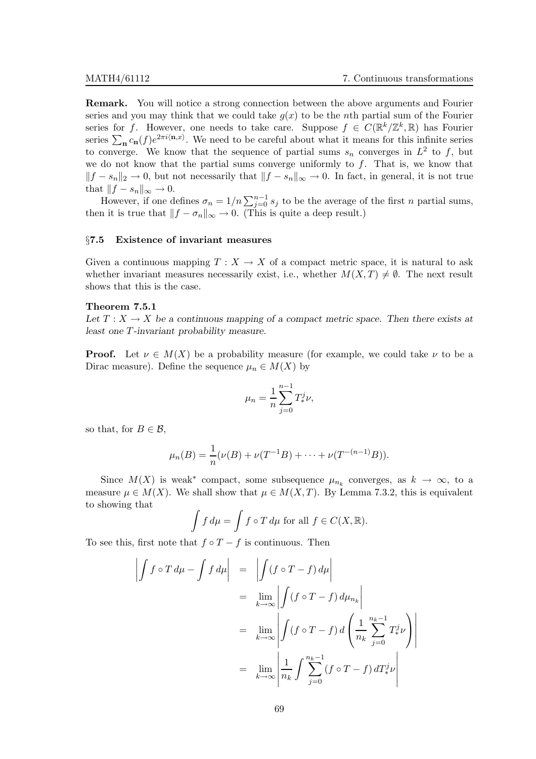**Remark.** You will notice a strong connection between the above arguments and Fourier series and you may think that we could take $g(x)$ to be the $n$th partial sum of the Fourier series for $f$. However, one needs to take care. Suppose $f \in C(\mathbb{R}^k/\mathbb{Z}^k, \mathbb{R})$ has Fourier series $\sum_{\mathbf{n}} c_{\mathbf{n}}(f)e^{2\pi i\langle \mathbf{n},x\rangle}$. We need to be careful about what it means for this infinite series to converge. We know that the sequence of partial sums $s_n$ converges in $L^2$ to $f$, but we do not know that the partial sums converge uniformly to $f$. That is, we know that $\|f - s_n\|_2 \to 0$, but not necessarily that $\|f - s_n\|_\infty \to 0$. In fact, in general, it is not true that $\|f - s_n\|_\infty \to 0$.

However, if one defines $\sigma_n = 1/n \sum_{j=0}^{n-1} s_j$ to be the average of the first $n$ partial sums, then it is true that $\|f - \sigma_n\|_\infty \to 0$. (This is quite a deep result.)

## §7.5 Existence of invariant measures

Given a continuous mapping $T : X \to X$ of a compact metric space, it is natural to ask whether invariant measures necessarily exist, i.e., whether $M(X, T) \neq \emptyset$. The next result shows that this is the case.

**Theorem 7.5.1**
*Let $T : X \to X$ be a continuous mapping of a compact metric space. Then there exists at least one $T$-invariant probability measure.*

**Proof.** Let $\nu \in M(X)$ be a probability measure (for example, we could take $\nu$ to be a Dirac measure). Define the sequence $\mu_n \in M(X)$ by

$$\mu_n = \frac{1}{n}\sum_{j=0}^{n-1} T_*^j \nu,$$

so that, for $B \in \mathcal{B}$,

$$\mu_n(B) = \frac{1}{n}(\nu(B) + \nu(T^{-1}B) + \cdots + \nu(T^{-(n-1)}B)).$$

Since $M(X)$ is weak$^*$ compact, some subsequence $\mu_{n_k}$ converges, as $k \to \infty$, to a measure $\mu \in M(X)$. We shall show that $\mu \in M(X, T)$. By Lemma 7.3.2, this is equivalent to showing that

$$\int f \, d\mu = \int f \circ T \, d\mu \text{ for all } f \in C(X, \mathbb{R}).$$

To see this, first note that $f \circ T - f$ is continuous. Then

$$\begin{aligned}
\left| \int f \circ T \, d\mu - \int f \, d\mu \right| &= \left| \int (f \circ T - f) \, d\mu \right| \\
&= \lim_{k\to\infty} \left| \int (f \circ T - f) \, d\mu_{n_k} \right| \\
&= \lim_{k\to\infty} \left| \int (f \circ T - f) \, d\left( \frac{1}{n_k} \sum_{j=0}^{n_k-1} T_*^j \nu \right) \right| \\
&= \lim_{k\to\infty} \left| \frac{1}{n_k} \int \sum_{j=0}^{n_k-1} (f \circ T - f) \, dT_*^j \nu \right|
\end{aligned}$$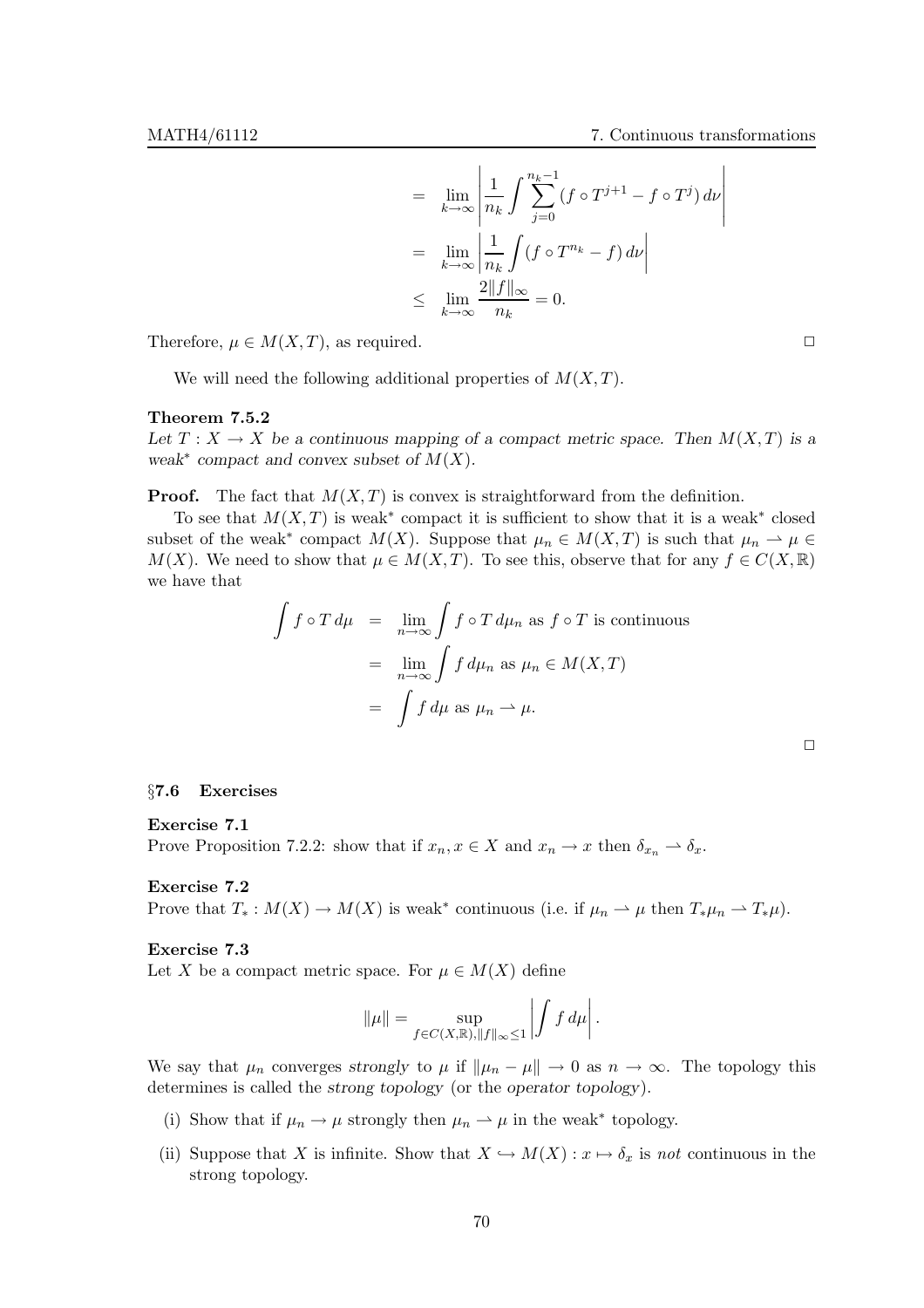$$
\begin{aligned}
&= \lim_{k\to\infty} \left| \frac{1}{n_k} \int \sum_{j=0}^{n_k-1} (f \circ T^{j+1} - f \circ T^j)\, d\nu \right| \\
&= \lim_{k\to\infty} \left| \frac{1}{n_k} \int (f \circ T^{n_k} - f)\, d\nu \right| \\
&\leq \lim_{k\to\infty} \frac{2\|f\|_\infty}{n_k} = 0.
\end{aligned}
$$

Therefore, $\mu \in M(X,T)$, as required. □

We will need the following additional properties of $M(X,T)$.

**Theorem 7.5.2**
*Let $T : X \to X$ be a continuous mapping of a compact metric space. Then $M(X,T)$ is a weak* compact and convex subset of $M(X)$.*

**Proof.** The fact that $M(X,T)$ is convex is straightforward from the definition.

To see that $M(X,T)$ is weak* compact it is sufficient to show that it is a weak* closed subset of the weak* compact $M(X)$. Suppose that $\mu_n \in M(X,T)$ is such that $\mu_n \rightharpoonup \mu \in M(X)$. We need to show that $\mu \in M(X,T)$. To see this, observe that for any $f \in C(X,\mathbb{R})$ we have that

$$
\begin{aligned}
\int f \circ T\, d\mu &= \lim_{n\to\infty} \int f \circ T\, d\mu_n \text{ as } f \circ T \text{ is continuous} \\
&= \lim_{n\to\infty} \int f\, d\mu_n \text{ as } \mu_n \in M(X,T) \\
&= \int f\, d\mu \text{ as } \mu_n \rightharpoonup \mu.
\end{aligned}
$$

□

### §7.6 Exercises

**Exercise 7.1**
Prove Proposition 7.2.2: show that if $x_n, x \in X$ and $x_n \to x$ then $\delta_{x_n} \rightharpoonup \delta_x$.

**Exercise 7.2**
Prove that $T_* : M(X) \to M(X)$ is weak* continuous (i.e. if $\mu_n \rightharpoonup \mu$ then $T_*\mu_n \rightharpoonup T_*\mu$).

**Exercise 7.3**
Let $X$ be a compact metric space. For $\mu \in M(X)$ define

$$
\|\mu\| = \sup_{f \in C(X,\mathbb{R}), \|f\|_\infty \leq 1} \left| \int f\, d\mu \right|.
$$

We say that $\mu_n$ converges *strongly* to $\mu$ if $\|\mu_n - \mu\| \to 0$ as $n \to \infty$. The topology this determines is called the *strong topology* (or the *operator topology*).

(i) Show that if $\mu_n \to \mu$ strongly then $\mu_n \rightharpoonup \mu$ in the weak* topology.

(ii) Suppose that $X$ is infinite. Show that $X \hookrightarrow M(X) : x \mapsto \delta_x$ is *not* continuous in the strong topology.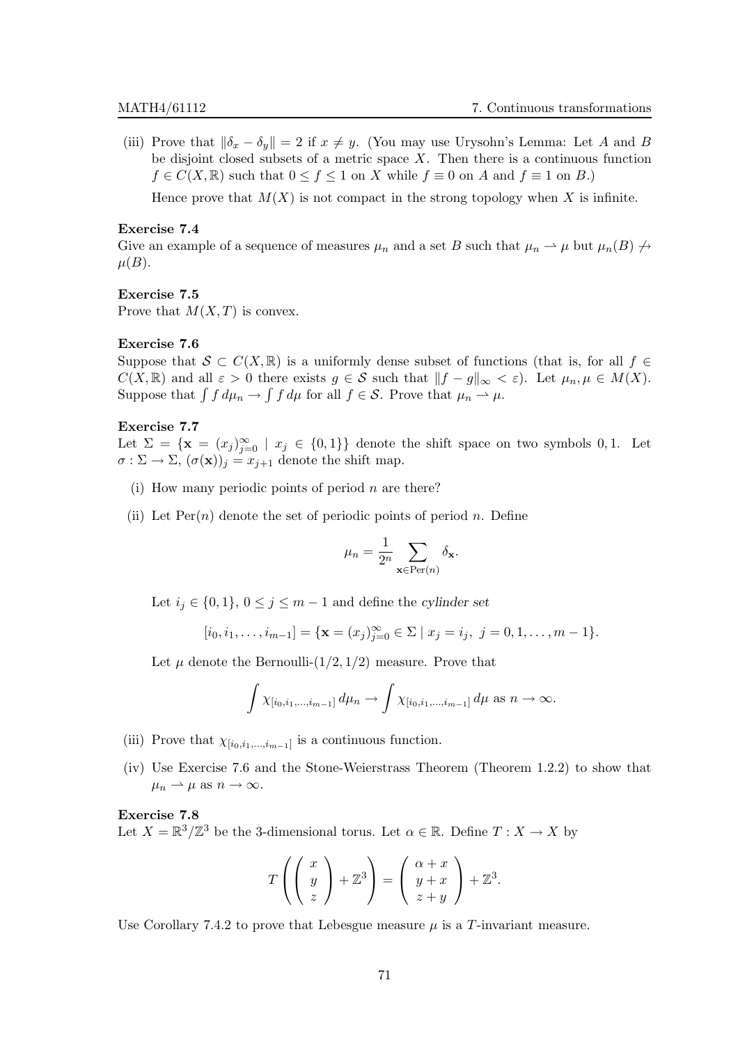(iii) Prove that $\|\delta_x - \delta_y\| = 2$ if $x \neq y$. (You may use Urysohn's Lemma: Let $A$ and $B$ be disjoint closed subsets of a metric space $X$. Then there is a continuous function $f \in C(X, \mathbb{R})$ such that $0 \leq f \leq 1$ on $X$ while $f \equiv 0$ on $A$ and $f \equiv 1$ on $B$.)

Hence prove that $M(X)$ is not compact in the strong topology when $X$ is infinite.

**Exercise 7.4**
Give an example of a sequence of measures $\mu_n$ and a set $B$ such that $\mu_n \rightharpoonup \mu$ but $\mu_n(B) \not\to \mu(B)$.

**Exercise 7.5**
Prove that $M(X, T)$ is convex.

**Exercise 7.6**
Suppose that $\mathcal{S} \subset C(X, \mathbb{R})$ is a uniformly dense subset of functions (that is, for all $f \in C(X, \mathbb{R})$ and all $\varepsilon > 0$ there exists $g \in \mathcal{S}$ such that $\|f - g\|_\infty < \varepsilon$). Let $\mu_n, \mu \in M(X)$. Suppose that $\int f \, d\mu_n \to \int f \, d\mu$ for all $f \in \mathcal{S}$. Prove that $\mu_n \rightharpoonup \mu$.

**Exercise 7.7**
Let $\Sigma = \{\mathbf{x} = (x_j)_{j=0}^\infty \mid x_j \in \{0, 1\}\}$ denote the shift space on two symbols $0, 1$. Let $\sigma : \Sigma \to \Sigma$, $(\sigma(\mathbf{x}))_j = x_{j+1}$ denote the shift map.

(i) How many periodic points of period $n$ are there?

(ii) Let $\mathrm{Per}(n)$ denote the set of periodic points of period $n$. Define

$$\mu_n = \frac{1}{2^n} \sum_{\mathbf{x} \in \mathrm{Per}(n)} \delta_{\mathbf{x}}.$$

Let $i_j \in \{0, 1\}$, $0 \leq j \leq m - 1$ and define the *cylinder set*

$$[i_0, i_1, \ldots, i_{m-1}] = \{\mathbf{x} = (x_j)_{j=0}^\infty \in \Sigma \mid x_j = i_j, \ j = 0, 1, \ldots, m - 1\}.$$

Let $\mu$ denote the Bernoulli-$(1/2, 1/2)$ measure. Prove that

$$\int \chi_{[i_0, i_1, \ldots, i_{m-1}]} \, d\mu_n \to \int \chi_{[i_0, i_1, \ldots, i_{m-1}]} \, d\mu \text{ as } n \to \infty.$$

(iii) Prove that $\chi_{[i_0, i_1, \ldots, i_{m-1}]}$ is a continuous function.

(iv) Use Exercise 7.6 and the Stone-Weierstrass Theorem (Theorem 1.2.2) to show that $\mu_n \rightharpoonup \mu$ as $n \to \infty$.

**Exercise 7.8**
Let $X = \mathbb{R}^3/\mathbb{Z}^3$ be the 3-dimensional torus. Let $\alpha \in \mathbb{R}$. Define $T : X \to X$ by

$$T\left( \begin{pmatrix} x \\ y \\ z \end{pmatrix} + \mathbb{Z}^3 \right) = \begin{pmatrix} \alpha + x \\ y + x \\ z + y \end{pmatrix} + \mathbb{Z}^3.$$

Use Corollary 7.4.2 to prove that Lebesgue measure $\mu$ is a $T$-invariant measure.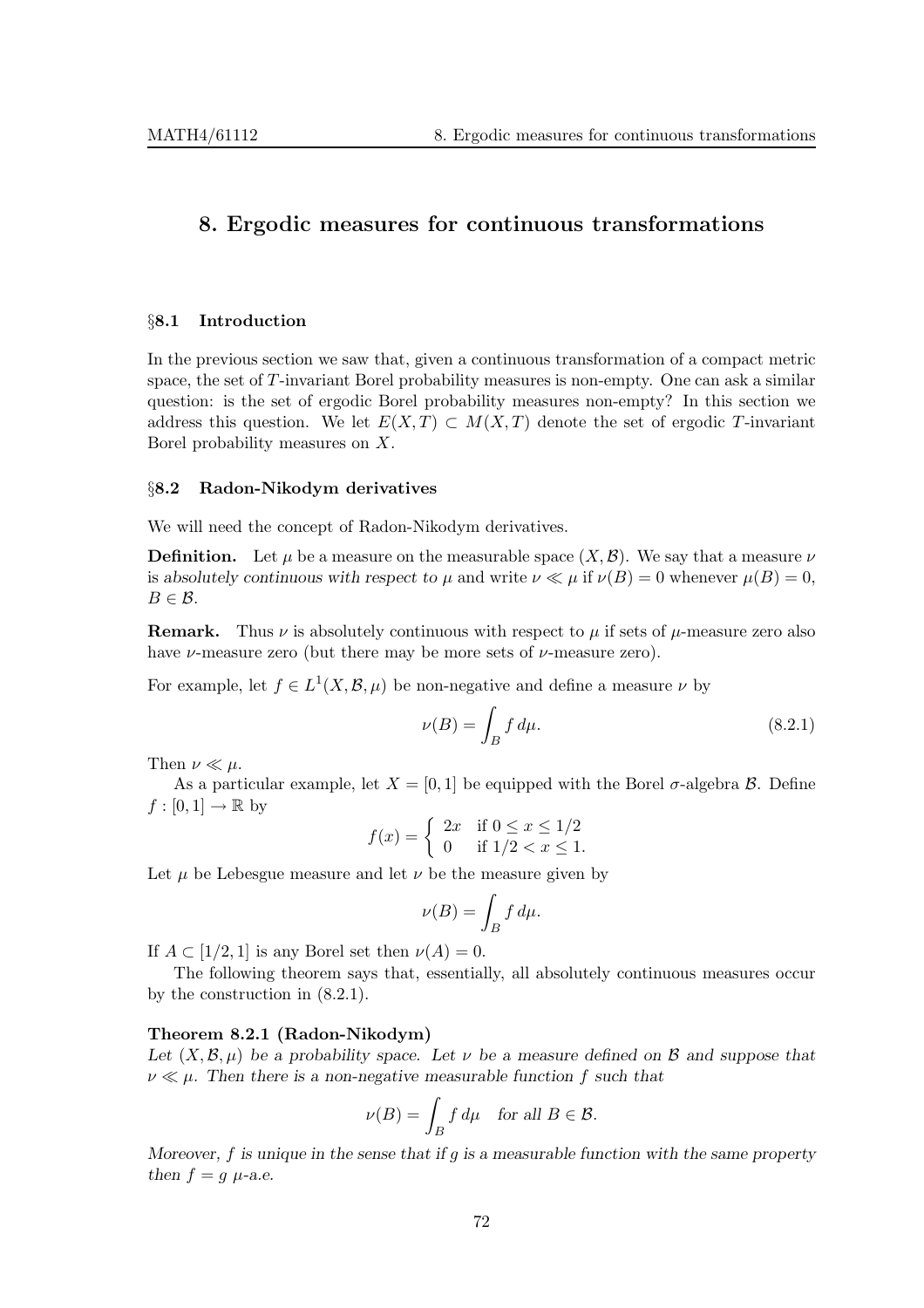# 8. Ergodic measures for continuous transformations

## §8.1 Introduction

In the previous section we saw that, given a continuous transformation of a compact metric space, the set of $T$-invariant Borel probability measures is non-empty. One can ask a similar question: is the set of ergodic Borel probability measures non-empty? In this section we address this question. We let $E(X,T) \subset M(X,T)$ denote the set of ergodic $T$-invariant Borel probability measures on $X$.

## §8.2 Radon-Nikodym derivatives

We will need the concept of Radon-Nikodym derivatives.

**Definition.** Let $\mu$ be a measure on the measurable space $(X, \mathcal{B})$. We say that a measure $\nu$ is *absolutely continuous with respect to* $\mu$ and write $\nu \ll \mu$ if $\nu(B) = 0$ whenever $\mu(B) = 0$, $B \in \mathcal{B}$.

**Remark.** Thus $\nu$ is absolutely continuous with respect to $\mu$ if sets of $\mu$-measure zero also have $\nu$-measure zero (but there may be more sets of $\nu$-measure zero).

For example, let $f \in L^1(X, \mathcal{B}, \mu)$ be non-negative and define a measure $\nu$ by

$$\nu(B) = \int_B f \, d\mu. \tag{8.2.1}$$

Then $\nu \ll \mu$.

As a particular example, let $X = [0,1]$ be equipped with the Borel $\sigma$-algebra $\mathcal{B}$. Define $f : [0,1] \to \mathbb{R}$ by

$$f(x) = \begin{cases} 2x & \text{if } 0 \leq x \leq 1/2 \\ 0 & \text{if } 1/2 < x \leq 1. \end{cases}$$

Let $\mu$ be Lebesgue measure and let $\nu$ be the measure given by

$$\nu(B) = \int_B f \, d\mu.$$

If $A \subset [1/2, 1]$ is any Borel set then $\nu(A) = 0$.

The following theorem says that, essentially, all absolutely continuous measures occur by the construction in (8.2.1).

**Theorem 8.2.1 (Radon-Nikodym)**
*Let $(X, \mathcal{B}, \mu)$ be a probability space. Let $\nu$ be a measure defined on $\mathcal{B}$ and suppose that $\nu \ll \mu$. Then there is a non-negative measurable function $f$ such that*

$$\nu(B) = \int_B f \, d\mu \quad \textit{for all } B \in \mathcal{B}.$$

*Moreover, $f$ is unique in the sense that if $g$ is a measurable function with the same property then $f = g$ $\mu$-a.e.*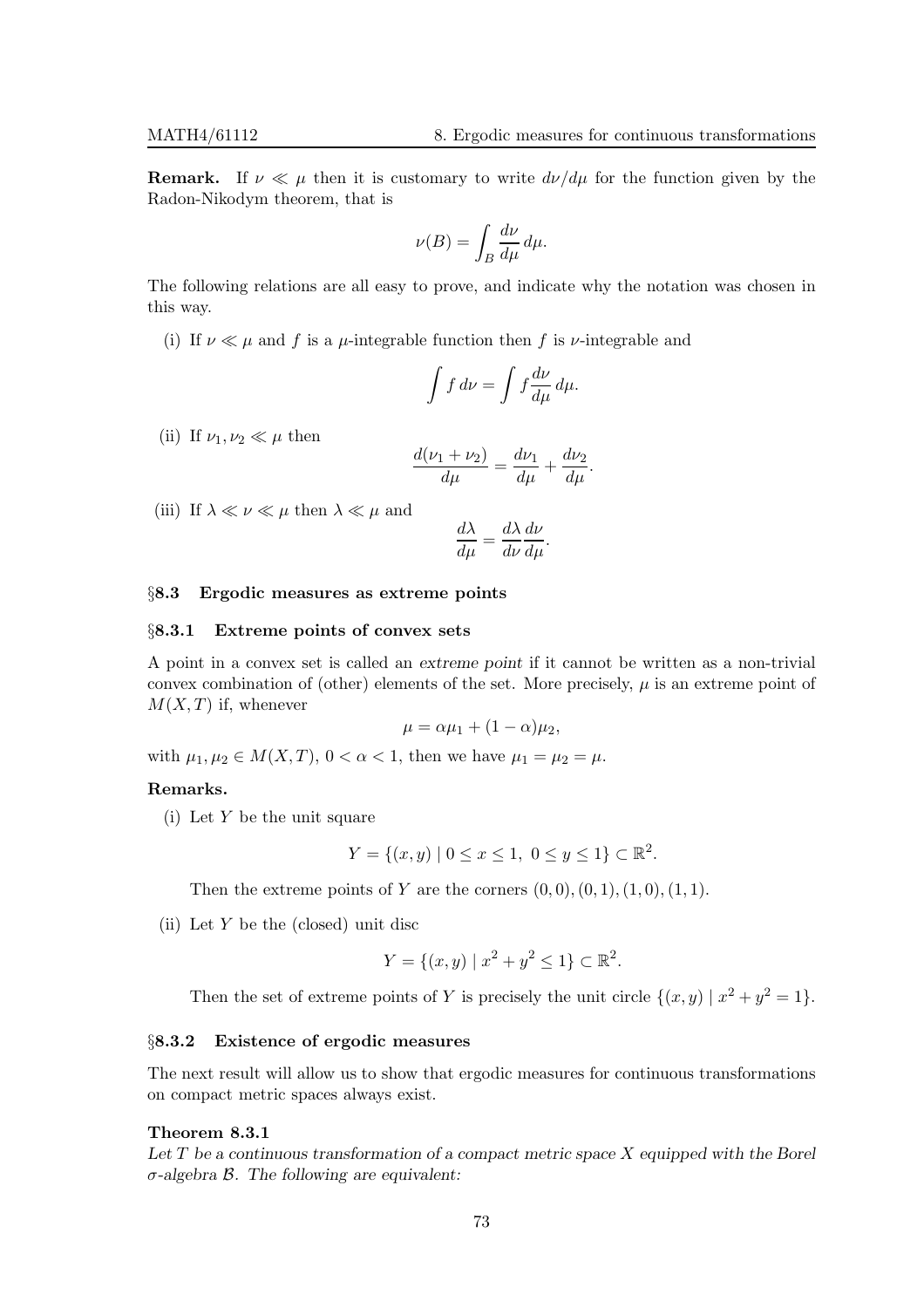**Remark.** If $\nu \ll \mu$ then it is customary to write $d\nu/d\mu$ for the function given by the Radon-Nikodym theorem, that is

$$\nu(B) = \int_B \frac{d\nu}{d\mu}\, d\mu.$$

The following relations are all easy to prove, and indicate why the notation was chosen in this way.

(i) If $\nu \ll \mu$ and $f$ is a $\mu$-integrable function then $f$ is $\nu$-integrable and

$$\int f\, d\nu = \int f \frac{d\nu}{d\mu}\, d\mu.$$

(ii) If $\nu_1, \nu_2 \ll \mu$ then

$$\frac{d(\nu_1 + \nu_2)}{d\mu} = \frac{d\nu_1}{d\mu} + \frac{d\nu_2}{d\mu}.$$

(iii) If $\lambda \ll \nu \ll \mu$ then $\lambda \ll \mu$ and

$$\frac{d\lambda}{d\mu} = \frac{d\lambda}{d\nu}\frac{d\nu}{d\mu}.$$

### §8.3 Ergodic measures as extreme points

#### §8.3.1 Extreme points of convex sets

A point in a convex set is called an *extreme point* if it cannot be written as a non-trivial convex combination of (other) elements of the set. More precisely, $\mu$ is an extreme point of $M(X,T)$ if, whenever

$$\mu = \alpha\mu_1 + (1-\alpha)\mu_2,$$

with $\mu_1, \mu_2 \in M(X,T)$, $0 < \alpha < 1$, then we have $\mu_1 = \mu_2 = \mu$.

**Remarks.**

(i) Let $Y$ be the unit square

$$Y = \{(x,y) \mid 0 \leq x \leq 1,\ 0 \leq y \leq 1\} \subset \mathbb{R}^2.$$

Then the extreme points of $Y$ are the corners $(0,0), (0,1), (1,0), (1,1)$.

(ii) Let $Y$ be the (closed) unit disc

$$Y = \{(x,y) \mid x^2 + y^2 \leq 1\} \subset \mathbb{R}^2.$$

Then the set of extreme points of $Y$ is precisely the unit circle $\{(x,y) \mid x^2 + y^2 = 1\}$.

#### §8.3.2 Existence of ergodic measures

The next result will allow us to show that ergodic measures for continuous transformations on compact metric spaces always exist.

**Theorem 8.3.1**
*Let $T$ be a continuous transformation of a compact metric space $X$ equipped with the Borel $\sigma$-algebra $\mathcal{B}$. The following are equivalent:*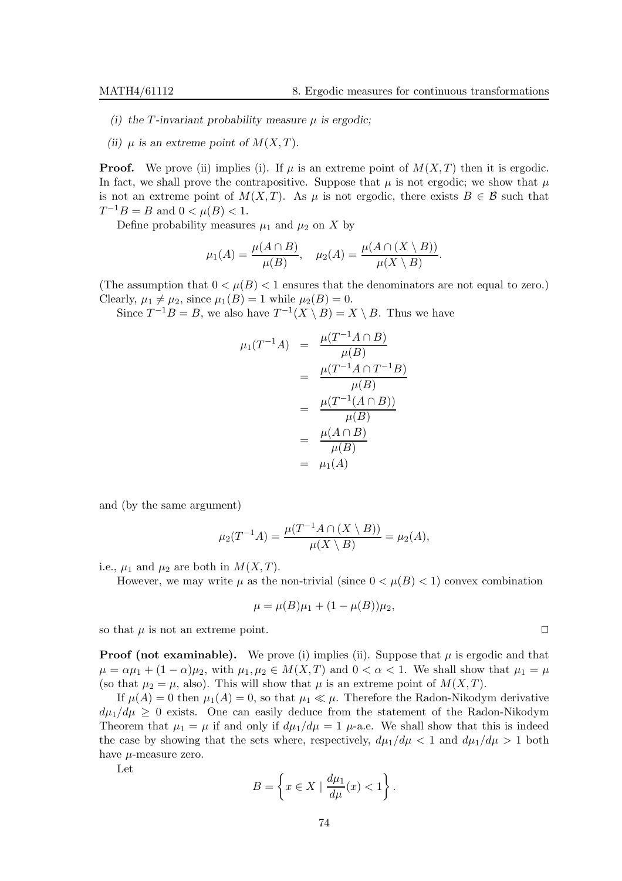*(i) the $T$-invariant probability measure $\mu$ is ergodic;*

*(ii) $\mu$ is an extreme point of $M(X,T)$.*

**Proof.** We prove (ii) implies (i). If $\mu$ is an extreme point of $M(X,T)$ then it is ergodic. In fact, we shall prove the contrapositive. Suppose that $\mu$ is not ergodic; we show that $\mu$ is not an extreme point of $M(X,T)$. As $\mu$ is not ergodic, there exists $B \in \mathcal{B}$ such that $T^{-1}B = B$ and $0 < \mu(B) < 1$.

Define probability measures $\mu_1$ and $\mu_2$ on $X$ by

$$\mu_1(A) = \frac{\mu(A \cap B)}{\mu(B)}, \quad \mu_2(A) = \frac{\mu(A \cap (X \setminus B))}{\mu(X \setminus B)}.$$

(The assumption that $0 < \mu(B) < 1$ ensures that the denominators are not equal to zero.) Clearly, $\mu_1 \neq \mu_2$, since $\mu_1(B) = 1$ while $\mu_2(B) = 0$.

Since $T^{-1}B = B$, we also have $T^{-1}(X \setminus B) = X \setminus B$. Thus we have

$$\begin{aligned}
\mu_1(T^{-1}A) &= \frac{\mu(T^{-1}A \cap B)}{\mu(B)} \\
&= \frac{\mu(T^{-1}A \cap T^{-1}B)}{\mu(B)} \\
&= \frac{\mu(T^{-1}(A \cap B))}{\mu(B)} \\
&= \frac{\mu(A \cap B)}{\mu(B)} \\
&= \mu_1(A)
\end{aligned}$$

and (by the same argument)

$$\mu_2(T^{-1}A) = \frac{\mu(T^{-1}A \cap (X \setminus B))}{\mu(X \setminus B)} = \mu_2(A),$$

i.e., $\mu_1$ and $\mu_2$ are both in $M(X,T)$.

However, we may write $\mu$ as the non-trivial (since $0 < \mu(B) < 1$) convex combination

$$\mu = \mu(B)\mu_1 + (1 - \mu(B))\mu_2,$$

so that $\mu$ is not an extreme point. □

**Proof (not examinable).** We prove (i) implies (ii). Suppose that $\mu$ is ergodic and that $\mu = \alpha\mu_1 + (1-\alpha)\mu_2$, with $\mu_1, \mu_2 \in M(X,T)$ and $0 < \alpha < 1$. We shall show that $\mu_1 = \mu$ (so that $\mu_2 = \mu$, also). This will show that $\mu$ is an extreme point of $M(X,T)$.

If $\mu(A) = 0$ then $\mu_1(A) = 0$, so that $\mu_1 \ll \mu$. Therefore the Radon-Nikodym derivative $d\mu_1/d\mu \geq 0$ exists. One can easily deduce from the statement of the Radon-Nikodym Theorem that $\mu_1 = \mu$ if and only if $d\mu_1/d\mu = 1$ $\mu$-a.e. We shall show that this is indeed the case by showing that the sets where, respectively, $d\mu_1/d\mu < 1$ and $d\mu_1/d\mu > 1$ both have $\mu$-measure zero.

Let

$$B = \left\{ x \in X \mid \frac{d\mu_1}{d\mu}(x) < 1 \right\}.$$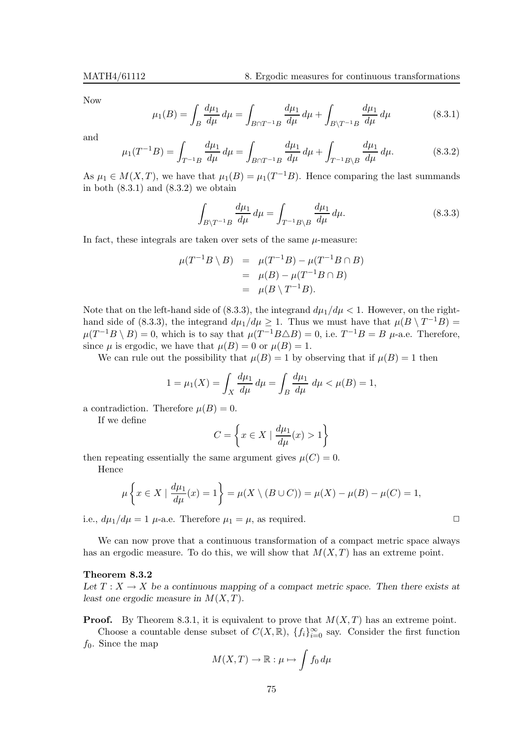Now

$$\mu_1(B) = \int_B \frac{d\mu_1}{d\mu}\, d\mu = \int_{B\cap T^{-1}B} \frac{d\mu_1}{d\mu}\, d\mu + \int_{B\setminus T^{-1}B} \frac{d\mu_1}{d\mu}\, d\mu \tag{8.3.1}$$

and

$$\mu_1(T^{-1}B) = \int_{T^{-1}B} \frac{d\mu_1}{d\mu}\, d\mu = \int_{B\cap T^{-1}B} \frac{d\mu_1}{d\mu}\, d\mu + \int_{T^{-1}B\setminus B} \frac{d\mu_1}{d\mu}\, d\mu. \tag{8.3.2}$$

As $\mu_1 \in M(X,T)$, we have that $\mu_1(B) = \mu_1(T^{-1}B)$. Hence comparing the last summands in both (8.3.1) and (8.3.2) we obtain

$$\int_{B\setminus T^{-1}B} \frac{d\mu_1}{d\mu}\, d\mu = \int_{T^{-1}B\setminus B} \frac{d\mu_1}{d\mu}\, d\mu. \tag{8.3.3}$$

In fact, these integrals are taken over sets of the same $\mu$-measure:

$$\begin{aligned}
\mu(T^{-1}B \setminus B) &= \mu(T^{-1}B) - \mu(T^{-1}B \cap B) \\
&= \mu(B) - \mu(T^{-1}B \cap B) \\
&= \mu(B \setminus T^{-1}B).
\end{aligned}$$

Note that on the left-hand side of (8.3.3), the integrand $d\mu_1/d\mu < 1$. However, on the right-hand side of (8.3.3), the integrand $d\mu_1/d\mu \geq 1$. Thus we must have that $\mu(B \setminus T^{-1}B) = \mu(T^{-1}B \setminus B) = 0$, which is to say that $\mu(T^{-1}B \triangle B) = 0$, i.e. $T^{-1}B = B$ $\mu$-a.e. Therefore, since $\mu$ is ergodic, we have that $\mu(B) = 0$ or $\mu(B) = 1$.

We can rule out the possibility that $\mu(B) = 1$ by observing that if $\mu(B) = 1$ then

$$1 = \mu_1(X) = \int_X \frac{d\mu_1}{d\mu}\, d\mu = \int_B \frac{d\mu_1}{d\mu}\, d\mu < \mu(B) = 1,$$

a contradiction. Therefore $\mu(B) = 0$.

If we define

$$C = \left\{ x \in X \mid \frac{d\mu_1}{d\mu}(x) > 1 \right\}$$

then repeating essentially the same argument gives $\mu(C) = 0$.

Hence

$$\mu\left\{ x \in X \mid \frac{d\mu_1}{d\mu}(x) = 1 \right\} = \mu(X \setminus (B \cup C)) = \mu(X) - \mu(B) - \mu(C) = 1,$$

i.e., $d\mu_1/d\mu = 1$ $\mu$-a.e. Therefore $\mu_1 = \mu$, as required. □

We can now prove that a continuous transformation of a compact metric space always has an ergodic measure. To do this, we will show that $M(X,T)$ has an extreme point.

**Theorem 8.3.2**
*Let $T : X \to X$ be a continuous mapping of a compact metric space. Then there exists at least one ergodic measure in $M(X,T)$.*

**Proof.** By Theorem 8.3.1, it is equivalent to prove that $M(X,T)$ has an extreme point.

Choose a countable dense subset of $C(X,\mathbb{R})$, $\{f_i\}_{i=0}^{\infty}$ say. Consider the first function $f_0$. Since the map

$$M(X,T) \to \mathbb{R} : \mu \mapsto \int f_0\, d\mu$$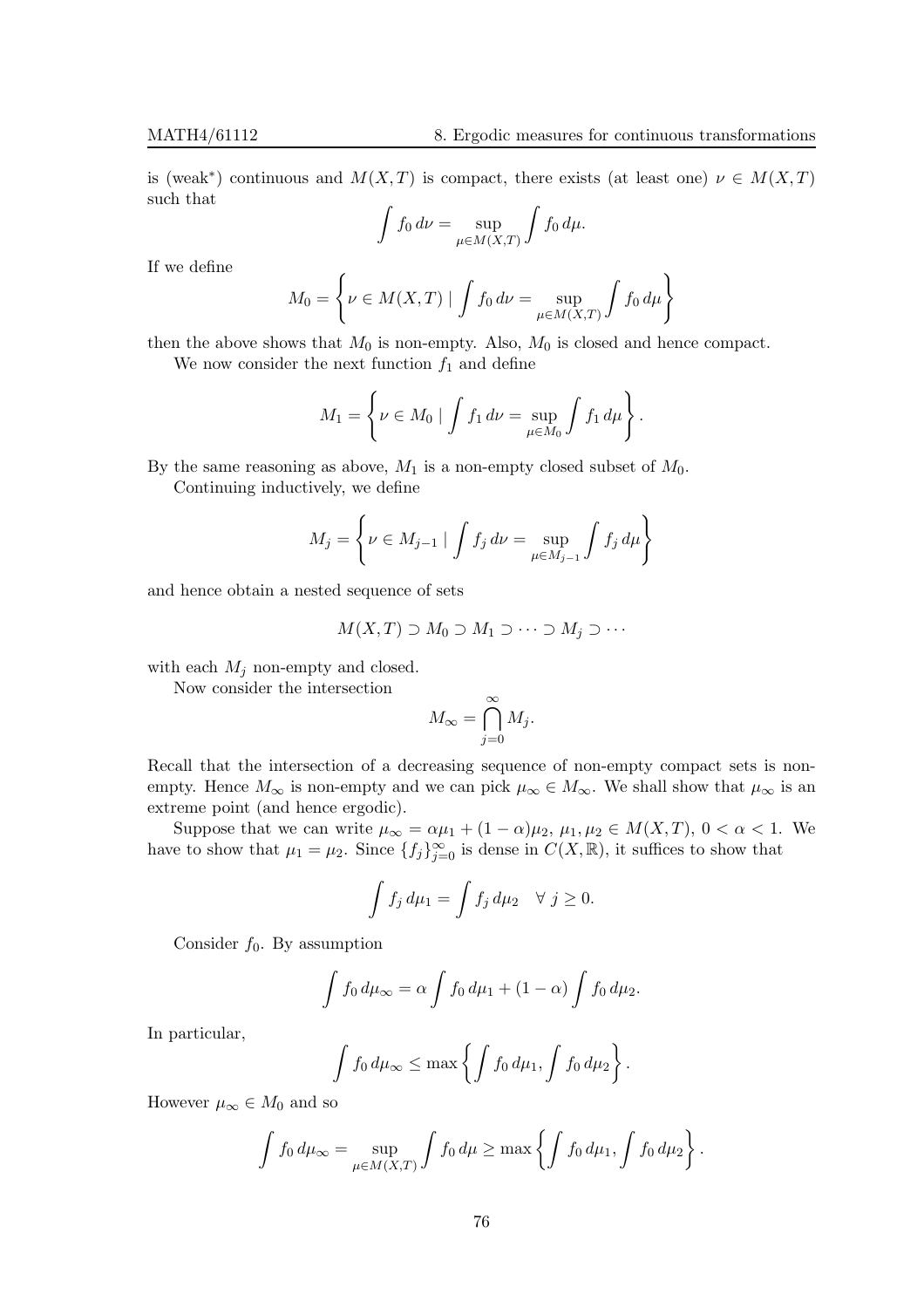is (weak$^*$) continuous and $M(X,T)$ is compact, there exists (at least one) $\nu \in M(X,T)$ such that

$$\int f_0 \, d\nu = \sup_{\mu \in M(X,T)} \int f_0 \, d\mu.$$

If we define

$$M_0 = \left\{ \nu \in M(X,T) \mid \int f_0 \, d\nu = \sup_{\mu \in M(X,T)} \int f_0 \, d\mu \right\}$$

then the above shows that $M_0$ is non-empty. Also, $M_0$ is closed and hence compact.

We now consider the next function $f_1$ and define

$$M_1 = \left\{ \nu \in M_0 \mid \int f_1 \, d\nu = \sup_{\mu \in M_0} \int f_1 \, d\mu \right\}.$$

By the same reasoning as above, $M_1$ is a non-empty closed subset of $M_0$.

Continuing inductively, we define

$$M_j = \left\{ \nu \in M_{j-1} \mid \int f_j \, d\nu = \sup_{\mu \in M_{j-1}} \int f_j \, d\mu \right\}$$

and hence obtain a nested sequence of sets

$$M(X,T) \supset M_0 \supset M_1 \supset \cdots \supset M_j \supset \cdots$$

with each $M_j$ non-empty and closed.

Now consider the intersection

$$M_\infty = \bigcap_{j=0}^{\infty} M_j.$$

Recall that the intersection of a decreasing sequence of non-empty compact sets is non-empty. Hence $M_\infty$ is non-empty and we can pick $\mu_\infty \in M_\infty$. We shall show that $\mu_\infty$ is an extreme point (and hence ergodic).

Suppose that we can write $\mu_\infty = \alpha\mu_1 + (1-\alpha)\mu_2$, $\mu_1, \mu_2 \in M(X,T)$, $0 < \alpha < 1$. We have to show that $\mu_1 = \mu_2$. Since $\{f_j\}_{j=0}^\infty$ is dense in $C(X,\mathbb{R})$, it suffices to show that

$$\int f_j \, d\mu_1 = \int f_j \, d\mu_2 \quad \forall \ j \geq 0.$$

Consider $f_0$. By assumption

$$\int f_0 \, d\mu_\infty = \alpha \int f_0 \, d\mu_1 + (1-\alpha) \int f_0 \, d\mu_2.$$

In particular,

$$\int f_0 \, d\mu_\infty \leq \max \left\{ \int f_0 \, d\mu_1, \int f_0 \, d\mu_2 \right\}.$$

However $\mu_\infty \in M_0$ and so

$$\int f_0 \, d\mu_\infty = \sup_{\mu \in M(X,T)} \int f_0 \, d\mu \geq \max \left\{ \int f_0 \, d\mu_1, \int f_0 \, d\mu_2 \right\}.$$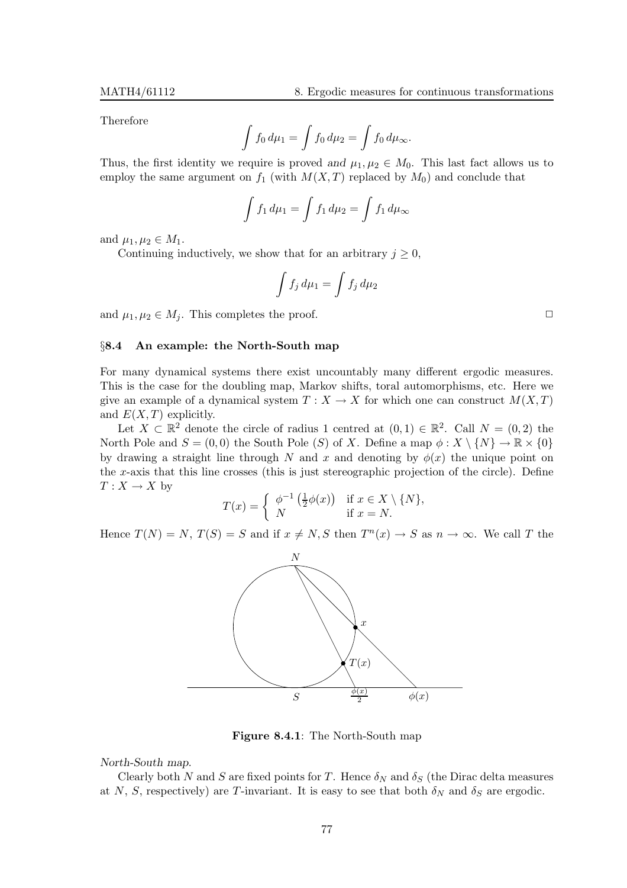Therefore

$$\int f_0 \, d\mu_1 = \int f_0 \, d\mu_2 = \int f_0 \, d\mu_\infty.$$

Thus, the first identity we require is proved *and* $\mu_1, \mu_2 \in M_0$. This last fact allows us to employ the same argument on $f_1$ (with $M(X,T)$ replaced by $M_0$) and conclude that

$$\int f_1 \, d\mu_1 = \int f_1 \, d\mu_2 = \int f_1 \, d\mu_\infty$$

and $\mu_1, \mu_2 \in M_1$.

Continuing inductively, we show that for an arbitrary $j \geq 0$,

$$\int f_j \, d\mu_1 = \int f_j \, d\mu_2$$

and $\mu_1, \mu_2 \in M_j$. This completes the proof. □

### §8.4 An example: the North-South map

For many dynamical systems there exist uncountably many different ergodic measures. This is the case for the doubling map, Markov shifts, toral automorphisms, etc. Here we give an example of a dynamical system $T : X \to X$ for which one can construct $M(X,T)$ and $E(X,T)$ explicitly.

Let $X \subset \mathbb{R}^2$ denote the circle of radius 1 centred at $(0,1) \in \mathbb{R}^2$. Call $N = (0,2)$ the North Pole and $S = (0,0)$ the Sourth Pole $(S)$ of $X$. Define a map $\phi : X \setminus \{N\} \to \mathbb{R} \times \{0\}$ by drawing a straight line through $N$ and $x$ and denoting by $\phi(x)$ the unique point on the $x$-axis that this line crosses (this is just stereographic projection of the circle). Define $T : X \to X$ by

$$T(x) = \begin{cases} \phi^{-1}\left(\frac{1}{2}\phi(x)\right) & \text{if } x \in X \setminus \{N\}, \\ N & \text{if } x = N. \end{cases}$$

Hence $T(N) = N$, $T(S) = S$ and if $x \neq N, S$ then $T^n(x) \to S$ as $n \to \infty$. We call $T$ the *North-South map*.

**Figure 8.4.1**: The North-South map

Clearly both $N$ and $S$ are fixed points for $T$. Hence $\delta_N$ and $\delta_S$ (the Dirac delta measures at $N$, $S$, respectively) are $T$-invariant. It is easy to see that both $\delta_N$ and $\delta_S$ are ergodic.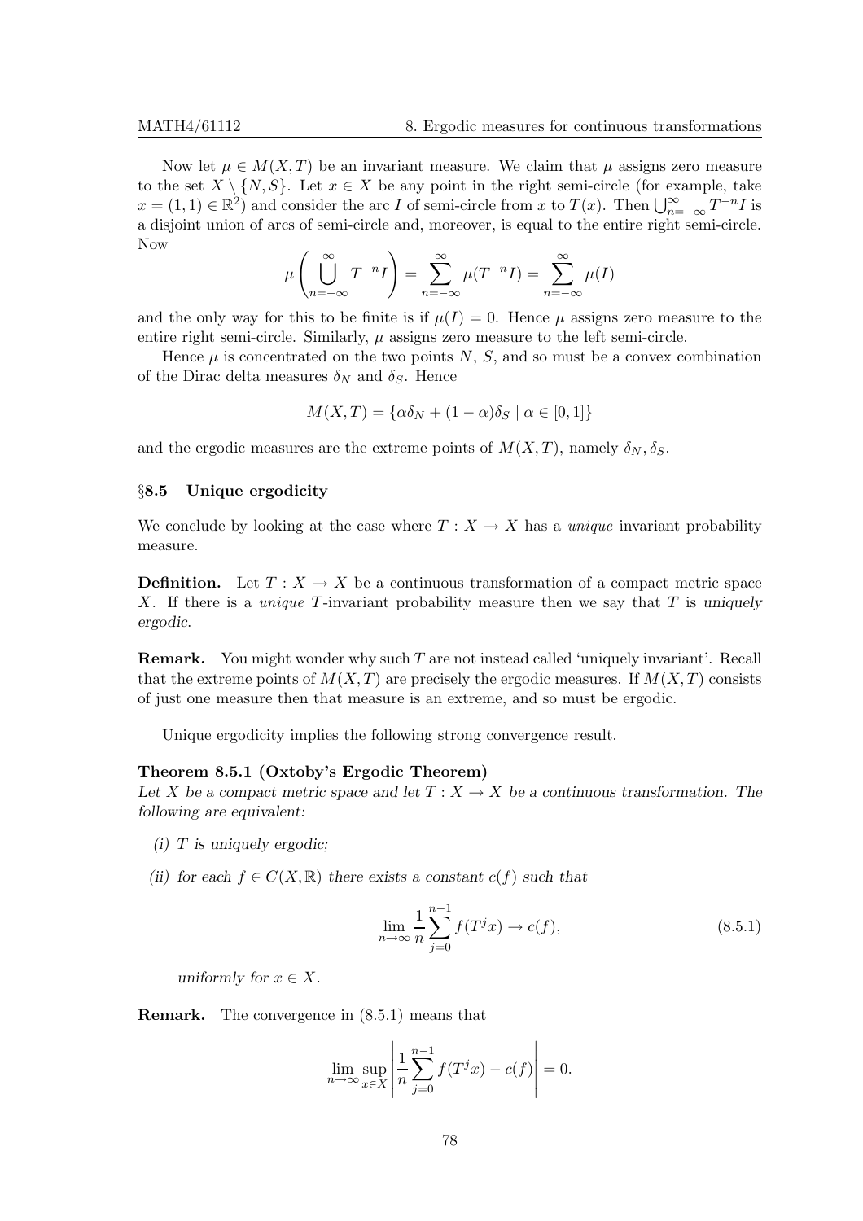Now let $\mu \in M(X,T)$ be an invariant measure. We claim that $\mu$ assigns zero measure to the set $X \setminus \{N, S\}$. Let $x \in X$ be any point in the right semi-circle (for example, take $x = (1,1) \in \mathbb{R}^2$) and consider the arc $I$ of semi-circle from $x$ to $T(x)$. Then $\bigcup_{n=-\infty}^{\infty} T^{-n} I$ is a disjoint union of arcs of semi-circle and, moreover, is equal to the entire right semi-circle. Now

$$\mu\left(\bigcup_{n=-\infty}^{\infty} T^{-n} I\right) = \sum_{n=-\infty}^{\infty} \mu(T^{-n} I) = \sum_{n=-\infty}^{\infty} \mu(I)$$

and the only way for this to be finite is if $\mu(I) = 0$. Hence $\mu$ assigns zero measure to the entire right semi-circle. Similarly, $\mu$ assigns zero measure to the left semi-circle.

Hence $\mu$ is concentrated on the two points $N$, $S$, and so must be a convex combination of the Dirac delta measures $\delta_N$ and $\delta_S$. Hence

$$M(X,T) = \{\alpha \delta_N + (1-\alpha)\delta_S \mid \alpha \in [0,1]\}$$

and the ergodic measures are the extreme points of $M(X,T)$, namely $\delta_N, \delta_S$.

## §8.5 Unique ergodicity

We conclude by looking at the case where $T : X \to X$ has a *unique* invariant probability measure.

**Definition.** Let $T : X \to X$ be a continuous transformation of a compact metric space $X$. If there is a *unique* $T$-invariant probability measure then we say that $T$ is *uniquely ergodic*.

**Remark.** You might wonder why such $T$ are not instead called 'uniquely invariant'. Recall that the extreme points of $M(X,T)$ are precisely the ergodic measures. If $M(X,T)$ consists of just one measure then that measure is an extreme, and so must be ergodic.

Unique ergodicity implies the following strong convergence result.

**Theorem 8.5.1 (Oxtoby's Ergodic Theorem)**
*Let $X$ be a compact metric space and let $T : X \to X$ be a continuous transformation. The following are equivalent:*

*(i) $T$ is uniquely ergodic;*

*(ii) for each $f \in C(X,\mathbb{R})$ there exists a constant $c(f)$ such that*

$$\lim_{n\to\infty} \frac{1}{n}\sum_{j=0}^{n-1} f(T^j x) \to c(f), \tag{8.5.1}$$

*uniformly for $x \in X$.*

**Remark.** The convergence in (8.5.1) means that

$$\lim_{n\to\infty} \sup_{x \in X} \left| \frac{1}{n}\sum_{j=0}^{n-1} f(T^j x) - c(f) \right| = 0.$$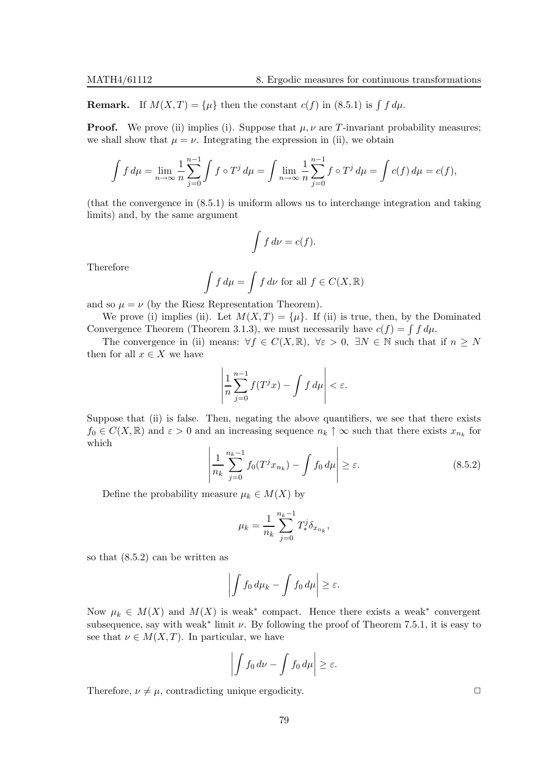**Remark.** If $M(X,T) = \{\mu\}$ then the constant $c(f)$ in (8.5.1) is $\int f \, d\mu$.

**Proof.** We prove (ii) implies (i). Suppose that $\mu, \nu$ are $T$-invariant probability measures; we shall show that $\mu = \nu$. Integrating the expression in (ii), we obtain

$$\int f \, d\mu = \lim_{n \to \infty} \frac{1}{n} \sum_{j=0}^{n-1} \int f \circ T^j \, d\mu = \int \lim_{n \to \infty} \frac{1}{n} \sum_{j=0}^{n-1} f \circ T^j \, d\mu = \int c(f) \, d\mu = c(f),$$

(that the convergence in (8.5.1) is uniform allows us to interchange integration and taking limits) and, by the same argument

$$\int f \, d\nu = c(f).$$

Therefore

$$\int f \, d\mu = \int f \, d\nu \text{ for all } f \in C(X, \mathbb{R})$$

and so $\mu = \nu$ (by the Riesz Representation Theorem).

We prove (i) implies (ii). Let $M(X,T) = \{\mu\}$. If (ii) is true, then, by the Dominated Convergence Theorem (Theorem 3.1.3), we must necessarily have $c(f) = \int f \, d\mu$.

The convergence in (ii) means: $\forall f \in C(X, \mathbb{R})$, $\forall \varepsilon > 0$, $\exists N \in \mathbb{N}$ such that if $n \geq N$ then for all $x \in X$ we have

$$\left| \frac{1}{n} \sum_{j=0}^{n-1} f(T^j x) - \int f \, d\mu \right| < \varepsilon.$$

Suppose that (ii) is false. Then, negating the above quantifiers, we see that there exists $f_0 \in C(X, \mathbb{R})$ and $\varepsilon > 0$ and an increasing sequence $n_k \uparrow \infty$ such that there exists $x_{n_k}$ for which

$$\left| \frac{1}{n_k} \sum_{j=0}^{n_k - 1} f_0(T^j x_{n_k}) - \int f_0 \, d\mu \right| \geq \varepsilon. \tag{8.5.2}$$

Define the probability measure $\mu_k \in M(X)$ by

$$\mu_k = \frac{1}{n_k} \sum_{j=0}^{n_k - 1} T_*^j \delta_{x_{n_k}},$$

so that (8.5.2) can be written as

$$\left| \int f_0 \, d\mu_k - \int f_0 \, d\mu \right| \geq \varepsilon.$$

Now $\mu_k \in M(X)$ and $M(X)$ is weak$^*$ compact. Hence there exists a weak$^*$ convergent subsequence, say with weak$^*$ limit $\nu$. By following the proof of Theorem 7.5.1, it is easy to see that $\nu \in M(X,T)$. In particular, we have

$$\left| \int f_0 \, d\nu - \int f_0 \, d\mu \right| \geq \varepsilon.$$

Therefore, $\nu \neq \mu$, contradicting unique ergodicity. □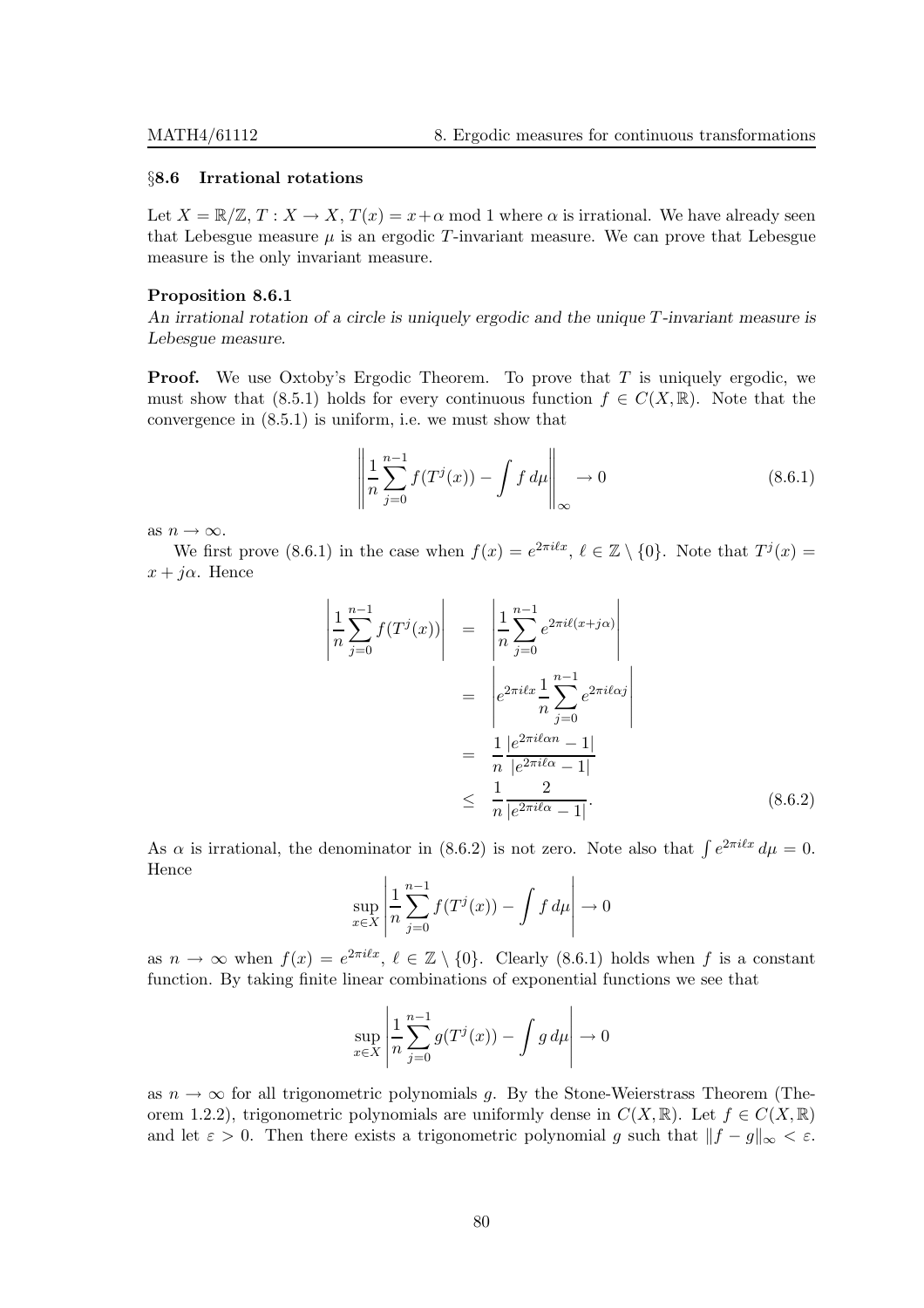## §8.6 Irrational rotations

Let $X = \mathbb{R}/\mathbb{Z}$, $T : X \to X$, $T(x) = x + \alpha \bmod 1$ where $\alpha$ is irrational. We have already seen that Lebesgue measure $\mu$ is an ergodic $T$-invariant measure. We can prove that Lebesgue measure is the only invariant measure.

### Proposition 8.6.1

*An irrational rotation of a circle is uniquely ergodic and the unique $T$-invariant measure is Lebesgue measure.*

**Proof.** We use Oxtoby's Ergodic Theorem. To prove that $T$ is uniquely ergodic, we must show that (8.5.1) holds for every continuous function $f \in C(X, \mathbb{R})$. Note that the convergence in (8.5.1) is uniform, i.e. we must show that

$$\left\| \frac{1}{n} \sum_{j=0}^{n-1} f(T^j(x)) - \int f \, d\mu \right\|_\infty \to 0 \tag{8.6.1}$$

as $n \to \infty$.

We first prove (8.6.1) in the case when $f(x) = e^{2\pi i \ell x}$, $\ell \in \mathbb{Z} \setminus \{0\}$. Note that $T^j(x) = x + j\alpha$. Hence

$$\begin{aligned}
\left| \frac{1}{n} \sum_{j=0}^{n-1} f(T^j(x)) \right| &= \left| \frac{1}{n} \sum_{j=0}^{n-1} e^{2\pi i \ell (x + j\alpha)} \right| \\
&= \left| e^{2\pi i \ell x} \frac{1}{n} \sum_{j=0}^{n-1} e^{2\pi i \ell \alpha j} \right| \\
&= \frac{1}{n} \frac{|e^{2\pi i \ell \alpha n} - 1|}{|e^{2\pi i \ell \alpha} - 1|} \\
&\leq \frac{1}{n} \frac{2}{|e^{2\pi i \ell \alpha} - 1|}. \qquad (8.6.2)
\end{aligned}$$

As $\alpha$ is irrational, the denominator in (8.6.2) is not zero. Note also that $\int e^{2\pi i \ell x} \, d\mu = 0$. Hence

$$\sup_{x \in X} \left| \frac{1}{n} \sum_{j=0}^{n-1} f(T^j(x)) - \int f \, d\mu \right| \to 0$$

as $n \to \infty$ when $f(x) = e^{2\pi i \ell x}$, $\ell \in \mathbb{Z} \setminus \{0\}$. Clearly (8.6.1) holds when $f$ is a constant function. By taking finite linear combinations of exponential functions we see that

$$\sup_{x \in X} \left| \frac{1}{n} \sum_{j=0}^{n-1} g(T^j(x)) - \int g \, d\mu \right| \to 0$$

as $n \to \infty$ for all trigonometric polynomials $g$. By the Stone-Weierstrass Theorem (Theorem 1.2.2), trigonometric polynomials are uniformly dense in $C(X, \mathbb{R})$. Let $f \in C(X, \mathbb{R})$ and let $\varepsilon > 0$. Then there exists a trigonometric polynomial $g$ such that $\|f - g\|_\infty < \varepsilon$.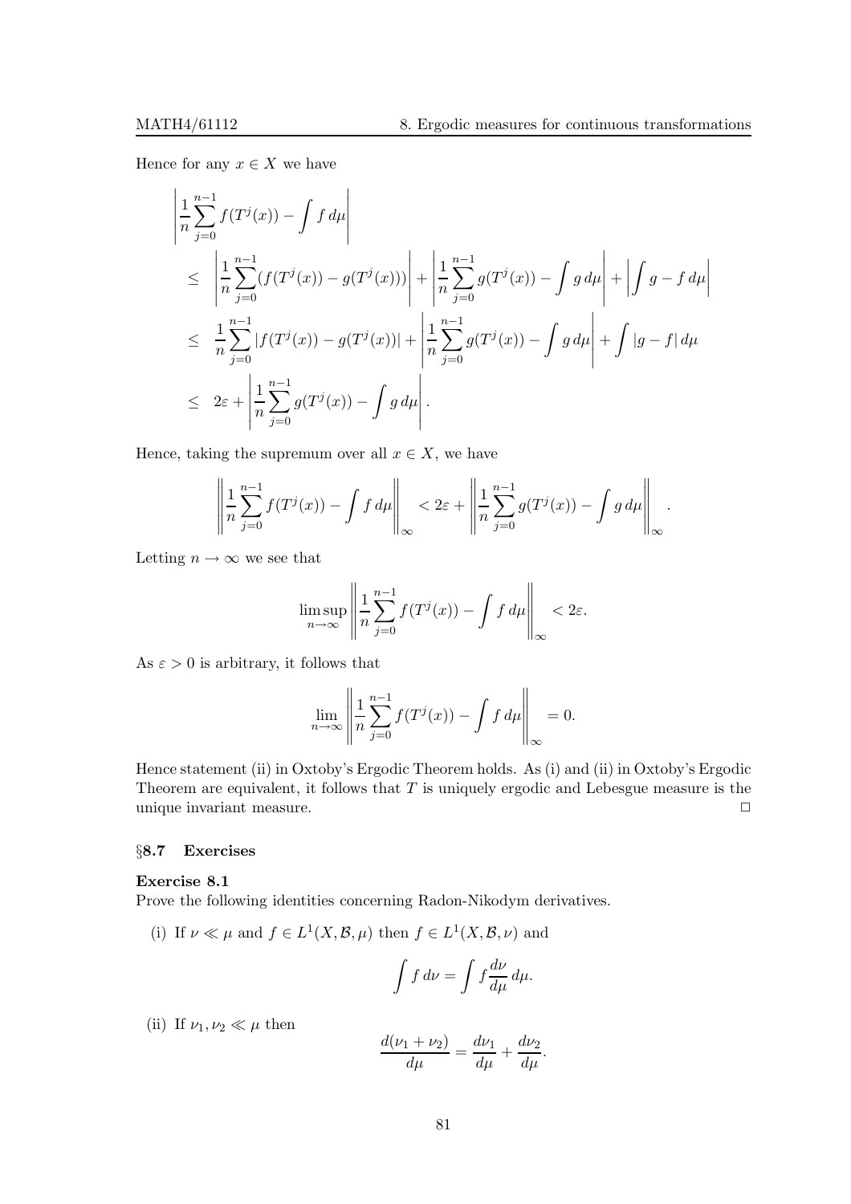Hence for any $x \in X$ we have

$$
\begin{aligned}
& \left| \frac{1}{n} \sum_{j=0}^{n-1} f(T^j(x)) - \int f \, d\mu \right| \\
\leq & \left| \frac{1}{n} \sum_{j=0}^{n-1} (f(T^j(x)) - g(T^j(x))) \right| + \left| \frac{1}{n} \sum_{j=0}^{n-1} g(T^j(x)) - \int g \, d\mu \right| + \left| \int g - f \, d\mu \right| \\
\leq & \frac{1}{n} \sum_{j=0}^{n-1} |f(T^j(x)) - g(T^j(x))| + \left| \frac{1}{n} \sum_{j=0}^{n-1} g(T^j(x)) - \int g \, d\mu \right| + \int |g - f| \, d\mu \\
\leq & 2\varepsilon + \left| \frac{1}{n} \sum_{j=0}^{n-1} g(T^j(x)) - \int g \, d\mu \right|.
\end{aligned}
$$

Hence, taking the supremum over all $x \in X$, we have

$$
\left\| \frac{1}{n} \sum_{j=0}^{n-1} f(T^j(x)) - \int f \, d\mu \right\|_\infty < 2\varepsilon + \left\| \frac{1}{n} \sum_{j=0}^{n-1} g(T^j(x)) - \int g \, d\mu \right\|_\infty .
$$

Letting $n \to \infty$ we see that

$$
\limsup_{n\to\infty} \left\| \frac{1}{n} \sum_{j=0}^{n-1} f(T^j(x)) - \int f \, d\mu \right\|_\infty < 2\varepsilon.
$$

As $\varepsilon > 0$ is arbitrary, it follows that

$$
\lim_{n\to\infty} \left\| \frac{1}{n} \sum_{j=0}^{n-1} f(T^j(x)) - \int f \, d\mu \right\|_\infty = 0.
$$

Hence statement (ii) in Oxtoby's Ergodic Theorem holds. As (i) and (ii) in Oxtoby's Ergodic Theorem are equivalent, it follows that $T$ is uniquely ergodic and Lebesgue measure is the unique invariant measure. □

### §8.7 Exercises

**Exercise 8.1**
Prove the following identities concerning Radon-Nikodym derivatives.

(i) If $\nu \ll \mu$ and $f \in L^1(X, \mathcal{B}, \mu)$ then $f \in L^1(X, \mathcal{B}, \nu)$ and

$$
\int f \, d\nu = \int f \frac{d\nu}{d\mu} \, d\mu.
$$

(ii) If $\nu_1, \nu_2 \ll \mu$ then

$$
\frac{d(\nu_1 + \nu_2)}{d\mu} = \frac{d\nu_1}{d\mu} + \frac{d\nu_2}{d\mu}.
$$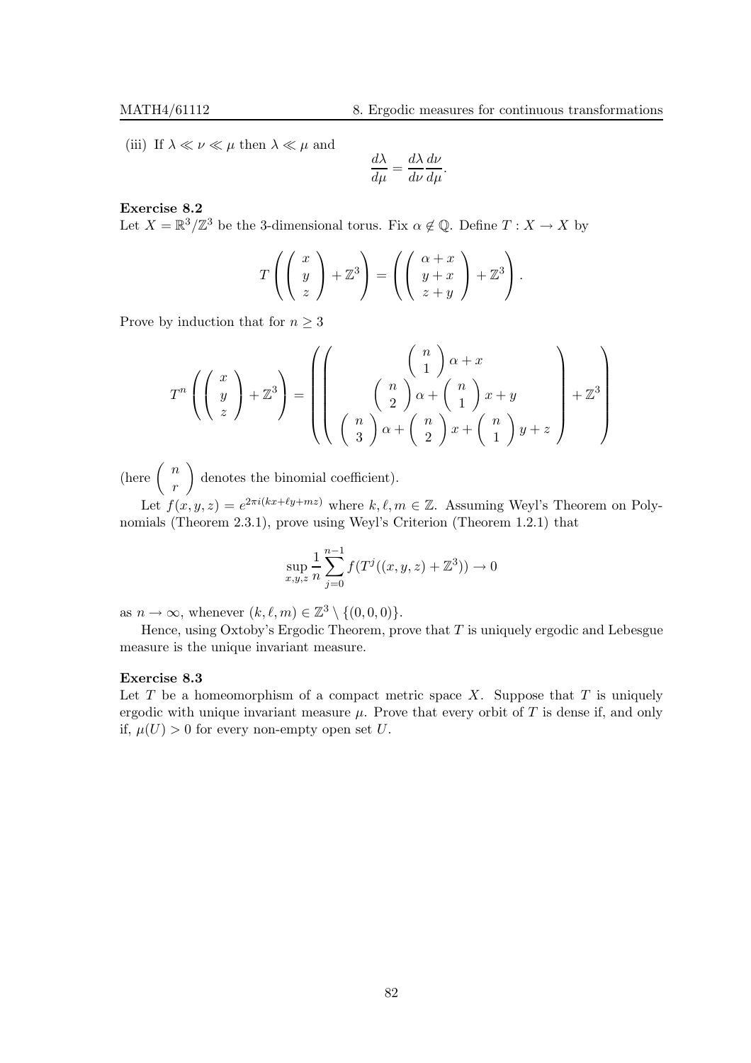(iii) If $\lambda \ll \nu \ll \mu$ then $\lambda \ll \mu$ and

$$\frac{d\lambda}{d\mu} = \frac{d\lambda}{d\nu}\frac{d\nu}{d\mu}.$$

**Exercise 8.2**
Let $X = \mathbb{R}^3/\mathbb{Z}^3$ be the 3-dimensional torus. Fix $\alpha \notin \mathbb{Q}$. Define $T : X \to X$ by

$$T\left(\left(\begin{array}{c} x \\ y \\ z \end{array}\right) + \mathbb{Z}^3\right) = \left(\left(\begin{array}{c} \alpha + x \\ y + x \\ z + y \end{array}\right) + \mathbb{Z}^3\right).$$

Prove by induction that for $n \geq 3$

$$T^n\left(\left(\begin{array}{c} x \\ y \\ z \end{array}\right) + \mathbb{Z}^3\right) = \left(\left(\begin{array}{c} \binom{n}{1}\alpha + x \\ \binom{n}{2}\alpha + \binom{n}{1}x + y \\ \binom{n}{3}\alpha + \binom{n}{2}x + \binom{n}{1}y + z \end{array}\right) + \mathbb{Z}^3\right)$$

(here $\binom{n}{r}$ denotes the binomial coefficient).

Let $f(x, y, z) = e^{2\pi i(kx+\ell y+mz)}$ where $k, \ell, m \in \mathbb{Z}$. Assuming Weyl's Theorem on Polynomials (Theorem 2.3.1), prove using Weyl's Criterion (Theorem 1.2.1) that

$$\sup_{x,y,z} \frac{1}{n}\sum_{j=0}^{n-1} f(T^j((x, y, z) + \mathbb{Z}^3)) \to 0$$

as $n \to \infty$, whenever $(k, \ell, m) \in \mathbb{Z}^3 \setminus \{(0, 0, 0)\}$.

Hence, using Oxtoby's Ergodic Theorem, prove that $T$ is uniquely ergodic and Lebesgue measure is the unique invariant measure.

**Exercise 8.3**
Let $T$ be a homeomorphism of a compact metric space $X$. Suppose that $T$ is uniquely ergodic with unique invariant measure $\mu$. Prove that every orbit of $T$ is dense if, and only if, $\mu(U) > 0$ for every non-empty open set $U$.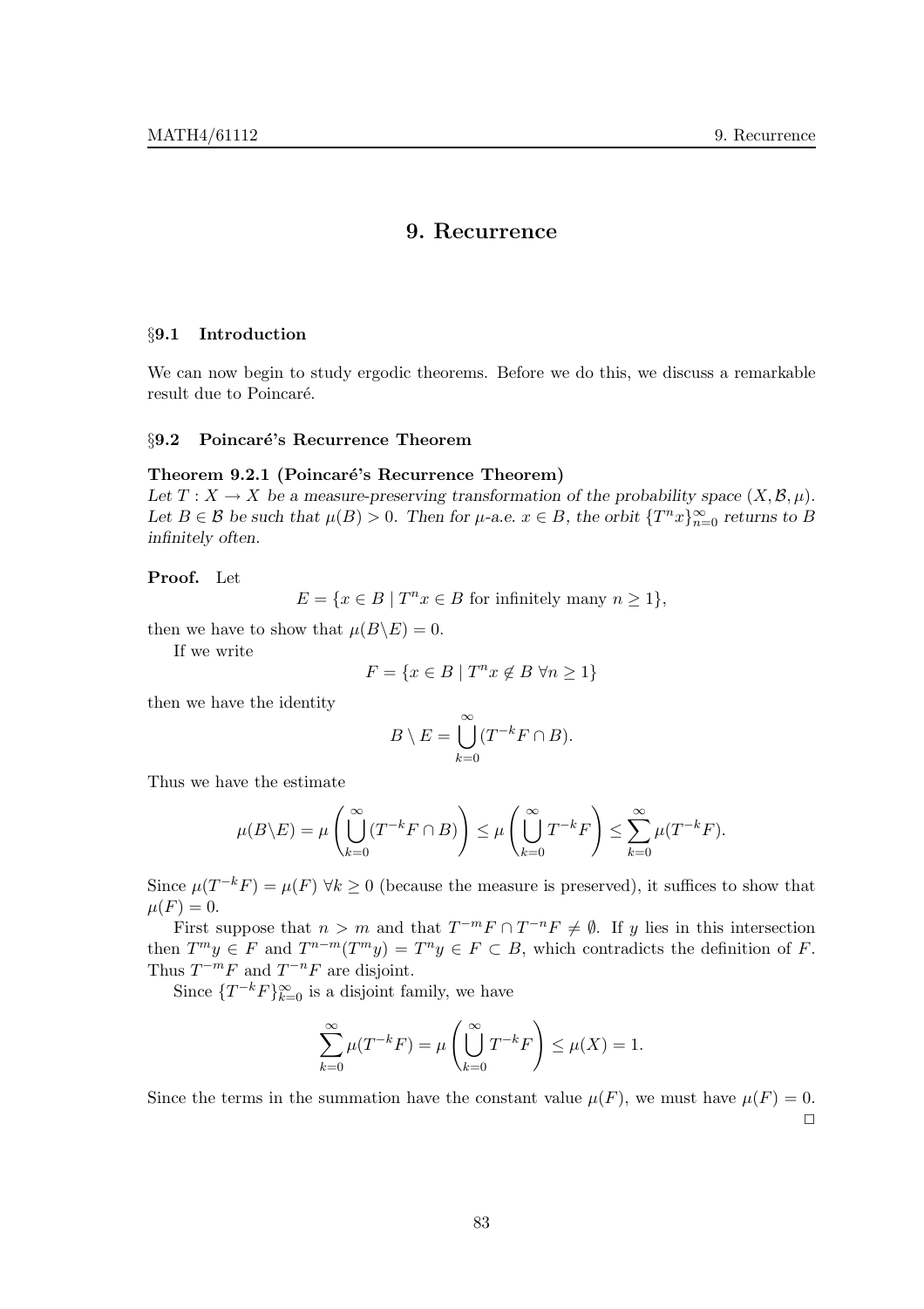# 9. Recurrence

### §9.1 Introduction

We can now begin to study ergodic theorems. Before we do this, we discuss a remarkable result due to Poincaré.

### §9.2 Poincaré's Recurrence Theorem

**Theorem 9.2.1 (Poincaré's Recurrence Theorem)**
*Let $T : X \to X$ be a measure-preserving transformation of the probability space $(X, \mathcal{B}, \mu)$. Let $B \in \mathcal{B}$ be such that $\mu(B) > 0$. Then for $\mu$-a.e. $x \in B$, the orbit $\{T^n x\}_{n=0}^{\infty}$ returns to $B$ infinitely often.*

**Proof.** Let

$$E = \{x \in B \mid T^n x \in B \text{ for infinitely many } n \geq 1\},$$

then we have to show that $\mu(B \backslash E) = 0$.

If we write

$$F = \{x \in B \mid T^n x \notin B \ \forall n \geq 1\}$$

then we have the identity

$$B \setminus E = \bigcup_{k=0}^{\infty} (T^{-k} F \cap B).$$

Thus we have the estimate

$$\mu(B \backslash E) = \mu\left(\bigcup_{k=0}^{\infty} (T^{-k} F \cap B)\right) \leq \mu\left(\bigcup_{k=0}^{\infty} T^{-k} F\right) \leq \sum_{k=0}^{\infty} \mu(T^{-k} F).$$

Since $\mu(T^{-k} F) = \mu(F) \ \forall k \geq 0$ (because the measure is preserved), it suffices to show that $\mu(F) = 0$.

First suppose that $n > m$ and that $T^{-m} F \cap T^{-n} F \neq \emptyset$. If $y$ lies in this intersection then $T^m y \in F$ and $T^{n-m}(T^m y) = T^n y \in F \subset B$, which contradicts the definition of $F$. Thus $T^{-m} F$ and $T^{-n} F$ are disjoint.

Since $\{T^{-k} F\}_{k=0}^{\infty}$ is a disjoint family, we have

$$\sum_{k=0}^{\infty} \mu(T^{-k} F) = \mu\left(\bigcup_{k=0}^{\infty} T^{-k} F\right) \leq \mu(X) = 1.$$

Since the terms in the summation have the constant value $\mu(F)$, we must have $\mu(F) = 0$. □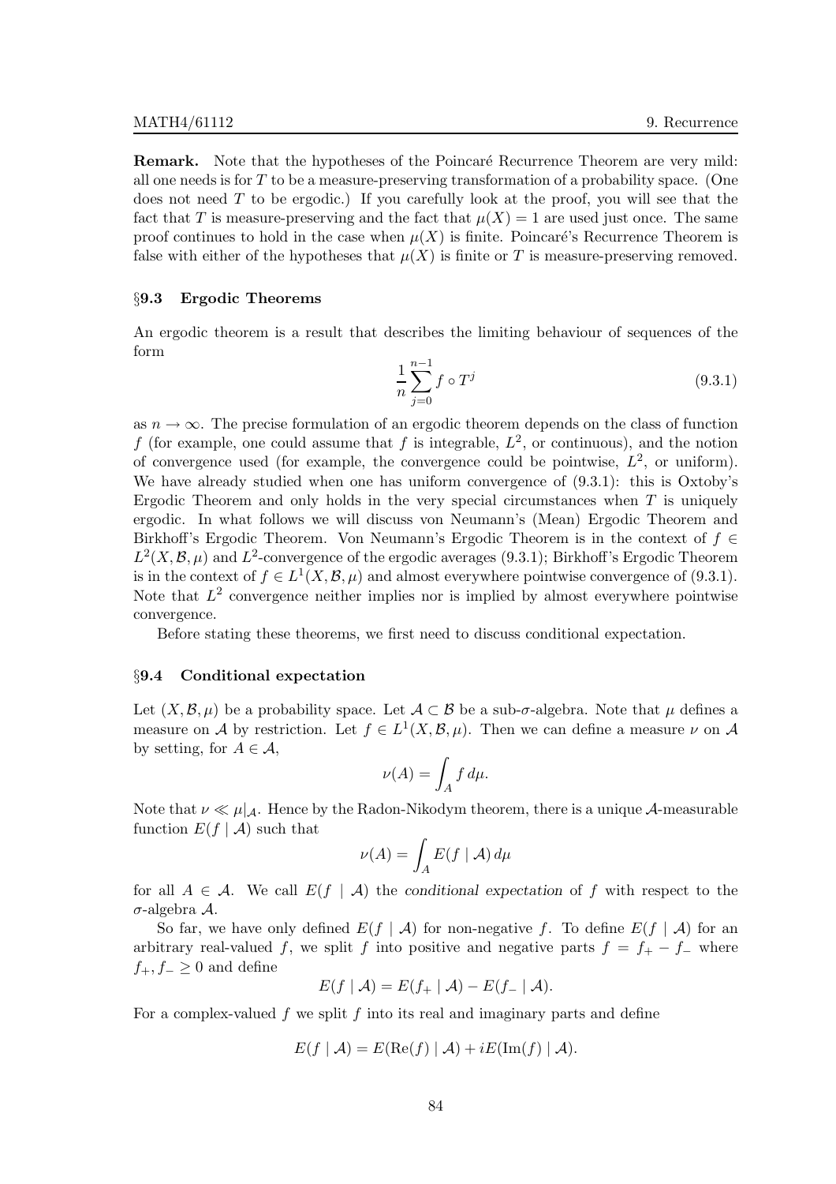**Remark.** Note that the hypotheses of the Poincaré Recurrence Theorem are very mild: all one needs is for $T$ to be a measure-preserving transformation of a probability space. (One does not need $T$ to be ergodic.) If you carefully look at the proof, you will see that the fact that $T$ is measure-preserving and the fact that $\mu(X) = 1$ are used just once. The same proof continues to hold in the case when $\mu(X)$ is finite. Poincaré's Recurrence Theorem is false with either of the hypotheses that $\mu(X)$ is finite or $T$ is measure-preserving removed.

## §9.3 Ergodic Theorems

An ergodic theorem is a result that describes the limiting behaviour of sequences of the form

$$\frac{1}{n}\sum_{j=0}^{n-1} f \circ T^j \tag{9.3.1}$$

as $n \to \infty$. The precise formulation of an ergodic theorem depends on the class of function $f$ (for example, one could assume that $f$ is integrable, $L^2$, or continuous), and the notion of convergence used (for example, the convergence could be pointwise, $L^2$, or uniform). We have already studied when one has uniform convergence of (9.3.1): this is Oxtoby's Ergodic Theorem and only holds in the very special circumstances when $T$ is uniquely ergodic. In what follows we will discuss von Neumann's (Mean) Ergodic Theorem and Birkhoff's Ergodic Theorem. Von Neumann's Ergodic Theorem is in the context of $f \in L^2(X, \mathcal{B}, \mu)$ and $L^2$-convergence of the ergodic averages (9.3.1); Birkhoff's Ergodic Theorem is in the context of $f \in L^1(X, \mathcal{B}, \mu)$ and almost everywhere pointwise convergence of (9.3.1). Note that $L^2$ convergence neither implies nor is implied by almost everywhere pointwise convergence.

Before stating these theorems, we first need to discuss conditional expectation.

## §9.4 Conditional expectation

Let $(X, \mathcal{B}, \mu)$ be a probability space. Let $\mathcal{A} \subset \mathcal{B}$ be a sub-$\sigma$-algebra. Note that $\mu$ defines a measure on $\mathcal{A}$ by restriction. Let $f \in L^1(X, \mathcal{B}, \mu)$. Then we can define a measure $\nu$ on $\mathcal{A}$ by setting, for $A \in \mathcal{A}$,

$$\nu(A) = \int_A f \, d\mu.$$

Note that $\nu \ll \mu|_{\mathcal{A}}$. Hence by the Radon-Nikodym theorem, there is a unique $\mathcal{A}$-measurable function $E(f \mid \mathcal{A})$ such that

$$\nu(A) = \int_A E(f \mid \mathcal{A}) \, d\mu$$

for all $A \in \mathcal{A}$. We call $E(f \mid \mathcal{A})$ the *conditional expectation* of $f$ with respect to the $\sigma$-algebra $\mathcal{A}$.

So far, we have only defined $E(f \mid \mathcal{A})$ for non-negative $f$. To define $E(f \mid \mathcal{A})$ for an arbitrary real-valued $f$, we split $f$ into positive and negative parts $f = f_+ - f_-$ where $f_+, f_- \geq 0$ and define

$$E(f \mid \mathcal{A}) = E(f_+ \mid \mathcal{A}) - E(f_- \mid \mathcal{A}).$$

For a complex-valued $f$ we split $f$ into its real and imaginary parts and define

$$E(f \mid \mathcal{A}) = E(\mathrm{Re}(f) \mid \mathcal{A}) + iE(\mathrm{Im}(f) \mid \mathcal{A}).$$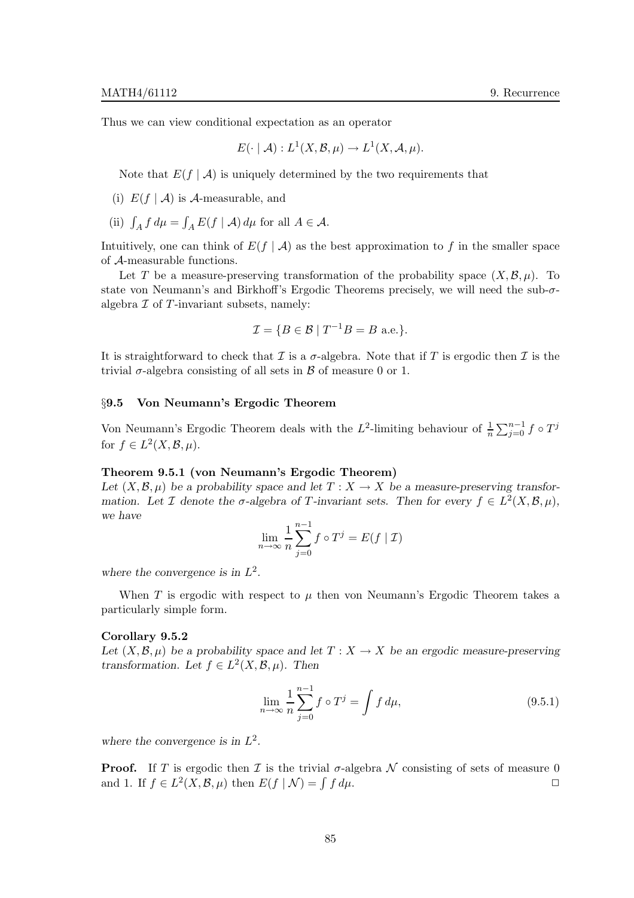Thus we can view conditional expectation as an operator

$$E(\cdot \mid \mathcal{A}) : L^1(X, \mathcal{B}, \mu) \to L^1(X, \mathcal{A}, \mu).$$

Note that $E(f \mid \mathcal{A})$ is uniquely determined by the two requirements that

(i) $E(f \mid \mathcal{A})$ is $\mathcal{A}$-measurable, and

(ii) $\int_A f \, d\mu = \int_A E(f \mid \mathcal{A}) \, d\mu$ for all $A \in \mathcal{A}$.

Intuitively, one can think of $E(f \mid \mathcal{A})$ as the best approximation to $f$ in the smaller space of $\mathcal{A}$-measurable functions.

Let $T$ be a measure-preserving transformation of the probability space $(X, \mathcal{B}, \mu)$. To state von Neumann's and Birkhoff's Ergodic Theorems precisely, we will need the sub-$\sigma$-algebra $\mathcal{I}$ of $T$-invariant subsets, namely:

$$\mathcal{I} = \{B \in \mathcal{B} \mid T^{-1}B = B \text{ a.e.}\}.$$

It is straightforward to check that $\mathcal{I}$ is a $\sigma$-algebra. Note that if $T$ is ergodic then $\mathcal{I}$ is the trivial $\sigma$-algebra consisting of all sets in $\mathcal{B}$ of measure 0 or 1.

## §9.5 Von Neumann's Ergodic Theorem

Von Neumann's Ergodic Theorem deals with the $L^2$-limiting behaviour of $\frac{1}{n}\sum_{j=0}^{n-1} f \circ T^j$ for $f \in L^2(X, \mathcal{B}, \mu)$.

**Theorem 9.5.1 (von Neumann's Ergodic Theorem)**
*Let $(X, \mathcal{B}, \mu)$ be a probability space and let $T : X \to X$ be a measure-preserving transformation. Let $\mathcal{I}$ denote the $\sigma$-algebra of $T$-invariant sets. Then for every $f \in L^2(X, \mathcal{B}, \mu)$, we have*

$$\lim_{n\to\infty} \frac{1}{n}\sum_{j=0}^{n-1} f \circ T^j = E(f \mid \mathcal{I})$$

*where the convergence is in $L^2$.*

When $T$ is ergodic with respect to $\mu$ then von Neumann's Ergodic Theorem takes a particularly simple form.

**Corollary 9.5.2**
*Let $(X, \mathcal{B}, \mu)$ be a probability space and let $T : X \to X$ be an ergodic measure-preserving transformation. Let $f \in L^2(X, \mathcal{B}, \mu)$. Then*

$$\lim_{n\to\infty} \frac{1}{n}\sum_{j=0}^{n-1} f \circ T^j = \int f \, d\mu, \tag{9.5.1}$$

*where the convergence is in $L^2$.*

**Proof.** If $T$ is ergodic then $\mathcal{I}$ is the trivial $\sigma$-algebra $\mathcal{N}$ consisting of sets of measure 0 and 1. If $f \in L^2(X, \mathcal{B}, \mu)$ then $E(f \mid \mathcal{N}) = \int f \, d\mu$. □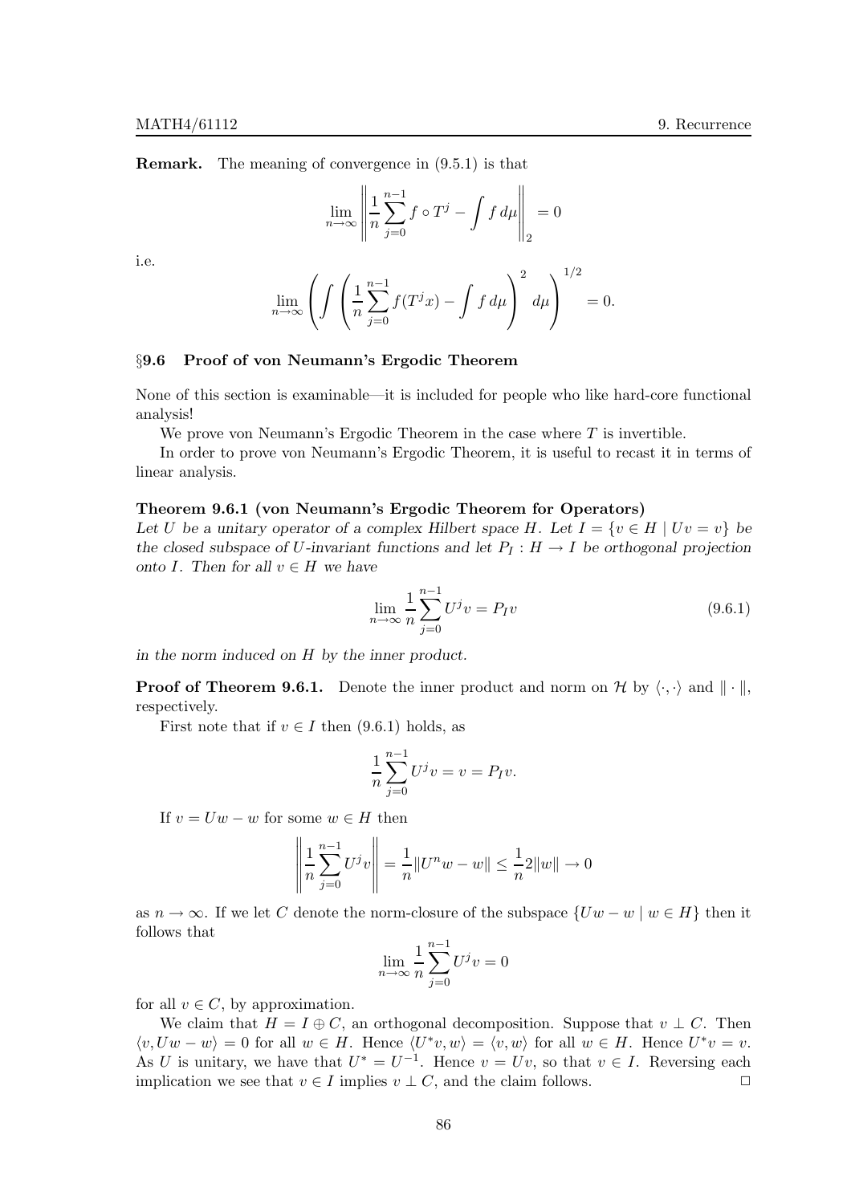**Remark.** The meaning of convergence in (9.5.1) is that

$$\lim_{n\to\infty} \left\| \frac{1}{n}\sum_{j=0}^{n-1} f\circ T^j - \int f\,d\mu \right\|_2 = 0$$

i.e.

$$\lim_{n\to\infty} \left( \int \left( \frac{1}{n}\sum_{j=0}^{n-1} f(T^j x) - \int f\,d\mu \right)^2 d\mu \right)^{1/2} = 0.$$

### §9.6 Proof of von Neumann's Ergodic Theorem

None of this section is examinable—it is included for people who like hard-core functional analysis!

We prove von Neumann's Ergodic Theorem in the case where $T$ is invertible.

In order to prove von Neumann's Ergodic Theorem, it is useful to recast it in terms of linear analysis.

**Theorem 9.6.1 (von Neumann's Ergodic Theorem for Operators)**
*Let $U$ be a unitary operator of a complex Hilbert space $H$. Let $I = \{v \in H \mid Uv = v\}$ be the closed subspace of $U$-invariant functions and let $P_I : H \to I$ be orthogonal projection onto $I$. Then for all $v \in H$ we have*

$$\lim_{n\to\infty} \frac{1}{n}\sum_{j=0}^{n-1} U^j v = P_I v \tag{9.6.1}$$

*in the norm induced on $H$ by the inner product.*

**Proof of Theorem 9.6.1.** Denote the inner product and norm on $\mathcal{H}$ by $\langle \cdot, \cdot \rangle$ and $\| \cdot \|$, respectively.

First note that if $v \in I$ then (9.6.1) holds, as

$$\frac{1}{n}\sum_{j=0}^{n-1} U^j v = v = P_I v.$$

If $v = Uw - w$ for some $w \in H$ then

$$\left\| \frac{1}{n}\sum_{j=0}^{n-1} U^j v \right\| = \frac{1}{n}\|U^n w - w\| \leq \frac{1}{n} 2\|w\| \to 0$$

as $n \to \infty$. If we let $C$ denote the norm-closure of the subspace $\{Uw - w \mid w \in H\}$ then it follows that

$$\lim_{n\to\infty} \frac{1}{n}\sum_{j=0}^{n-1} U^j v = 0$$

for all $v \in C$, by approximation.

We claim that $H = I \oplus C$, an orthogonal decomposition. Suppose that $v \perp C$. Then $\langle v, Uw - w \rangle = 0$ for all $w \in H$. Hence $\langle U^* v, w \rangle = \langle v, w \rangle$ for all $w \in H$. Hence $U^* v = v$. As $U$ is unitary, we have that $U^* = U^{-1}$. Hence $v = Uv$, so that $v \in I$. Reversing each implication we see that $v \in I$ implies $v \perp C$, and the claim follows. □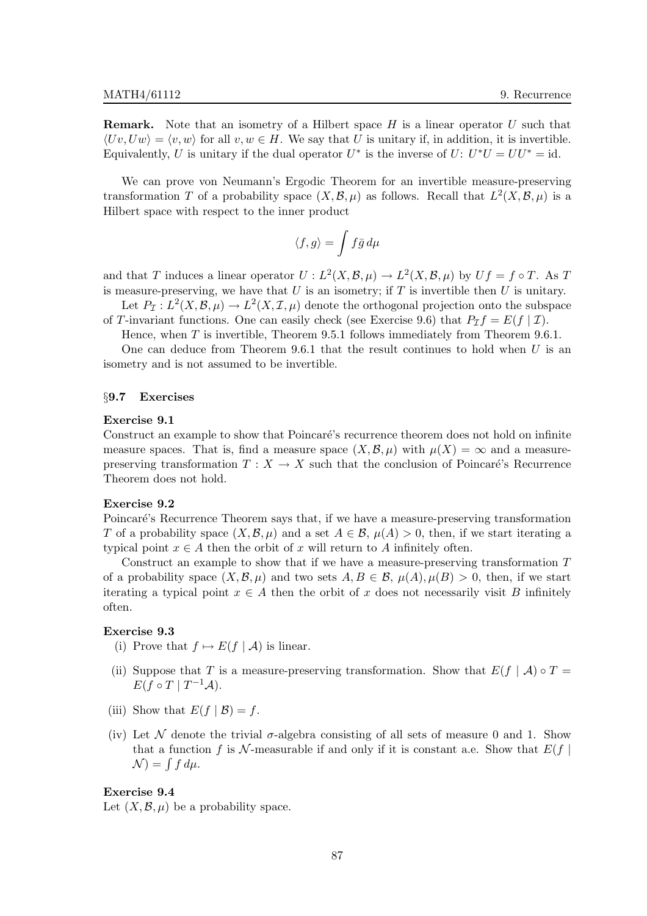**Remark.** Note that an isometry of a Hilbert space $H$ is a linear operator $U$ such that $\langle Uv, Uw\rangle = \langle v, w\rangle$ for all $v, w \in H$. We say that $U$ is unitary if, in addition, it is invertible. Equivalently, $U$ is unitary if the dual operator $U^*$ is the inverse of $U$: $U^*U = UU^* = \text{id}$.

We can prove von Neumann's Ergodic Theorem for an invertible measure-preserving transformation $T$ of a probability space $(X, \mathcal{B}, \mu)$ as follows. Recall that $L^2(X, \mathcal{B}, \mu)$ is a Hilbert space with respect to the inner product

$$\langle f, g\rangle = \int f\bar{g}\, d\mu$$

and that $T$ induces a linear operator $U : L^2(X, \mathcal{B}, \mu) \to L^2(X, \mathcal{B}, \mu)$ by $Uf = f \circ T$. As $T$ is measure-preserving, we have that $U$ is an isometry; if $T$ is invertible then $U$ is unitary.

Let $P_{\mathcal{I}} : L^2(X, \mathcal{B}, \mu) \to L^2(X, \mathcal{I}, \mu)$ denote the orthogonal projection onto the subspace of $T$-invariant functions. One can easily check (see Exercise 9.6) that $P_{\mathcal{I}} f = E(f \mid \mathcal{I})$.

Hence, when $T$ is invertible, Theorem 9.5.1 follows immediately from Theorem 9.6.1.

One can deduce from Theorem 9.6.1 that the result continues to hold when $U$ is an isometry and is not assumed to be invertible.

## §9.7 Exercises

**Exercise 9.1**
Construct an example to show that Poincaré's recurrence theorem does not hold on infinite measure spaces. That is, find a measure space $(X, \mathcal{B}, \mu)$ with $\mu(X) = \infty$ and a measure-preserving transformation $T : X \to X$ such that the conclusion of Poincaré's Recurrence Theorem does not hold.

**Exercise 9.2**
Poincaré's Recurrence Theorem says that, if we have a measure-preserving transformation $T$ of a probability space $(X, \mathcal{B}, \mu)$ and a set $A \in \mathcal{B}$, $\mu(A) > 0$, then, if we start iterating a typical point $x \in A$ then the orbit of $x$ will return to $A$ infinitely often.

Construct an example to show that if we have a measure-preserving transformation $T$ of a probability space $(X, \mathcal{B}, \mu)$ and two sets $A, B \in \mathcal{B}$, $\mu(A), \mu(B) > 0$, then, if we start iterating a typical point $x \in A$ then the orbit of $x$ does not necessarily visit $B$ infinitely often.

**Exercise 9.3**

(i) Prove that $f \mapsto E(f \mid \mathcal{A})$ is linear.

(ii) Suppose that $T$ is a measure-preserving transformation. Show that $E(f \mid \mathcal{A}) \circ T = E(f \circ T \mid T^{-1}\mathcal{A})$.

(iii) Show that $E(f \mid \mathcal{B}) = f$.

(iv) Let $\mathcal{N}$ denote the trivial $\sigma$-algebra consisting of all sets of measure 0 and 1. Show that a function $f$ is $\mathcal{N}$-measurable if and only if it is constant a.e. Show that $E(f \mid \mathcal{N}) = \int f\, d\mu$.

**Exercise 9.4**
Let $(X, \mathcal{B}, \mu)$ be a probability space.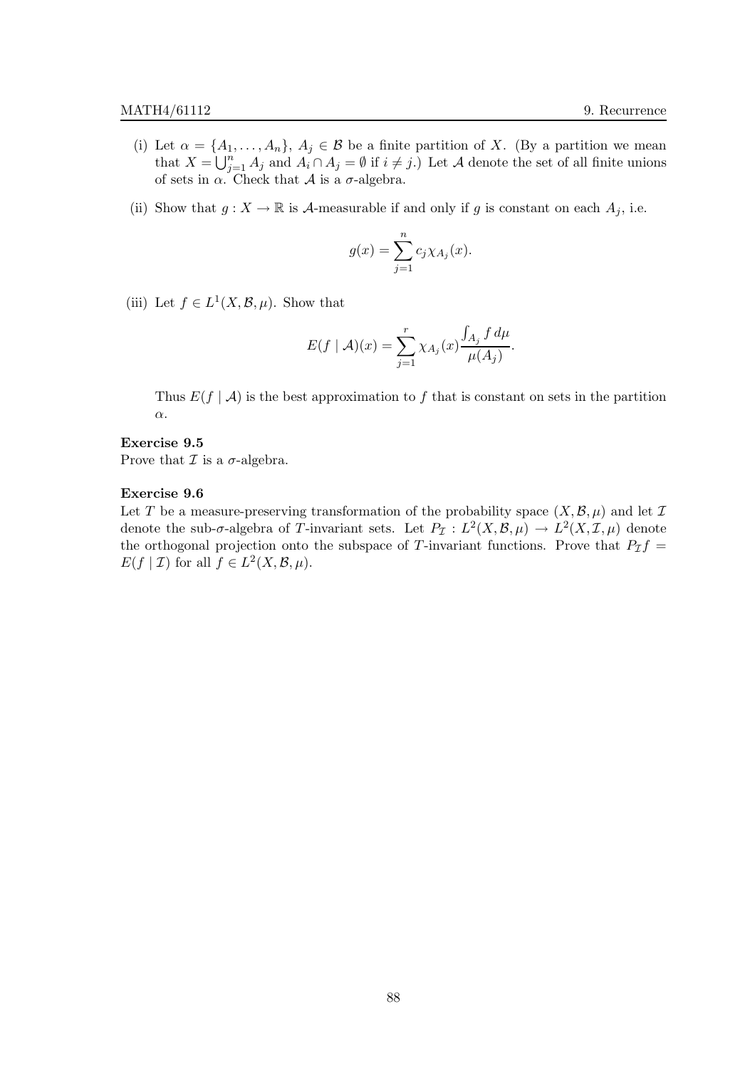(i) Let $\alpha = \{A_1, \ldots, A_n\}$, $A_j \in \mathcal{B}$ be a finite partition of $X$. (By a partition we mean that $X = \bigcup_{j=1}^n A_j$ and $A_i \cap A_j = \emptyset$ if $i \neq j$.) Let $\mathcal{A}$ denote the set of all finite unions of sets in $\alpha$. Check that $\mathcal{A}$ is a $\sigma$-algebra.

(ii) Show that $g : X \to \mathbb{R}$ is $\mathcal{A}$-measurable if and only if $g$ is constant on each $A_j$, i.e.

$$g(x) = \sum_{j=1}^{n} c_j \chi_{A_j}(x).$$

(iii) Let $f \in L^1(X, \mathcal{B}, \mu)$. Show that

$$E(f \mid \mathcal{A})(x) = \sum_{j=1}^{r} \chi_{A_j}(x) \frac{\int_{A_j} f \, d\mu}{\mu(A_j)}.$$

Thus $E(f \mid \mathcal{A})$ is the best approximation to $f$ that is constant on sets in the partition $\alpha$.

**Exercise 9.5**
Prove that $\mathcal{I}$ is a $\sigma$-algebra.

**Exercise 9.6**
Let $T$ be a measure-preserving transformation of the probability space $(X, \mathcal{B}, \mu)$ and let $\mathcal{I}$ denote the sub-$\sigma$-algebra of $T$-invariant sets. Let $P_{\mathcal{I}} : L^2(X, \mathcal{B}, \mu) \to L^2(X, \mathcal{I}, \mu)$ denote the orthogonal projection onto the subspace of $T$-invariant functions. Prove that $P_{\mathcal{I}} f = E(f \mid \mathcal{I})$ for all $f \in L^2(X, \mathcal{B}, \mu)$.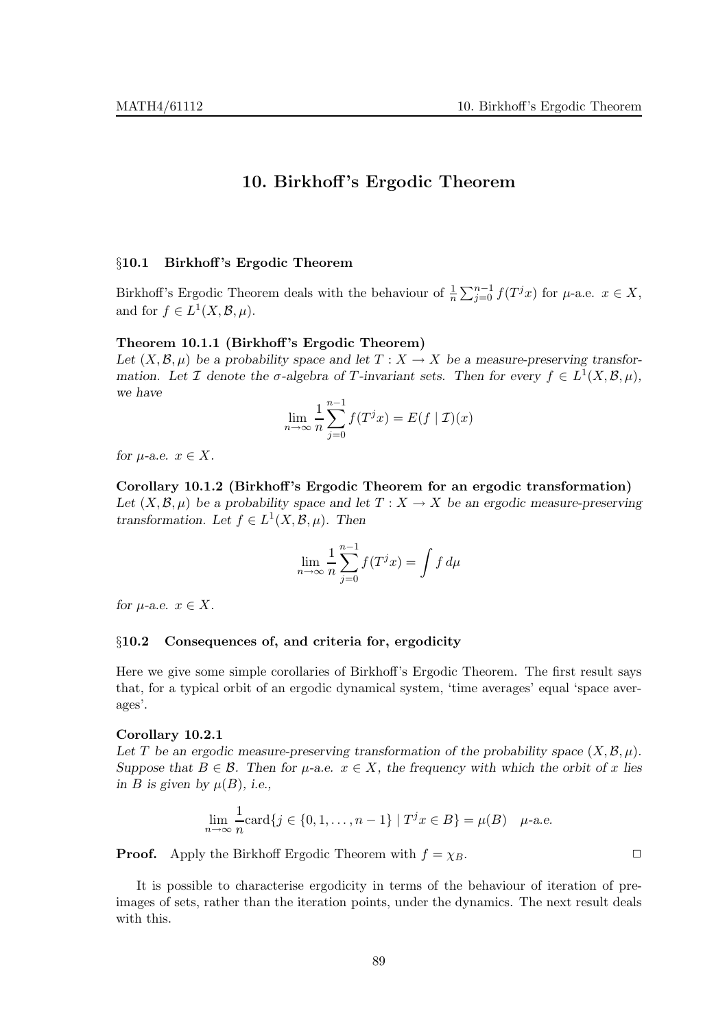# 10. Birkhoff's Ergodic Theorem

### §10.1 Birkhoff's Ergodic Theorem

Birkhoff's Ergodic Theorem deals with the behaviour of $\frac{1}{n}\sum_{j=0}^{n-1} f(T^j x)$ for $\mu$-a.e. $x \in X$, and for $f \in L^1(X, \mathcal{B}, \mu)$.

**Theorem 10.1.1 (Birkhoff's Ergodic Theorem)**
*Let $(X, \mathcal{B}, \mu)$ be a probability space and let $T : X \to X$ be a measure-preserving transformation. Let $\mathcal{I}$ denote the $\sigma$-algebra of $T$-invariant sets. Then for every $f \in L^1(X, \mathcal{B}, \mu)$, we have*

$$\lim_{n\to\infty} \frac{1}{n} \sum_{j=0}^{n-1} f(T^j x) = E(f \mid \mathcal{I})(x)$$

*for $\mu$-a.e. $x \in X$.*

**Corollary 10.1.2 (Birkhoff's Ergodic Theorem for an ergodic transformation)**
*Let $(X, \mathcal{B}, \mu)$ be a probability space and let $T : X \to X$ be an ergodic measure-preserving transformation. Let $f \in L^1(X, \mathcal{B}, \mu)$. Then*

$$\lim_{n\to\infty} \frac{1}{n} \sum_{j=0}^{n-1} f(T^j x) = \int f \, d\mu$$

*for $\mu$-a.e. $x \in X$.*

### §10.2 Consequences of, and criteria for, ergodicity

Here we give some simple corollaries of Birkhoff's Ergodic Theorem. The first result says that, for a typical orbit of an ergodic dynamical system, 'time averages' equal 'space averages'.

**Corollary 10.2.1**
*Let $T$ be an ergodic measure-preserving transformation of the probability space $(X, \mathcal{B}, \mu)$. Suppose that $B \in \mathcal{B}$. Then for $\mu$-a.e. $x \in X$, the frequency with which the orbit of $x$ lies in $B$ is given by $\mu(B)$, i.e.,*

$$\lim_{n\to\infty} \frac{1}{n} \text{card}\{j \in \{0, 1, \ldots, n-1\} \mid T^j x \in B\} = \mu(B) \quad \mu\text{-a.e.}$$

**Proof.** Apply the Birkhoff Ergodic Theorem with $f = \chi_B$. □

It is possible to characterise ergodicity in terms of the behaviour of iteration of pre-images of sets, rather than the iteration points, under the dynamics. The next result deals with this.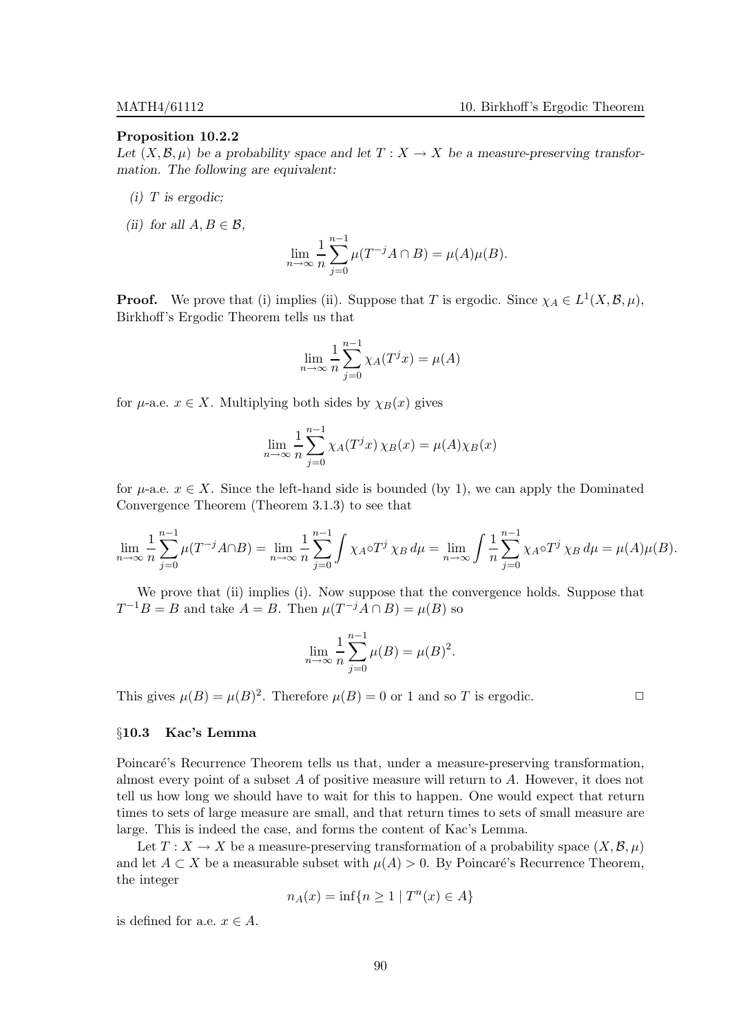**Proposition 10.2.2**
*Let $(X, \mathcal{B}, \mu)$ be a probability space and let $T : X \to X$ be a measure-preserving transformation. The following are equivalent:*

- *(i) $T$ is ergodic;*
- *(ii) for all $A, B \in \mathcal{B}$,*

$$\lim_{n\to\infty} \frac{1}{n} \sum_{j=0}^{n-1} \mu(T^{-j}A \cap B) = \mu(A)\mu(B).$$

**Proof.** We prove that (i) implies (ii). Suppose that $T$ is ergodic. Since $\chi_A \in L^1(X, \mathcal{B}, \mu)$, Birkhoff's Ergodic Theorem tells us that

$$\lim_{n\to\infty} \frac{1}{n} \sum_{j=0}^{n-1} \chi_A(T^j x) = \mu(A)$$

for $\mu$-a.e. $x \in X$. Multiplying both sides by $\chi_B(x)$ gives

$$\lim_{n\to\infty} \frac{1}{n} \sum_{j=0}^{n-1} \chi_A(T^j x)\, \chi_B(x) = \mu(A)\chi_B(x)$$

for $\mu$-a.e. $x \in X$. Since the left-hand side is bounded (by 1), we can apply the Dominated Convergence Theorem (Theorem 3.1.3) to see that

$$\lim_{n\to\infty} \frac{1}{n} \sum_{j=0}^{n-1} \mu(T^{-j}A \cap B) = \lim_{n\to\infty} \frac{1}{n} \sum_{j=0}^{n-1} \int \chi_A \circ T^j \, \chi_B \, d\mu = \lim_{n\to\infty} \int \frac{1}{n} \sum_{j=0}^{n-1} \chi_A \circ T^j \, \chi_B \, d\mu = \mu(A)\mu(B).$$

We prove that (ii) implies (i). Now suppose that the convergence holds. Suppose that $T^{-1}B = B$ and take $A = B$. Then $\mu(T^{-j}A \cap B) = \mu(B)$ so

$$\lim_{n\to\infty} \frac{1}{n} \sum_{j=0}^{n-1} \mu(B) = \mu(B)^2.$$

This gives $\mu(B) = \mu(B)^2$. Therefore $\mu(B) = 0$ or $1$ and so $T$ is ergodic. $\square$

## §10.3 Kac's Lemma

Poincaré's Recurrence Theorem tells us that, under a measure-preserving transformation, almost every point of a subset $A$ of positive measure will return to $A$. However, it does not tell us how long we should have to wait for this to happen. One would expect that return times to sets of large measure are small, and that return times to sets of small measure are large. This is indeed the case, and forms the content of Kac's Lemma.

Let $T : X \to X$ be a measure-preserving transformation of a probability space $(X, \mathcal{B}, \mu)$ and let $A \subset X$ be a measurable subset with $\mu(A) > 0$. By Poincaré's Recurrence Theorem, the integer

$$n_A(x) = \inf\{n \geq 1 \mid T^n(x) \in A\}$$

is defined for a.e. $x \in A$.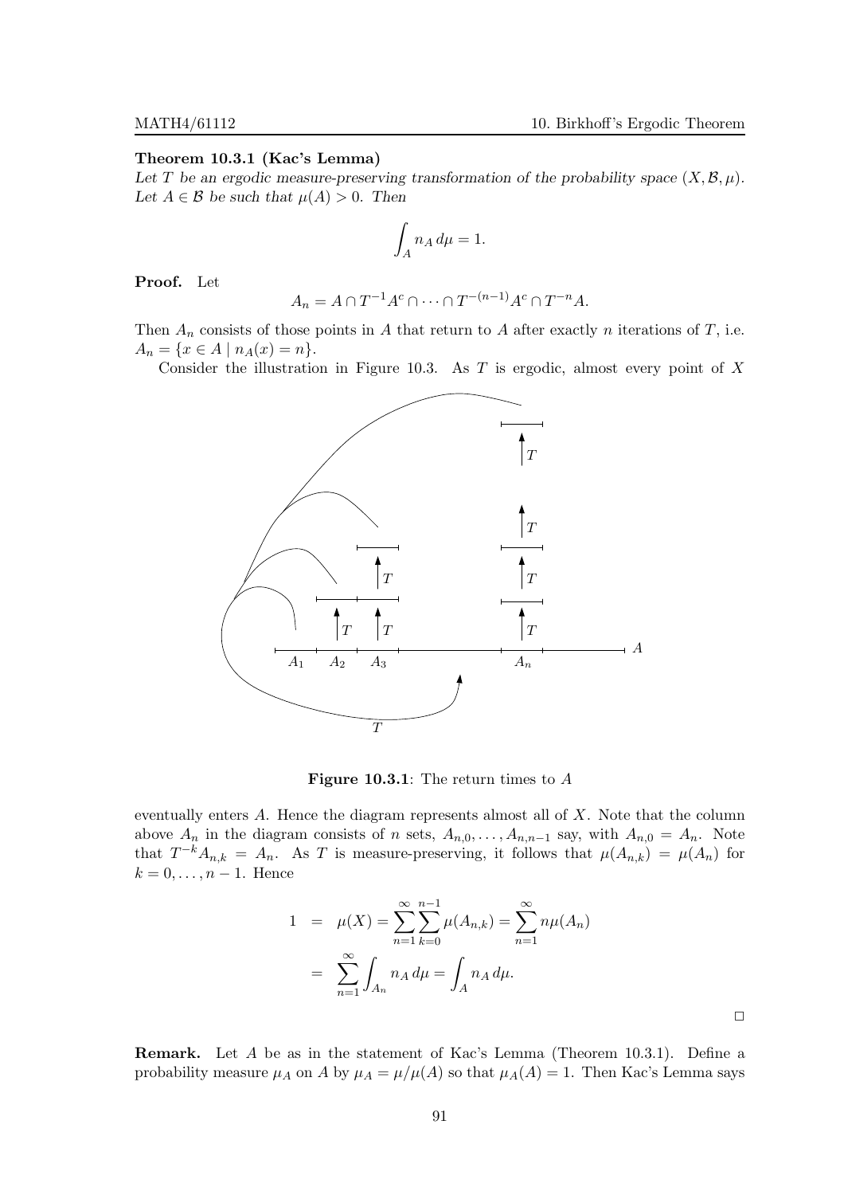**Theorem 10.3.1 (Kac's Lemma)**
*Let $T$ be an ergodic measure-preserving transformation of the probability space $(X, \mathcal{B}, \mu)$. Let $A \in \mathcal{B}$ be such that $\mu(A) > 0$. Then*

$$\int_A n_A \, d\mu = 1.$$

**Proof.** Let

$$A_n = A \cap T^{-1}A^c \cap \cdots \cap T^{-(n-1)}A^c \cap T^{-n}A.$$

Then $A_n$ consists of those points in $A$ that return to $A$ after exactly $n$ iterations of $T$, i.e. $A_n = \{x \in A \mid n_A(x) = n\}$.

Consider the illustration in Figure 10.3. As $T$ is ergodic, almost every point of $X$ eventually enters $A$. Hence the diagram represents almost all of $X$. Note that the column above $A_n$ in the diagram consists of $n$ sets, $A_{n,0}, \ldots, A_{n,n-1}$ say, with $A_{n,0} = A_n$. Note that $T^{-k}A_{n,k} = A_n$. As $T$ is measure-preserving, it follows that $\mu(A_{n,k}) = \mu(A_n)$ for $k = 0, \ldots, n-1$. Hence

**Figure 10.3.1**: The return times to $A$

$$\begin{aligned}
1 &= \mu(X) = \sum_{n=1}^{\infty} \sum_{k=0}^{n-1} \mu(A_{n,k}) = \sum_{n=1}^{\infty} n\mu(A_n) \\
&= \sum_{n=1}^{\infty} \int_{A_n} n_A \, d\mu = \int_A n_A \, d\mu.
\end{aligned}$$

□

**Remark.** Let $A$ be as in the statement of Kac's Lemma (Theorem 10.3.1). Define a probability measure $\mu_A$ on $A$ by $\mu_A = \mu/\mu(A)$ so that $\mu_A(A) = 1$. Then Kac's Lemma says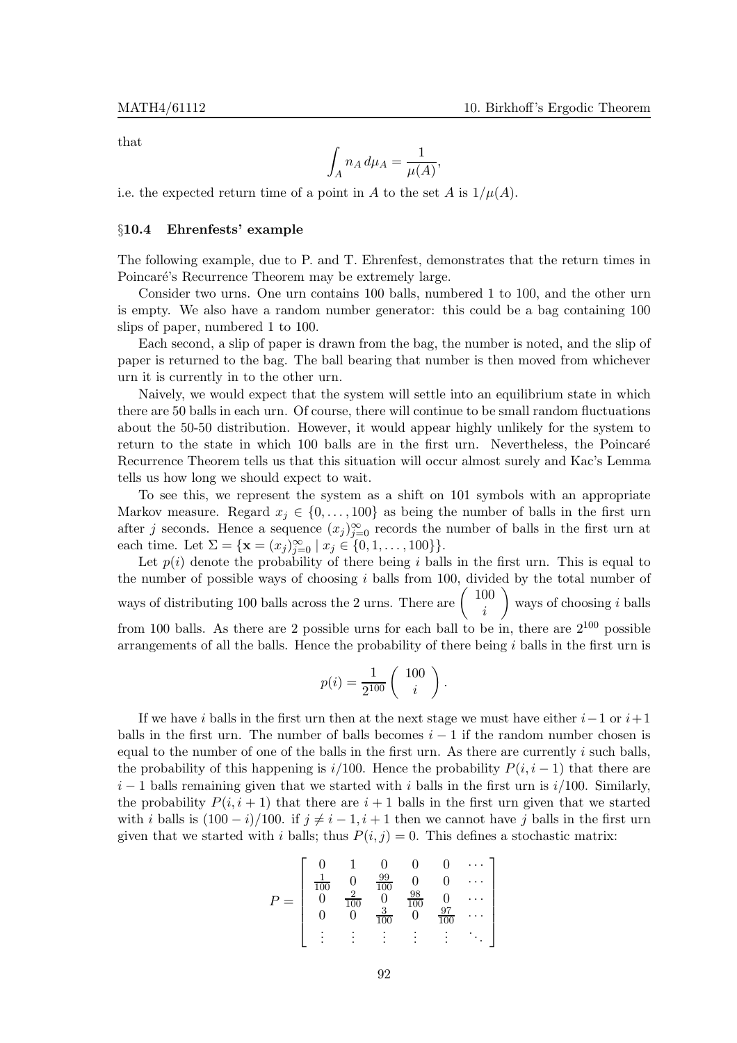that

$$\int_A n_A \, d\mu_A = \frac{1}{\mu(A)},$$

i.e. the expected return time of a point in $A$ to the set $A$ is $1/\mu(A)$.

### §10.4 Ehrenfests' example

The following example, due to P. and T. Ehrenfest, demonstrates that the return times in Poincaré's Recurrence Theorem may be extremely large.

Consider two urns. One urn contains 100 balls, numbered 1 to 100, and the other urn is empty. We also have a random number generator: this could be a bag containing 100 slips of paper, numbered 1 to 100.

Each second, a slip of paper is drawn from the bag, the number is noted, and the slip of paper is returned to the bag. The ball bearing that number is then moved from whichever urn it is currently in to the other urn.

Naively, we would expect that the system will settle into an equilibrium state in which there are 50 balls in each urn. Of course, there will continue to be small random fluctuations about the 50-50 distribution. However, it would appear highly unlikely for the system to return to the state in which 100 balls are in the first urn. Nevertheless, the Poincaré Recurrence Theorem tells us that this situation will occur almost surely and Kac's Lemma tells us how long we should expect to wait.

To see this, we represent the system as a shift on 101 symbols with an appropriate Markov measure. Regard $x_j \in \{0, \ldots, 100\}$ as being the number of balls in the first urn after $j$ seconds. Hence a sequence $(x_j)_{j=0}^{\infty}$ records the number of balls in the first urn at each time. Let $\Sigma = \{\mathbf{x} = (x_j)_{j=0}^{\infty} \mid x_j \in \{0, 1, \ldots, 100\}\}$.

Let $p(i)$ denote the probability of there being $i$ balls in the first urn. This is equal to the number of possible ways of choosing $i$ balls from 100, divided by the total number of ways of distributing 100 balls across the 2 urns. There are $\begin{pmatrix} 100 \\ i \end{pmatrix}$ ways of choosing $i$ balls from 100 balls. As there are 2 possible urns for each ball to be in, there are $2^{100}$ possible arrangements of all the balls. Hence the probability of there being $i$ balls in the first urn is

$$p(i) = \frac{1}{2^{100}} \begin{pmatrix} 100 \\ i \end{pmatrix}.$$

If we have $i$ balls in the first urn then at the next stage we must have either $i-1$ or $i+1$ balls in the first urn. The number of balls becomes $i-1$ if the random number chosen is equal to the number of one of the balls in the first urn. As there are currently $i$ such balls, the probability of this happening is $i/100$. Hence the probability $P(i, i-1)$ that there are $i-1$ balls remaining given that we started with $i$ balls in the first urn is $i/100$. Similarly, the probability $P(i, i+1)$ that there are $i+1$ balls in the first urn given that we started with $i$ balls is $(100-i)/100$. if $j \neq i-1, i+1$ then we cannot have $j$ balls in the first urn given that we started with $i$ balls; thus $P(i, j) = 0$. This defines a stochastic matrix:

$$P = \begin{bmatrix} 0 & 1 & 0 & 0 & 0 & \cdots \\ \frac{1}{100} & 0 & \frac{99}{100} & 0 & 0 & \cdots \\ 0 & \frac{2}{100} & 0 & \frac{98}{100} & 0 & \cdots \\ 0 & 0 & \frac{3}{100} & 0 & \frac{97}{100} & \cdots \\ \vdots & \vdots & \vdots & \vdots & \vdots & \ddots \end{bmatrix}$$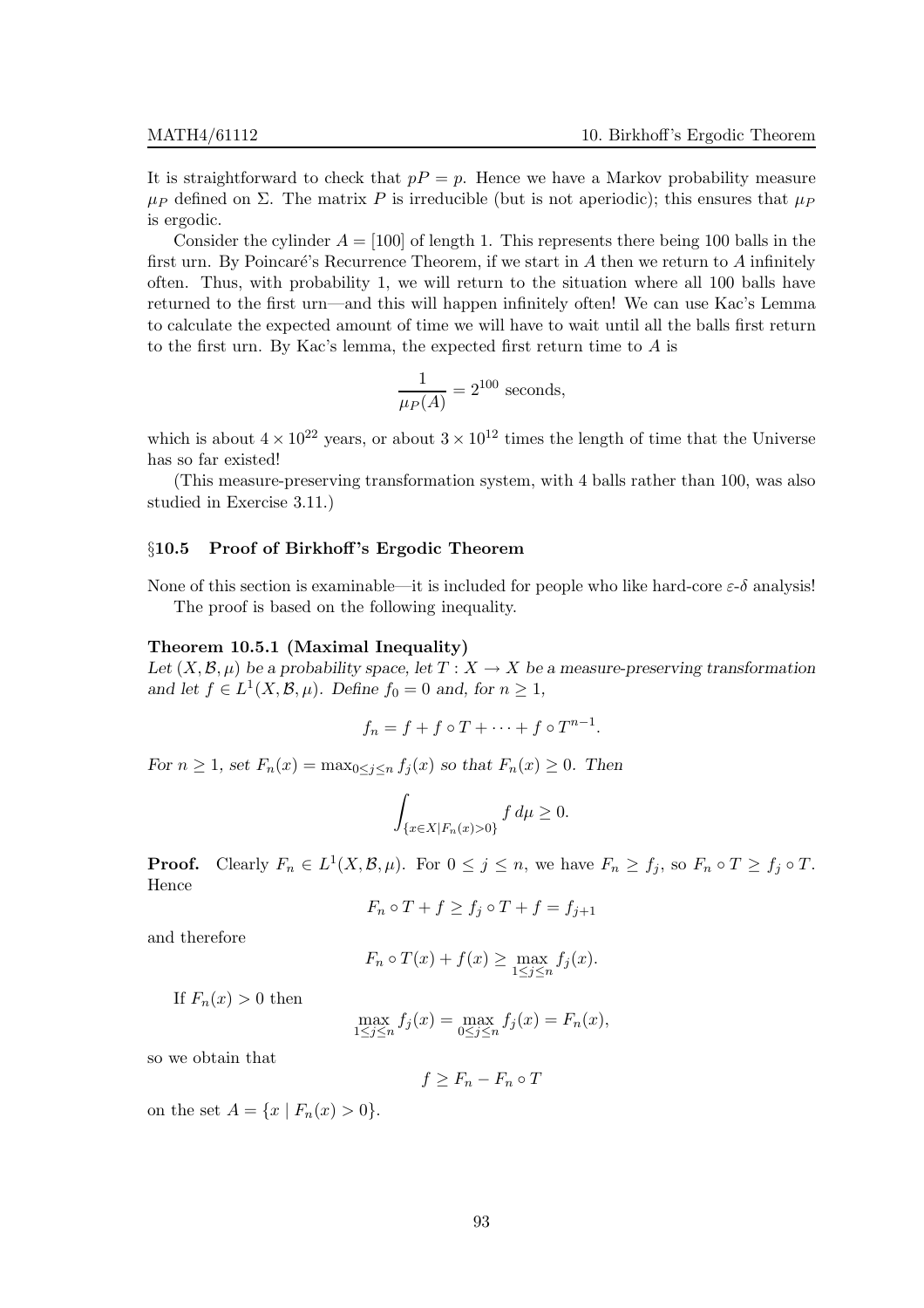It is straightforward to check that $pP = p$. Hence we have a Markov probability measure $\mu_P$ defined on $\Sigma$. The matrix $P$ is irreducible (but is not aperiodic); this ensures that $\mu_P$ is ergodic.

Consider the cylinder $A = [100]$ of length 1. This represents there being 100 balls in the first urn. By Poincaré's Recurrence Theorem, if we start in $A$ then we return to $A$ infinitely often. Thus, with probability 1, we will return to the situation where all 100 balls have returned to the first urn—and this will happen infinitely often! We can use Kac's Lemma to calculate the expected amount of time we will have to wait until all the balls first return to the first urn. By Kac's lemma, the expected first return time to $A$ is

$$\frac{1}{\mu_P(A)} = 2^{100} \text{ seconds},$$

which is about $4 \times 10^{22}$ years, or about $3 \times 10^{12}$ times the length of time that the Universe has so far existed!

(This measure-preserving transformation system, with 4 balls rather than 100, was also studied in Exercise 3.11.)

## §10.5 Proof of Birkhoff's Ergodic Theorem

None of this section is examinable—it is included for people who like hard-core $\varepsilon$-$\delta$ analysis!

The proof is based on the following inequality.

**Theorem 10.5.1 (Maximal Inequality)**
*Let $(X, \mathcal{B}, \mu)$ be a probability space, let $T : X \to X$ be a measure-preserving transformation and let $f \in L^1(X, \mathcal{B}, \mu)$. Define $f_0 = 0$ and, for $n \geq 1$,*

$$f_n = f + f \circ T + \cdots + f \circ T^{n-1}.$$

*For $n \geq 1$, set $F_n(x) = \max_{0 \leq j \leq n} f_j(x)$ so that $F_n(x) \geq 0$. Then*

$$\int_{\{x \in X | F_n(x) > 0\}} f \, d\mu \geq 0.$$

**Proof.** Clearly $F_n \in L^1(X, \mathcal{B}, \mu)$. For $0 \leq j \leq n$, we have $F_n \geq f_j$, so $F_n \circ T \geq f_j \circ T$. Hence

$$F_n \circ T + f \geq f_j \circ T + f = f_{j+1}$$

and therefore

$$F_n \circ T(x) + f(x) \geq \max_{1 \leq j \leq n} f_j(x).$$

If $F_n(x) > 0$ then

$$\max_{1 \leq j \leq n} f_j(x) = \max_{0 \leq j \leq n} f_j(x) = F_n(x),$$

so we obtain that

$$f \geq F_n - F_n \circ T$$

on the set $A = \{x \mid F_n(x) > 0\}$.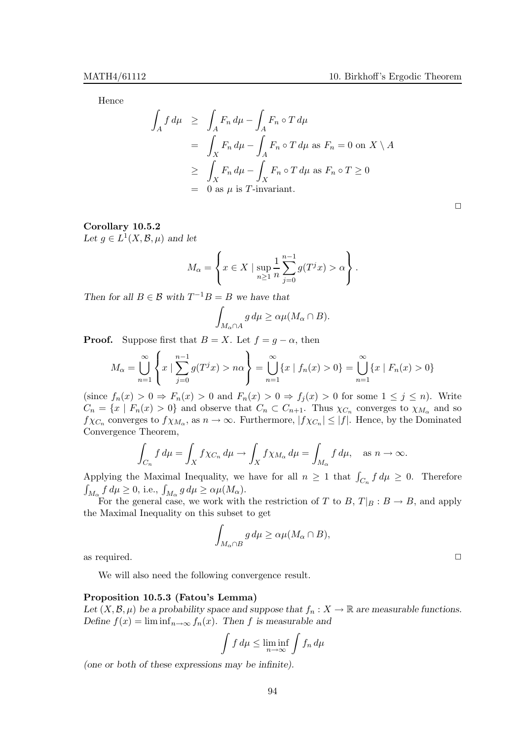Hence

$$
\begin{aligned}
\int_A f \, d\mu &\geq \int_A F_n \, d\mu - \int_A F_n \circ T \, d\mu \\
&= \int_X F_n \, d\mu - \int_A F_n \circ T \, d\mu \text{ as } F_n = 0 \text{ on } X \setminus A \\
&\geq \int_X F_n \, d\mu - \int_X F_n \circ T \, d\mu \text{ as } F_n \circ T \geq 0 \\
&= 0 \text{ as } \mu \text{ is } T\text{-invariant.}
\end{aligned}
$$

□

**Corollary 10.5.2**
*Let $g \in L^1(X, \mathcal{B}, \mu)$ and let*

$$
M_\alpha = \left\{ x \in X \mid \sup_{n \geq 1} \frac{1}{n} \sum_{j=0}^{n-1} g(T^j x) > \alpha \right\}.
$$

*Then for all $B \in \mathcal{B}$ with $T^{-1}B = B$ we have that*

$$
\int_{M_\alpha \cap A} g \, d\mu \geq \alpha \mu(M_\alpha \cap B).
$$

**Proof.** Suppose first that $B = X$. Let $f = g - \alpha$, then

$$
M_\alpha = \bigcup_{n=1}^{\infty} \left\{ x \mid \sum_{j=0}^{n-1} g(T^j x) > n\alpha \right\} = \bigcup_{n=1}^{\infty} \{x \mid f_n(x) > 0\} = \bigcup_{n=1}^{\infty} \{x \mid F_n(x) > 0\}
$$

(since $f_n(x) > 0 \Rightarrow F_n(x) > 0$ and $F_n(x) > 0 \Rightarrow f_j(x) > 0$ for some $1 \leq j \leq n$). Write $C_n = \{x \mid F_n(x) > 0\}$ and observe that $C_n \subset C_{n+1}$. Thus $\chi_{C_n}$ converges to $\chi_{M_\alpha}$ and so $f\chi_{C_n}$ converges to $f\chi_{M_\alpha}$, as $n \to \infty$. Furthermore, $|f\chi_{C_n}| \leq |f|$. Hence, by the Dominated Convergence Theorem,

$$
\int_{C_n} f \, d\mu = \int_X f\chi_{C_n} \, d\mu \to \int_X f\chi_{M_\alpha} \, d\mu = \int_{M_\alpha} f \, d\mu, \quad \text{as } n \to \infty.
$$

Applying the Maximal Inequality, we have for all $n \geq 1$ that $\int_{C_n} f \, d\mu \geq 0$. Therefore $\int_{M_\alpha} f \, d\mu \geq 0$, i.e., $\int_{M_\alpha} g \, d\mu \geq \alpha\mu(M_\alpha)$.

For the general case, we work with the restriction of $T$ to $B$, $T|_B : B \to B$, and apply the Maximal Inequality on this subset to get

$$
\int_{M_\alpha \cap B} g \, d\mu \geq \alpha \mu(M_\alpha \cap B),
$$

as required. □

We will also need the following convergence result.

**Proposition 10.5.3 (Fatou's Lemma)**
*Let $(X, \mathcal{B}, \mu)$ be a probability space and suppose that $f_n : X \to \mathbb{R}$ are measurable functions. Define $f(x) = \liminf_{n\to\infty} f_n(x)$. Then $f$ is measurable and*

$$
\int f \, d\mu \leq \liminf_{n \to \infty} \int f_n \, d\mu
$$

*(one or both of these expressions may be infinite).*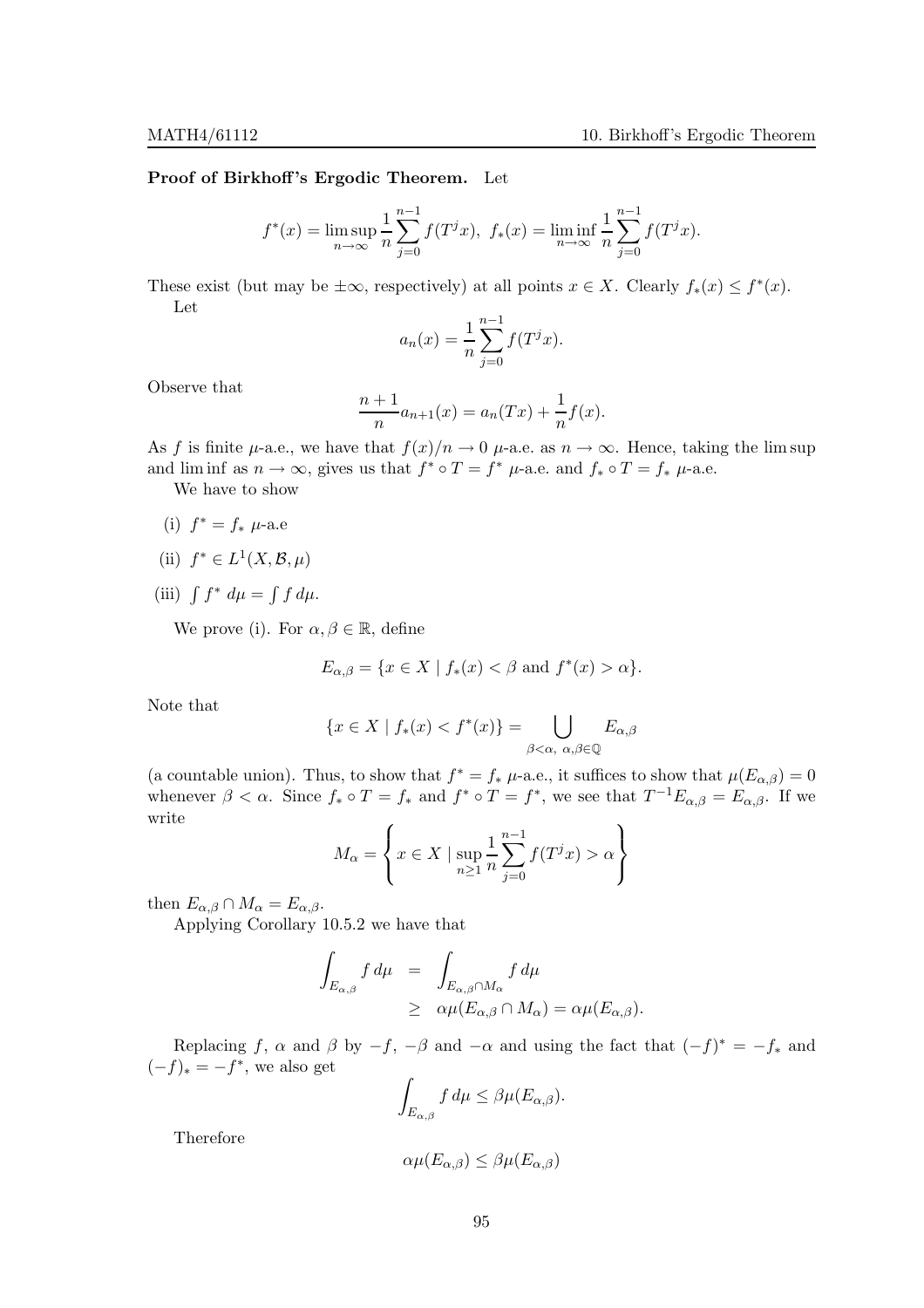**Proof of Birkhoff's Ergodic Theorem.** Let

$$f^*(x) = \limsup_{n\to\infty} \frac{1}{n}\sum_{j=0}^{n-1} f(T^j x), \; f_*(x) = \liminf_{n\to\infty} \frac{1}{n}\sum_{j=0}^{n-1} f(T^j x).$$

These exist (but may be $\pm\infty$, respectively) at all points $x \in X$. Clearly $f_*(x) \leq f^*(x)$.

Let

$$a_n(x) = \frac{1}{n}\sum_{j=0}^{n-1} f(T^j x).$$

Observe that

$$\frac{n+1}{n} a_{n+1}(x) = a_n(Tx) + \frac{1}{n} f(x).$$

As $f$ is finite $\mu$-a.e., we have that $f(x)/n \to 0$ $\mu$-a.e. as $n \to \infty$. Hence, taking the lim sup and lim inf as $n \to \infty$, gives us that $f^* \circ T = f^*$ $\mu$-a.e. and $f_* \circ T = f_*$ $\mu$-a.e.

We have to show

(i) $f^* = f_*$ $\mu$-a.e

(ii) $f^* \in L^1(X, \mathcal{B}, \mu)$

(iii) $\int f^* \, d\mu = \int f \, d\mu$.

We prove (i). For $\alpha, \beta \in \mathbb{R}$, define

$$E_{\alpha,\beta} = \{x \in X \mid f_*(x) < \beta \text{ and } f^*(x) > \alpha\}.$$

Note that

$$\{x \in X \mid f_*(x) < f^*(x)\} = \bigcup_{\beta<\alpha, \; \alpha,\beta\in\mathbb{Q}} E_{\alpha,\beta}$$

(a countable union). Thus, to show that $f^* = f_*$ $\mu$-a.e., it suffices to show that $\mu(E_{\alpha,\beta}) = 0$ whenever $\beta < \alpha$. Since $f_* \circ T = f_*$ and $f^* \circ T = f^*$, we see that $T^{-1}E_{\alpha,\beta} = E_{\alpha,\beta}$. If we write

$$M_\alpha = \left\{ x \in X \mid \sup_{n\geq 1} \frac{1}{n}\sum_{j=0}^{n-1} f(T^j x) > \alpha \right\}$$

then $E_{\alpha,\beta} \cap M_\alpha = E_{\alpha,\beta}$.

Applying Corollary 10.5.2 we have that

$$\begin{aligned} \int_{E_{\alpha,\beta}} f \, d\mu &= \int_{E_{\alpha,\beta}\cap M_\alpha} f \, d\mu \\ &\geq \alpha\mu(E_{\alpha,\beta} \cap M_\alpha) = \alpha\mu(E_{\alpha,\beta}). \end{aligned}$$

Replacing $f$, $\alpha$ and $\beta$ by $-f$, $-\beta$ and $-\alpha$ and using the fact that $(-f)^* = -f_*$ and $(-f)_* = -f^*$, we also get

$$\int_{E_{\alpha,\beta}} f \, d\mu \leq \beta\mu(E_{\alpha,\beta}).$$

Therefore

$$\alpha\mu(E_{\alpha,\beta}) \leq \beta\mu(E_{\alpha,\beta})$$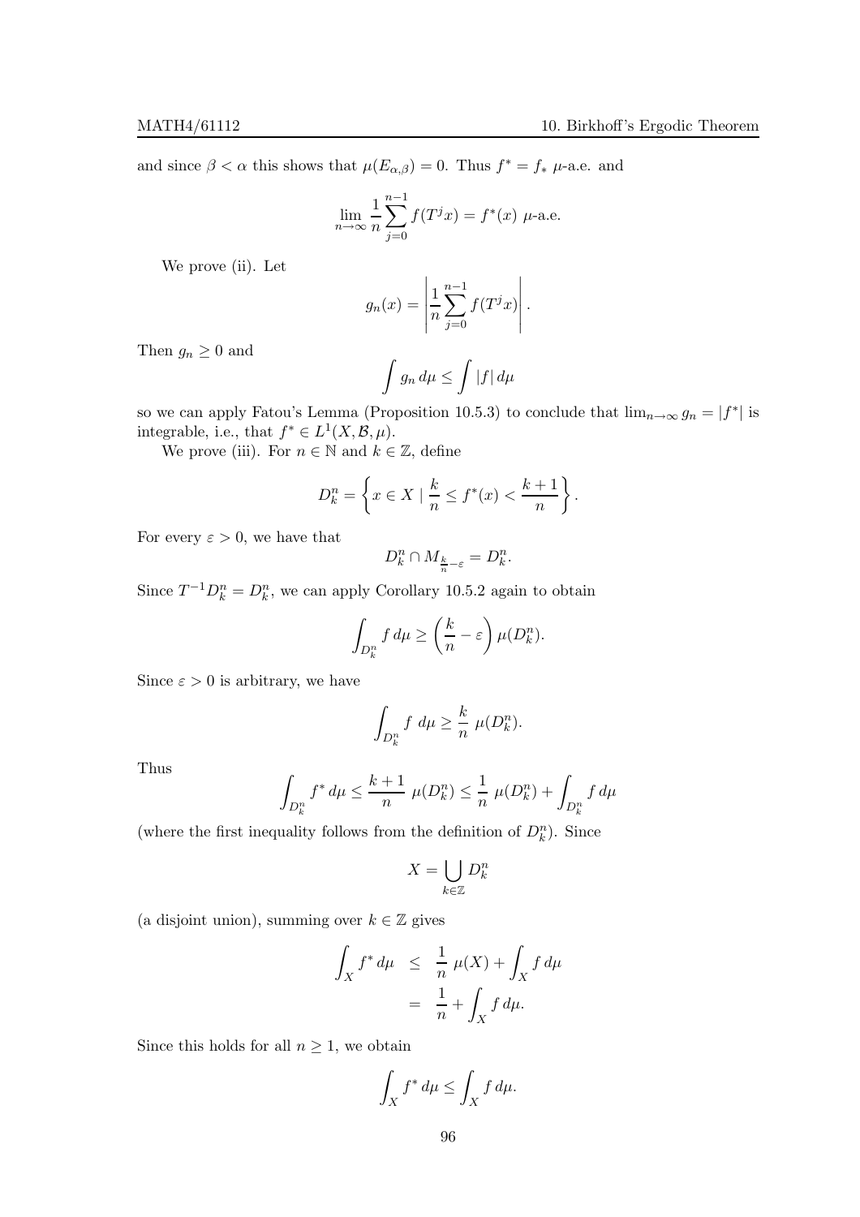and since $\beta < \alpha$ this shows that $\mu(E_{\alpha,\beta}) = 0$. Thus $f^* = f_*$ $\mu$-a.e. and

$$\lim_{n\to\infty} \frac{1}{n} \sum_{j=0}^{n-1} f(T^j x) = f^*(x) \ \mu\text{-a.e.}$$

We prove (ii). Let

$$g_n(x) = \left| \frac{1}{n} \sum_{j=0}^{n-1} f(T^j x) \right|.$$

Then $g_n \geq 0$ and

$$\int g_n \, d\mu \leq \int |f| \, d\mu$$

so we can apply Fatou's Lemma (Proposition 10.5.3) to conclude that $\lim_{n\to\infty} g_n = |f^*|$ is integrable, i.e., that $f^* \in L^1(X, \mathcal{B}, \mu)$.

We prove (iii). For $n \in \mathbb{N}$ and $k \in \mathbb{Z}$, define

$$D_k^n = \left\{ x \in X \mid \frac{k}{n} \leq f^*(x) < \frac{k+1}{n} \right\}.$$

For every $\varepsilon > 0$, we have that

$$D_k^n \cap M_{\frac{k}{n}-\varepsilon} = D_k^n.$$

Since $T^{-1} D_k^n = D_k^n$, we can apply Corollary 10.5.2 again to obtain

$$\int_{D_k^n} f \, d\mu \geq \left( \frac{k}{n} - \varepsilon \right) \mu(D_k^n).$$

Since $\varepsilon > 0$ is arbitrary, we have

$$\int_{D_k^n} f \ d\mu \geq \frac{k}{n} \ \mu(D_k^n).$$

Thus

$$\int_{D_k^n} f^* \, d\mu \leq \frac{k+1}{n} \ \mu(D_k^n) \leq \frac{1}{n} \ \mu(D_k^n) + \int_{D_k^n} f \, d\mu$$

(where the first inequality follows from the definition of $D_k^n$). Since

$$X = \bigcup_{k \in \mathbb{Z}} D_k^n$$

(a disjoint union), summing over $k \in \mathbb{Z}$ gives

$$\begin{aligned} \int_X f^* \, d\mu &\leq \frac{1}{n} \ \mu(X) + \int_X f \, d\mu \\ &= \frac{1}{n} + \int_X f \, d\mu. \end{aligned}$$

Since this holds for all $n \geq 1$, we obtain

$$\int_X f^* \, d\mu \leq \int_X f \, d\mu.$$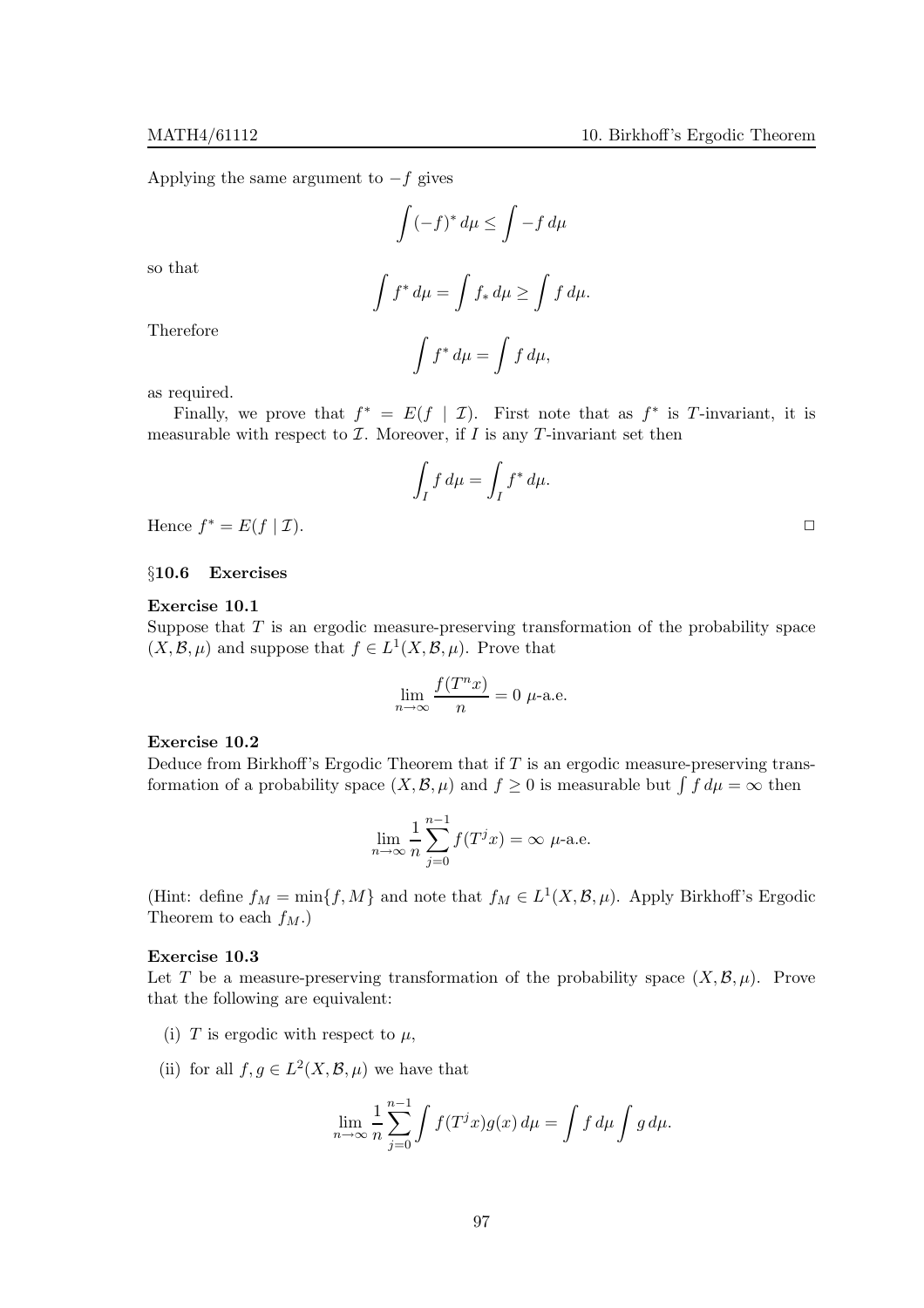Applying the same argument to $-f$ gives

$$\int (-f)^* \, d\mu \le \int -f \, d\mu$$

so that

$$\int f^* \, d\mu = \int f_* \, d\mu \ge \int f \, d\mu.$$

Therefore

$$\int f^* \, d\mu = \int f \, d\mu,$$

as required.

Finally, we prove that $f^* = E(f \mid \mathcal{I})$. First note that as $f^*$ is $T$-invariant, it is measurable with respect to $\mathcal{I}$. Moreover, if $I$ is any $T$-invariant set then

$$\int_I f \, d\mu = \int_I f^* \, d\mu.$$

Hence $f^* = E(f \mid \mathcal{I})$. □

## §10.6 Exercises

**Exercise 10.1**
Suppose that $T$ is an ergodic measure-preserving transformation of the probability space $(X, \mathcal{B}, \mu)$ and suppose that $f \in L^1(X, \mathcal{B}, \mu)$. Prove that

$$\lim_{n \to \infty} \frac{f(T^n x)}{n} = 0 \ \mu\text{-a.e.}$$

**Exercise 10.2**
Deduce from Birkhoff's Ergodic Theorem that if $T$ is an ergodic measure-preserving transformation of a probability space $(X, \mathcal{B}, \mu)$ and $f \ge 0$ is measurable but $\int f \, d\mu = \infty$ then

$$\lim_{n \to \infty} \frac{1}{n} \sum_{j=0}^{n-1} f(T^j x) = \infty \ \mu\text{-a.e.}$$

(Hint: define $f_M = \min\{f, M\}$ and note that $f_M \in L^1(X, \mathcal{B}, \mu)$. Apply Birkhoff's Ergodic Theorem to each $f_M$.)

**Exercise 10.3**
Let $T$ be a measure-preserving transformation of the probability space $(X, \mathcal{B}, \mu)$. Prove that the following are equivalent:

(i) $T$ is ergodic with respect to $\mu$,

(ii) for all $f, g \in L^2(X, \mathcal{B}, \mu)$ we have that

$$\lim_{n \to \infty} \frac{1}{n} \sum_{j=0}^{n-1} \int f(T^j x) g(x) \, d\mu = \int f \, d\mu \int g \, d\mu.$$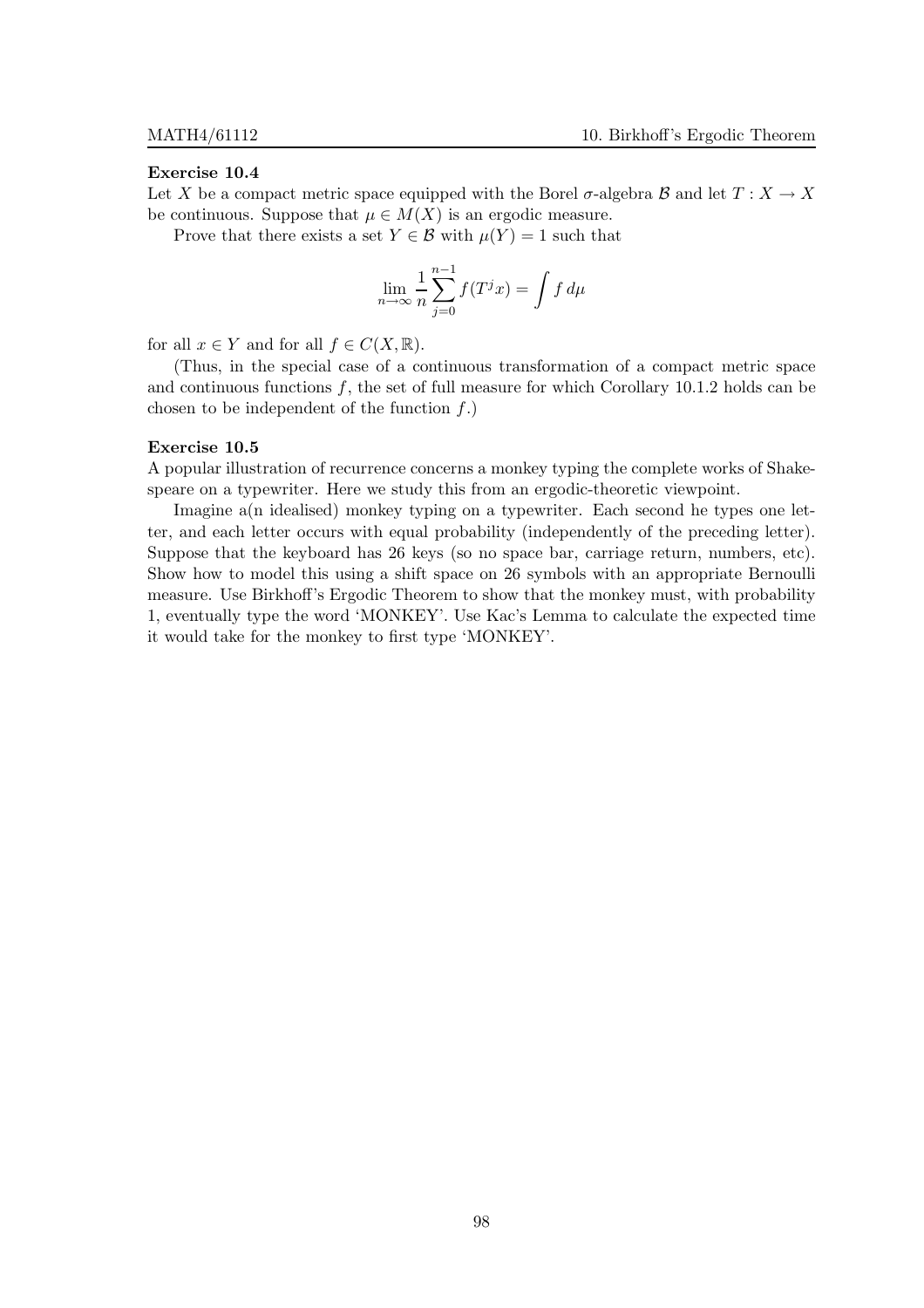### Exercise 10.4

Let $X$ be a compact metric space equipped with the Borel $\sigma$-algebra $\mathcal{B}$ and let $T : X \to X$ be continuous. Suppose that $\mu \in M(X)$ is an ergodic measure.

Prove that there exists a set $Y \in \mathcal{B}$ with $\mu(Y) = 1$ such that

$$\lim_{n\to\infty} \frac{1}{n} \sum_{j=0}^{n-1} f(T^j x) = \int f \, d\mu$$

for all $x \in Y$ and for all $f \in C(X, \mathbb{R})$.

(Thus, in the special case of a continuous transformation of a compact metric space and continuous functions $f$, the set of full measure for which Corollary 10.1.2 holds can be chosen to be independent of the function $f$.)

### Exercise 10.5

A popular illustration of recurrence concerns a monkey typing the complete works of Shakespeare on a typewriter. Here we study this from an ergodic-theoretic viewpoint.

Imagine a(n idealised) monkey typing on a typewriter. Each second he types one letter, and each letter occurs with equal probability (independently of the preceding letter). Suppose that the keyboard has 26 keys (so no space bar, carriage return, numbers, etc). Show how to model this using a shift space on 26 symbols with an appropriate Bernoulli measure. Use Birkhoff's Ergodic Theorem to show that the monkey must, with probability 1, eventually type the word 'MONKEY'. Use Kac's Lemma to calculate the expected time it would take for the monkey to first type 'MONKEY'.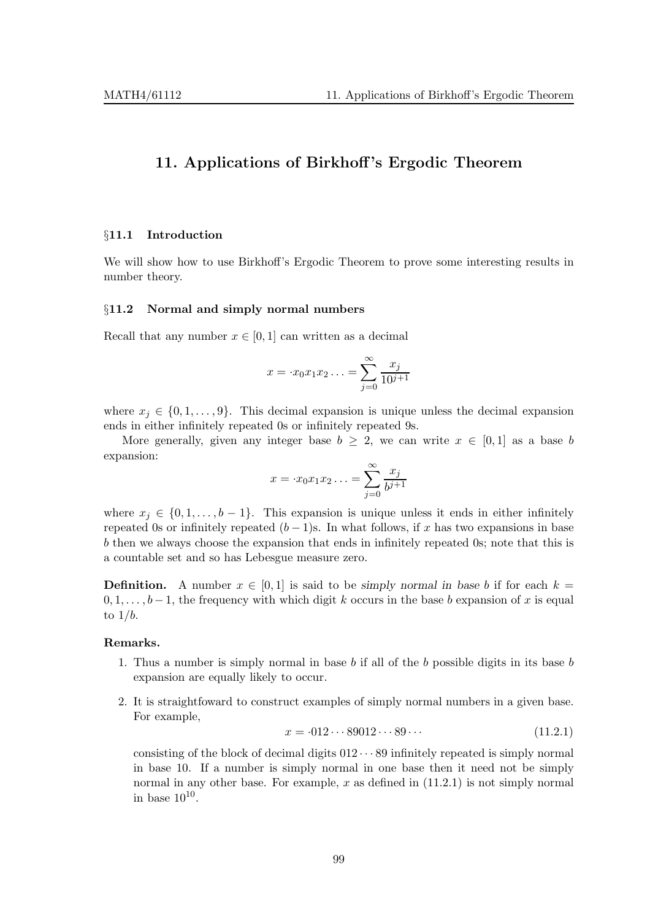# 11. Applications of Birkhoff's Ergodic Theorem

### §11.1 Introduction

We will show how to use Birkhoff's Ergodic Theorem to prove some interesting results in number theory.

### §11.2 Normal and simply normal numbers

Recall that any number $x \in [0,1]$ can written as a decimal

$$x = \cdot x_0 x_1 x_2 \ldots = \sum_{j=0}^{\infty} \frac{x_j}{10^{j+1}}$$

where $x_j \in \{0, 1, \ldots, 9\}$. This decimal expansion is unique unless the decimal expansion ends in either infinitely repeated 0s or infinitely repeated 9s.

More generally, given any integer base $b \geq 2$, we can write $x \in [0,1]$ as a base $b$ expansion:

$$x = \cdot x_0 x_1 x_2 \ldots = \sum_{j=0}^{\infty} \frac{x_j}{b^{j+1}}$$

where $x_j \in \{0, 1, \ldots, b-1\}$. This expansion is unique unless it ends in either infinitely repeated 0s or infinitely repeated $(b-1)$s. In what follows, if $x$ has two expansions in base $b$ then we always choose the expansion that ends in infinitely repeated 0s; note that this is a countable set and so has Lebesgue measure zero.

**Definition.** A number $x \in [0,1]$ is said to be *simply normal in base $b$* if for each $k = 0, 1, \ldots, b-1$, the frequency with which digit $k$ occurs in the base $b$ expansion of $x$ is equal to $1/b$.

**Remarks.**

1. Thus a number is simply normal in base $b$ if all of the $b$ possible digits in its base $b$ expansion are equally likely to occur.

2. It is straightfoward to construct examples of simply normal numbers in a given base. For example,
$$x = \cdot 012 \cdots 89012 \cdots 89 \cdots \tag{11.2.1}$$
consisting of the block of decimal digits $012 \cdots 89$ infinitely repeated is simply normal in base 10. If a number is simply normal in one base then it need not be simply normal in any other base. For example, $x$ as defined in (11.2.1) is not simply normal in base $10^{10}$.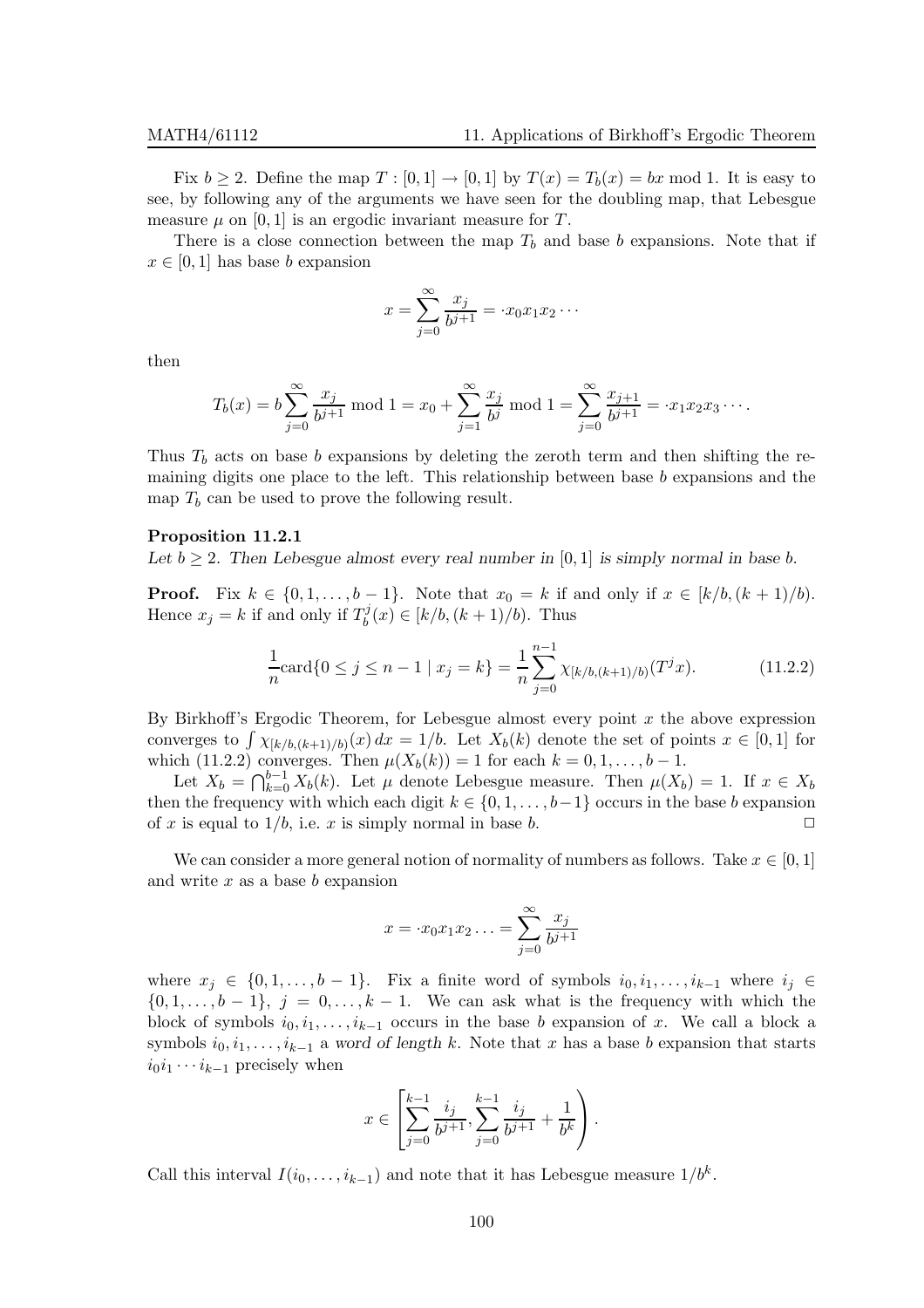Fix $b \geq 2$. Define the map $T : [0, 1] \to [0, 1]$ by $T(x) = T_b(x) = bx \bmod 1$. It is easy to see, by following any of the arguments we have seen for the doubling map, that Lebesgue measure $\mu$ on $[0, 1]$ is an ergodic invariant measure for $T$.

There is a close connection between the map $T_b$ and base $b$ expansions. Note that if $x \in [0, 1]$ has base $b$ expansion

$$x = \sum_{j=0}^{\infty} \frac{x_j}{b^{j+1}} = \cdot x_0 x_1 x_2 \cdots$$

then

$$T_b(x) = b \sum_{j=0}^{\infty} \frac{x_j}{b^{j+1}} \bmod 1 = x_0 + \sum_{j=1}^{\infty} \frac{x_j}{b^j} \bmod 1 = \sum_{j=0}^{\infty} \frac{x_{j+1}}{b^{j+1}} = \cdot x_1 x_2 x_3 \cdots.$$

Thus $T_b$ acts on base $b$ expansions by deleting the zeroth term and then shifting the remaining digits one place to the left. This relationship between base $b$ expansions and the map $T_b$ can be used to prove the following result.

**Proposition 11.2.1**
*Let $b \geq 2$. Then Lebesgue almost every real number in $[0, 1]$ is simply normal in base $b$.*

**Proof.** Fix $k \in \{0, 1, \ldots, b-1\}$. Note that $x_0 = k$ if and only if $x \in [k/b, (k+1)/b)$. Hence $x_j = k$ if and only if $T_b^j(x) \in [k/b, (k+1)/b)$. Thus

$$\frac{1}{n} \text{card}\{0 \leq j \leq n-1 \mid x_j = k\} = \frac{1}{n} \sum_{j=0}^{n-1} \chi_{[k/b,(k+1)/b)}(T^j x). \tag{11.2.2}$$

By Birkhoff's Ergodic Theorem, for Lebesgue almost every point $x$ the above expression converges to $\int \chi_{[k/b,(k+1)/b)}(x)\, dx = 1/b$. Let $X_b(k)$ denote the set of points $x \in [0, 1]$ for which (11.2.2) converges. Then $\mu(X_b(k)) = 1$ for each $k = 0, 1, \ldots, b-1$.

Let $X_b = \bigcap_{k=0}^{b-1} X_b(k)$. Let $\mu$ denote Lebesgue measure. Then $\mu(X_b) = 1$. If $x \in X_b$ then the frequency with which each digit $k \in \{0, 1, \ldots, b-1\}$ occurs in the base $b$ expansion of $x$ is equal to $1/b$, i.e. $x$ is simply normal in base $b$. □

We can consider a more general notion of normality of numbers as follows. Take $x \in [0, 1]$ and write $x$ as a base $b$ expansion

$$x = \cdot x_0 x_1 x_2 \ldots = \sum_{j=0}^{\infty} \frac{x_j}{b^{j+1}}$$

where $x_j \in \{0, 1, \ldots, b-1\}$. Fix a finite word of symbols $i_0, i_1, \ldots, i_{k-1}$ where $i_j \in \{0, 1, \ldots, b-1\}$, $j = 0, \ldots, k-1$. We can ask what is the frequency with which the block of symbols $i_0, i_1, \ldots, i_{k-1}$ occurs in the base $b$ expansion of $x$. We call a block a symbols $i_0, i_1, \ldots, i_{k-1}$ a *word of length* $k$. Note that $x$ has a base $b$ expansion that starts $i_0 i_1 \cdots i_{k-1}$ precisely when

$$x \in \left[ \sum_{j=0}^{k-1} \frac{i_j}{b^{j+1}}, \sum_{j=0}^{k-1} \frac{i_j}{b^{j+1}} + \frac{1}{b^k} \right).$$

Call this interval $I(i_0, \ldots, i_{k-1})$ and note that it has Lebesgue measure $1/b^k$.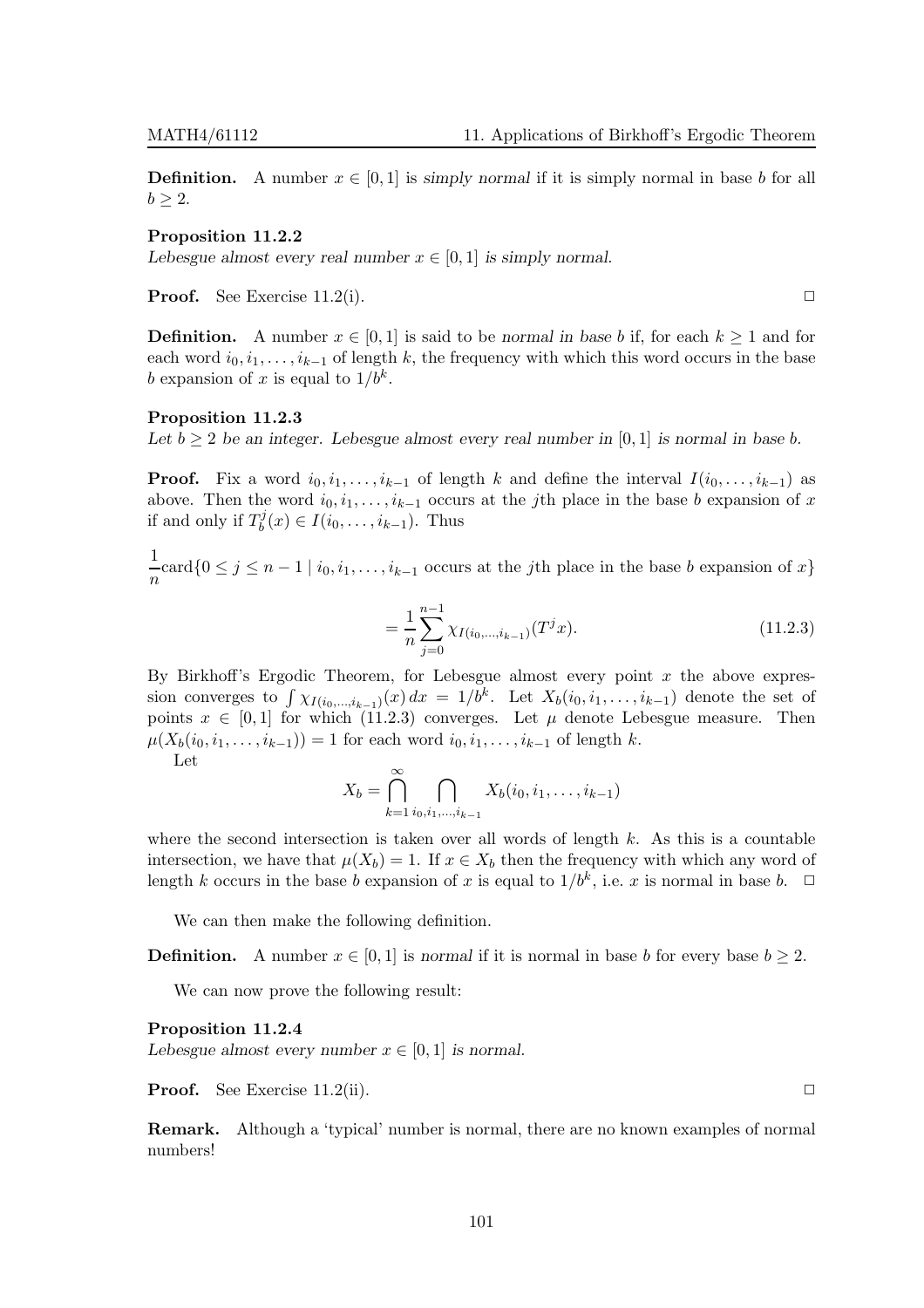**Definition.** A number $x \in [0,1]$ is *simply normal* if it is simply normal in base $b$ for all $b \geq 2$.

**Proposition 11.2.2**
*Lebesgue almost every real number $x \in [0,1]$ is simply normal.*

**Proof.** See Exercise 11.2(i). □

**Definition.** A number $x \in [0,1]$ is said to be *normal in base $b$* if, for each $k \geq 1$ and for each word $i_0, i_1, \ldots, i_{k-1}$ of length $k$, the frequency with which this word occurs in the base $b$ expansion of $x$ is equal to $1/b^k$.

**Proposition 11.2.3**
*Let $b \geq 2$ be an integer. Lebesgue almost every real number in $[0,1]$ is normal in base $b$.*

**Proof.** Fix a word $i_0, i_1, \ldots, i_{k-1}$ of length $k$ and define the interval $I(i_0, \ldots, i_{k-1})$ as above. Then the word $i_0, i_1, \ldots, i_{k-1}$ occurs at the $j$th place in the base $b$ expansion of $x$ if and only if $T_b^j(x) \in I(i_0, \ldots, i_{k-1})$. Thus

$$\frac{1}{n}\text{card}\{0 \leq j \leq n-1 \mid i_0, i_1, \ldots, i_{k-1} \text{ occurs at the } j\text{th place in the base } b \text{ expansion of } x\}$$

$$= \frac{1}{n}\sum_{j=0}^{n-1} \chi_{I(i_0,\ldots,i_{k-1})}(T^j x). \tag{11.2.3}$$

By Birkhoff's Ergodic Theorem, for Lebesgue almost every point $x$ the above expression converges to $\int \chi_{I(i_0,\ldots,i_{k-1})}(x)\,dx = 1/b^k$. Let $X_b(i_0, i_1, \ldots, i_{k-1})$ denote the set of points $x \in [0,1]$ for which (11.2.3) converges. Let $\mu$ denote Lebesgue measure. Then $\mu(X_b(i_0, i_1, \ldots, i_{k-1})) = 1$ for each word $i_0, i_1, \ldots, i_{k-1}$ of length $k$.

Let

$$X_b = \bigcap_{k=1}^{\infty} \bigcap_{i_0, i_1, \ldots, i_{k-1}} X_b(i_0, i_1, \ldots, i_{k-1})$$

where the second intersection is taken over all words of length $k$. As this is a countable intersection, we have that $\mu(X_b) = 1$. If $x \in X_b$ then the frequency with which any word of length $k$ occurs in the base $b$ expansion of $x$ is equal to $1/b^k$, i.e. $x$ is normal in base $b$. □

We can then make the following definition.

**Definition.** A number $x \in [0,1]$ is *normal* if it is normal in base $b$ for every base $b \geq 2$.

We can now prove the following result:

**Proposition 11.2.4**
*Lebesgue almost every number $x \in [0,1]$ is normal.*

**Proof.** See Exercise 11.2(ii). □

**Remark.** Although a 'typical' number is normal, there are no known examples of normal numbers!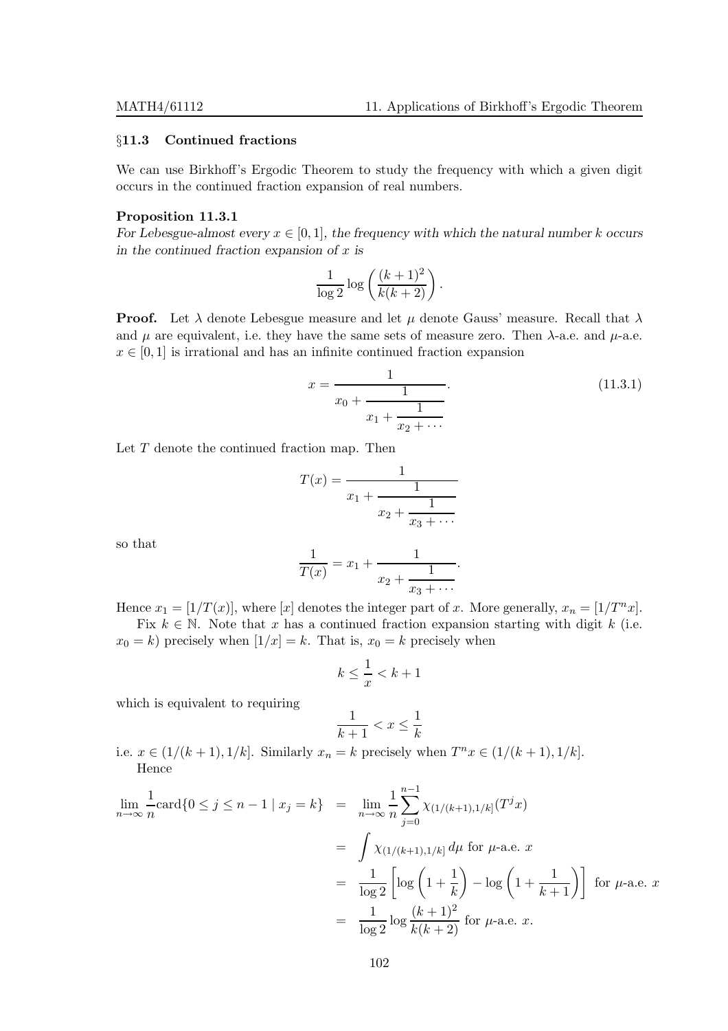## §11.3 Continued fractions

We can use Birkhoff's Ergodic Theorem to study the frequency with which a given digit occurs in the continued fraction expansion of real numbers.

**Proposition 11.3.1**
*For Lebesgue-almost every $x \in [0,1]$, the frequency with which the natural number $k$ occurs in the continued fraction expansion of $x$ is*

$$\frac{1}{\log 2} \log\left(\frac{(k+1)^2}{k(k+2)}\right).$$

**Proof.** Let $\lambda$ denote Lebesgue measure and let $\mu$ denote Gauss' measure. Recall that $\lambda$ and $\mu$ are equivalent, i.e. they have the same sets of measure zero. Then $\lambda$-a.e. and $\mu$-a.e. $x \in [0,1]$ is irrational and has an infinite continued fraction expansion

$$x = \cfrac{1}{x_0 + \cfrac{1}{x_1 + \cfrac{1}{x_2 + \cdots}}}. \tag{11.3.1}$$

Let $T$ denote the continued fraction map. Then

$$T(x) = \cfrac{1}{x_1 + \cfrac{1}{x_2 + \cfrac{1}{x_3 + \cdots}}}$$

so that

$$\frac{1}{T(x)} = x_1 + \cfrac{1}{x_2 + \cfrac{1}{x_3 + \cdots}}.$$

Hence $x_1 = [1/T(x)]$, where $[x]$ denotes the integer part of $x$. More generally, $x_n = [1/T^n x]$.

Fix $k \in \mathbb{N}$. Note that $x$ has a continued fraction expansion starting with digit $k$ (i.e. $x_0 = k$) precisely when $[1/x] = k$. That is, $x_0 = k$ precisely when

$$k \leq \frac{1}{x} < k+1$$

which is equivalent to requiring

$$\frac{1}{k+1} < x \leq \frac{1}{k}$$

i.e. $x \in (1/(k+1), 1/k]$. Similarly $x_n = k$ precisely when $T^n x \in (1/(k+1), 1/k]$.

Hence

$$\begin{aligned}
\lim_{n\to\infty} \frac{1}{n} \text{card}\{0 \leq j \leq n-1 \mid x_j = k\} &= \lim_{n\to\infty} \frac{1}{n} \sum_{j=0}^{n-1} \chi_{(1/(k+1),1/k]}(T^j x) \\
&= \int \chi_{(1/(k+1),1/k]}\, d\mu \text{ for } \mu\text{-a.e. } x \\
&= \frac{1}{\log 2}\left[\log\left(1 + \frac{1}{k}\right) - \log\left(1 + \frac{1}{k+1}\right)\right] \text{ for } \mu\text{-a.e. } x \\
&= \frac{1}{\log 2} \log \frac{(k+1)^2}{k(k+2)} \text{ for } \mu\text{-a.e. } x.
\end{aligned}$$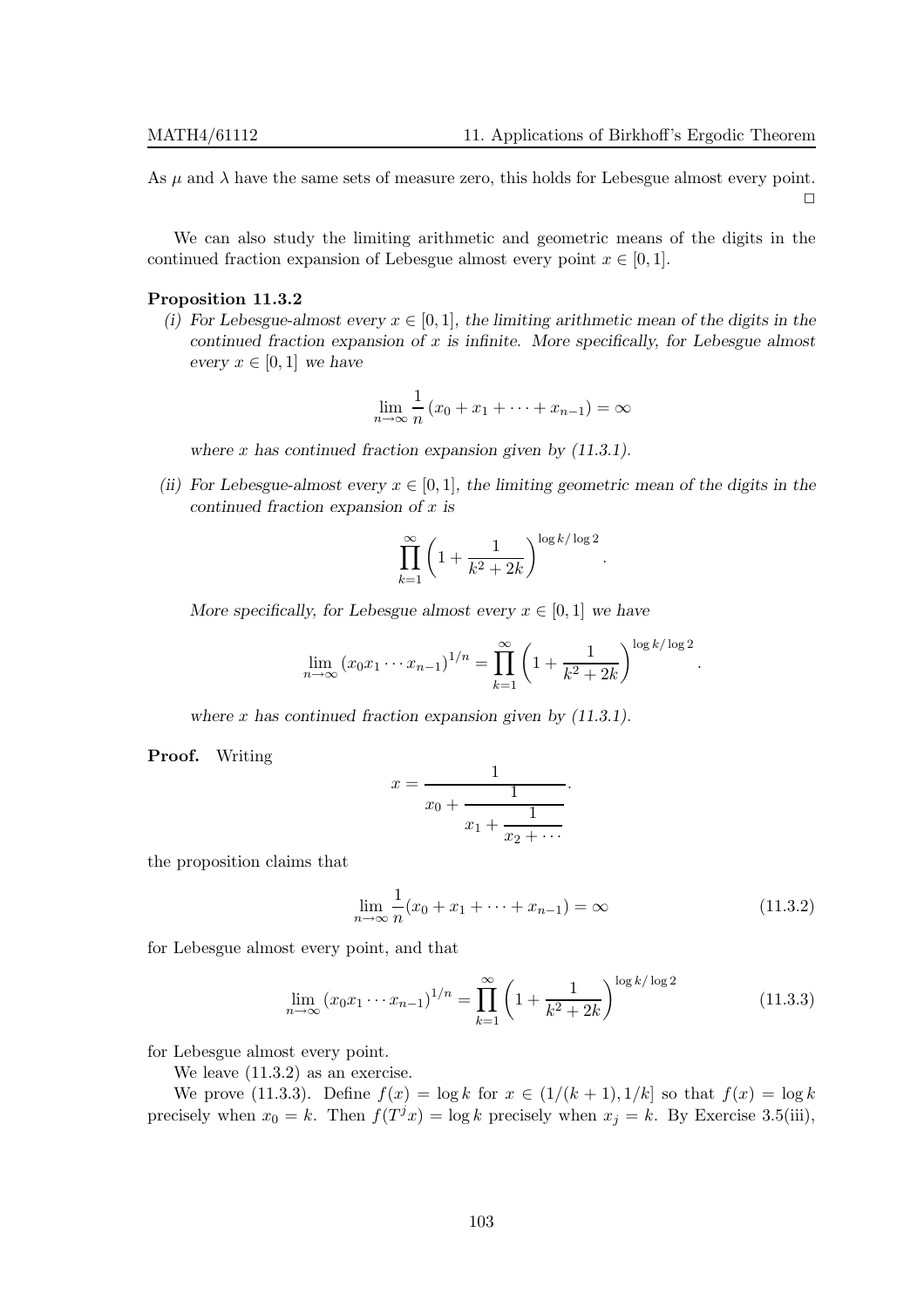As $\mu$ and $\lambda$ have the same sets of measure zero, this holds for Lebesgue almost every point. $\square$

We can also study the limiting arithmetic and geometric means of the digits in the continued fraction expansion of Lebesgue almost every point $x \in [0, 1]$.

**Proposition 11.3.2**

*(i) For Lebesgue-almost every $x \in [0, 1]$, the limiting arithmetic mean of the digits in the continued fraction expansion of $x$ is infinite. More specifically, for Lebesgue almost every $x \in [0, 1]$ we have*

$$\lim_{n\to\infty} \frac{1}{n}\left(x_0 + x_1 + \cdots + x_{n-1}\right) = \infty$$

*where $x$ has continued fraction expansion given by (11.3.1).*

*(ii) For Lebesgue-almost every $x \in [0, 1]$, the limiting geometric mean of the digits in the continued fraction expansion of $x$ is*

$$\prod_{k=1}^{\infty} \left(1 + \frac{1}{k^2 + 2k}\right)^{\log k/\log 2}.$$

*More specifically, for Lebesgue almost every $x \in [0, 1]$ we have*

$$\lim_{n\to\infty} \left(x_0 x_1 \cdots x_{n-1}\right)^{1/n} = \prod_{k=1}^{\infty} \left(1 + \frac{1}{k^2 + 2k}\right)^{\log k/\log 2}.$$

*where $x$ has continued fraction expansion given by (11.3.1).*

**Proof.** Writing

$$x = \cfrac{1}{x_0 + \cfrac{1}{x_1 + \cfrac{1}{x_2 + \cdots}}}.$$

the proposition claims that

$$\lim_{n\to\infty} \frac{1}{n}(x_0 + x_1 + \cdots + x_{n-1}) = \infty \tag{11.3.2}$$

for Lebesgue almost every point, and that

$$\lim_{n\to\infty} \left(x_0 x_1 \cdots x_{n-1}\right)^{1/n} = \prod_{k=1}^{\infty} \left(1 + \frac{1}{k^2 + 2k}\right)^{\log k/\log 2} \tag{11.3.3}$$

for Lebesgue almost every point.

We leave (11.3.2) as an exercise.

We prove (11.3.3). Define $f(x) = \log k$ for $x \in (1/(k + 1), 1/k]$ so that $f(x) = \log k$ precisely when $x_0 = k$. Then $f(T^j x) = \log k$ precisely when $x_j = k$. By Exercise 3.5(iii),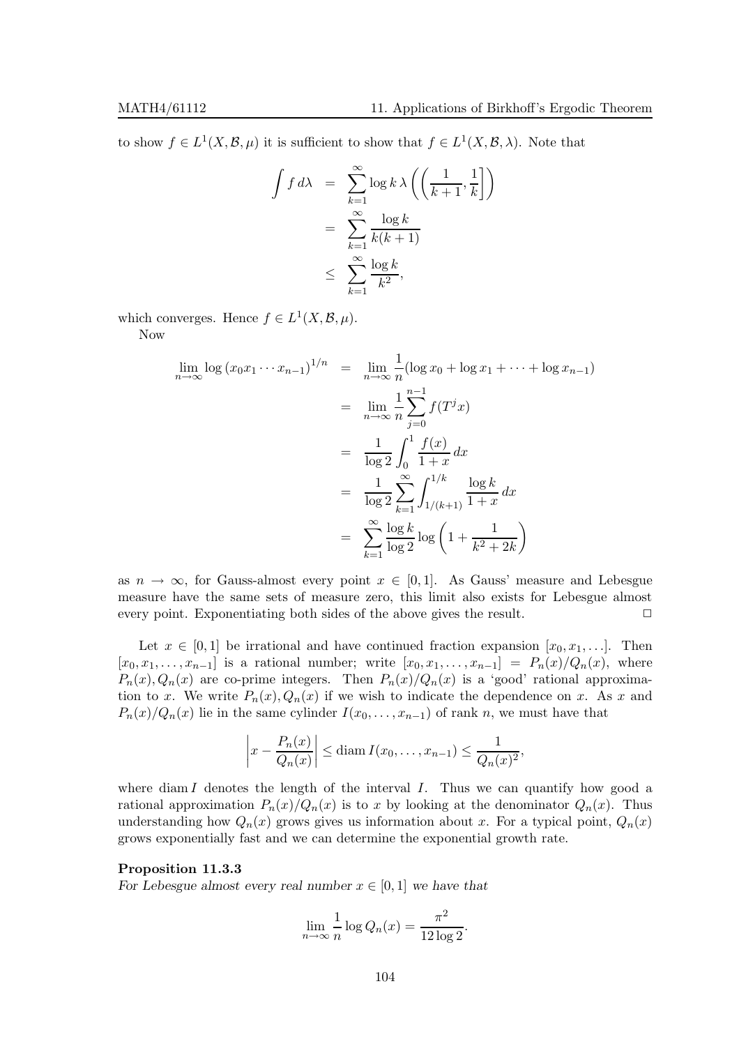to show $f \in L^1(X, \mathcal{B}, \mu)$ it is sufficient to show that $f \in L^1(X, \mathcal{B}, \lambda)$. Note that

$$
\begin{aligned}
\int f \, d\lambda &= \sum_{k=1}^{\infty} \log k \, \lambda\left(\left(\frac{1}{k+1}, \frac{1}{k}\right]\right) \\
&= \sum_{k=1}^{\infty} \frac{\log k}{k(k+1)} \\
&\leq \sum_{k=1}^{\infty} \frac{\log k}{k^2},
\end{aligned}
$$

which converges. Hence $f \in L^1(X, \mathcal{B}, \mu)$.

Now

$$
\begin{aligned}
\lim_{n\to\infty} \log \left(x_0 x_1 \cdots x_{n-1}\right)^{1/n} &= \lim_{n\to\infty} \frac{1}{n}(\log x_0 + \log x_1 + \cdots + \log x_{n-1}) \\
&= \lim_{n\to\infty} \frac{1}{n} \sum_{j=0}^{n-1} f(T^j x) \\
&= \frac{1}{\log 2} \int_0^1 \frac{f(x)}{1+x} \, dx \\
&= \frac{1}{\log 2} \sum_{k=1}^{\infty} \int_{1/(k+1)}^{1/k} \frac{\log k}{1+x} \, dx \\
&= \sum_{k=1}^{\infty} \frac{\log k}{\log 2} \log\left(1 + \frac{1}{k^2+2k}\right)
\end{aligned}
$$

as $n \to \infty$, for Gauss-almost every point $x \in [0,1]$. As Gauss' measure and Lebesgue measure have the same sets of measure zero, this limit also exists for Lebesgue almost every point. Exponentiating both sides of the above gives the result. $\square$

Let $x \in [0,1]$ be irrational and have continued fraction expansion $[x_0, x_1, \ldots]$. Then $[x_0, x_1, \ldots, x_{n-1}]$ is a rational number; write $[x_0, x_1, \ldots, x_{n-1}] = P_n(x)/Q_n(x)$, where $P_n(x), Q_n(x)$ are co-prime integers. Then $P_n(x)/Q_n(x)$ is a 'good' rational approximation to $x$. We write $P_n(x), Q_n(x)$ if we wish to indicate the dependence on $x$. As $x$ and $P_n(x)/Q_n(x)$ lie in the same cylinder $I(x_0, \ldots, x_{n-1})$ of rank $n$, we must have that

$$
\left| x - \frac{P_n(x)}{Q_n(x)} \right| \leq \operatorname{diam} I(x_0, \ldots, x_{n-1}) \leq \frac{1}{Q_n(x)^2},
$$

where $\operatorname{diam} I$ denotes the length of the interval $I$. Thus we can quantify how good a rational approximation $P_n(x)/Q_n(x)$ is to $x$ by looking at the denominator $Q_n(x)$. Thus understanding how $Q_n(x)$ grows gives us information about $x$. For a typical point, $Q_n(x)$ grows exponentially fast and we can determine the exponential growth rate.

**Proposition 11.3.3**
*For Lebesgue almost every real number $x \in [0,1]$ we have that*

$$
\lim_{n\to\infty} \frac{1}{n} \log Q_n(x) = \frac{\pi^2}{12 \log 2}.
$$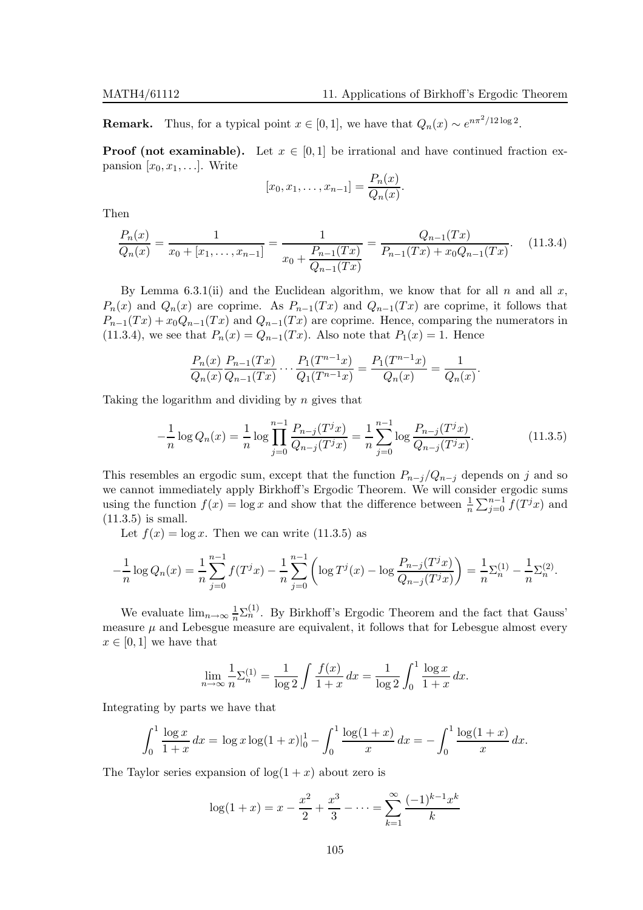**Remark.** Thus, for a typical point $x \in [0,1]$, we have that $Q_n(x) \sim e^{n\pi^2/12\log 2}$.

**Proof (not examinable).** Let $x \in [0,1]$ be irrational and have continued fraction expansion $[x_0, x_1, \ldots]$. Write

$$[x_0, x_1, \ldots, x_{n-1}] = \frac{P_n(x)}{Q_n(x)}.$$

Then

$$\frac{P_n(x)}{Q_n(x)} = \frac{1}{x_0 + [x_1, \ldots, x_{n-1}]} = \frac{1}{x_0 + \dfrac{P_{n-1}(Tx)}{Q_{n-1}(Tx)}} = \frac{Q_{n-1}(Tx)}{P_{n-1}(Tx) + x_0 Q_{n-1}(Tx)}. \tag{11.3.4}$$

By Lemma 6.3.1(ii) and the Euclidean algorithm, we know that for all $n$ and all $x$, $P_n(x)$ and $Q_n(x)$ are coprime. As $P_{n-1}(Tx)$ and $Q_{n-1}(Tx)$ are coprime, it follows that $P_{n-1}(Tx) + x_0 Q_{n-1}(Tx)$ and $Q_{n-1}(Tx)$ are coprime. Hence, comparing the numerators in (11.3.4), we see that $P_n(x) = Q_{n-1}(Tx)$. Also note that $P_1(x) = 1$. Hence

$$\frac{P_n(x)}{Q_n(x)} \frac{P_{n-1}(Tx)}{Q_{n-1}(Tx)} \cdots \frac{P_1(T^{n-1}x)}{Q_1(T^{n-1}x)} = \frac{P_1(T^{n-1}x)}{Q_n(x)} = \frac{1}{Q_n(x)}.$$

Taking the logarithm and dividing by $n$ gives that

$$-\frac{1}{n}\log Q_n(x) = \frac{1}{n}\log \prod_{j=0}^{n-1} \frac{P_{n-j}(T^j x)}{Q_{n-j}(T^j x)} = \frac{1}{n}\sum_{j=0}^{n-1} \log \frac{P_{n-j}(T^j x)}{Q_{n-j}(T^j x)}. \tag{11.3.5}$$

This resembles an ergodic sum, except that the function $P_{n-j}/Q_{n-j}$ depends on $j$ and so we cannot immediately apply Birkhoff's Ergodic Theorem. We will consider ergodic sums using the function $f(x) = \log x$ and show that the difference between $\frac{1}{n}\sum_{j=0}^{n-1} f(T^j x)$ and (11.3.5) is small.

Let $f(x) = \log x$. Then we can write (11.3.5) as

$$-\frac{1}{n}\log Q_n(x) = \frac{1}{n}\sum_{j=0}^{n-1} f(T^j x) - \frac{1}{n}\sum_{j=0}^{n-1}\left(\log T^j(x) - \log\frac{P_{n-j}(T^j x)}{Q_{n-j}(T^j x)}\right) = \frac{1}{n}\Sigma_n^{(1)} - \frac{1}{n}\Sigma_n^{(2)}.$$

We evaluate $\lim_{n\to\infty} \frac{1}{n}\Sigma_n^{(1)}$. By Birkhoff's Ergodic Theorem and the fact that Gauss' measure $\mu$ and Lebesgue measure are equivalent, it follows that for Lebesgue almost every $x \in [0,1]$ we have that

$$\lim_{n\to\infty} \frac{1}{n}\Sigma_n^{(1)} = \frac{1}{\log 2}\int \frac{f(x)}{1+x}\,dx = \frac{1}{\log 2}\int_0^1 \frac{\log x}{1+x}\,dx.$$

Integrating by parts we have that

$$\int_0^1 \frac{\log x}{1+x}\,dx = \log x \log(1+x)\big|_0^1 - \int_0^1 \frac{\log(1+x)}{x}\,dx = -\int_0^1 \frac{\log(1+x)}{x}\,dx.$$

The Taylor series expansion of $\log(1+x)$ about zero is

$$\log(1+x) = x - \frac{x^2}{2} + \frac{x^3}{3} - \cdots = \sum_{k=1}^{\infty} \frac{(-1)^{k-1}x^k}{k}$$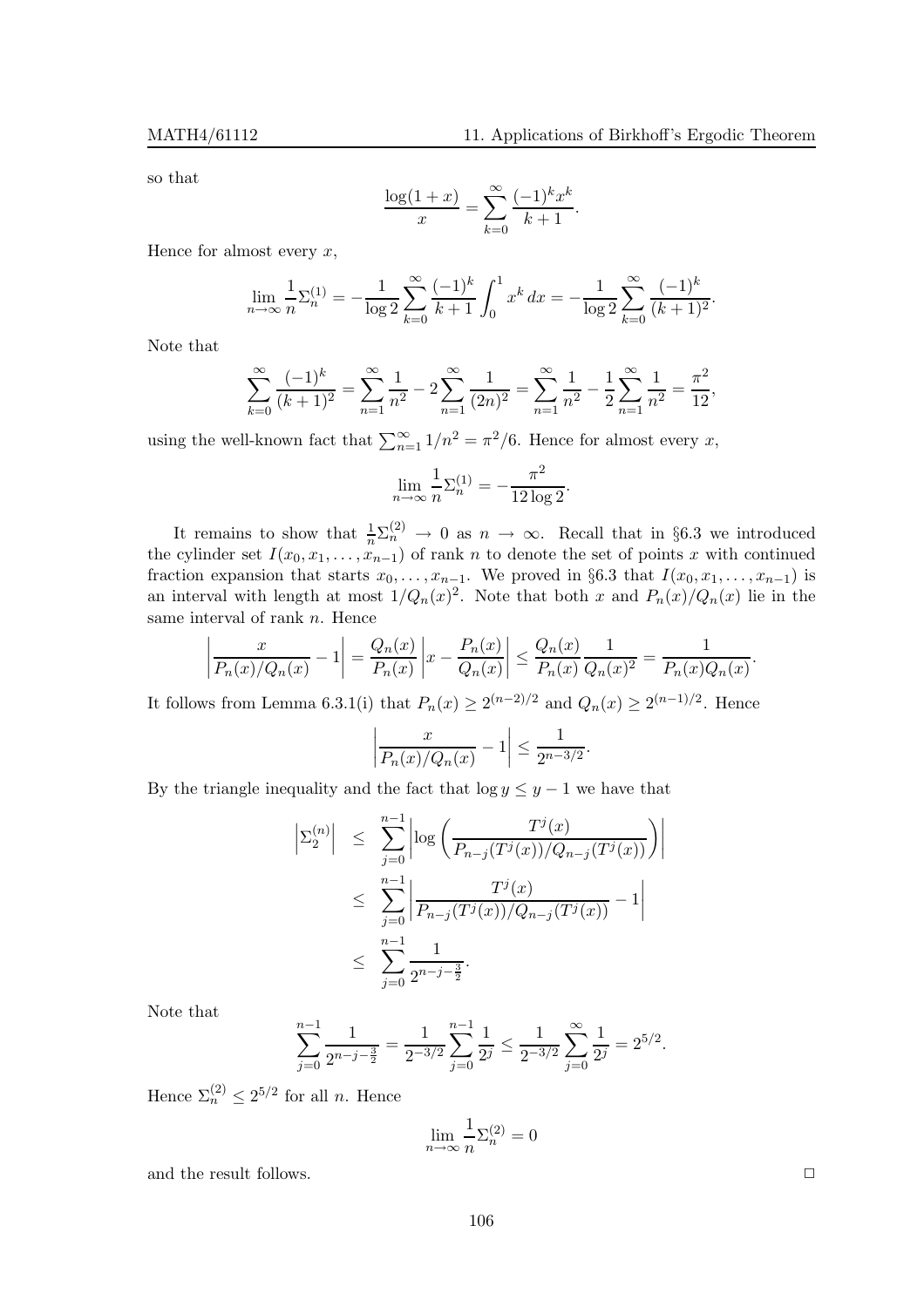so that

$$\frac{\log(1+x)}{x} = \sum_{k=0}^{\infty} \frac{(-1)^k x^k}{k+1}.$$

Hence for almost every $x$,

$$\lim_{n\to\infty} \frac{1}{n}\Sigma_n^{(1)} = -\frac{1}{\log 2}\sum_{k=0}^{\infty} \frac{(-1)^k}{k+1}\int_0^1 x^k\,dx = -\frac{1}{\log 2}\sum_{k=0}^{\infty}\frac{(-1)^k}{(k+1)^2}.$$

Note that

$$\sum_{k=0}^{\infty}\frac{(-1)^k}{(k+1)^2} = \sum_{n=1}^{\infty}\frac{1}{n^2} - 2\sum_{n=1}^{\infty}\frac{1}{(2n)^2} = \sum_{n=1}^{\infty}\frac{1}{n^2} - \frac{1}{2}\sum_{n=1}^{\infty}\frac{1}{n^2} = \frac{\pi^2}{12},$$

using the well-known fact that $\sum_{n=1}^{\infty} 1/n^2 = \pi^2/6$. Hence for almost every $x$,

$$\lim_{n\to\infty}\frac{1}{n}\Sigma_n^{(1)} = -\frac{\pi^2}{12\log 2}.$$

It remains to show that $\frac{1}{n}\Sigma_n^{(2)} \to 0$ as $n \to \infty$. Recall that in §6.3 we introduced the cylinder set $I(x_0, x_1, \ldots, x_{n-1})$ of rank $n$ to denote the set of points $x$ with continued fraction expansion that starts $x_0, \ldots, x_{n-1}$. We proved in §6.3 that $I(x_0, x_1, \ldots, x_{n-1})$ is an interval with length at most $1/Q_n(x)^2$. Note that both $x$ and $P_n(x)/Q_n(x)$ lie in the same interval of rank $n$. Hence

$$\left|\frac{x}{P_n(x)/Q_n(x)} - 1\right| = \frac{Q_n(x)}{P_n(x)}\left|x - \frac{P_n(x)}{Q_n(x)}\right| \leq \frac{Q_n(x)}{P_n(x)}\frac{1}{Q_n(x)^2} = \frac{1}{P_n(x)Q_n(x)}.$$

It follows from Lemma 6.3.1(i) that $P_n(x) \geq 2^{(n-2)/2}$ and $Q_n(x) \geq 2^{(n-1)/2}$. Hence

$$\left|\frac{x}{P_n(x)/Q_n(x)} - 1\right| \leq \frac{1}{2^{n-3/2}}.$$

By the triangle inequality and the fact that $\log y \leq y - 1$ we have that

$$\begin{aligned}
\left|\Sigma_2^{(n)}\right| &\leq \sum_{j=0}^{n-1}\left|\log\left(\frac{T^j(x)}{P_{n-j}(T^j(x))/Q_{n-j}(T^j(x))}\right)\right| \\
&\leq \sum_{j=0}^{n-1}\left|\frac{T^j(x)}{P_{n-j}(T^j(x))/Q_{n-j}(T^j(x))} - 1\right| \\
&\leq \sum_{j=0}^{n-1}\frac{1}{2^{n-j-\frac{3}{2}}}.
\end{aligned}$$

Note that

$$\sum_{j=0}^{n-1}\frac{1}{2^{n-j-\frac{3}{2}}} = \frac{1}{2^{-3/2}}\sum_{j=0}^{n-1}\frac{1}{2^j} \leq \frac{1}{2^{-3/2}}\sum_{j=0}^{\infty}\frac{1}{2^j} = 2^{5/2}.$$

Hence $\Sigma_n^{(2)} \leq 2^{5/2}$ for all $n$. Hence

$$\lim_{n\to\infty}\frac{1}{n}\Sigma_n^{(2)} = 0$$

and the result follows. □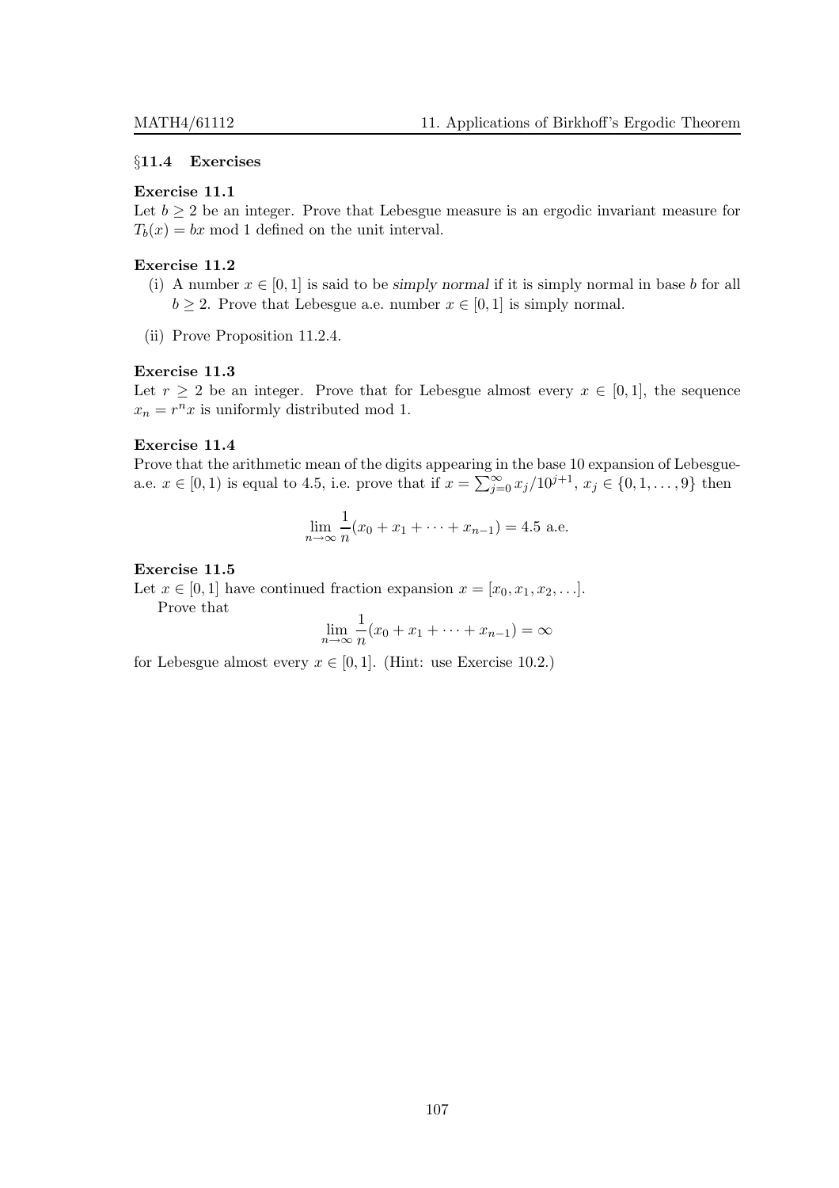### §11.4 Exercises

**Exercise 11.1**
Let $b \geq 2$ be an integer. Prove that Lebesgue measure is an ergodic invariant measure for $T_b(x) = bx \bmod 1$ defined on the unit interval.

**Exercise 11.2**

(i) A number $x \in [0, 1]$ is said to be *simply normal* if it is simply normal in base $b$ for all $b \geq 2$. Prove that Lebesgue a.e. number $x \in [0, 1]$ is simply normal.

(ii) Prove Proposition 11.2.4.

**Exercise 11.3**
Let $r \geq 2$ be an integer. Prove that for Lebesgue almost every $x \in [0, 1]$, the sequence $x_n = r^n x$ is uniformly distributed mod 1.

**Exercise 11.4**
Prove that the arithmetic mean of the digits appearing in the base 10 expansion of Lebesgue-a.e. $x \in [0, 1)$ is equal to 4.5, i.e. prove that if $x = \sum_{j=0}^{\infty} x_j / 10^{j+1}$, $x_j \in \{0, 1, \ldots, 9\}$ then

$$\lim_{n \to \infty} \frac{1}{n}(x_0 + x_1 + \cdots + x_{n-1}) = 4.5 \text{ a.e.}$$

**Exercise 11.5**
Let $x \in [0, 1]$ have continued fraction expansion $x = [x_0, x_1, x_2, \ldots]$.

Prove that

$$\lim_{n \to \infty} \frac{1}{n}(x_0 + x_1 + \cdots + x_{n-1}) = \infty$$

for Lebesgue almost every $x \in [0, 1]$. (Hint: use Exercise 10.2.)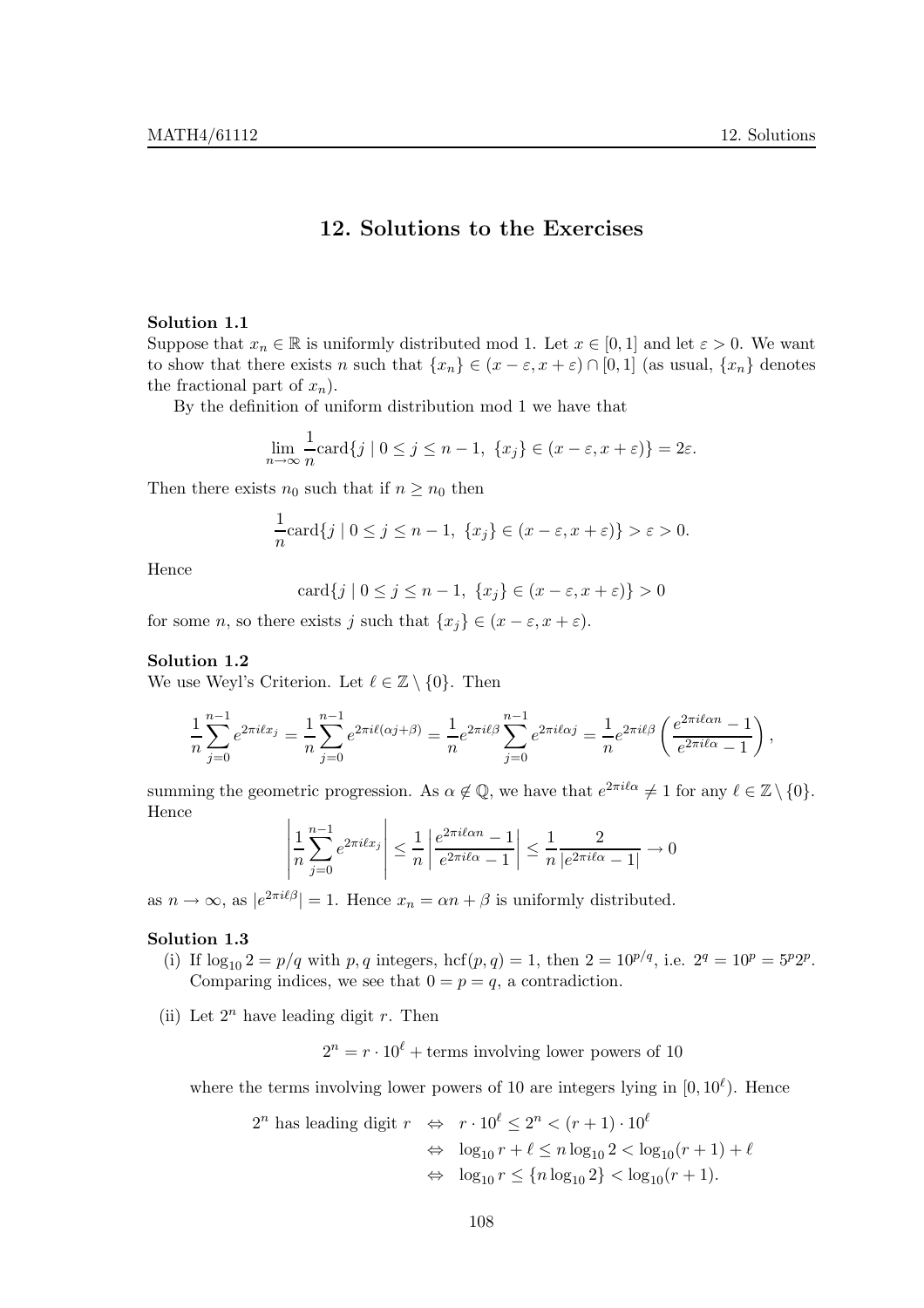## 12. Solutions to the Exercises

**Solution 1.1**

Suppose that $x_n \in \mathbb{R}$ is uniformly distributed mod 1. Let $x \in [0,1]$ and let $\varepsilon > 0$. We want to show that there exists $n$ such that $\{x_n\} \in (x-\varepsilon, x+\varepsilon) \cap [0,1]$ (as usual, $\{x_n\}$ denotes the fractional part of $x_n$).

By the definition of uniform distribution mod 1 we have that

$$\lim_{n\to\infty} \frac{1}{n}\mathrm{card}\{j \mid 0 \leq j \leq n-1,\ \{x_j\} \in (x-\varepsilon, x+\varepsilon)\} = 2\varepsilon.$$

Then there exists $n_0$ such that if $n \geq n_0$ then

$$\frac{1}{n}\mathrm{card}\{j \mid 0 \leq j \leq n-1,\ \{x_j\} \in (x-\varepsilon, x+\varepsilon)\} > \varepsilon > 0.$$

Hence

$$\mathrm{card}\{j \mid 0 \leq j \leq n-1,\ \{x_j\} \in (x-\varepsilon, x+\varepsilon)\} > 0$$

for some $n$, so there exists $j$ such that $\{x_j\} \in (x-\varepsilon, x+\varepsilon)$.

**Solution 1.2**

We use Weyl's Criterion. Let $\ell \in \mathbb{Z} \setminus \{0\}$. Then

$$\frac{1}{n}\sum_{j=0}^{n-1} e^{2\pi i \ell x_j} = \frac{1}{n}\sum_{j=0}^{n-1} e^{2\pi i \ell(\alpha j+\beta)} = \frac{1}{n}e^{2\pi i \ell\beta}\sum_{j=0}^{n-1} e^{2\pi i \ell\alpha j} = \frac{1}{n}e^{2\pi i \ell\beta}\left(\frac{e^{2\pi i \ell\alpha n}-1}{e^{2\pi i \ell\alpha}-1}\right),$$

summing the geometric progression. As $\alpha \notin \mathbb{Q}$, we have that $e^{2\pi i \ell\alpha} \neq 1$ for any $\ell \in \mathbb{Z}\setminus\{0\}$. Hence

$$\left|\frac{1}{n}\sum_{j=0}^{n-1} e^{2\pi i \ell x_j}\right| \leq \frac{1}{n}\left|\frac{e^{2\pi i \ell\alpha n}-1}{e^{2\pi i \ell\alpha}-1}\right| \leq \frac{1}{n}\frac{2}{|e^{2\pi i \ell\alpha}-1|} \to 0$$

as $n \to \infty$, as $|e^{2\pi i \ell\beta}| = 1$. Hence $x_n = \alpha n + \beta$ is uniformly distributed.

**Solution 1.3**

(i) If $\log_{10} 2 = p/q$ with $p, q$ integers, $\mathrm{hcf}(p,q) = 1$, then $2 = 10^{p/q}$, i.e. $2^q = 10^p = 5^p 2^p$. Comparing indices, we see that $0 = p = q$, a contradiction.

(ii) Let $2^n$ have leading digit $r$. Then

$$2^n = r \cdot 10^\ell + \text{terms involving lower powers of 10}$$

where the terms involving lower powers of 10 are integers lying in $[0, 10^\ell)$. Hence

$$\begin{aligned}
2^n \text{ has leading digit } r \quad &\Leftrightarrow \quad r\cdot 10^\ell \leq 2^n < (r+1)\cdot 10^\ell \\
&\Leftrightarrow \quad \log_{10} r + \ell \leq n\log_{10} 2 < \log_{10}(r+1) + \ell \\
&\Leftrightarrow \quad \log_{10} r \leq \{n \log_{10} 2\} < \log_{10}(r+1).
\end{aligned}$$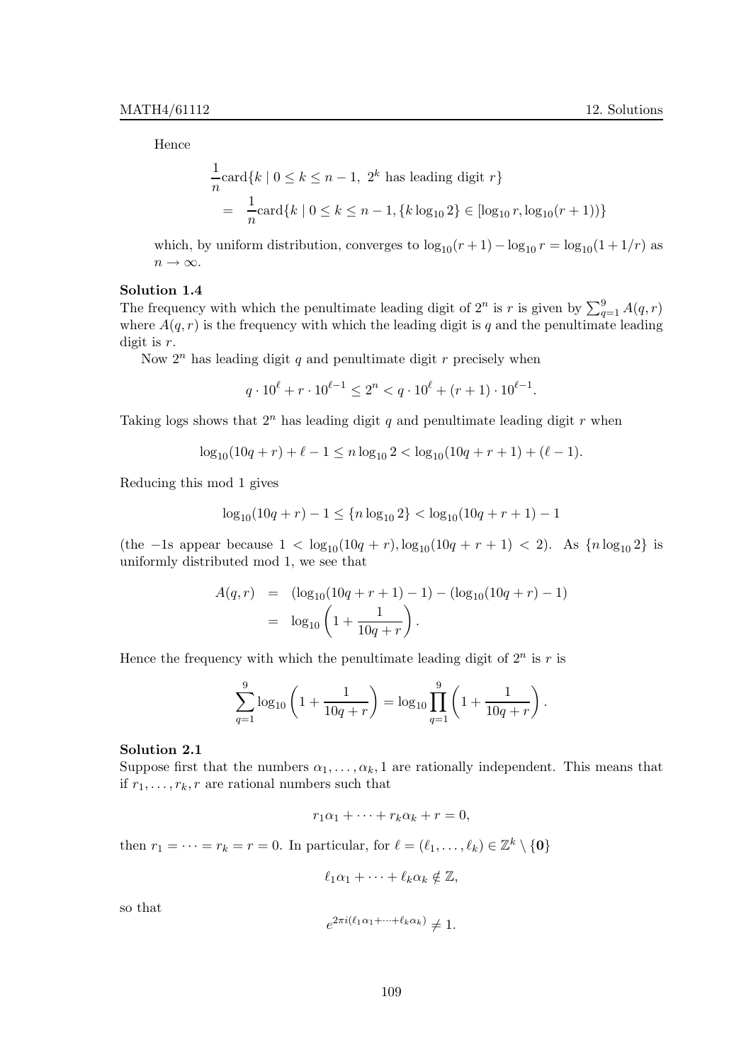Hence

$$
\begin{aligned}
&\frac{1}{n}\text{card}\{k \mid 0 \leq k \leq n-1,\ 2^k \text{ has leading digit } r\} \\
&= \frac{1}{n}\text{card}\{k \mid 0 \leq k \leq n-1, \{k \log_{10} 2\} \in [\log_{10} r, \log_{10}(r+1))\}
\end{aligned}
$$

which, by uniform distribution, converges to $\log_{10}(r+1) - \log_{10} r = \log_{10}(1+1/r)$ as $n \to \infty$.

**Solution 1.4**

The frequency with which the penultimate leading digit of $2^n$ is $r$ is given by $\sum_{q=1}^{9} A(q,r)$ where $A(q,r)$ is the frequency with which the leading digit is $q$ and the penultimate leading digit is $r$.

Now $2^n$ has leading digit $q$ and penultimate digit $r$ precisely when

$$
q \cdot 10^{\ell} + r \cdot 10^{\ell-1} \leq 2^n < q \cdot 10^{\ell} + (r+1) \cdot 10^{\ell-1}.
$$

Taking logs shows that $2^n$ has leading digit $q$ and penultimate leading digit $r$ when

$$
\log_{10}(10q+r) + \ell - 1 \leq n \log_{10} 2 < \log_{10}(10q+r+1) + (\ell - 1).
$$

Reducing this mod 1 gives

$$
\log_{10}(10q+r) - 1 \leq \{n \log_{10} 2\} < \log_{10}(10q+r+1) - 1
$$

(the $-1$s appear because $1 < \log_{10}(10q+r), \log_{10}(10q+r+1) < 2$). As $\{n \log_{10} 2\}$ is uniformly distributed mod 1, we see that

$$
\begin{aligned}
A(q,r) &= (\log_{10}(10q+r+1) - 1) - (\log_{10}(10q+r) - 1) \\
&= \log_{10}\left(1 + \frac{1}{10q+r}\right).
\end{aligned}
$$

Hence the frequency with which the penultimate leading digit of $2^n$ is $r$ is

$$
\sum_{q=1}^{9} \log_{10}\left(1 + \frac{1}{10q+r}\right) = \log_{10} \prod_{q=1}^{9} \left(1 + \frac{1}{10q+r}\right).
$$

**Solution 2.1**

Suppose first that the numbers $\alpha_1, \ldots, \alpha_k, 1$ are rationally independent. This means that if $r_1, \ldots, r_k, r$ are rational numbers such that

$$
r_1 \alpha_1 + \cdots + r_k \alpha_k + r = 0,
$$

then $r_1 = \cdots = r_k = r = 0$. In particular, for $\ell = (\ell_1, \ldots, \ell_k) \in \mathbb{Z}^k \setminus \{\mathbf{0}\}$

$$
\ell_1 \alpha_1 + \cdots + \ell_k \alpha_k \notin \mathbb{Z},
$$

so that

$$
e^{2\pi i(\ell_1 \alpha_1 + \cdots + \ell_k \alpha_k)} \neq 1.
$$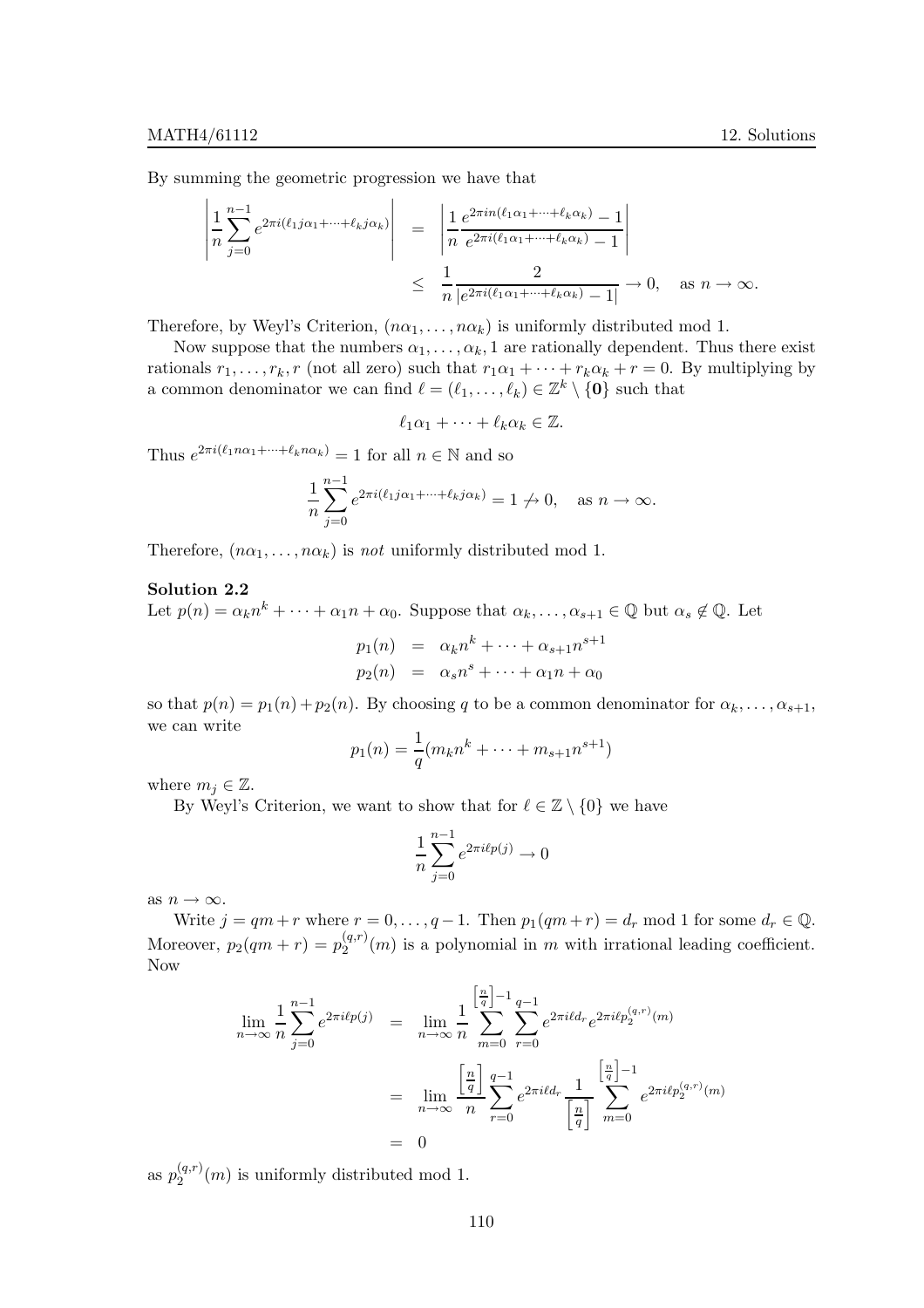By summing the geometric progression we have that

$$\begin{aligned}
\left| \frac{1}{n} \sum_{j=0}^{n-1} e^{2\pi i(\ell_1 j\alpha_1 + \cdots + \ell_k j\alpha_k)} \right| &= \left| \frac{1}{n} \frac{e^{2\pi i n(\ell_1\alpha_1 + \cdots + \ell_k\alpha_k)} - 1}{e^{2\pi i(\ell_1\alpha_1 + \cdots + \ell_k\alpha_k)} - 1} \right| \\
&\leq \frac{1}{n} \frac{2}{|e^{2\pi i(\ell_1\alpha_1 + \cdots + \ell_k\alpha_k)} - 1|} \to 0, \quad \text{as } n \to \infty.
\end{aligned}$$

Therefore, by Weyl's Criterion, $(n\alpha_1, \ldots, n\alpha_k)$ is uniformly distributed mod 1.

Now suppose that the numbers $\alpha_1, \ldots, \alpha_k, 1$ are rationally dependent. Thus there exist rationals $r_1, \ldots, r_k, r$ (not all zero) such that $r_1\alpha_1 + \cdots + r_k\alpha_k + r = 0$. By multiplying by a common denominator we can find $\ell = (\ell_1, \ldots, \ell_k) \in \mathbb{Z}^k \setminus \{\mathbf{0}\}$ such that

$$\ell_1\alpha_1 + \cdots + \ell_k\alpha_k \in \mathbb{Z}.$$

Thus $e^{2\pi i(\ell_1 n\alpha_1 + \cdots + \ell_k n\alpha_k)} = 1$ for all $n \in \mathbb{N}$ and so

$$\frac{1}{n} \sum_{j=0}^{n-1} e^{2\pi i(\ell_1 j\alpha_1 + \cdots + \ell_k j\alpha_k)} = 1 \not\to 0, \quad \text{as } n \to \infty.$$

Therefore, $(n\alpha_1, \ldots, n\alpha_k)$ is *not* uniformly distributed mod 1.

**Solution 2.2**

Let $p(n) = \alpha_k n^k + \cdots + \alpha_1 n + \alpha_0$. Suppose that $\alpha_k, \ldots, \alpha_{s+1} \in \mathbb{Q}$ but $\alpha_s \notin \mathbb{Q}$. Let

$$\begin{aligned}
p_1(n) &= \alpha_k n^k + \cdots + \alpha_{s+1} n^{s+1} \\
p_2(n) &= \alpha_s n^s + \cdots + \alpha_1 n + \alpha_0
\end{aligned}$$

so that $p(n) = p_1(n) + p_2(n)$. By choosing $q$ to be a common denominator for $\alpha_k, \ldots, \alpha_{s+1}$, we can write

$$p_1(n) = \frac{1}{q}(m_k n^k + \cdots + m_{s+1} n^{s+1})$$

where $m_j \in \mathbb{Z}$.

By Weyl's Criterion, we want to show that for $\ell \in \mathbb{Z} \setminus \{0\}$ we have

$$\frac{1}{n} \sum_{j=0}^{n-1} e^{2\pi i \ell p(j)} \to 0$$

as $n \to \infty$.

Write $j = qm + r$ where $r = 0, \ldots, q-1$. Then $p_1(qm+r) = d_r \bmod 1$ for some $d_r \in \mathbb{Q}$. Moreover, $p_2(qm+r) = p_2^{(q,r)}(m)$ is a polynomial in $m$ with irrational leading coefficient. Now

$$\begin{aligned}
\lim_{n\to\infty} \frac{1}{n} \sum_{j=0}^{n-1} e^{2\pi i \ell p(j)} &= \lim_{n\to\infty} \frac{1}{n} \sum_{m=0}^{\left[\frac{n}{q}\right]-1} \sum_{r=0}^{q-1} e^{2\pi i \ell d_r} e^{2\pi i \ell p_2^{(q,r)}(m)} \\
&= \lim_{n\to\infty} \frac{\left[\frac{n}{q}\right]}{n} \sum_{r=0}^{q-1} e^{2\pi i \ell d_r} \frac{1}{\left[\frac{n}{q}\right]} \sum_{m=0}^{\left[\frac{n}{q}\right]-1} e^{2\pi i \ell p_2^{(q,r)}(m)} \\
&= 0
\end{aligned}$$

as $p_2^{(q,r)}(m)$ is uniformly distributed mod 1.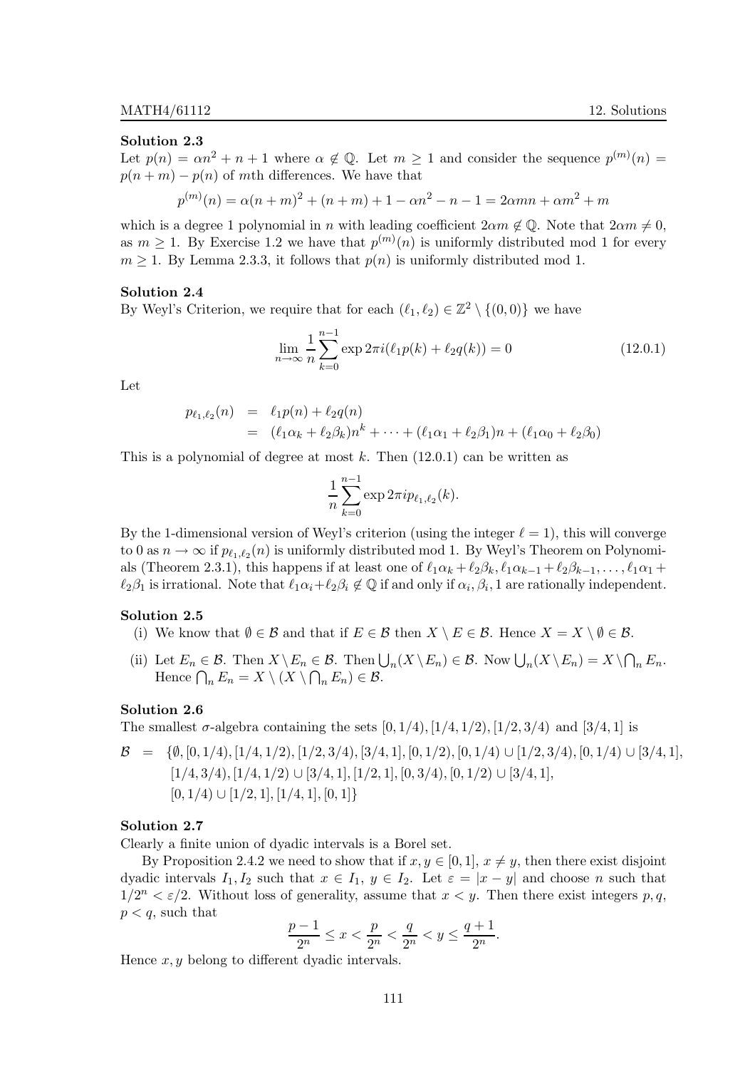### Solution 2.3

Let $p(n) = \alpha n^2 + n + 1$ where $\alpha \notin \mathbb{Q}$. Let $m \geq 1$ and consider the sequence $p^{(m)}(n) = p(n+m) - p(n)$ of $m$th differences. We have that

$$p^{(m)}(n) = \alpha(n+m)^2 + (n+m) + 1 - \alpha n^2 - n - 1 = 2\alpha m n + \alpha m^2 + m$$

which is a degree 1 polynomial in $n$ with leading coefficient $2\alpha m \notin \mathbb{Q}$. Note that $2\alpha m \neq 0$, as $m \geq 1$. By Exercise 1.2 we have that $p^{(m)}(n)$ is uniformly distributed mod 1 for every $m \geq 1$. By Lemma 2.3.3, it follows that $p(n)$ is uniformly distributed mod 1.

### Solution 2.4

By Weyl's Criterion, we require that for each $(\ell_1, \ell_2) \in \mathbb{Z}^2 \setminus \{(0,0)\}$ we have

$$\lim_{n\to\infty} \frac{1}{n} \sum_{k=0}^{n-1} \exp 2\pi i(\ell_1 p(k) + \ell_2 q(k)) = 0 \tag{12.0.1}$$

Let

$$\begin{aligned} p_{\ell_1,\ell_2}(n) &= \ell_1 p(n) + \ell_2 q(n) \\ &= (\ell_1 \alpha_k + \ell_2 \beta_k) n^k + \cdots + (\ell_1 \alpha_1 + \ell_2 \beta_1) n + (\ell_1 \alpha_0 + \ell_2 \beta_0) \end{aligned}$$

This is a polynomial of degree at most $k$. Then (12.0.1) can be written as

$$\frac{1}{n} \sum_{k=0}^{n-1} \exp 2\pi i p_{\ell_1,\ell_2}(k).$$

By the 1-dimensional version of Weyl's criterion (using the integer $\ell = 1$), this will converge to 0 as $n \to \infty$ if $p_{\ell_1,\ell_2}(n)$ is uniformly distributed mod 1. By Weyl's Theorem on Polynomials (Theorem 2.3.1), this happens if at least one of $\ell_1\alpha_k + \ell_2\beta_k, \ell_1\alpha_{k-1} + \ell_2\beta_{k-1}, \ldots, \ell_1\alpha_1 + \ell_2\beta_1$ is irrational. Note that $\ell_1\alpha_i + \ell_2\beta_i \notin \mathbb{Q}$ if and only if $\alpha_i, \beta_i, 1$ are rationally independent.

### Solution 2.5

(i) We know that $\emptyset \in \mathcal{B}$ and that if $E \in \mathcal{B}$ then $X \setminus E \in \mathcal{B}$. Hence $X = X \setminus \emptyset \in \mathcal{B}$.

(ii) Let $E_n \in \mathcal{B}$. Then $X \setminus E_n \in \mathcal{B}$. Then $\bigcup_n (X \setminus E_n) \in \mathcal{B}$. Now $\bigcup_n (X \setminus E_n) = X \setminus \bigcap_n E_n$. Hence $\bigcap_n E_n = X \setminus (X \setminus \bigcap_n E_n) \in \mathcal{B}$.

### Solution 2.6

The smallest $\sigma$-algebra containing the sets $[0,1/4), [1/4,1/2), [1/2,3/4)$ and $[3/4,1]$ is

$$\begin{aligned} \mathcal{B} \;=\; \{ &\emptyset, [0,1/4), [1/4,1/2), [1/2,3/4), [3/4,1], [0,1/2), [0,1/4) \cup [1/2,3/4), [0,1/4) \cup [3/4,1], \\ &[1/4,3/4), [1/4,1/2) \cup [3/4,1], [1/2,1], [0,3/4), [0,1/2) \cup [3/4,1], \\ &[0,1/4) \cup [1/2,1], [1/4,1], [0,1] \} \end{aligned}$$

### Solution 2.7

Clearly a finite union of dyadic intervals is a Borel set.

By Proposition 2.4.2 we need to show that if $x, y \in [0,1]$, $x \neq y$, then there exist disjoint dyadic intervals $I_1, I_2$ such that $x \in I_1$, $y \in I_2$. Let $\varepsilon = |x - y|$ and choose $n$ such that $1/2^n < \varepsilon/2$. Without loss of generality, assume that $x < y$. Then there exist integers $p, q$, $p < q$, such that

$$\frac{p-1}{2^n} \leq x < \frac{p}{2^n} < \frac{q}{2^n} < y \leq \frac{q+1}{2^n}.$$

Hence $x, y$ belong to different dyadic intervals.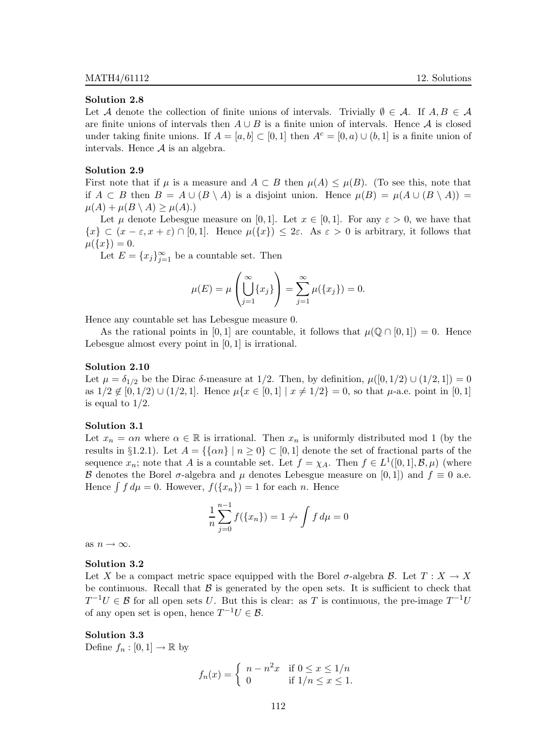### Solution 2.8

Let $\mathcal{A}$ denote the collection of finite unions of intervals. Trivially $\emptyset \in \mathcal{A}$. If $A, B \in \mathcal{A}$ are finite unions of intervals then $A \cup B$ is a finite union of intervals. Hence $\mathcal{A}$ is closed under taking finite unions. If $A = [a, b] \subset [0, 1]$ then $A^c = [0, a) \cup (b, 1]$ is a finite union of intervals. Hence $\mathcal{A}$ is an algebra.

### Solution 2.9

First note that if $\mu$ is a measure and $A \subset B$ then $\mu(A) \leq \mu(B)$. (To see this, note that if $A \subset B$ then $B = A \cup (B \setminus A)$ is a disjoint union. Hence $\mu(B) = \mu(A \cup (B \setminus A)) = \mu(A) + \mu(B \setminus A) \geq \mu(A)$.)

Let $\mu$ denote Lebesgue measure on $[0, 1]$. Let $x \in [0, 1]$. For any $\varepsilon > 0$, we have that $\{x\} \subset (x - \varepsilon, x + \varepsilon) \cap [0, 1]$. Hence $\mu(\{x\}) \leq 2\varepsilon$. As $\varepsilon > 0$ is arbitrary, it follows that $\mu(\{x\}) = 0$.

Let $E = \{x_j\}_{j=1}^{\infty}$ be a countable set. Then

$$\mu(E) = \mu\left(\bigcup_{j=1}^{\infty} \{x_j\}\right) = \sum_{j=1}^{\infty} \mu(\{x_j\}) = 0.$$

Hence any countable set has Lebesgue measure 0.

As the rational points in $[0, 1]$ are countable, it follows that $\mu(\mathbb{Q} \cap [0, 1]) = 0$. Hence Lebesgue almost every point in $[0, 1]$ is irrational.

### Solution 2.10

Let $\mu = \delta_{1/2}$ be the Dirac $\delta$-measure at $1/2$. Then, by definition, $\mu([0, 1/2) \cup (1/2, 1]) = 0$ as $1/2 \notin [0, 1/2) \cup (1/2, 1]$. Hence $\mu\{x \in [0, 1] \mid x \neq 1/2\} = 0$, so that $\mu$-a.e. point in $[0, 1]$ is equal to $1/2$.

### Solution 3.1

Let $x_n = \alpha n$ where $\alpha \in \mathbb{R}$ is irrational. Then $x_n$ is uniformly distributed mod 1 (by the results in §1.2.1). Let $A = \{\{\alpha n\} \mid n \geq 0\} \subset [0, 1]$ denote the set of fractional parts of the sequence $x_n$; note that $A$ is a countable set. Let $f = \chi_A$. Then $f \in L^1([0, 1], \mathcal{B}, \mu)$ (where $\mathcal{B}$ denotes the Borel $\sigma$-algebra and $\mu$ denotes Lebesgue measure on $[0, 1]$) and $f \equiv 0$ a.e. Hence $\int f \, d\mu = 0$. However, $f(\{x_n\}) = 1$ for each $n$. Hence

$$\frac{1}{n} \sum_{j=0}^{n-1} f(\{x_n\}) = 1 \not\to \int f \, d\mu = 0$$

as $n \to \infty$.

### Solution 3.2

Let $X$ be a compact metric space equipped with the Borel $\sigma$-algebra $\mathcal{B}$. Let $T : X \to X$ be continuous. Recall that $\mathcal{B}$ is generated by the open sets. It is sufficient to check that $T^{-1}U \in \mathcal{B}$ for all open sets $U$. But this is clear: as $T$ is continuous, the pre-image $T^{-1}U$ of any open set is open, hence $T^{-1}U \in \mathcal{B}$.

### Solution 3.3

Define $f_n : [0, 1] \to \mathbb{R}$ by

$$f_n(x) = \begin{cases} n - n^2 x & \text{if } 0 \leq x \leq 1/n \\ 0 & \text{if } 1/n \leq x \leq 1. \end{cases}$$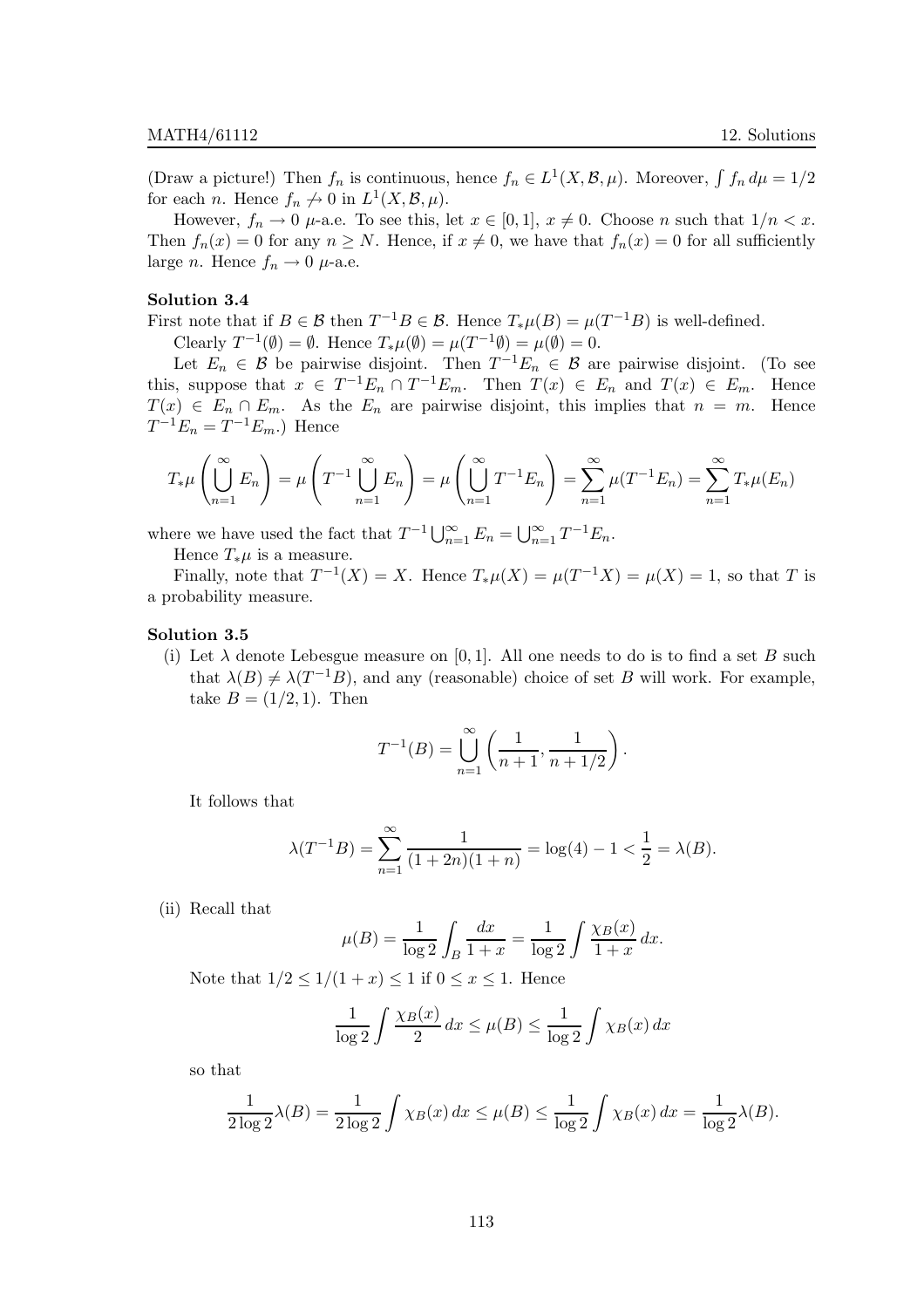(Draw a picture!) Then $f_n$ is continuous, hence $f_n \in L^1(X, \mathcal{B}, \mu)$. Moreover, $\int f_n \, d\mu = 1/2$ for each $n$. Hence $f_n \not\to 0$ in $L^1(X, \mathcal{B}, \mu)$.

However, $f_n \to 0$ $\mu$-a.e. To see this, let $x \in [0,1]$, $x \neq 0$. Choose $n$ such that $1/n < x$. Then $f_n(x) = 0$ for any $n \geq N$. Hence, if $x \neq 0$, we have that $f_n(x) = 0$ for all sufficiently large $n$. Hence $f_n \to 0$ $\mu$-a.e.

**Solution 3.4**

First note that if $B \in \mathcal{B}$ then $T^{-1}B \in \mathcal{B}$. Hence $T_*\mu(B) = \mu(T^{-1}B)$ is well-defined.

Clearly $T^{-1}(\emptyset) = \emptyset$. Hence $T_*\mu(\emptyset) = \mu(T^{-1}\emptyset) = \mu(\emptyset) = 0$.

Let $E_n \in \mathcal{B}$ be pairwise disjoint. Then $T^{-1}E_n \in \mathcal{B}$ are pairwise disjoint. (To see this, suppose that $x \in T^{-1}E_n \cap T^{-1}E_m$. Then $T(x) \in E_n$ and $T(x) \in E_m$. Hence $T(x) \in E_n \cap E_m$. As the $E_n$ are pairwise disjoint, this implies that $n = m$. Hence $T^{-1}E_n = T^{-1}E_m$.) Hence

$$T_*\mu\left(\bigcup_{n=1}^{\infty} E_n\right) = \mu\left(T^{-1}\bigcup_{n=1}^{\infty} E_n\right) = \mu\left(\bigcup_{n=1}^{\infty} T^{-1}E_n\right) = \sum_{n=1}^{\infty} \mu(T^{-1}E_n) = \sum_{n=1}^{\infty} T_*\mu(E_n)$$

where we have used the fact that $T^{-1}\bigcup_{n=1}^{\infty} E_n = \bigcup_{n=1}^{\infty} T^{-1}E_n$.

Hence $T_*\mu$ is a measure.

Finally, note that $T^{-1}(X) = X$. Hence $T_*\mu(X) = \mu(T^{-1}X) = \mu(X) = 1$, so that $T$ is a probability measure.

**Solution 3.5**

(i) Let $\lambda$ denote Lebesgue measure on $[0,1]$. All one needs to do is to find a set $B$ such that $\lambda(B) \neq \lambda(T^{-1}B)$, and any (reasonable) choice of set $B$ will work. For example, take $B = (1/2, 1)$. Then

$$T^{-1}(B) = \bigcup_{n=1}^{\infty} \left(\frac{1}{n+1}, \frac{1}{n+1/2}\right).$$

It follows that

$$\lambda(T^{-1}B) = \sum_{n=1}^{\infty} \frac{1}{(1+2n)(1+n)} = \log(4) - 1 < \frac{1}{2} = \lambda(B).$$

(ii) Recall that

$$\mu(B) = \frac{1}{\log 2}\int_B \frac{dx}{1+x} = \frac{1}{\log 2}\int \frac{\chi_B(x)}{1+x}\, dx.$$

Note that $1/2 \leq 1/(1+x) \leq 1$ if $0 \leq x \leq 1$. Hence

$$\frac{1}{\log 2}\int \frac{\chi_B(x)}{2}\, dx \leq \mu(B) \leq \frac{1}{\log 2}\int \chi_B(x)\, dx$$

so that

$$\frac{1}{2\log 2}\lambda(B) = \frac{1}{2\log 2}\int \chi_B(x)\, dx \leq \mu(B) \leq \frac{1}{\log 2}\int \chi_B(x)\, dx = \frac{1}{\log 2}\lambda(B).$$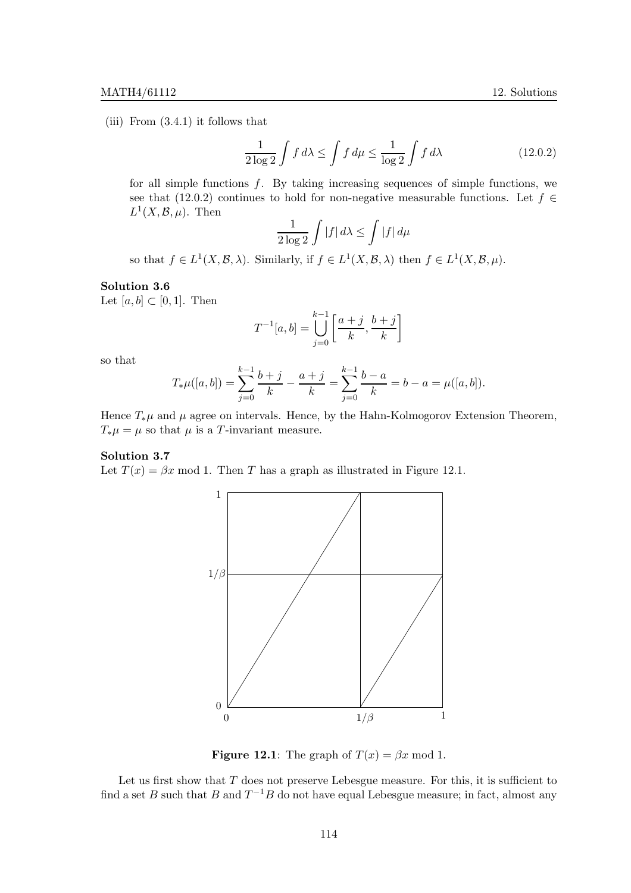(iii) From (3.4.1) it follows that

$$\frac{1}{2\log 2}\int f\,d\lambda \leq \int f\,d\mu \leq \frac{1}{\log 2}\int f\,d\lambda \tag{12.0.2}$$

for all simple functions $f$. By taking increasing sequences of simple functions, we see that (12.0.2) continues to hold for non-negative measurable functions. Let $f \in L^1(X, \mathcal{B}, \mu)$. Then

$$\frac{1}{2\log 2}\int |f|\,d\lambda \leq \int |f|\,d\mu$$

so that $f \in L^1(X, \mathcal{B}, \lambda)$. Similarly, if $f \in L^1(X, \mathcal{B}, \lambda)$ then $f \in L^1(X, \mathcal{B}, \mu)$.

**Solution 3.6**

Let $[a, b] \subset [0, 1]$. Then

$$T^{-1}[a,b] = \bigcup_{j=0}^{k-1}\left[\frac{a+j}{k}, \frac{b+j}{k}\right]$$

so that

$$T_*\mu([a,b]) = \sum_{j=0}^{k-1}\frac{b+j}{k} - \frac{a+j}{k} = \sum_{j=0}^{k-1}\frac{b-a}{k} = b - a = \mu([a,b]).$$

Hence $T_*\mu$ and $\mu$ agree on intervals. Hence, by the Hahn-Kolmogorov Extension Theorem, $T_*\mu = \mu$ so that $\mu$ is a $T$-invariant measure.

**Solution 3.7**

Let $T(x) = \beta x \bmod 1$. Then $T$ has a graph as illustrated in Figure 12.1.

**Figure 12.1**: The graph of $T(x) = \beta x \bmod 1$.

Let us first show that $T$ does not preserve Lebesgue measure. For this, it is sufficient to find a set $B$ such that $B$ and $T^{-1}B$ do not have equal Lebesgue measure; in fact, almost any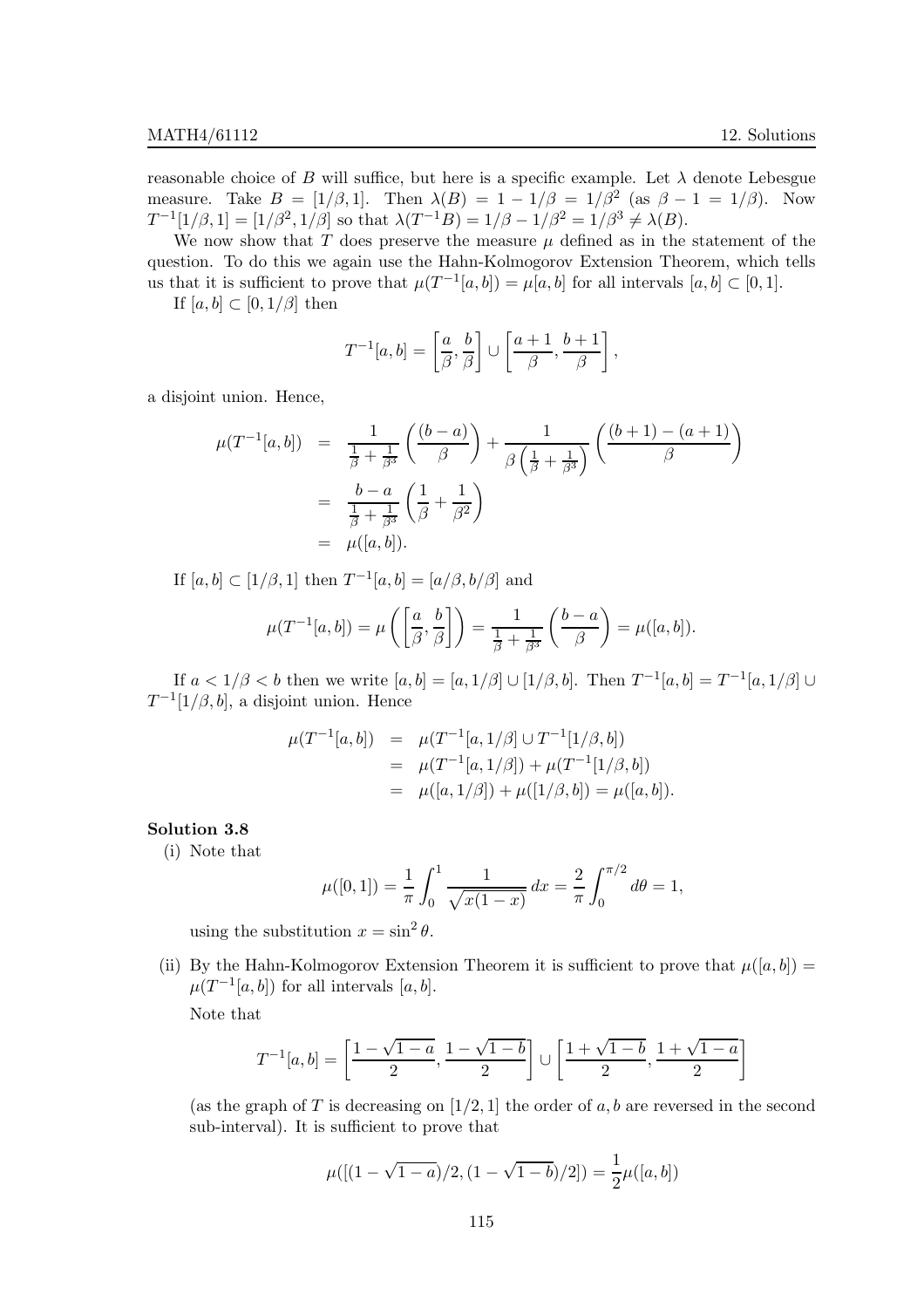reasonable choice of $B$ will suffice, but here is a specific example. Let $\lambda$ denote Lebesgue measure. Take $B = [1/\beta, 1]$. Then $\lambda(B) = 1 - 1/\beta = 1/\beta^2$ (as $\beta - 1 = 1/\beta$). Now $T^{-1}[1/\beta, 1] = [1/\beta^2, 1/\beta]$ so that $\lambda(T^{-1}B) = 1/\beta - 1/\beta^2 = 1/\beta^3 \neq \lambda(B)$.

We now show that $T$ does preserve the measure $\mu$ defined as in the statement of the question. To do this we again use the Hahn-Kolmogorov Extension Theorem, which tells us that it is sufficient to prove that $\mu(T^{-1}[a,b]) = \mu[a,b]$ for all intervals $[a,b] \subset [0,1]$.

If $[a,b] \subset [0, 1/\beta]$ then

$$T^{-1}[a,b] = \left[\frac{a}{\beta}, \frac{b}{\beta}\right] \cup \left[\frac{a+1}{\beta}, \frac{b+1}{\beta}\right],$$

a disjoint union. Hence,

$$\begin{aligned}
\mu(T^{-1}[a,b]) &= \frac{1}{\frac{1}{\beta} + \frac{1}{\beta^3}} \left(\frac{(b-a)}{\beta}\right) + \frac{1}{\beta\left(\frac{1}{\beta} + \frac{1}{\beta^3}\right)} \left(\frac{(b+1) - (a+1)}{\beta}\right) \\
&= \frac{b-a}{\frac{1}{\beta} + \frac{1}{\beta^3}} \left(\frac{1}{\beta} + \frac{1}{\beta^2}\right) \\
&= \mu([a,b]).
\end{aligned}$$

If $[a,b] \subset [1/\beta, 1]$ then $T^{-1}[a,b] = [a/\beta, b/\beta]$ and

$$\mu(T^{-1}[a,b]) = \mu\left(\left[\frac{a}{\beta}, \frac{b}{\beta}\right]\right) = \frac{1}{\frac{1}{\beta} + \frac{1}{\beta^3}} \left(\frac{b-a}{\beta}\right) = \mu([a,b]).$$

If $a < 1/\beta < b$ then we write $[a,b] = [a, 1/\beta] \cup [1/\beta, b]$. Then $T^{-1}[a,b] = T^{-1}[a, 1/\beta] \cup T^{-1}[1/\beta, b]$, a disjoint union. Hence

$$\begin{aligned}
\mu(T^{-1}[a,b]) &= \mu(T^{-1}[a, 1/\beta] \cup T^{-1}[1/\beta, b]) \\
&= \mu(T^{-1}[a, 1/\beta]) + \mu(T^{-1}[1/\beta, b]) \\
&= \mu([a, 1/\beta]) + \mu([1/\beta, b]) = \mu([a,b]).
\end{aligned}$$

**Solution 3.8**

(i) Note that

$$\mu([0,1]) = \frac{1}{\pi} \int_0^1 \frac{1}{\sqrt{x(1-x)}}\, dx = \frac{2}{\pi} \int_0^{\pi/2} d\theta = 1,$$

using the substitution $x = \sin^2 \theta$.

(ii) By the Hahn-Kolmogorov Extension Theorem it is sufficient to prove that $\mu([a,b]) = \mu(T^{-1}[a,b])$ for all intervals $[a,b]$.

Note that

$$T^{-1}[a,b] = \left[\frac{1 - \sqrt{1-a}}{2}, \frac{1 - \sqrt{1-b}}{2}\right] \cup \left[\frac{1 + \sqrt{1-b}}{2}, \frac{1 + \sqrt{1-a}}{2}\right]$$

(as the graph of $T$ is decreasing on $[1/2, 1]$ the order of $a, b$ are reversed in the second sub-interval). It is sufficient to prove that

$$\mu([(1 - \sqrt{1-a})/2, (1 - \sqrt{1-b})/2]) = \frac{1}{2}\mu([a,b])$$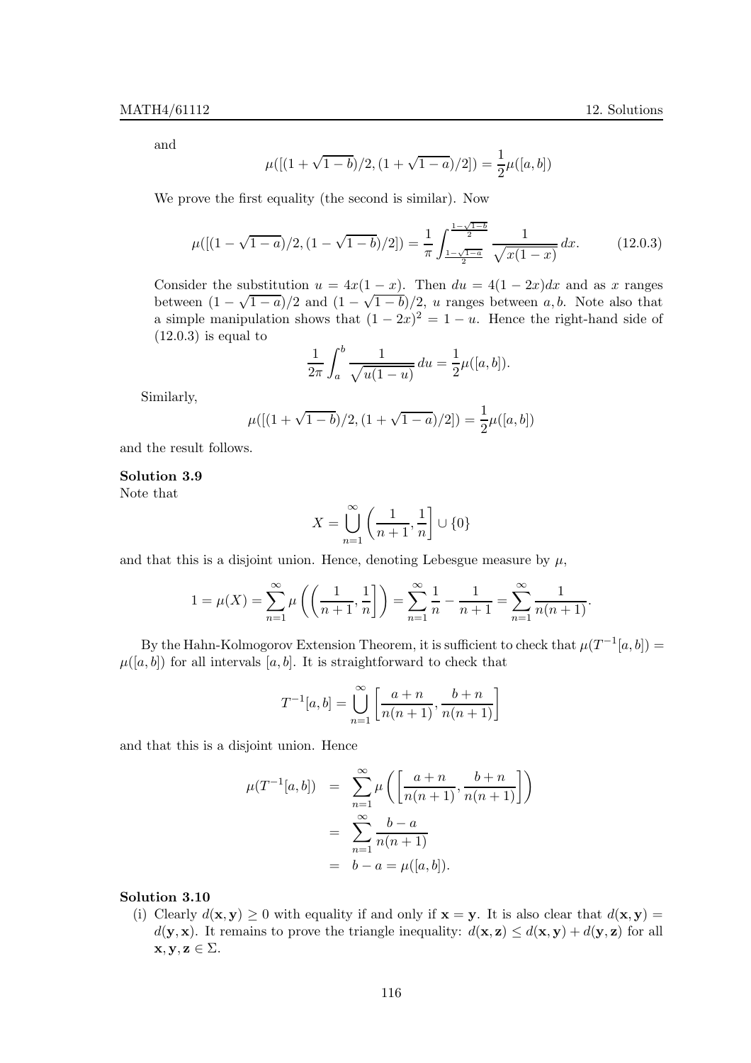and

$$\mu([(1+\sqrt{1-b})/2,(1+\sqrt{1-a})/2]) = \frac{1}{2}\mu([a,b])$$

We prove the first equality (the second is similar). Now

$$\mu([(1-\sqrt{1-a})/2,(1-\sqrt{1-b})/2]) = \frac{1}{\pi}\int_{\frac{1-\sqrt{1-a}}{2}}^{\frac{1-\sqrt{1-b}}{2}} \frac{1}{\sqrt{x(1-x)}}\,dx. \qquad (12.0.3)$$

Consider the substitution $u = 4x(1-x)$. Then $du = 4(1-2x)dx$ and as $x$ ranges between $(1-\sqrt{1-a})/2$ and $(1-\sqrt{1-b})/2$, $u$ ranges between $a, b$. Note also that a simple manipulation shows that $(1-2x)^2 = 1-u$. Hence the right-hand side of (12.0.3) is equal to

$$\frac{1}{2\pi}\int_a^b \frac{1}{\sqrt{u(1-u)}}\,du = \frac{1}{2}\mu([a,b]).$$

Similarly,

$$\mu([(1+\sqrt{1-b})/2,(1+\sqrt{1-a})/2]) = \frac{1}{2}\mu([a,b])$$

and the result follows.

**Solution 3.9**

Note that

$$X = \bigcup_{n=1}^{\infty}\left(\frac{1}{n+1},\frac{1}{n}\right] \cup \{0\}$$

and that this is a disjoint union. Hence, denoting Lebesgue measure by $\mu$,

$$1 = \mu(X) = \sum_{n=1}^{\infty}\mu\left(\left(\frac{1}{n+1},\frac{1}{n}\right]\right) = \sum_{n=1}^{\infty}\frac{1}{n}-\frac{1}{n+1} = \sum_{n=1}^{\infty}\frac{1}{n(n+1)}.$$

By the Hahn-Kolmogorov Extension Theorem, it is sufficient to check that $\mu(T^{-1}[a,b]) = \mu([a,b])$ for all intervals $[a,b]$. It is straightforward to check that

$$T^{-1}[a,b] = \bigcup_{n=1}^{\infty}\left[\frac{a+n}{n(n+1)},\frac{b+n}{n(n+1)}\right]$$

and that this is a disjoint union. Hence

$$\begin{aligned}
\mu(T^{-1}[a,b]) &= \sum_{n=1}^{\infty}\mu\left(\left[\frac{a+n}{n(n+1)},\frac{b+n}{n(n+1)}\right]\right) \\
&= \sum_{n=1}^{\infty}\frac{b-a}{n(n+1)} \\
&= b-a = \mu([a,b]).
\end{aligned}$$

**Solution 3.10**

(i) Clearly $d(\mathbf{x},\mathbf{y}) \geq 0$ with equality if and only if $\mathbf{x} = \mathbf{y}$. It is also clear that $d(\mathbf{x},\mathbf{y}) = d(\mathbf{y},\mathbf{x})$. It remains to prove the triangle inequality: $d(\mathbf{x},\mathbf{z}) \leq d(\mathbf{x},\mathbf{y}) + d(\mathbf{y},\mathbf{z})$ for all $\mathbf{x},\mathbf{y},\mathbf{z} \in \Sigma$.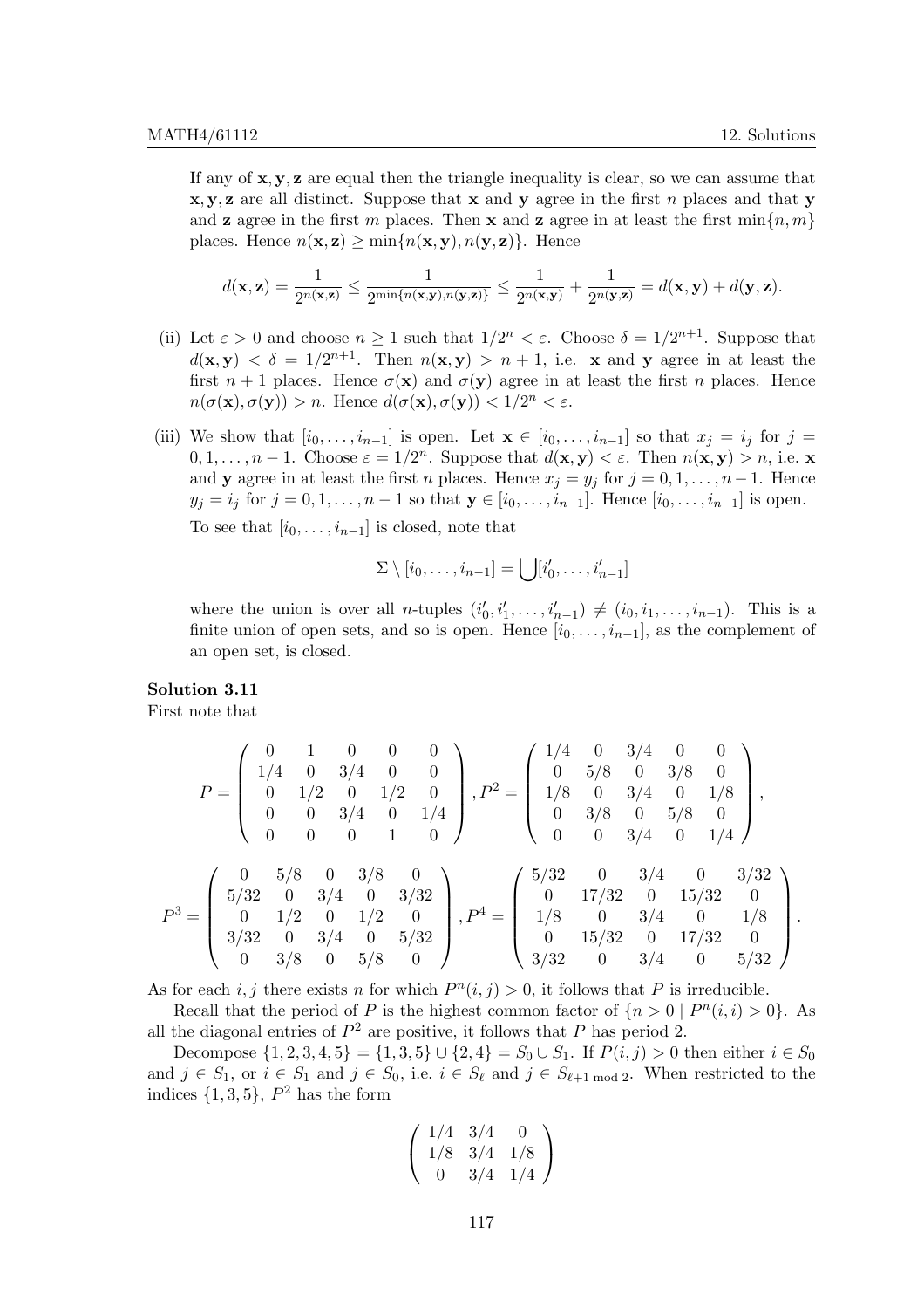If any of $\mathbf{x}, \mathbf{y}, \mathbf{z}$ are equal then the triangle inequality is clear, so we can assume that $\mathbf{x}, \mathbf{y}, \mathbf{z}$ are all distinct. Suppose that $\mathbf{x}$ and $\mathbf{y}$ agree in the first $n$ places and that $\mathbf{y}$ and $\mathbf{z}$ agree in the first $m$ places. Then $\mathbf{x}$ and $\mathbf{z}$ agree in at least the first $\min\{n, m\}$ places. Hence $n(\mathbf{x}, \mathbf{z}) \geq \min\{n(\mathbf{x}, \mathbf{y}), n(\mathbf{y}, \mathbf{z})\}$. Hence

$$d(\mathbf{x}, \mathbf{z}) = \frac{1}{2^{n(\mathbf{x},\mathbf{z})}} \leq \frac{1}{2^{\min\{n(\mathbf{x},\mathbf{y}),n(\mathbf{y},\mathbf{z})\}}} \leq \frac{1}{2^{n(\mathbf{x},\mathbf{y})}} + \frac{1}{2^{n(\mathbf{y},\mathbf{z})}} = d(\mathbf{x}, \mathbf{y}) + d(\mathbf{y}, \mathbf{z}).$$

(ii) Let $\varepsilon > 0$ and choose $n \geq 1$ such that $1/2^n < \varepsilon$. Choose $\delta = 1/2^{n+1}$. Suppose that $d(\mathbf{x}, \mathbf{y}) < \delta = 1/2^{n+1}$. Then $n(\mathbf{x}, \mathbf{y}) > n + 1$, i.e. $\mathbf{x}$ and $\mathbf{y}$ agree in at least the first $n + 1$ places. Hence $\sigma(\mathbf{x})$ and $\sigma(\mathbf{y})$ agree in at least the first $n$ places. Hence $n(\sigma(\mathbf{x}), \sigma(\mathbf{y})) > n$. Hence $d(\sigma(\mathbf{x}), \sigma(\mathbf{y})) < 1/2^n < \varepsilon$.

(iii) We show that $[i_0, \ldots, i_{n-1}]$ is open. Let $\mathbf{x} \in [i_0, \ldots, i_{n-1}]$ so that $x_j = i_j$ for $j = 0, 1, \ldots, n-1$. Choose $\varepsilon = 1/2^n$. Suppose that $d(\mathbf{x}, \mathbf{y}) < \varepsilon$. Then $n(\mathbf{x}, \mathbf{y}) > n$, i.e. $\mathbf{x}$ and $\mathbf{y}$ agree in at least the first $n$ places. Hence $x_j = y_j$ for $j = 0, 1, \ldots, n-1$. Hence $y_j = i_j$ for $j = 0, 1, \ldots, n-1$ so that $\mathbf{y} \in [i_0, \ldots, i_{n-1}]$. Hence $[i_0, \ldots, i_{n-1}]$ is open.

To see that $[i_0, \ldots, i_{n-1}]$ is closed, note that

$$\Sigma \setminus [i_0, \ldots, i_{n-1}] = \bigcup [i'_0, \ldots, i'_{n-1}]$$

where the union is over all $n$-tuples $(i'_0, i'_1, \ldots, i'_{n-1}) \neq (i_0, i_1, \ldots, i_{n-1})$. This is a finite union of open sets, and so is open. Hence $[i_0, \ldots, i_{n-1}]$, as the complement of an open set, is closed.

### Solution 3.11

First note that

$$P = \begin{pmatrix} 0 & 1 & 0 & 0 & 0 \\ 1/4 & 0 & 3/4 & 0 & 0 \\ 0 & 1/2 & 0 & 1/2 & 0 \\ 0 & 0 & 3/4 & 0 & 1/4 \\ 0 & 0 & 0 & 1 & 0 \end{pmatrix}, P^2 = \begin{pmatrix} 1/4 & 0 & 3/4 & 0 & 0 \\ 0 & 5/8 & 0 & 3/8 & 0 \\ 1/8 & 0 & 3/4 & 0 & 1/8 \\ 0 & 3/8 & 0 & 5/8 & 0 \\ 0 & 0 & 3/4 & 0 & 1/4 \end{pmatrix},$$

$$P^3 = \begin{pmatrix} 0 & 5/8 & 0 & 3/8 & 0 \\ 5/32 & 0 & 3/4 & 0 & 3/32 \\ 0 & 1/2 & 0 & 1/2 & 0 \\ 3/32 & 0 & 3/4 & 0 & 5/32 \\ 0 & 3/8 & 0 & 5/8 & 0 \end{pmatrix}, P^4 = \begin{pmatrix} 5/32 & 0 & 3/4 & 0 & 3/32 \\ 0 & 17/32 & 0 & 15/32 & 0 \\ 1/8 & 0 & 3/4 & 0 & 1/8 \\ 0 & 15/32 & 0 & 17/32 & 0 \\ 3/32 & 0 & 3/4 & 0 & 5/32 \end{pmatrix}.$$

As for each $i, j$ there exists $n$ for which $P^n(i, j) > 0$, it follows that $P$ is irreducible.

Recall that the period of $P$ is the highest common factor of $\{n > 0 \mid P^n(i, i) > 0\}$. As all the diagonal entries of $P^2$ are positive, it follows that $P$ has period 2.

Decompose $\{1, 2, 3, 4, 5\} = \{1, 3, 5\} \cup \{2, 4\} = S_0 \cup S_1$. If $P(i, j) > 0$ then either $i \in S_0$ and $j \in S_1$, or $i \in S_1$ and $j \in S_0$, i.e. $i \in S_\ell$ and $j \in S_{\ell+1 \bmod 2}$. When restricted to the indices $\{1, 3, 5\}$, $P^2$ has the form

$$\begin{pmatrix} 1/4 & 3/4 & 0 \\ 1/8 & 3/4 & 1/8 \\ 0 & 3/4 & 1/4 \end{pmatrix}$$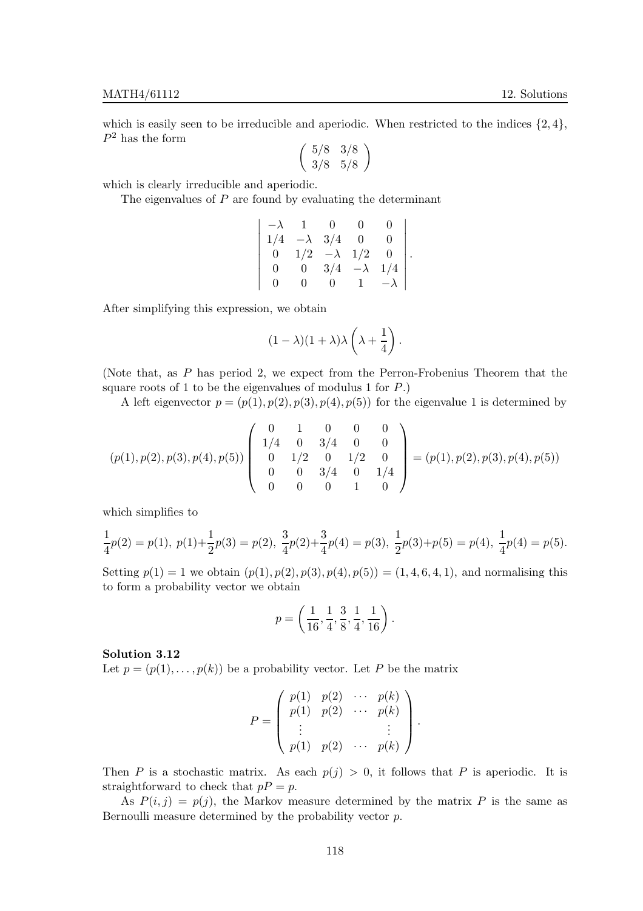which is easily seen to be irreducible and aperiodic. When restricted to the indices $\{2, 4\}$, $P^2$ has the form

$$\begin{pmatrix} 5/8 & 3/8 \\ 3/8 & 5/8 \end{pmatrix}$$

which is clearly irreducible and aperiodic.

The eigenvalues of $P$ are found by evaluating the determinant

$$\begin{vmatrix} -\lambda & 1 & 0 & 0 & 0 \\ 1/4 & -\lambda & 3/4 & 0 & 0 \\ 0 & 1/2 & -\lambda & 1/2 & 0 \\ 0 & 0 & 3/4 & -\lambda & 1/4 \\ 0 & 0 & 0 & 1 & -\lambda \end{vmatrix}.$$

After simplifying this expression, we obtain

$$(1-\lambda)(1+\lambda)\lambda\left(\lambda + \frac{1}{4}\right).$$

(Note that, as $P$ has period 2, we expect from the Perron-Frobenius Theorem that the square roots of 1 to be the eigenvalues of modulus 1 for $P$.)

A left eigenvector $p = (p(1), p(2), p(3), p(4), p(5))$ for the eigenvalue 1 is determined by

$$(p(1), p(2), p(3), p(4), p(5)) \begin{pmatrix} 0 & 1 & 0 & 0 & 0 \\ 1/4 & 0 & 3/4 & 0 & 0 \\ 0 & 1/2 & 0 & 1/2 & 0 \\ 0 & 0 & 3/4 & 0 & 1/4 \\ 0 & 0 & 0 & 1 & 0 \end{pmatrix} = (p(1), p(2), p(3), p(4), p(5))$$

which simplifies to

$$\frac{1}{4}p(2) = p(1),\ p(1) + \frac{1}{2}p(3) = p(2),\ \frac{3}{4}p(2) + \frac{3}{4}p(4) = p(3),\ \frac{1}{2}p(3) + p(5) = p(4),\ \frac{1}{4}p(4) = p(5).$$

Setting $p(1) = 1$ we obtain $(p(1), p(2), p(3), p(4), p(5)) = (1, 4, 6, 4, 1)$, and normalising this to form a probability vector we obtain

$$p = \left(\frac{1}{16}, \frac{1}{4}, \frac{3}{8}, \frac{1}{4}, \frac{1}{16}\right).$$

**Solution 3.12**

Let $p = (p(1), \ldots, p(k))$ be a probability vector. Let $P$ be the matrix

$$P = \begin{pmatrix} p(1) & p(2) & \cdots & p(k) \\ p(1) & p(2) & \cdots & p(k) \\ \vdots & & & \vdots \\ p(1) & p(2) & \cdots & p(k) \end{pmatrix}.$$

Then $P$ is a stochastic matrix. As each $p(j) > 0$, it follows that $P$ is aperiodic. It is straightforward to check that $pP = p$.

As $P(i, j) = p(j)$, the Markov measure determined by the matrix $P$ is the same as Bernoulli measure determined by the probability vector $p$.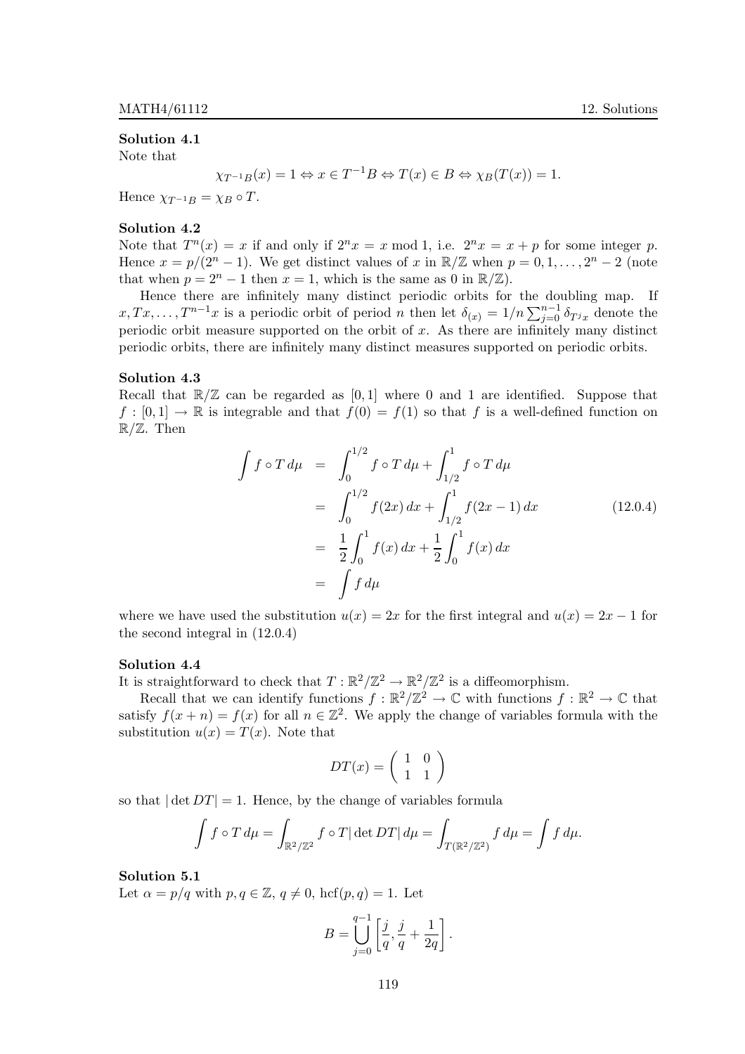**Solution 4.1**

Note that

$$\chi_{T^{-1}B}(x) = 1 \Leftrightarrow x \in T^{-1}B \Leftrightarrow T(x) \in B \Leftrightarrow \chi_B(T(x)) = 1.$$

Hence $\chi_{T^{-1}B} = \chi_B \circ T$.

**Solution 4.2**

Note that $T^n(x) = x$ if and only if $2^n x = x \bmod 1$, i.e. $2^n x = x + p$ for some integer $p$. Hence $x = p/(2^n - 1)$. We get distinct values of $x$ in $\mathbb{R}/\mathbb{Z}$ when $p = 0, 1, \ldots, 2^n - 2$ (note that when $p = 2^n - 1$ then $x = 1$, which is the same as 0 in $\mathbb{R}/\mathbb{Z}$).

Hence there are infinitely many distinct periodic orbits for the doubling map. If $x, Tx, \ldots, T^{n-1}x$ is a periodic orbit of period $n$ then let $\delta_{(x)} = 1/n \sum_{j=0}^{n-1} \delta_{T^j x}$ denote the periodic orbit measure supported on the orbit of $x$. As there are infinitely many distinct periodic orbits, there are infinitely many distinct measures supported on periodic orbits.

**Solution 4.3**

Recall that $\mathbb{R}/\mathbb{Z}$ can be regarded as $[0,1]$ where 0 and 1 are identified. Suppose that $f : [0,1] \to \mathbb{R}$ is integrable and that $f(0) = f(1)$ so that $f$ is a well-defined function on $\mathbb{R}/\mathbb{Z}$. Then

$$\begin{aligned}
\int f \circ T \, d\mu &= \int_0^{1/2} f \circ T \, d\mu + \int_{1/2}^1 f \circ T \, d\mu \\
&= \int_0^{1/2} f(2x) \, dx + \int_{1/2}^1 f(2x - 1) \, dx \qquad (12.0.4) \\
&= \frac{1}{2} \int_0^1 f(x) \, dx + \frac{1}{2} \int_0^1 f(x) \, dx \\
&= \int f \, d\mu
\end{aligned}$$

where we have used the substitution $u(x) = 2x$ for the first integral and $u(x) = 2x - 1$ for the second integral in (12.0.4)

**Solution 4.4**

It is straightforward to check that $T : \mathbb{R}^2/\mathbb{Z}^2 \to \mathbb{R}^2/\mathbb{Z}^2$ is a diffeomorphism.

Recall that we can identify functions $f : \mathbb{R}^2/\mathbb{Z}^2 \to \mathbb{C}$ with functions $f : \mathbb{R}^2 \to \mathbb{C}$ that satisfy $f(x + n) = f(x)$ for all $n \in \mathbb{Z}^2$. We apply the change of variables formula with the substitution $u(x) = T(x)$. Note that

$$DT(x) = \begin{pmatrix} 1 & 0 \\ 1 & 1 \end{pmatrix}$$

so that $|\det DT| = 1$. Hence, by the change of variables formula

$$\int f \circ T \, d\mu = \int_{\mathbb{R}^2/\mathbb{Z}^2} f \circ T |\det DT| \, d\mu = \int_{T(\mathbb{R}^2/\mathbb{Z}^2)} f \, d\mu = \int f \, d\mu.$$

**Solution 5.1**

Let $\alpha = p/q$ with $p, q \in \mathbb{Z}$, $q \neq 0$, $\mathrm{hcf}(p, q) = 1$. Let

$$B = \bigcup_{j=0}^{q-1} \left[ \frac{j}{q}, \frac{j}{q} + \frac{1}{2q} \right].$$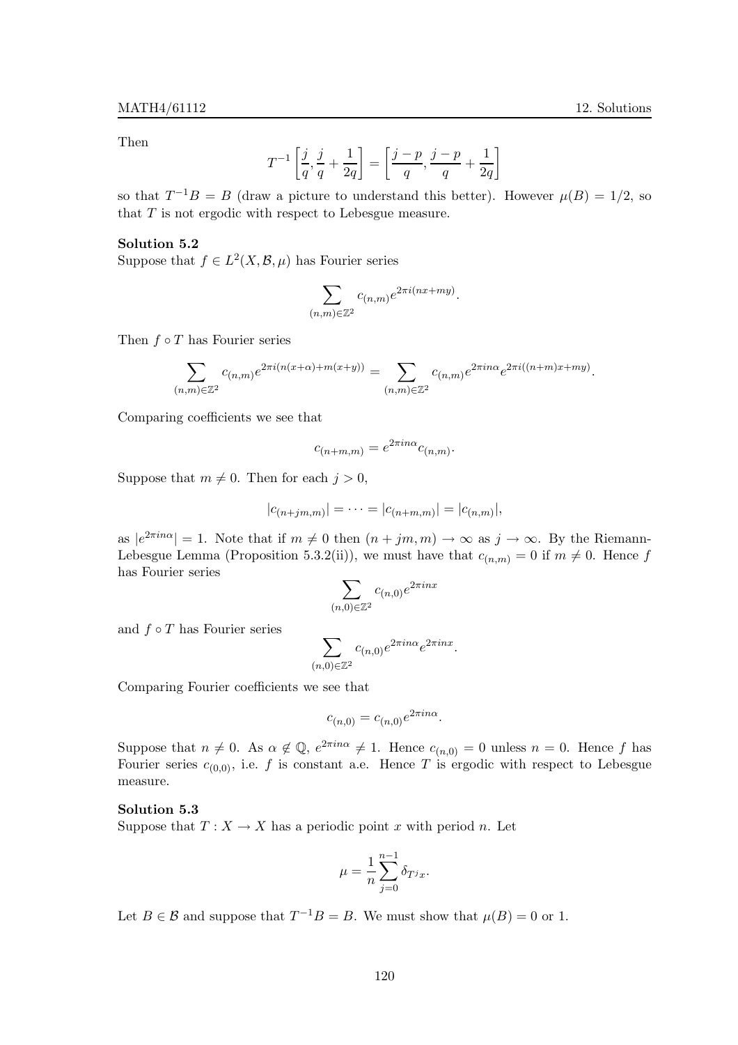Then

$$T^{-1}\left[\frac{j}{q}, \frac{j}{q} + \frac{1}{2q}\right] = \left[\frac{j-p}{q}, \frac{j-p}{q} + \frac{1}{2q}\right]$$

so that $T^{-1}B = B$ (draw a picture to understand this better). However $\mu(B) = 1/2$, so that $T$ is not ergodic with respect to Lebesgue measure.

**Solution 5.2**

Suppose that $f \in L^2(X, \mathcal{B}, \mu)$ has Fourier series

$$\sum_{(n,m)\in\mathbb{Z}^2} c_{(n,m)} e^{2\pi i(nx+my)}.$$

Then $f \circ T$ has Fourier series

$$\sum_{(n,m)\in\mathbb{Z}^2} c_{(n,m)} e^{2\pi i(n(x+\alpha)+m(x+y))} = \sum_{(n,m)\in\mathbb{Z}^2} c_{(n,m)} e^{2\pi i n\alpha} e^{2\pi i((n+m)x+my)}.$$

Comparing coefficients we see that

$$c_{(n+m,m)} = e^{2\pi i n\alpha} c_{(n,m)}.$$

Suppose that $m \neq 0$. Then for each $j > 0$,

$$|c_{(n+jm,m)}| = \cdots = |c_{(n+m,m)}| = |c_{(n,m)}|,$$

as $|e^{2\pi i n\alpha}| = 1$. Note that if $m \neq 0$ then $(n + jm, m) \to \infty$ as $j \to \infty$. By the Riemann-Lebesgue Lemma (Proposition 5.3.2(ii)), we must have that $c_{(n,m)} = 0$ if $m \neq 0$. Hence $f$ has Fourier series

$$\sum_{(n,0)\in\mathbb{Z}^2} c_{(n,0)} e^{2\pi i n x}$$

and $f \circ T$ has Fourier series

$$\sum_{(n,0)\in\mathbb{Z}^2} c_{(n,0)} e^{2\pi i n\alpha} e^{2\pi i n x}.$$

Comparing Fourier coefficients we see that

$$c_{(n,0)} = c_{(n,0)} e^{2\pi i n\alpha}.$$

Suppose that $n \neq 0$. As $\alpha \notin \mathbb{Q}$, $e^{2\pi i n\alpha} \neq 1$. Hence $c_{(n,0)} = 0$ unless $n = 0$. Hence $f$ has Fourier series $c_{(0,0)}$, i.e. $f$ is constant a.e. Hence $T$ is ergodic with respect to Lebesgue measure.

**Solution 5.3**

Suppose that $T : X \to X$ has a periodic point $x$ with period $n$. Let

$$\mu = \frac{1}{n}\sum_{j=0}^{n-1} \delta_{T^j x}.$$

Let $B \in \mathcal{B}$ and suppose that $T^{-1}B = B$. We must show that $\mu(B) = 0$ or 1.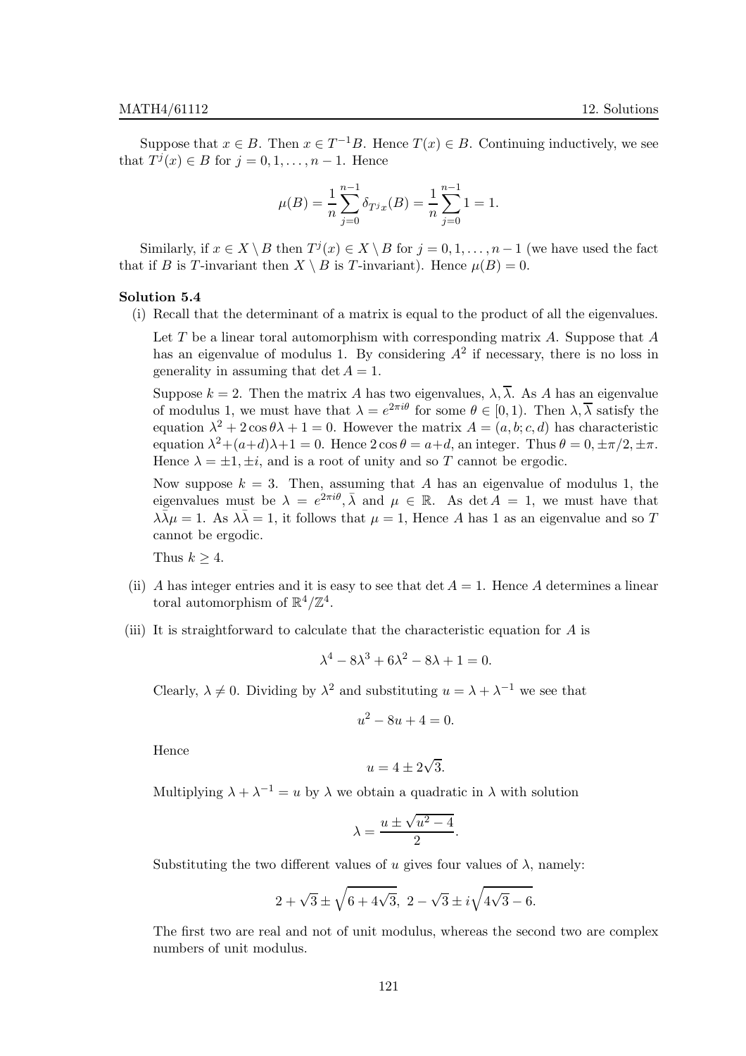Suppose that $x \in B$. Then $x \in T^{-1}B$. Hence $T(x) \in B$. Continuing inductively, we see that $T^j(x) \in B$ for $j = 0, 1, \ldots, n-1$. Hence

$$\mu(B) = \frac{1}{n} \sum_{j=0}^{n-1} \delta_{T^j x}(B) = \frac{1}{n} \sum_{j=0}^{n-1} 1 = 1.$$

Similarly, if $x \in X \setminus B$ then $T^j(x) \in X \setminus B$ for $j = 0, 1, \ldots, n-1$ (we have used the fact that if $B$ is $T$-invariant then $X \setminus B$ is $T$-invariant). Hence $\mu(B) = 0$.

**Solution 5.4**

(i) Recall that the determinant of a matrix is equal to the product of all the eigenvalues.

Let $T$ be a linear toral automorphism with corresponding matrix $A$. Suppose that $A$ has an eigenvalue of modulus 1. By considering $A^2$ if necessary, there is no loss in generality in assuming that $\det A = 1$.

Suppose $k = 2$. Then the matrix $A$ has two eigenvalues, $\lambda, \overline{\lambda}$. As $A$ has an eigenvalue of modulus 1, we must have that $\lambda = e^{2\pi i \theta}$ for some $\theta \in [0, 1)$. Then $\lambda, \overline{\lambda}$ satisfy the equation $\lambda^2 + 2\cos\theta\lambda + 1 = 0$. However the matrix $A = (a, b; c, d)$ has characteristic equation $\lambda^2 + (a+d)\lambda + 1 = 0$. Hence $2\cos\theta = a + d$, an integer. Thus $\theta = 0, \pm\pi/2, \pm\pi$. Hence $\lambda = \pm 1, \pm i$, and is a root of unity and so $T$ cannot be ergodic.

Now suppose $k = 3$. Then, assuming that $A$ has an eigenvalue of modulus 1, the eigenvalues must be $\lambda = e^{2\pi i \theta}, \bar{\lambda}$ and $\mu \in \mathbb{R}$. As $\det A = 1$, we must have that $\lambda\bar{\lambda}\mu = 1$. As $\lambda\bar{\lambda} = 1$, it follows that $\mu = 1$, Hence $A$ has 1 as an eigenvalue and so $T$ cannot be ergodic.

Thus $k \geq 4$.

(ii) $A$ has integer entries and it is easy to see that $\det A = 1$. Hence $A$ determines a linear toral automorphism of $\mathbb{R}^4/\mathbb{Z}^4$.

(iii) It is straightforward to calculate that the characteristic equation for $A$ is

$$\lambda^4 - 8\lambda^3 + 6\lambda^2 - 8\lambda + 1 = 0.$$

Clearly, $\lambda \neq 0$. Dividing by $\lambda^2$ and substituting $u = \lambda + \lambda^{-1}$ we see that

$$u^2 - 8u + 4 = 0.$$

Hence

$$u = 4 \pm 2\sqrt{3}.$$

Multiplying $\lambda + \lambda^{-1} = u$ by $\lambda$ we obtain a quadratic in $\lambda$ with solution

$$\lambda = \frac{u \pm \sqrt{u^2 - 4}}{2}.$$

Substituting the two different values of $u$ gives four values of $\lambda$, namely:

$$2 + \sqrt{3} \pm \sqrt{6 + 4\sqrt{3}}, \ 2 - \sqrt{3} \pm i\sqrt{4\sqrt{3} - 6}.$$

The first two are real and not of unit modulus, whereas the second two are complex numbers of unit modulus.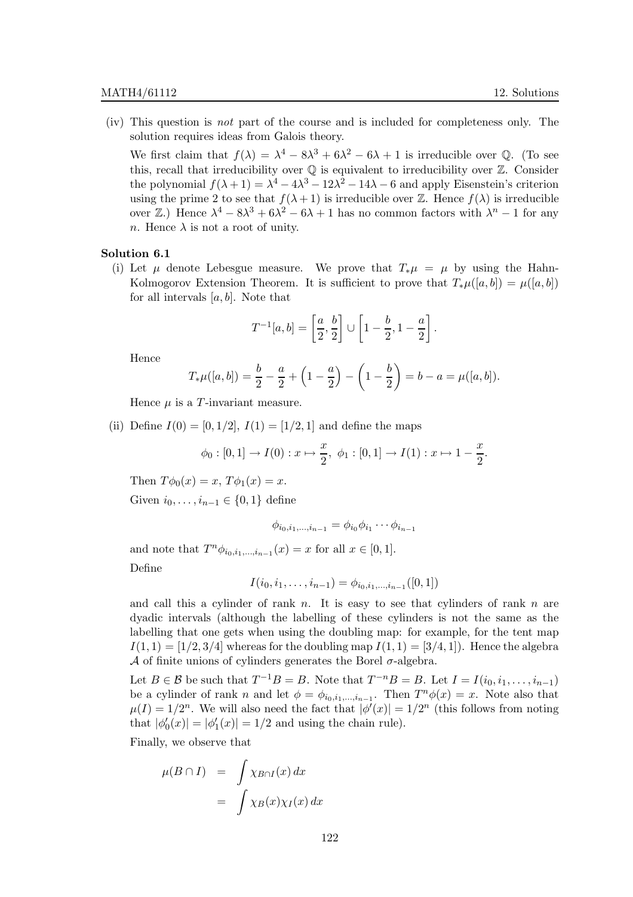(iv) This question is *not* part of the course and is included for completeness only. The solution requires ideas from Galois theory.

We first claim that $f(\lambda) = \lambda^4 - 8\lambda^3 + 6\lambda^2 - 6\lambda + 1$ is irreducible over $\mathbb{Q}$. (To see this, recall that irreducibility over $\mathbb{Q}$ is equivalent to irreducibility over $\mathbb{Z}$. Consider the polynomial $f(\lambda+1) = \lambda^4 - 4\lambda^3 - 12\lambda^2 - 14\lambda - 6$ and apply Eisenstein's criterion using the prime 2 to see that $f(\lambda+1)$ is irreducible over $\mathbb{Z}$. Hence $f(\lambda)$ is irreducible over $\mathbb{Z}$.) Hence $\lambda^4 - 8\lambda^3 + 6\lambda^2 - 6\lambda + 1$ has no common factors with $\lambda^n - 1$ for any $n$. Hence $\lambda$ is not a root of unity.

### Solution 6.1

(i) Let $\mu$ denote Lebesgue measure. We prove that $T_*\mu = \mu$ by using the Hahn-Kolmogorov Extension Theorem. It is sufficient to prove that $T_*\mu([a,b]) = \mu([a,b])$ for all intervals $[a,b]$. Note that

$$T^{-1}[a,b] = \left[\frac{a}{2}, \frac{b}{2}\right] \cup \left[1 - \frac{b}{2}, 1 - \frac{a}{2}\right].$$

Hence

$$T_*\mu([a,b]) = \frac{b}{2} - \frac{a}{2} + \left(1 - \frac{a}{2}\right) - \left(1 - \frac{b}{2}\right) = b - a = \mu([a,b]).$$

Hence $\mu$ is a $T$-invariant measure.

(ii) Define $I(0) = [0, 1/2]$, $I(1) = [1/2, 1]$ and define the maps

$$\phi_0 : [0,1] \to I(0) : x \mapsto \frac{x}{2}, \ \phi_1 : [0,1] \to I(1) : x \mapsto 1 - \frac{x}{2}.$$

Then $T\phi_0(x) = x$, $T\phi_1(x) = x$.

Given $i_0, \ldots, i_{n-1} \in \{0,1\}$ define

$$\phi_{i_0,i_1,\ldots,i_{n-1}} = \phi_{i_0}\phi_{i_1}\cdots\phi_{i_{n-1}}$$

and note that $T^n\phi_{i_0,i_1,\ldots,i_{n-1}}(x) = x$ for all $x \in [0,1]$.

Define

$$I(i_0, i_1, \ldots, i_{n-1}) = \phi_{i_0,i_1,\ldots,i_{n-1}}([0,1])$$

and call this a cylinder of rank $n$. It is easy to see that cylinders of rank $n$ are dyadic intervals (although the labelling of these cylinders is not the same as the labelling that one gets when using the doubling map: for example, for the tent map $I(1,1) = [1/2, 3/4]$ whereas for the doubling map $I(1,1) = [3/4, 1]$). Hence the algebra $\mathcal{A}$ of finite unions of cylinders generates the Borel $\sigma$-algebra.

Let $B \in \mathcal{B}$ be such that $T^{-1}B = B$. Note that $T^{-n}B = B$. Let $I = I(i_0, i_1, \ldots, i_{n-1})$ be a cylinder of rank $n$ and let $\phi = \phi_{i_0,i_1,\ldots,i_{n-1}}$. Then $T^n\phi(x) = x$. Note also that $\mu(I) = 1/2^n$. We will also need the fact that $|\phi'(x)| = 1/2^n$ (this follows from noting that $|\phi_0'(x)| = |\phi_1'(x)| = 1/2$ and using the chain rule).

Finally, we observe that

$$\begin{aligned}
\mu(B \cap I) &= \int \chi_{B\cap I}(x)\,dx \\
&= \int \chi_B(x)\chi_I(x)\,dx
\end{aligned}$$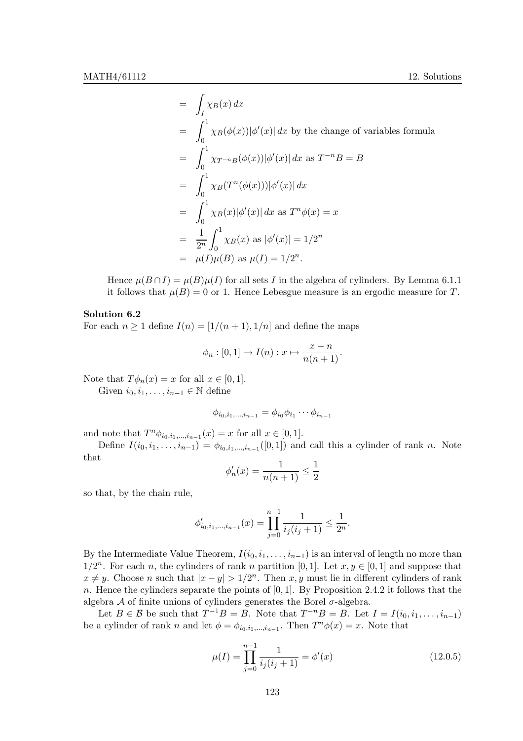$$
\begin{aligned}
&= \int_I \chi_B(x)\,dx \\
&= \int_0^1 \chi_B(\phi(x))|\phi'(x)|\,dx \text{ by the change of variables formula} \\
&= \int_0^1 \chi_{T^{-n}B}(\phi(x))|\phi'(x)|\,dx \text{ as } T^{-n}B = B \\
&= \int_0^1 \chi_B(T^n(\phi(x)))|\phi'(x)|\,dx \\
&= \int_0^1 \chi_B(x)|\phi'(x)|\,dx \text{ as } T^n\phi(x) = x \\
&= \frac{1}{2^n}\int_0^1 \chi_B(x) \text{ as } |\phi'(x)| = 1/2^n \\
&= \mu(I)\mu(B) \text{ as } \mu(I) = 1/2^n.
\end{aligned}
$$

Hence $\mu(B \cap I) = \mu(B)\mu(I)$ for all sets $I$ in the algebra of cylinders. By Lemma 6.1.1 it follows that $\mu(B) = 0$ or 1. Hence Lebesgue measure is an ergodic measure for $T$.

**Solution 6.2**

For each $n \geq 1$ define $I(n) = [1/(n+1), 1/n]$ and define the maps

$$
\phi_n : [0,1] \to I(n) : x \mapsto \frac{x-n}{n(n+1)}.
$$

Note that $T\phi_n(x) = x$ for all $x \in [0,1]$.

Given $i_0, i_1, \ldots, i_{n-1} \in \mathbb{N}$ define

$$
\phi_{i_0,i_1,\ldots,i_{n-1}} = \phi_{i_0}\phi_{i_1}\cdots\phi_{i_{n-1}}
$$

and note that $T^n\phi_{i_0,i_1,\ldots,i_{n-1}}(x) = x$ for all $x \in [0,1]$.

Define $I(i_0, i_1, \ldots, i_{n-1}) = \phi_{i_0,i_1,\ldots,i_{n-1}}([0,1])$ and call this a cylinder of rank $n$. Note that

$$
\phi_n'(x) = \frac{1}{n(n+1)} \leq \frac{1}{2}
$$

so that, by the chain rule,

$$
\phi_{i_0,i_1,\ldots,i_{n-1}}'(x) = \prod_{j=0}^{n-1} \frac{1}{i_j(i_j+1)} \leq \frac{1}{2^n}.
$$

By the Intermediate Value Theorem, $I(i_0, i_1, \ldots, i_{n-1})$ is an interval of length no more than $1/2^n$. For each $n$, the cylinders of rank $n$ partition $[0,1]$. Let $x, y \in [0,1]$ and suppose that $x \neq y$. Choose $n$ such that $|x - y| > 1/2^n$. Then $x, y$ must lie in different cylinders of rank $n$. Hence the cylinders separate the points of $[0,1]$. By Proposition 2.4.2 it follows that the algebra $\mathcal{A}$ of finite unions of cylinders generates the Borel $\sigma$-algebra.

Let $B \in \mathcal{B}$ be such that $T^{-1}B = B$. Note that $T^{-n}B = B$. Let $I = I(i_0, i_1, \ldots, i_{n-1})$ be a cylinder of rank $n$ and let $\phi = \phi_{i_0,i_1,\ldots,i_{n-1}}$. Then $T^n\phi(x) = x$. Note that

$$
\mu(I) = \prod_{j=0}^{n-1} \frac{1}{i_j(i_j+1)} = \phi'(x) \tag{12.0.5}
$$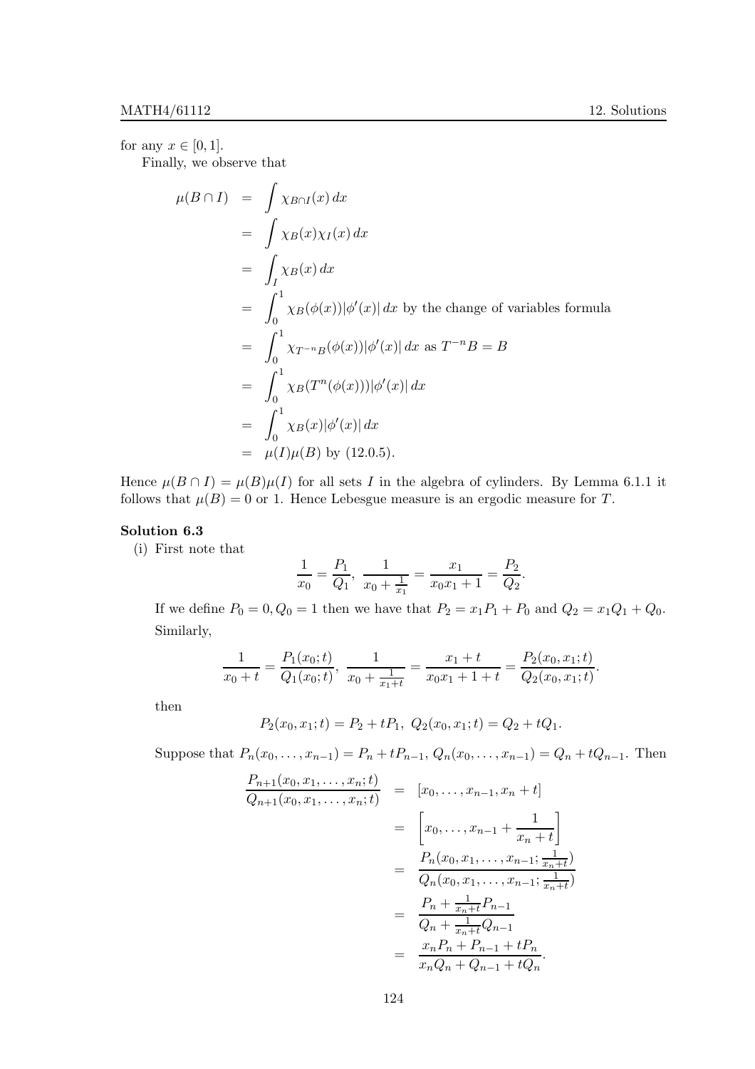for any $x \in [0, 1]$.

Finally, we observe that

$$
\begin{aligned}
\mu(B \cap I) &= \int \chi_{B\cap I}(x)\,dx \\
&= \int \chi_B(x)\chi_I(x)\,dx \\
&= \int_I \chi_B(x)\,dx \\
&= \int_0^1 \chi_B(\phi(x))|\phi'(x)|\,dx \text{ by the change of variables formula} \\
&= \int_0^1 \chi_{T^{-n}B}(\phi(x))|\phi'(x)|\,dx \text{ as } T^{-n}B = B \\
&= \int_0^1 \chi_B(T^n(\phi(x)))|\phi'(x)|\,dx \\
&= \int_0^1 \chi_B(x)|\phi'(x)|\,dx \\
&= \mu(I)\mu(B) \text{ by (12.0.5).}
\end{aligned}
$$

Hence $\mu(B \cap I) = \mu(B)\mu(I)$ for all sets $I$ in the algebra of cylinders. By Lemma 6.1.1 it follows that $\mu(B) = 0$ or 1. Hence Lebesgue measure is an ergodic measure for $T$.

**Solution 6.3**

(i) First note that

$$\frac{1}{x_0} = \frac{P_1}{Q_1},\ \frac{1}{x_0 + \frac{1}{x_1}} = \frac{x_1}{x_0x_1 + 1} = \frac{P_2}{Q_2}.$$

If we define $P_0 = 0, Q_0 = 1$ then we have that $P_2 = x_1P_1 + P_0$ and $Q_2 = x_1Q_1 + Q_0$. Similarly,

$$\frac{1}{x_0 + t} = \frac{P_1(x_0;t)}{Q_1(x_0;t)},\ \frac{1}{x_0 + \frac{1}{x_1+t}} = \frac{x_1 + t}{x_0x_1 + 1 + t} = \frac{P_2(x_0, x_1;t)}{Q_2(x_0, x_1;t)}.$$

then

$$P_2(x_0, x_1;t) = P_2 + tP_1,\ Q_2(x_0, x_1;t) = Q_2 + tQ_1.$$

Suppose that $P_n(x_0, \ldots, x_{n-1}) = P_n + tP_{n-1}$, $Q_n(x_0, \ldots, x_{n-1}) = Q_n + tQ_{n-1}$. Then

$$
\begin{aligned}
\frac{P_{n+1}(x_0, x_1, \ldots, x_n;t)}{Q_{n+1}(x_0, x_1, \ldots, x_n;t)} &= [x_0, \ldots, x_{n-1}, x_n + t] \\
&= \left[x_0, \ldots, x_{n-1} + \frac{1}{x_n + t}\right] \\
&= \frac{P_n(x_0, x_1, \ldots, x_{n-1}; \frac{1}{x_n+t})}{Q_n(x_0, x_1, \ldots, x_{n-1}; \frac{1}{x_n+t})} \\
&= \frac{P_n + \frac{1}{x_n+t}P_{n-1}}{Q_n + \frac{1}{x_n+t}Q_{n-1}} \\
&= \frac{x_nP_n + P_{n-1} + tP_n}{x_nQ_n + Q_{n-1} + tQ_n}.
\end{aligned}
$$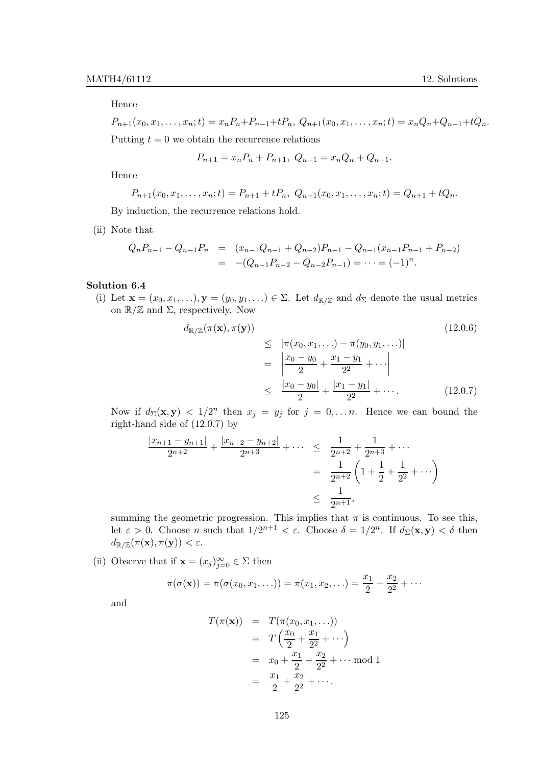Hence

$$P_{n+1}(x_0, x_1, \ldots, x_n; t) = x_n P_n + P_{n-1} + tP_n, \; Q_{n+1}(x_0, x_1, \ldots, x_n; t) = x_n Q_n + Q_{n-1} + tQ_n.$$

Putting $t = 0$ we obtain the recurrence relations

$$P_{n+1} = x_n P_n + P_{n+1}, \; Q_{n+1} = x_n Q_n + Q_{n+1}.$$

Hence

$$P_{n+1}(x_0, x_1, \ldots, x_n; t) = P_{n+1} + tP_n, \; Q_{n+1}(x_0, x_1, \ldots, x_n; t) = Q_{n+1} + tQ_n.$$

By induction, the recurrence relations hold.

(ii) Note that

$$\begin{aligned} Q_n P_{n-1} - Q_{n-1} P_n &= (x_{n-1} Q_{n-1} + Q_{n-2}) P_{n-1} - Q_{n-1}(x_{n-1} P_{n-1} + P_{n-2}) \\ &= -(Q_{n-1} P_{n-2} - Q_{n-2} P_{n-1}) = \cdots = (-1)^n. \end{aligned}$$

**Solution 6.4**

(i) Let $\mathbf{x} = (x_0, x_1, \ldots), \mathbf{y} = (y_0, y_1, \ldots) \in \Sigma$. Let $d_{\mathbb{R}/\mathbb{Z}}$ and $d_\Sigma$ denote the usual metrics on $\mathbb{R}/\mathbb{Z}$ and $\Sigma$, respectively. Now

$$\begin{aligned} & d_{\mathbb{R}/\mathbb{Z}}(\pi(\mathbf{x}), \pi(\mathbf{y})) & (12.0.6) \\ & \quad \leq \; |\pi(x_0, x_1, \ldots) - \pi(y_0, y_1, \ldots)| \\ & \quad = \; \left| \frac{x_0 - y_0}{2} + \frac{x_1 - y_1}{2^2} + \cdots \right| \\ & \quad \leq \; \frac{|x_0 - y_0|}{2} + \frac{|x_1 - y_1|}{2^2} + \cdots. & (12.0.7) \end{aligned}$$

Now if $d_\Sigma(\mathbf{x}, \mathbf{y}) < 1/2^n$ then $x_j = y_j$ for $j = 0, \ldots n$. Hence we can bound the right-hand side of (12.0.7) by

$$\begin{aligned} \frac{|x_{n+1} - y_{n+1}|}{2^{n+2}} + \frac{|x_{n+2} - y_{n+2}|}{2^{n+3}} + \cdots &\leq \frac{1}{2^{n+2}} + \frac{1}{2^{n+3}} + \cdots \\ &= \frac{1}{2^{n+2}} \left( 1 + \frac{1}{2} + \frac{1}{2^2} + \cdots \right) \\ &\leq \frac{1}{2^{n+1}}, \end{aligned}$$

summing the geometric progression. This implies that $\pi$ is continuous. To see this, let $\varepsilon > 0$. Choose $n$ such that $1/2^{n+1} < \varepsilon$. Choose $\delta = 1/2^n$. If $d_\Sigma(\mathbf{x}, \mathbf{y}) < \delta$ then $d_{\mathbb{R}/\mathbb{Z}}(\pi(\mathbf{x}), \pi(\mathbf{y})) < \varepsilon$.

(ii) Observe that if $\mathbf{x} = (x_j)_{j=0}^\infty \in \Sigma$ then

$$\pi(\sigma(\mathbf{x})) = \pi(\sigma(x_0, x_1, \ldots)) = \pi(x_1, x_2, \ldots) = \frac{x_1}{2} + \frac{x_2}{2^2} + \cdots$$

and

$$\begin{aligned} T(\pi(\mathbf{x})) &= T(\pi(x_0, x_1, \ldots)) \\ &= T\left( \frac{x_0}{2} + \frac{x_1}{2^2} + \cdots \right) \\ &= x_0 + \frac{x_1}{2} + \frac{x_2}{2^2} + \cdots \bmod 1 \\ &= \frac{x_1}{2} + \frac{x_2}{2^2} + \cdots. \end{aligned}$$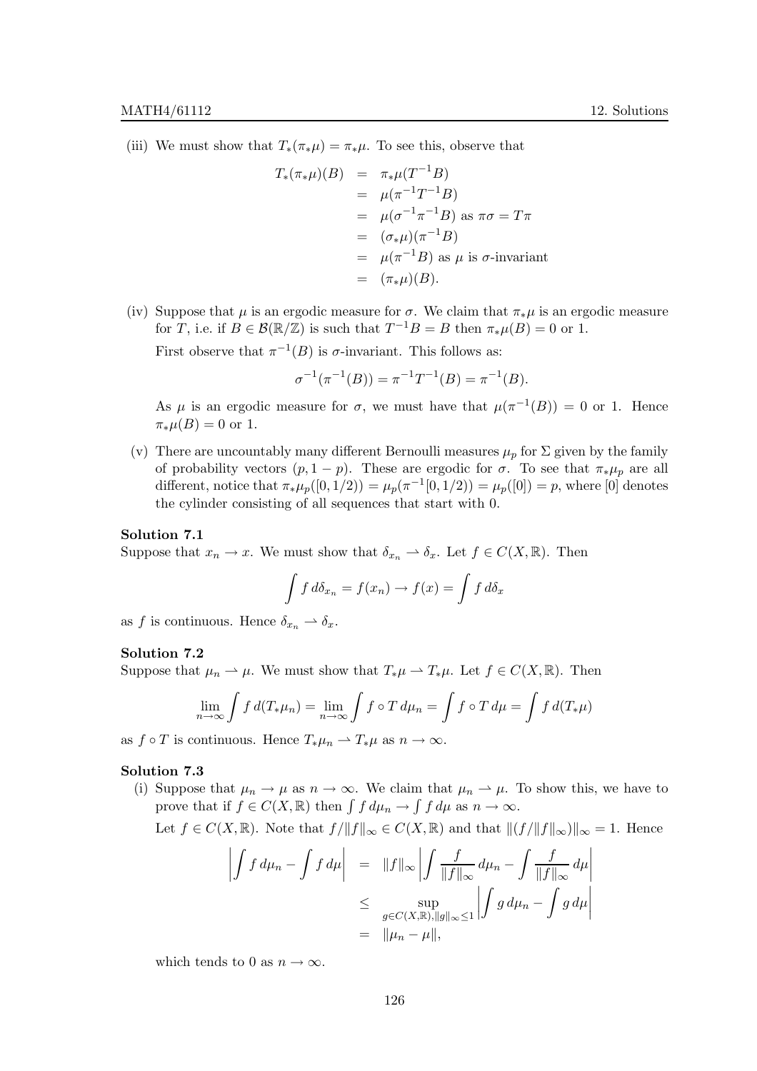(iii) We must show that $T_*(\pi_*\mu) = \pi_*\mu$. To see this, observe that

$$
\begin{aligned}
T_*(\pi_*\mu)(B) &= \pi_*\mu(T^{-1}B) \\
&= \mu(\pi^{-1}T^{-1}B) \\
&= \mu(\sigma^{-1}\pi^{-1}B) \text{ as } \pi\sigma = T\pi \\
&= (\sigma_*\mu)(\pi^{-1}B) \\
&= \mu(\pi^{-1}B) \text{ as } \mu \text{ is } \sigma\text{-invariant} \\
&= (\pi_*\mu)(B).
\end{aligned}
$$

(iv) Suppose that $\mu$ is an ergodic measure for $\sigma$. We claim that $\pi_*\mu$ is an ergodic measure for $T$, i.e. if $B \in \mathcal{B}(\mathbb{R}/\mathbb{Z})$ is such that $T^{-1}B = B$ then $\pi_*\mu(B) = 0$ or 1.

First observe that $\pi^{-1}(B)$ is $\sigma$-invariant. This follows as:

$$\sigma^{-1}(\pi^{-1}(B)) = \pi^{-1}T^{-1}(B) = \pi^{-1}(B).$$

As $\mu$ is an ergodic measure for $\sigma$, we must have that $\mu(\pi^{-1}(B)) = 0$ or 1. Hence $\pi_*\mu(B) = 0$ or 1.

(v) There are uncountably many different Bernoulli measures $\mu_p$ for $\Sigma$ given by the family of probability vectors $(p, 1-p)$. These are ergodic for $\sigma$. To see that $\pi_*\mu_p$ are all different, notice that $\pi_*\mu_p([0,1/2)) = \mu_p(\pi^{-1}[0,1/2)) = \mu_p([0]) = p$, where $[0]$ denotes the cylinder consisting of all sequences that start with 0.

**Solution 7.1**

Suppose that $x_n \to x$. We must show that $\delta_{x_n} \rightharpoonup \delta_x$. Let $f \in C(X, \mathbb{R})$. Then

$$\int f \, d\delta_{x_n} = f(x_n) \to f(x) = \int f \, d\delta_x$$

as $f$ is continuous. Hence $\delta_{x_n} \rightharpoonup \delta_x$.

**Solution 7.2**

Suppose that $\mu_n \rightharpoonup \mu$. We must show that $T_*\mu \rightharpoonup T_*\mu$. Let $f \in C(X, \mathbb{R})$. Then

$$\lim_{n\to\infty} \int f \, d(T_*\mu_n) = \lim_{n\to\infty} \int f \circ T \, d\mu_n = \int f \circ T \, d\mu = \int f \, d(T_*\mu)$$

as $f \circ T$ is continuous. Hence $T_*\mu_n \rightharpoonup T_*\mu$ as $n \to \infty$.

**Solution 7.3**

(i) Suppose that $\mu_n \to \mu$ as $n \to \infty$. We claim that $\mu_n \rightharpoonup \mu$. To show this, we have to prove that if $f \in C(X, \mathbb{R})$ then $\int f \, d\mu_n \to \int f \, d\mu$ as $n \to \infty$.

Let $f \in C(X, \mathbb{R})$. Note that $f/\|f\|_\infty \in C(X, \mathbb{R})$ and that $\|(f/\|f\|_\infty)\|_\infty = 1$. Hence

$$
\begin{aligned}
\left| \int f \, d\mu_n - \int f \, d\mu \right| &= \|f\|_\infty \left| \int \frac{f}{\|f\|_\infty} \, d\mu_n - \int \frac{f}{\|f\|_\infty} \, d\mu \right| \\
&\leq \sup_{g \in C(X,\mathbb{R}), \|g\|_\infty \leq 1} \left| \int g \, d\mu_n - \int g \, d\mu \right| \\
&= \|\mu_n - \mu\|,
\end{aligned}
$$

which tends to 0 as $n \to \infty$.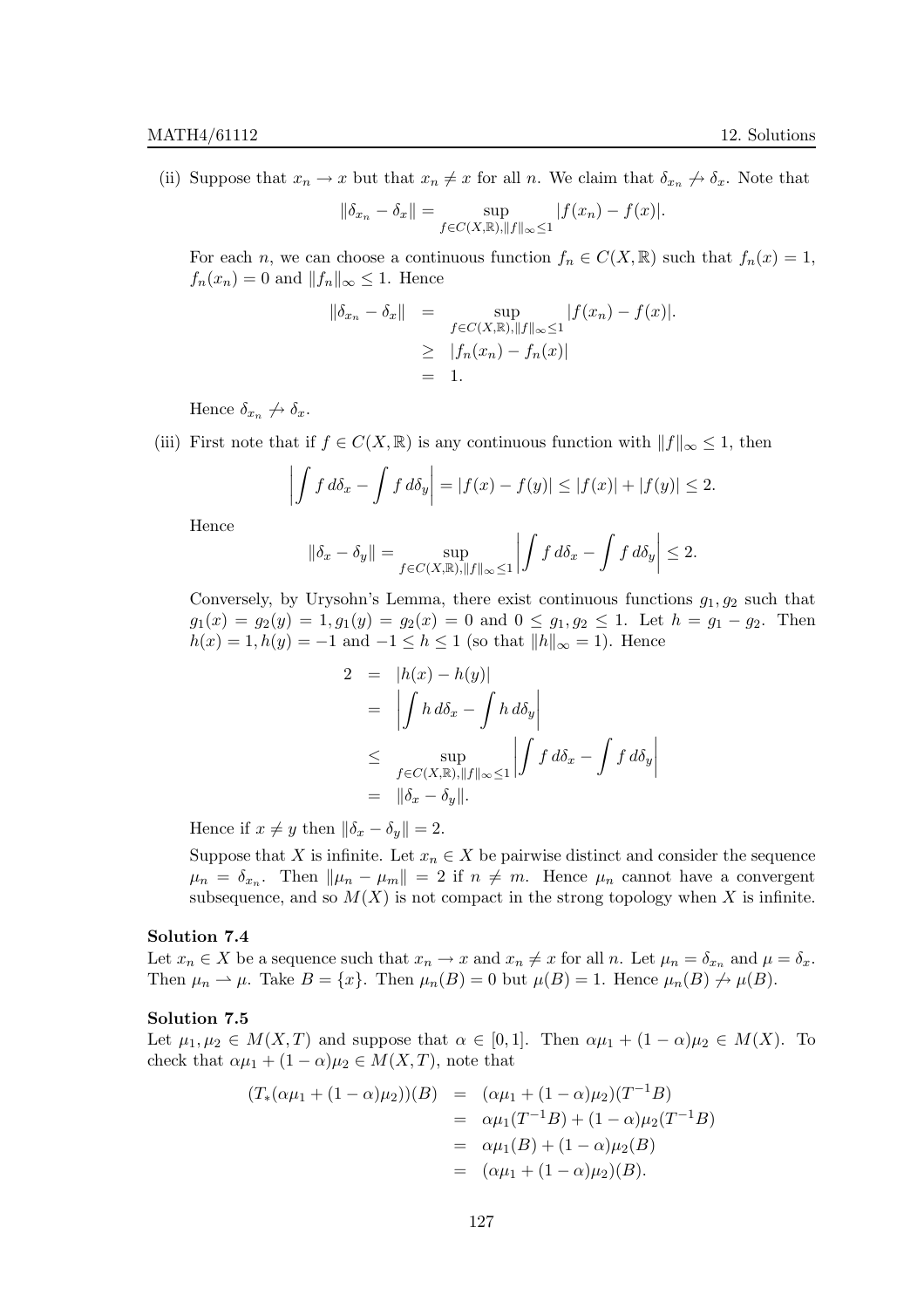(ii) Suppose that $x_n \to x$ but that $x_n \neq x$ for all $n$. We claim that $\delta_{x_n} \not\to \delta_x$. Note that

$$\|\delta_{x_n} - \delta_x\| = \sup_{f \in C(X,\mathbb{R}), \|f\|_\infty \leq 1} |f(x_n) - f(x)|.$$

For each $n$, we can choose a continuous function $f_n \in C(X, \mathbb{R})$ such that $f_n(x) = 1$, $f_n(x_n) = 0$ and $\|f_n\|_\infty \leq 1$. Hence

$$\begin{aligned}
\|\delta_{x_n} - \delta_x\| &= \sup_{f \in C(X,\mathbb{R}), \|f\|_\infty \leq 1} |f(x_n) - f(x)|. \\
&\geq |f_n(x_n) - f_n(x)| \\
&= 1.
\end{aligned}$$

Hence $\delta_{x_n} \not\to \delta_x$.

(iii) First note that if $f \in C(X, \mathbb{R})$ is any continuous function with $\|f\|_\infty \leq 1$, then

$$\left| \int f \, d\delta_x - \int f \, d\delta_y \right| = |f(x) - f(y)| \leq |f(x)| + |f(y)| \leq 2.$$

Hence

$$\|\delta_x - \delta_y\| = \sup_{f \in C(X,\mathbb{R}), \|f\|_\infty \leq 1} \left| \int f \, d\delta_x - \int f \, d\delta_y \right| \leq 2.$$

Conversely, by Urysohn's Lemma, there exist continuous functions $g_1, g_2$ such that $g_1(x) = g_2(y) = 1, g_1(y) = g_2(x) = 0$ and $0 \leq g_1, g_2 \leq 1$. Let $h = g_1 - g_2$. Then $h(x) = 1, h(y) = -1$ and $-1 \leq h \leq 1$ (so that $\|h\|_\infty = 1$). Hence

$$\begin{aligned}
2 &= |h(x) - h(y)| \\
&= \left| \int h \, d\delta_x - \int h \, d\delta_y \right| \\
&\leq \sup_{f \in C(X,\mathbb{R}), \|f\|_\infty \leq 1} \left| \int f \, d\delta_x - \int f \, d\delta_y \right| \\
&= \|\delta_x - \delta_y\|.
\end{aligned}$$

Hence if $x \neq y$ then $\|\delta_x - \delta_y\| = 2$.

Suppose that $X$ is infinite. Let $x_n \in X$ be pairwise distinct and consider the sequence $\mu_n = \delta_{x_n}$. Then $\|\mu_n - \mu_m\| = 2$ if $n \neq m$. Hence $\mu_n$ cannot have a convergent subsequence, and so $M(X)$ is not compact in the strong topology when $X$ is infinite.

### Solution 7.4

Let $x_n \in X$ be a sequence such that $x_n \to x$ and $x_n \neq x$ for all $n$. Let $\mu_n = \delta_{x_n}$ and $\mu = \delta_x$. Then $\mu_n \rightharpoonup \mu$. Take $B = \{x\}$. Then $\mu_n(B) = 0$ but $\mu(B) = 1$. Hence $\mu_n(B) \not\to \mu(B)$.

### Solution 7.5

Let $\mu_1, \mu_2 \in M(X, T)$ and suppose that $\alpha \in [0, 1]$. Then $\alpha\mu_1 + (1 - \alpha)\mu_2 \in M(X)$. To check that $\alpha\mu_1 + (1 - \alpha)\mu_2 \in M(X, T)$, note that

$$\begin{aligned}
(T_*(\alpha\mu_1 + (1 - \alpha)\mu_2))(B) &= (\alpha\mu_1 + (1 - \alpha)\mu_2)(T^{-1}B) \\
&= \alpha\mu_1(T^{-1}B) + (1 - \alpha)\mu_2(T^{-1}B) \\
&= \alpha\mu_1(B) + (1 - \alpha)\mu_2(B) \\
&= (\alpha\mu_1 + (1 - \alpha)\mu_2)(B).
\end{aligned}$$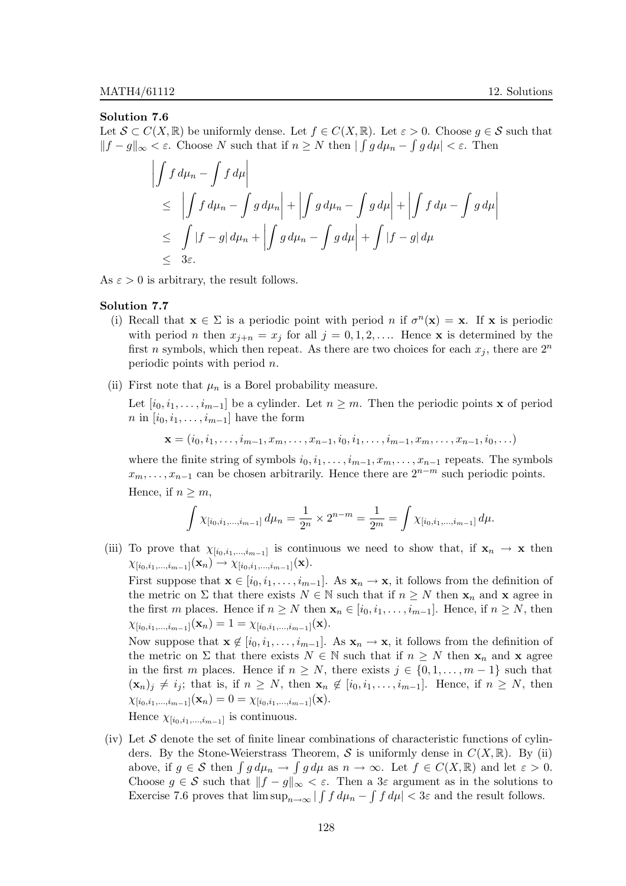**Solution 7.6**

Let $\mathcal{S} \subset C(X, \mathbb{R})$ be uniformly dense. Let $f \in C(X, \mathbb{R})$. Let $\varepsilon > 0$. Choose $g \in \mathcal{S}$ such that $\|f - g\|_\infty < \varepsilon$. Choose $N$ such that if $n \geq N$ then $|\int g\, d\mu_n - \int g\, d\mu| < \varepsilon$. Then

$$
\begin{aligned}
&\left| \int f\, d\mu_n - \int f\, d\mu \right| \\
\leq\ & \left| \int f\, d\mu_n - \int g\, d\mu_n \right| + \left| \int g\, d\mu_n - \int g\, d\mu \right| + \left| \int f\, d\mu - \int g\, d\mu \right| \\
\leq\ & \int |f - g|\, d\mu_n + \left| \int g\, d\mu_n - \int g\, d\mu \right| + \int |f - g|\, d\mu \\
\leq\ & 3\varepsilon.
\end{aligned}
$$

As $\varepsilon > 0$ is arbitrary, the result follows.

**Solution 7.7**

(i) Recall that $\mathbf{x} \in \Sigma$ is a periodic point with period $n$ if $\sigma^n(\mathbf{x}) = \mathbf{x}$. If $\mathbf{x}$ is periodic with period $n$ then $x_{j+n} = x_j$ for all $j = 0, 1, 2, \ldots$. Hence $\mathbf{x}$ is determined by the first $n$ symbols, which then repeat. As there are two choices for each $x_j$, there are $2^n$ periodic points with period $n$.

(ii) First note that $\mu_n$ is a Borel probability measure.

Let $[i_0, i_1, \ldots, i_{m-1}]$ be a cylinder. Let $n \geq m$. Then the periodic points $\mathbf{x}$ of period $n$ in $[i_0, i_1, \ldots, i_{m-1}]$ have the form

$$\mathbf{x} = (i_0, i_1, \ldots, i_{m-1}, x_m, \ldots, x_{n-1}, i_0, i_1, \ldots, i_{m-1}, x_m, \ldots, x_{n-1}, i_0, \ldots)$$

where the finite string of symbols $i_0, i_1, \ldots, i_{m-1}, x_m, \ldots, x_{n-1}$ repeats. The symbols $x_m, \ldots, x_{n-1}$ can be chosen arbitrarily. Hence there are $2^{n-m}$ such periodic points.

Hence, if $n \geq m$,

$$\int \chi_{[i_0, i_1, \ldots, i_{m-1}]}\, d\mu_n = \frac{1}{2^n} \times 2^{n-m} = \frac{1}{2^m} = \int \chi_{[i_0, i_1, \ldots, i_{m-1}]}\, d\mu.$$

(iii) To prove that $\chi_{[i_0, i_1, \ldots, i_{m-1}]}$ is continuous we need to show that, if $\mathbf{x}_n \to \mathbf{x}$ then $\chi_{[i_0, i_1, \ldots, i_{m-1}]}(\mathbf{x}_n) \to \chi_{[i_0, i_1, \ldots, i_{m-1}]}(\mathbf{x})$.

First suppose that $\mathbf{x} \in [i_0, i_1, \ldots, i_{m-1}]$. As $\mathbf{x}_n \to \mathbf{x}$, it follows from the definition of the metric on $\Sigma$ that there exists $N \in \mathbb{N}$ such that if $n \geq N$ then $\mathbf{x}_n$ and $\mathbf{x}$ agree in the first $m$ places. Hence if $n \geq N$ then $\mathbf{x}_n \in [i_0, i_1, \ldots, i_{m-1}]$. Hence, if $n \geq N$, then $\chi_{[i_0, i_1, \ldots, i_{m-1}]}(\mathbf{x}_n) = 1 = \chi_{[i_0, i_1, \ldots, i_{m-1}]}(\mathbf{x})$.

Now suppose that $\mathbf{x} \notin [i_0, i_1, \ldots, i_{m-1}]$. As $\mathbf{x}_n \to \mathbf{x}$, it follows from the definition of the metric on $\Sigma$ that there exists $N \in \mathbb{N}$ such that if $n \geq N$ then $\mathbf{x}_n$ and $\mathbf{x}$ agree in the first $m$ places. Hence if $n \geq N$, there exists $j \in \{0, 1, \ldots, m-1\}$ such that $(\mathbf{x}_n)_j \neq i_j$; that is, if $n \geq N$, then $\mathbf{x}_n \notin [i_0, i_1, \ldots, i_{m-1}]$. Hence, if $n \geq N$, then $\chi_{[i_0, i_1, \ldots, i_{m-1}]}(\mathbf{x}_n) = 0 = \chi_{[i_0, i_1, \ldots, i_{m-1}]}(\mathbf{x})$.

Hence $\chi_{[i_0, i_1, \ldots, i_{m-1}]}$ is continuous.

(iv) Let $\mathcal{S}$ denote the set of finite linear combinations of characteristic functions of cylinders. By the Stone-Weierstrass Theorem, $\mathcal{S}$ is uniformly dense in $C(X, \mathbb{R})$. By (ii) above, if $g \in \mathcal{S}$ then $\int g\, d\mu_n \to \int g\, d\mu$ as $n \to \infty$. Let $f \in C(X, \mathbb{R})$ and let $\varepsilon > 0$. Choose $g \in \mathcal{S}$ such that $\|f - g\|_\infty < \varepsilon$. Then a $3\varepsilon$ argument as in the solutions to Exercise 7.6 proves that $\limsup_{n \to \infty} |\int f\, d\mu_n - \int f\, d\mu| < 3\varepsilon$ and the result follows.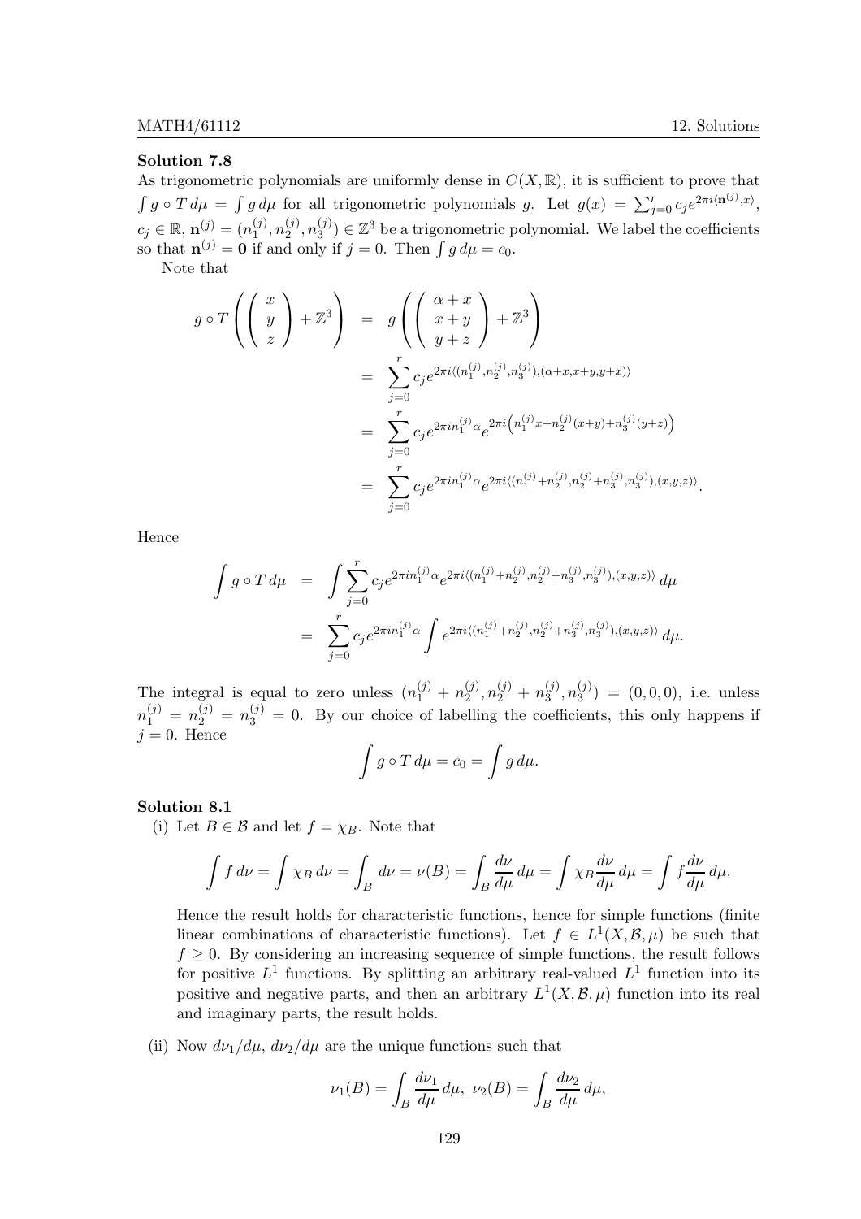**Solution 7.8**

As trigonometric polynomials are uniformly dense in $C(X, \mathbb{R})$, it is sufficient to prove that $\int g \circ T \, d\mu = \int g \, d\mu$ for all trigonometric polynomials $g$. Let $g(x) = \sum_{j=0}^{r} c_j e^{2\pi i \langle \mathbf{n}^{(j)}, x \rangle}$, $c_j \in \mathbb{R}$, $\mathbf{n}^{(j)} = (n_1^{(j)}, n_2^{(j)}, n_3^{(j)}) \in \mathbb{Z}^3$ be a trigonometric polynomial. We label the coefficients so that $\mathbf{n}^{(j)} = \mathbf{0}$ if and only if $j = 0$. Then $\int g \, d\mu = c_0$.

Note that

$$
\begin{aligned}
g \circ T \left( \begin{pmatrix} x \\ y \\ z \end{pmatrix} + \mathbb{Z}^3 \right) &= g \left( \begin{pmatrix} \alpha + x \\ x + y \\ y + z \end{pmatrix} + \mathbb{Z}^3 \right) \\
&= \sum_{j=0}^{r} c_j e^{2\pi i \langle (n_1^{(j)}, n_2^{(j)}, n_3^{(j)}), (\alpha + x, x + y, y + x) \rangle} \\
&= \sum_{j=0}^{r} c_j e^{2\pi i n_1^{(j)} \alpha} e^{2\pi i \left( n_1^{(j)} x + n_2^{(j)} (x+y) + n_3^{(j)} (y+z) \right)} \\
&= \sum_{j=0}^{r} c_j e^{2\pi i n_1^{(j)} \alpha} e^{2\pi i \langle (n_1^{(j)} + n_2^{(j)}, n_2^{(j)} + n_3^{(j)}, n_3^{(j)}), (x,y,z) \rangle}.
\end{aligned}
$$

Hence

$$
\begin{aligned}
\int g \circ T \, d\mu &= \int \sum_{j=0}^{r} c_j e^{2\pi i n_1^{(j)} \alpha} e^{2\pi i \langle (n_1^{(j)} + n_2^{(j)}, n_2^{(j)} + n_3^{(j)}, n_3^{(j)}), (x,y,z) \rangle} \, d\mu \\
&= \sum_{j=0}^{r} c_j e^{2\pi i n_1^{(j)} \alpha} \int e^{2\pi i \langle (n_1^{(j)} + n_2^{(j)}, n_2^{(j)} + n_3^{(j)}, n_3^{(j)}), (x,y,z) \rangle} \, d\mu.
\end{aligned}
$$

The integral is equal to zero unless $(n_1^{(j)} + n_2^{(j)}, n_2^{(j)} + n_3^{(j)}, n_3^{(j)}) = (0, 0, 0)$, i.e. unless $n_1^{(j)} = n_2^{(j)} = n_3^{(j)} = 0$. By our choice of labelling the coefficients, this only happens if $j = 0$. Hence

$$\int g \circ T \, d\mu = c_0 = \int g \, d\mu.$$

**Solution 8.1**

(i) Let $B \in \mathcal{B}$ and let $f = \chi_B$. Note that

$$\int f \, d\nu = \int \chi_B \, d\nu = \int_B d\nu = \nu(B) = \int_B \frac{d\nu}{d\mu} \, d\mu = \int \chi_B \frac{d\nu}{d\mu} \, d\mu = \int f \frac{d\nu}{d\mu} \, d\mu.$$

Hence the result holds for characteristic functions, hence for simple functions (finite linear combinations of characteristic functions). Let $f \in L^1(X, \mathcal{B}, \mu)$ be such that $f \geq 0$. By considering an increasing sequence of simple functions, the result follows for positive $L^1$ functions. By splitting an arbitrary real-valued $L^1$ function into its positive and negative parts, and then an arbitrary $L^1(X, \mathcal{B}, \mu)$ function into its real and imaginary parts, the result holds.

(ii) Now $d\nu_1/d\mu$, $d\nu_2/d\mu$ are the unique functions such that

$$\nu_1(B) = \int_B \frac{d\nu_1}{d\mu} \, d\mu, \; \nu_2(B) = \int_B \frac{d\nu_2}{d\mu} \, d\mu,$$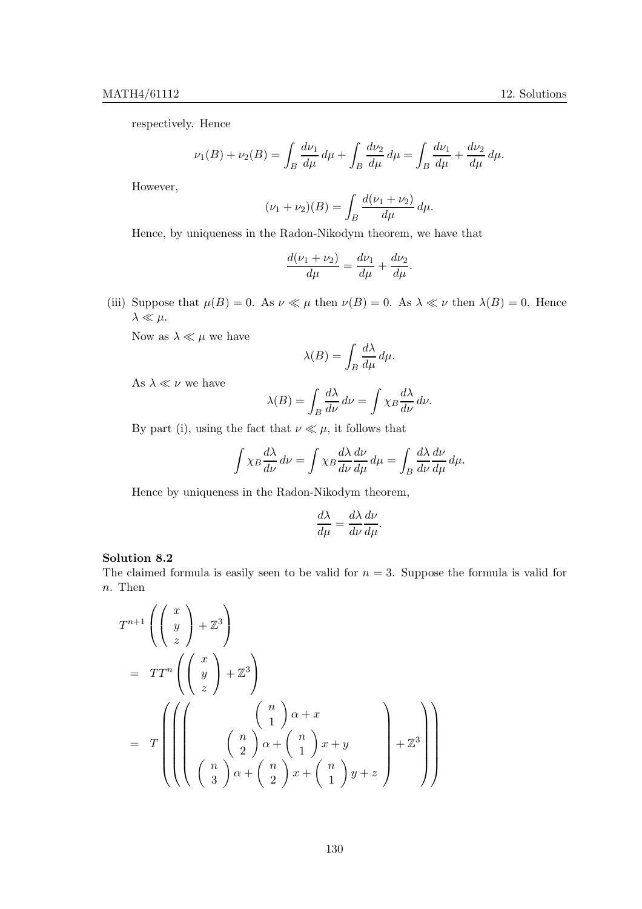respectively. Hence

$$\nu_1(B) + \nu_2(B) = \int_B \frac{d\nu_1}{d\mu}\, d\mu + \int_B \frac{d\nu_2}{d\mu}\, d\mu = \int_B \frac{d\nu_1}{d\mu} + \frac{d\nu_2}{d\mu}\, d\mu.$$

However,

$$(\nu_1 + \nu_2)(B) = \int_B \frac{d(\nu_1 + \nu_2)}{d\mu}\, d\mu.$$

Hence, by uniqueness in the Radon-Nikodym theorem, we have that

$$\frac{d(\nu_1 + \nu_2)}{d\mu} = \frac{d\nu_1}{d\mu} + \frac{d\nu_2}{d\mu}.$$

(iii) Suppose that $\mu(B) = 0$. As $\nu \ll \mu$ then $\nu(B) = 0$. As $\lambda \ll \nu$ then $\lambda(B) = 0$. Hence $\lambda \ll \mu$.

Now as $\lambda \ll \mu$ we have

$$\lambda(B) = \int_B \frac{d\lambda}{d\mu}\, d\mu.$$

As $\lambda \ll \nu$ we have

$$\lambda(B) = \int_B \frac{d\lambda}{d\nu}\, d\nu = \int \chi_B \frac{d\lambda}{d\nu}\, d\nu.$$

By part (i), using the fact that $\nu \ll \mu$, it follows that

$$\int \chi_B \frac{d\lambda}{d\nu}\, d\nu = \int \chi_B \frac{d\lambda}{d\nu}\frac{d\nu}{d\mu}\, d\mu = \int_B \frac{d\lambda}{d\nu}\frac{d\nu}{d\mu}\, d\mu.$$

Hence by uniqueness in the Radon-Nikodym theorem,

$$\frac{d\lambda}{d\mu} = \frac{d\lambda}{d\nu}\frac{d\nu}{d\mu}.$$

**Solution 8.2**

The claimed formula is easily seen to be valid for $n = 3$. Suppose the formula is valid for $n$. Then

$$\begin{aligned}
& T^{n+1}\left( \begin{pmatrix} x \\ y \\ z \end{pmatrix} + \mathbb{Z}^3 \right) \\
= \;& TT^n \left( \begin{pmatrix} x \\ y \\ z \end{pmatrix} + \mathbb{Z}^3 \right) \\
= \;& T\left( \left( \begin{pmatrix} \binom{n}{1}\alpha + x \\ \binom{n}{2}\alpha + \binom{n}{1} x + y \\ \binom{n}{3}\alpha + \binom{n}{2} x + \binom{n}{1} y + z \end{pmatrix} + \mathbb{Z}^3 \right)\right)
\end{aligned}$$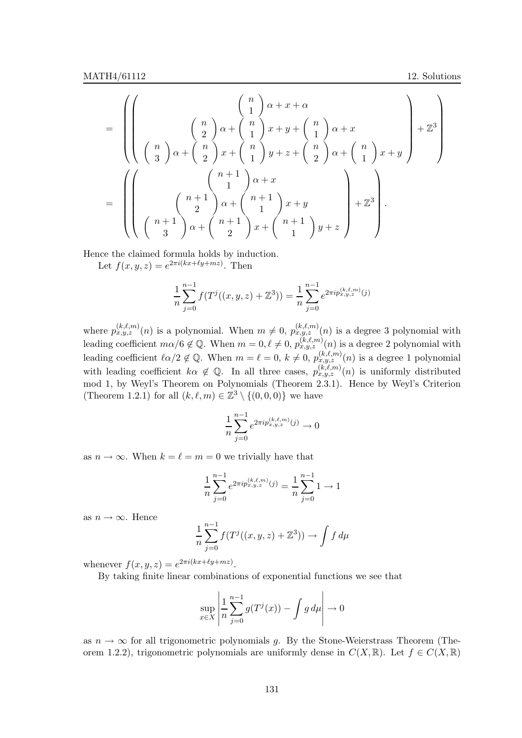$$
= \left( \left( \begin{array}{c} \binom{n}{1}\alpha + x + \alpha \\ \binom{n}{2}\alpha + \binom{n}{1}x + y + \binom{n}{1}\alpha + x \\ \binom{n}{3}\alpha + \binom{n}{2}x + \binom{n}{1}y + z + \binom{n}{2}\alpha + \binom{n}{1}x + y \end{array} \right) + \mathbb{Z}^3 \right)
$$

$$
= \left( \left( \begin{array}{c} \binom{n+1}{1}\alpha + x \\ \binom{n+1}{2}\alpha + \binom{n+1}{1}x + y \\ \binom{n+1}{3}\alpha + \binom{n+1}{2}x + \binom{n+1}{1}y + z \end{array} \right) + \mathbb{Z}^3 \right).
$$

Hence the claimed formula holds by induction.

Let $f(x,y,z) = e^{2\pi i(kx+\ell y+mz)}$. Then

$$
\frac{1}{n}\sum_{j=0}^{n-1} f(T^j((x,y,z)+\mathbb{Z}^3)) = \frac{1}{n}\sum_{j=0}^{n-1} e^{2\pi i p_{x,y,z}^{(k,\ell,m)}(j)}
$$

where $p_{x,y,z}^{(k,\ell,m)}(n)$ is a polynomial. When $m \neq 0$, $p_{x,y,z}^{(k,\ell,m)}(n)$ is a degree 3 polynomial with leading coefficient $m\alpha/6 \notin \mathbb{Q}$. When $m = 0, \ell \neq 0$, $p_{x,y,z}^{(k,\ell,m)}(n)$ is a degree 2 polynomial with leading coefficient $\ell\alpha/2 \notin \mathbb{Q}$. When $m = \ell = 0$, $k \neq 0$, $p_{x,y,z}^{(k,\ell,m)}(n)$ is a degree 1 polynomial with leading coefficient $k\alpha \notin \mathbb{Q}$. In all three cases, $p_{x,y,z}^{(k,\ell,m)}(n)$ is uniformly distributed mod 1, by Weyl's Theorem on Polynomials (Theorem 2.3.1). Hence by Weyl's Criterion (Theorem 1.2.1) for all $(k,\ell,m) \in \mathbb{Z}^3 \setminus \{(0,0,0)\}$ we have

$$
\frac{1}{n}\sum_{j=0}^{n-1} e^{2\pi i p_{x,y,z}^{(k,\ell,m)}(j)} \to 0
$$

as $n \to \infty$. When $k = \ell = m = 0$ we trivially have that

$$
\frac{1}{n}\sum_{j=0}^{n-1} e^{2\pi i p_{x,y,z}^{(k,\ell,m)}(j)} = \frac{1}{n}\sum_{j=0}^{n-1} 1 \to 1
$$

as $n \to \infty$. Hence

$$
\frac{1}{n}\sum_{j=0}^{n-1} f(T^j((x,y,z)+\mathbb{Z}^3)) \to \int f\,d\mu
$$

whenever $f(x,y,z) = e^{2\pi i(kx+\ell y+mz)}$.

By taking finite linear combinations of exponential functions we see that

$$
\sup_{x \in X}\left| \frac{1}{n}\sum_{j=0}^{n-1} g(T^j(x)) - \int g\,d\mu \right| \to 0
$$

as $n \to \infty$ for all trigonometric polynomials $g$. By the Stone-Weierstrass Theorem (Theorem 1.2.2), trigonometric polynomials are uniformly dense in $C(X,\mathbb{R})$. Let $f \in C(X,\mathbb{R})$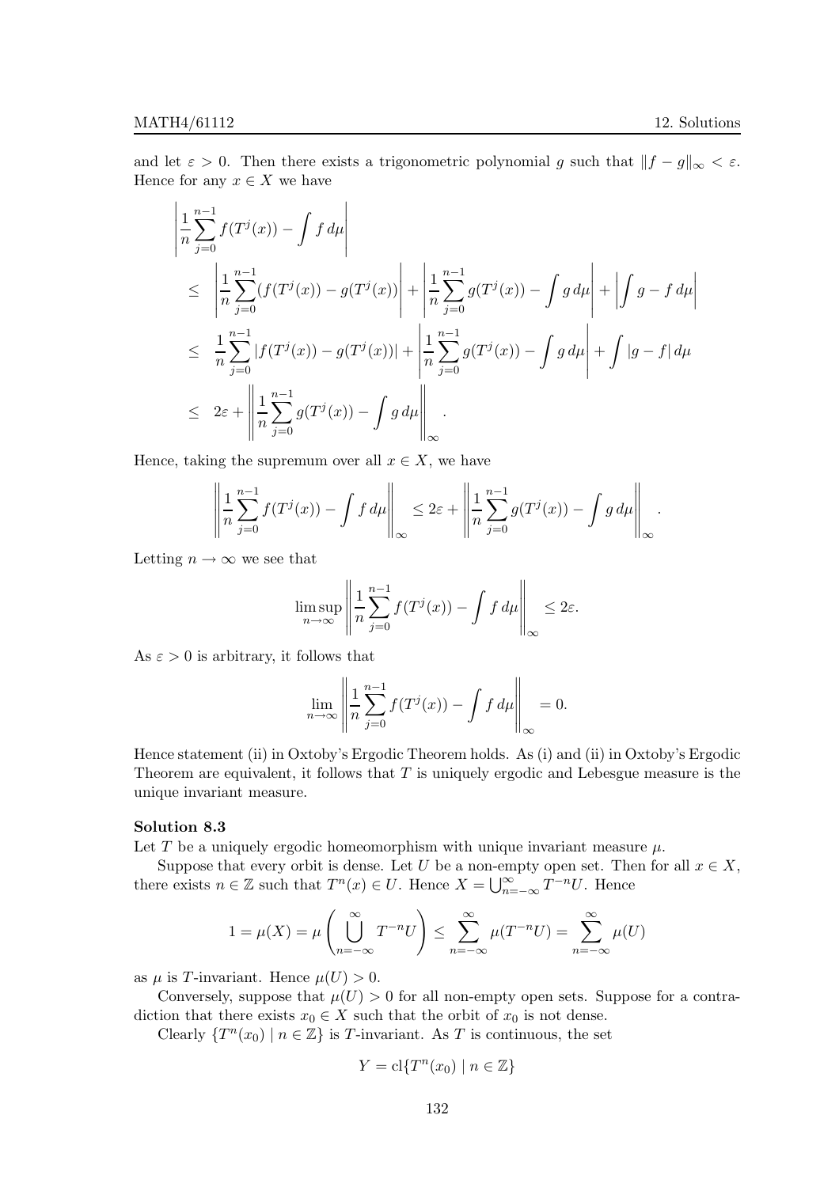and let $\varepsilon > 0$. Then there exists a trigonometric polynomial $g$ such that $\|f - g\|_\infty < \varepsilon$. Hence for any $x \in X$ we have

$$
\begin{aligned}
&\left| \frac{1}{n} \sum_{j=0}^{n-1} f(T^j(x)) - \int f \, d\mu \right| \\
&\leq \left| \frac{1}{n} \sum_{j=0}^{n-1} (f(T^j(x)) - g(T^j(x)) \right| + \left| \frac{1}{n} \sum_{j=0}^{n-1} g(T^j(x)) - \int g \, d\mu \right| + \left| \int g - f \, d\mu \right| \\
&\leq \frac{1}{n} \sum_{j=0}^{n-1} |f(T^j(x)) - g(T^j(x))| + \left| \frac{1}{n} \sum_{j=0}^{n-1} g(T^j(x)) - \int g \, d\mu \right| + \int |g - f| \, d\mu \\
&\leq 2\varepsilon + \left\| \frac{1}{n} \sum_{j=0}^{n-1} g(T^j(x)) - \int g \, d\mu \right\|_\infty .
\end{aligned}
$$

Hence, taking the supremum over all $x \in X$, we have

$$
\left\| \frac{1}{n} \sum_{j=0}^{n-1} f(T^j(x)) - \int f \, d\mu \right\|_\infty \leq 2\varepsilon + \left\| \frac{1}{n} \sum_{j=0}^{n-1} g(T^j(x)) - \int g \, d\mu \right\|_\infty .
$$

Letting $n \to \infty$ we see that

$$
\limsup_{n \to \infty} \left\| \frac{1}{n} \sum_{j=0}^{n-1} f(T^j(x)) - \int f \, d\mu \right\|_\infty \leq 2\varepsilon.
$$

As $\varepsilon > 0$ is arbitrary, it follows that

$$
\lim_{n \to \infty} \left\| \frac{1}{n} \sum_{j=0}^{n-1} f(T^j(x)) - \int f \, d\mu \right\|_\infty = 0.
$$

Hence statement (ii) in Oxtoby's Ergodic Theorem holds. As (i) and (ii) in Oxtoby's Ergodic Theorem are equivalent, it follows that $T$ is uniquely ergodic and Lebesgue measure is the unique invariant measure.

**Solution 8.3**

Let $T$ be a uniquely ergodic homeomorphism with unique invariant measure $\mu$.

Suppose that every orbit is dense. Let $U$ be a non-empty open set. Then for all $x \in X$, there exists $n \in \mathbb{Z}$ such that $T^n(x) \in U$. Hence $X = \bigcup_{n=-\infty}^{\infty} T^{-n}U$. Hence

$$
1 = \mu(X) = \mu \left( \bigcup_{n=-\infty}^{\infty} T^{-n}U \right) \leq \sum_{n=-\infty}^{\infty} \mu(T^{-n}U) = \sum_{n=-\infty}^{\infty} \mu(U)
$$

as $\mu$ is $T$-invariant. Hence $\mu(U) > 0$.

Conversely, suppose that $\mu(U) > 0$ for all non-empty open sets. Suppose for a contradiction that there exists $x_0 \in X$ such that the orbit of $x_0$ is not dense.

Clearly $\{T^n(x_0) \mid n \in \mathbb{Z}\}$ is $T$-invariant. As $T$ is continuous, the set

$$
Y = \mathrm{cl}\{T^n(x_0) \mid n \in \mathbb{Z}\}
$$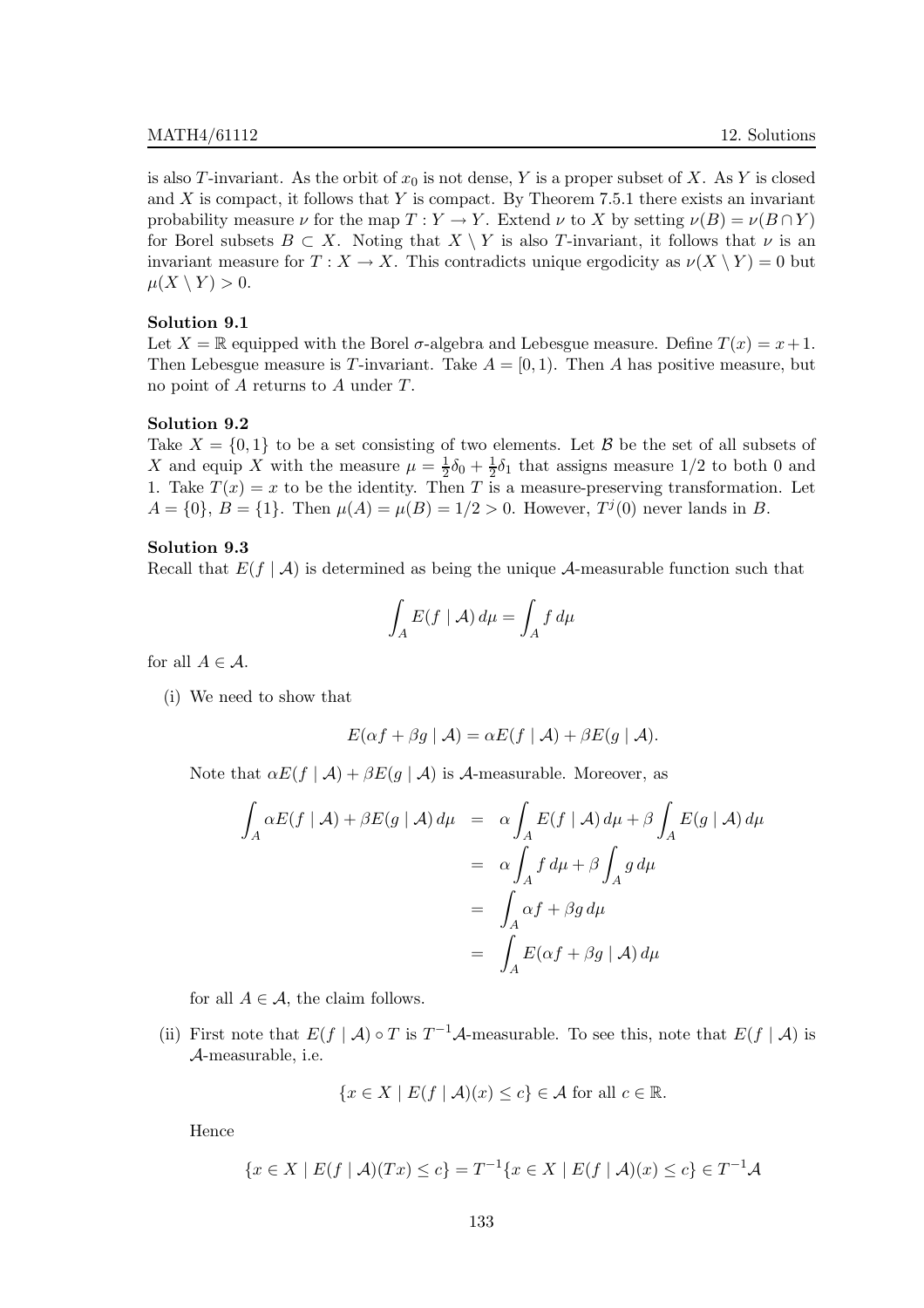is also $T$-invariant. As the orbit of $x_0$ is not dense, $Y$ is a proper subset of $X$. As $Y$ is closed and $X$ is compact, it follows that $Y$ is compact. By Theorem 7.5.1 there exists an invariant probability measure $\nu$ for the map $T : Y \to Y$. Extend $\nu$ to $X$ by setting $\nu(B) = \nu(B \cap Y)$ for Borel subsets $B \subset X$. Noting that $X \setminus Y$ is also $T$-invariant, it follows that $\nu$ is an invariant measure for $T : X \to X$. This contradicts unique ergodicity as $\nu(X \setminus Y) = 0$ but $\mu(X \setminus Y) > 0$.

**Solution 9.1**
Let $X = \mathbb{R}$ equipped with the Borel $\sigma$-algebra and Lebesgue measure. Define $T(x) = x + 1$. Then Lebesgue measure is $T$-invariant. Take $A = [0, 1)$. Then $A$ has positive measure, but no point of $A$ returns to $A$ under $T$.

**Solution 9.2**
Take $X = \{0, 1\}$ to be a set consisting of two elements. Let $\mathcal{B}$ be the set of all subsets of $X$ and equip $X$ with the measure $\mu = \frac{1}{2}\delta_0 + \frac{1}{2}\delta_1$ that assigns measure $1/2$ to both 0 and 1. Take $T(x) = x$ to be the identity. Then $T$ is a measure-preserving transformation. Let $A = \{0\}$, $B = \{1\}$. Then $\mu(A) = \mu(B) = 1/2 > 0$. However, $T^j(0)$ never lands in $B$.

**Solution 9.3**
Recall that $E(f \mid \mathcal{A})$ is determined as being the unique $\mathcal{A}$-measurable function such that

$$\int_A E(f \mid \mathcal{A})\, d\mu = \int_A f\, d\mu$$

for all $A \in \mathcal{A}$.

(i) We need to show that

$$E(\alpha f + \beta g \mid \mathcal{A}) = \alpha E(f \mid \mathcal{A}) + \beta E(g \mid \mathcal{A}).$$

Note that $\alpha E(f \mid \mathcal{A}) + \beta E(g \mid \mathcal{A})$ is $\mathcal{A}$-measurable. Moreover, as

$$\begin{aligned}
\int_A \alpha E(f \mid \mathcal{A}) + \beta E(g \mid \mathcal{A})\, d\mu &= \alpha \int_A E(f \mid \mathcal{A})\, d\mu + \beta \int_A E(g \mid \mathcal{A})\, d\mu \\
&= \alpha \int_A f\, d\mu + \beta \int_A g\, d\mu \\
&= \int_A \alpha f + \beta g\, d\mu \\
&= \int_A E(\alpha f + \beta g \mid \mathcal{A})\, d\mu
\end{aligned}$$

for all $A \in \mathcal{A}$, the claim follows.

(ii) First note that $E(f \mid \mathcal{A}) \circ T$ is $T^{-1}\mathcal{A}$-measurable. To see this, note that $E(f \mid \mathcal{A})$ is $\mathcal{A}$-measurable, i.e.

$$\{x \in X \mid E(f \mid \mathcal{A})(x) \leq c\} \in \mathcal{A} \text{ for all } c \in \mathbb{R}.$$

Hence

$$\{x \in X \mid E(f \mid \mathcal{A})(Tx) \leq c\} = T^{-1}\{x \in X \mid E(f \mid \mathcal{A})(x) \leq c\} \in T^{-1}\mathcal{A}$$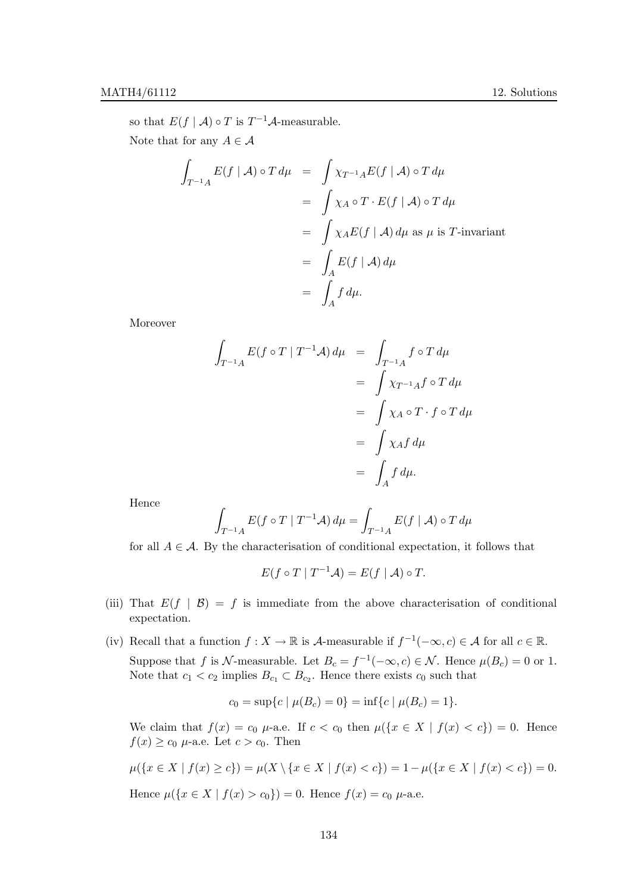so that $E(f \mid \mathcal{A}) \circ T$ is $T^{-1}\mathcal{A}$-measurable.

Note that for any $A \in \mathcal{A}$

$$
\begin{aligned}
\int_{T^{-1}A} E(f \mid \mathcal{A}) \circ T \, d\mu &= \int \chi_{T^{-1}A} E(f \mid \mathcal{A}) \circ T \, d\mu \\
&= \int \chi_A \circ T \cdot E(f \mid \mathcal{A}) \circ T \, d\mu \\
&= \int \chi_A E(f \mid \mathcal{A}) \, d\mu \text{ as } \mu \text{ is } T\text{-invariant} \\
&= \int_A E(f \mid \mathcal{A}) \, d\mu \\
&= \int_A f \, d\mu.
\end{aligned}
$$

Moreover

$$
\begin{aligned}
\int_{T^{-1}A} E(f \circ T \mid T^{-1}\mathcal{A}) \, d\mu &= \int_{T^{-1}A} f \circ T \, d\mu \\
&= \int \chi_{T^{-1}A} f \circ T \, d\mu \\
&= \int \chi_A \circ T \cdot f \circ T \, d\mu \\
&= \int \chi_A f \, d\mu \\
&= \int_A f \, d\mu.
\end{aligned}
$$

Hence

$$
\int_{T^{-1}A} E(f \circ T \mid T^{-1}\mathcal{A}) \, d\mu = \int_{T^{-1}A} E(f \mid \mathcal{A}) \circ T \, d\mu
$$

for all $A \in \mathcal{A}$. By the characterisation of conditional expectation, it follows that

$$
E(f \circ T \mid T^{-1}\mathcal{A}) = E(f \mid \mathcal{A}) \circ T.
$$

(iii) That $E(f \mid \mathcal{B}) = f$ is immediate from the above characterisation of conditional expectation.

(iv) Recall that a function $f : X \to \mathbb{R}$ is $\mathcal{A}$-measurable if $f^{-1}(-\infty, c) \in \mathcal{A}$ for all $c \in \mathbb{R}$.

Suppose that $f$ is $\mathcal{N}$-measurable. Let $B_c = f^{-1}(-\infty, c) \in \mathcal{N}$. Hence $\mu(B_c) = 0$ or 1. Note that $c_1 < c_2$ implies $B_{c_1} \subset B_{c_2}$. Hence there exists $c_0$ such that

$$
c_0 = \sup\{c \mid \mu(B_c) = 0\} = \inf\{c \mid \mu(B_c) = 1\}.
$$

We claim that $f(x) = c_0$ $\mu$-a.e. If $c < c_0$ then $\mu(\{x \in X \mid f(x) < c\}) = 0$. Hence $f(x) \geq c_0$ $\mu$-a.e. Let $c > c_0$. Then

$$
\mu(\{x \in X \mid f(x) \geq c\}) = \mu(X \setminus \{x \in X \mid f(x) < c\}) = 1 - \mu(\{x \in X \mid f(x) < c\}) = 0.
$$

Hence $\mu(\{x \in X \mid f(x) > c_0\}) = 0$. Hence $f(x) = c_0$ $\mu$-a.e.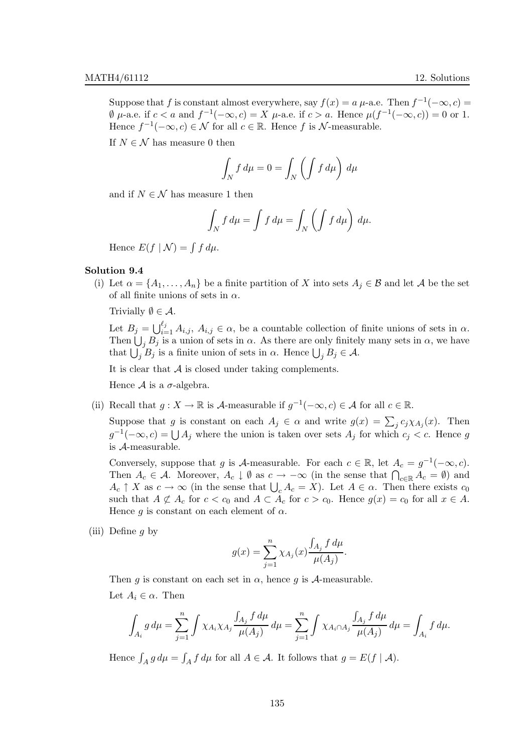Suppose that $f$ is constant almost everywhere, say $f(x) = a$ $\mu$-a.e. Then $f^{-1}(-\infty, c) = \emptyset$ $\mu$-a.e. if $c < a$ and $f^{-1}(-\infty, c) = X$ $\mu$-a.e. if $c > a$. Hence $\mu(f^{-1}(-\infty, c)) = 0$ or 1. Hence $f^{-1}(-\infty, c) \in \mathcal{N}$ for all $c \in \mathbb{R}$. Hence $f$ is $\mathcal{N}$-measurable.

If $N \in \mathcal{N}$ has measure 0 then

$$\int_N f \, d\mu = 0 = \int_N \left( \int f \, d\mu \right) \, d\mu$$

and if $N \in \mathcal{N}$ has measure 1 then

$$\int_N f \, d\mu = \int f \, d\mu = \int_N \left( \int f \, d\mu \right) \, d\mu.$$

Hence $E(f \mid \mathcal{N}) = \int f \, d\mu$.

**Solution 9.4**

(i) Let $\alpha = \{A_1, \ldots, A_n\}$ be a finite partition of $X$ into sets $A_j \in \mathcal{B}$ and let $\mathcal{A}$ be the set of all finite unions of sets in $\alpha$.

Trivially $\emptyset \in \mathcal{A}$.

Let $B_j = \bigcup_{i=1}^{\ell_j} A_{i,j}$, $A_{i,j} \in \alpha$, be a countable collection of finite unions of sets in $\alpha$. Then $\bigcup_j B_j$ is a union of sets in $\alpha$. As there are only finitely many sets in $\alpha$, we have that $\bigcup_j B_j$ is a finite union of sets in $\alpha$. Hence $\bigcup_j B_j \in \mathcal{A}$.

It is clear that $\mathcal{A}$ is closed under taking complements.

Hence $\mathcal{A}$ is a $\sigma$-algebra.

(ii) Recall that $g : X \to \mathbb{R}$ is $\mathcal{A}$-measurable if $g^{-1}(-\infty, c) \in \mathcal{A}$ for all $c \in \mathbb{R}$.

Suppose that $g$ is constant on each $A_j \in \alpha$ and write $g(x) = \sum_j c_j \chi_{A_j}(x)$. Then $g^{-1}(-\infty, c) = \bigcup A_j$ where the union is taken over sets $A_j$ for which $c_j < c$. Hence $g$ is $\mathcal{A}$-measurable.

Conversely, suppose that $g$ is $\mathcal{A}$-measurable. For each $c \in \mathbb{R}$, let $A_c = g^{-1}(-\infty, c)$. Then $A_c \in \mathcal{A}$. Moreover, $A_c \downarrow \emptyset$ as $c \to -\infty$ (in the sense that $\bigcap_{c \in \mathbb{R}} A_c = \emptyset$) and $A_c \uparrow X$ as $c \to \infty$ (in the sense that $\bigcup_c A_c = X$). Let $A \in \alpha$. Then there exists $c_0$ such that $A \not\subset A_c$ for $c < c_0$ and $A \subset A_c$ for $c > c_0$. Hence $g(x) = c_0$ for all $x \in A$. Hence $g$ is constant on each element of $\alpha$.

(iii) Define $g$ by

$$g(x) = \sum_{j=1}^{n} \chi_{A_j}(x) \frac{\int_{A_j} f \, d\mu}{\mu(A_j)}.$$

Then $g$ is constant on each set in $\alpha$, hence $g$ is $\mathcal{A}$-measurable.

Let $A_i \in \alpha$. Then

$$\int_{A_i} g \, d\mu = \sum_{j=1}^{n} \int \chi_{A_i} \chi_{A_j} \frac{\int_{A_j} f \, d\mu}{\mu(A_j)} \, d\mu = \sum_{j=1}^{n} \int \chi_{A_i \cap A_j} \frac{\int_{A_j} f \, d\mu}{\mu(A_j)} \, d\mu = \int_{A_i} f \, d\mu.$$

Hence $\int_A g \, d\mu = \int_A f \, d\mu$ for all $A \in \mathcal{A}$. It follows that $g = E(f \mid \mathcal{A})$.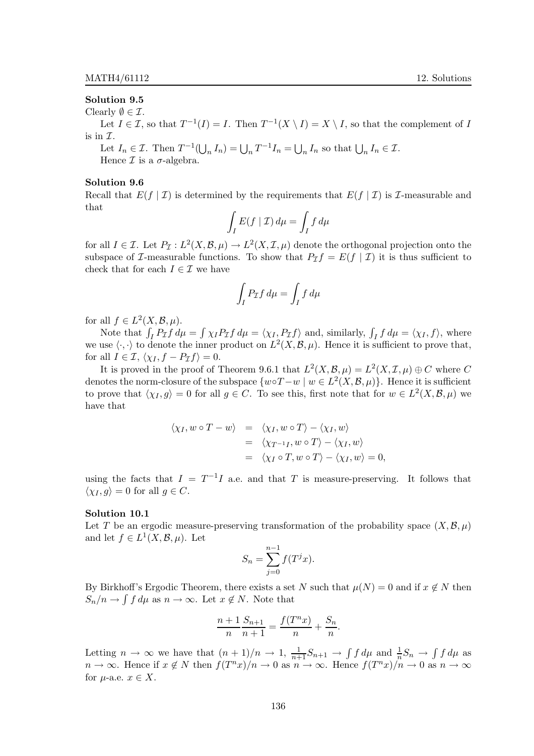### Solution 9.5

Clearly $\emptyset \in \mathcal{I}$.

Let $I \in \mathcal{I}$, so that $T^{-1}(I) = I$. Then $T^{-1}(X \setminus I) = X \setminus I$, so that the complement of $I$ is in $\mathcal{I}$.

Let $I_n \in \mathcal{I}$. Then $T^{-1}(\bigcup_n I_n) = \bigcup_n T^{-1} I_n = \bigcup_n I_n$ so that $\bigcup_n I_n \in \mathcal{I}$.

Hence $\mathcal{I}$ is a $\sigma$-algebra.

### Solution 9.6

Recall that $E(f \mid \mathcal{I})$ is determined by the requirements that $E(f \mid \mathcal{I})$ is $\mathcal{I}$-measurable and that

$$\int_I E(f \mid \mathcal{I})\, d\mu = \int_I f\, d\mu$$

for all $I \in \mathcal{I}$. Let $P_{\mathcal{I}} : L^2(X, \mathcal{B}, \mu) \to L^2(X, \mathcal{I}, \mu)$ denote the orthogonal projection onto the subspace of $\mathcal{I}$-measurable functions. To show that $P_{\mathcal{I}} f = E(f \mid \mathcal{I})$ it is thus sufficient to check that for each $I \in \mathcal{I}$ we have

$$\int_I P_{\mathcal{I}} f\, d\mu = \int_I f\, d\mu$$

for all $f \in L^2(X, \mathcal{B}, \mu)$.

Note that $\int_I P_{\mathcal{I}} f\, d\mu = \int \chi_I P_{\mathcal{I}} f\, d\mu = \langle \chi_I, P_{\mathcal{I}} f \rangle$ and, similarly, $\int_I f\, d\mu = \langle \chi_I, f \rangle$, where we use $\langle \cdot, \cdot \rangle$ to denote the inner product on $L^2(X, \mathcal{B}, \mu)$. Hence it is sufficient to prove that, for all $I \in \mathcal{I}$, $\langle \chi_I, f - P_{\mathcal{I}} f \rangle = 0$.

It is proved in the proof of Theorem 9.6.1 that $L^2(X, \mathcal{B}, \mu) = L^2(X, \mathcal{I}, \mu) \oplus C$ where $C$ denotes the norm-closure of the subspace $\{w \circ T - w \mid w \in L^2(X, \mathcal{B}, \mu)\}$. Hence it is sufficient to prove that $\langle \chi_I, g \rangle = 0$ for all $g \in C$. To see this, first note that for $w \in L^2(X, \mathcal{B}, \mu)$ we have that

$$\begin{aligned}
\langle \chi_I, w \circ T - w \rangle &= \langle \chi_I, w \circ T \rangle - \langle \chi_I, w \rangle \\
&= \langle \chi_{T^{-1} I}, w \circ T \rangle - \langle \chi_I, w \rangle \\
&= \langle \chi_I \circ T, w \circ T \rangle - \langle \chi_I, w \rangle = 0,
\end{aligned}$$

using the facts that $I = T^{-1} I$ a.e. and that $T$ is measure-preserving. It follows that $\langle \chi_I, g \rangle = 0$ for all $g \in C$.

### Solution 10.1

Let $T$ be an ergodic measure-preserving transformation of the probability space $(X, \mathcal{B}, \mu)$ and let $f \in L^1(X, \mathcal{B}, \mu)$. Let

$$S_n = \sum_{j=0}^{n-1} f(T^j x).$$

By Birkhoff's Ergodic Theorem, there exists a set $N$ such that $\mu(N) = 0$ and if $x \notin N$ then $S_n/n \to \int f\, d\mu$ as $n \to \infty$. Let $x \notin N$. Note that

$$\frac{n+1}{n} \frac{S_{n+1}}{n+1} = \frac{f(T^n x)}{n} + \frac{S_n}{n}.$$

Letting $n \to \infty$ we have that $(n+1)/n \to 1$, $\frac{1}{n+1} S_{n+1} \to \int f\, d\mu$ and $\frac{1}{n} S_n \to \int f\, d\mu$ as $n \to \infty$. Hence if $x \notin N$ then $f(T^n x)/n \to 0$ as $n \to \infty$. Hence $f(T^n x)/n \to 0$ as $n \to \infty$ for $\mu$-a.e. $x \in X$.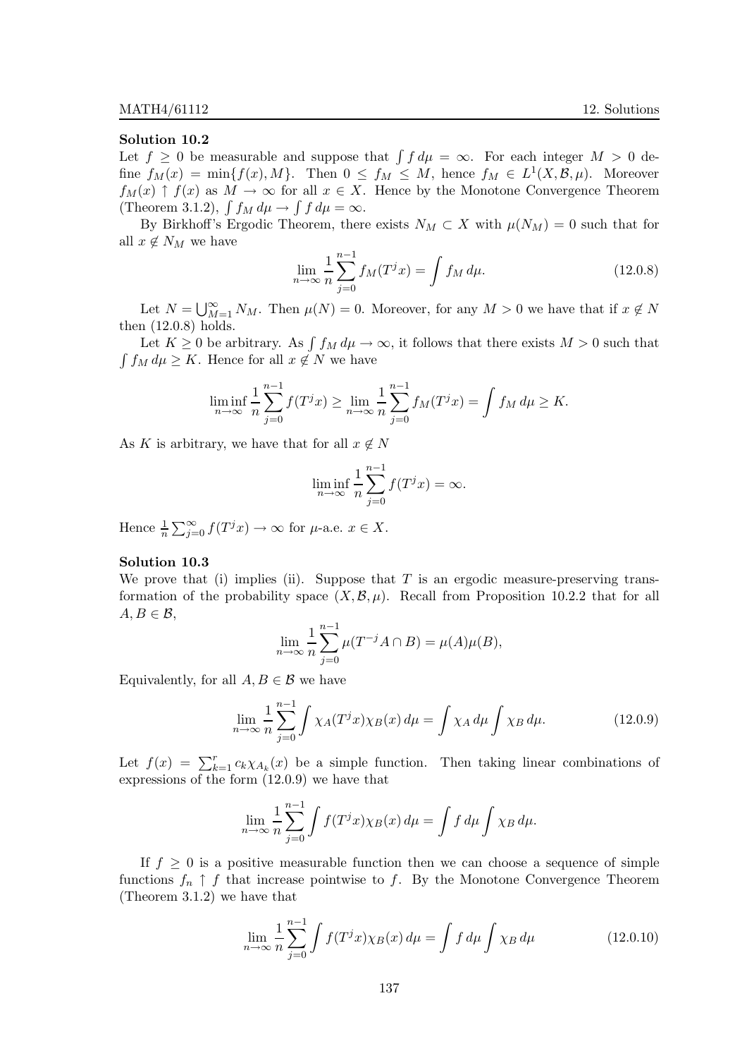**Solution 10.2**

Let $f \geq 0$ be measurable and suppose that $\int f \, d\mu = \infty$. For each integer $M > 0$ define $f_M(x) = \min\{f(x), M\}$. Then $0 \leq f_M \leq M$, hence $f_M \in L^1(X, \mathcal{B}, \mu)$. Moreover $f_M(x) \uparrow f(x)$ as $M \to \infty$ for all $x \in X$. Hence by the Monotone Convergence Theorem (Theorem 3.1.2), $\int f_M \, d\mu \to \int f \, d\mu = \infty$.

By Birkhoff's Ergodic Theorem, there exists $N_M \subset X$ with $\mu(N_M) = 0$ such that for all $x \notin N_M$ we have

$$\lim_{n\to\infty} \frac{1}{n} \sum_{j=0}^{n-1} f_M(T^j x) = \int f_M \, d\mu. \tag{12.0.8}$$

Let $N = \bigcup_{M=1}^{\infty} N_M$. Then $\mu(N) = 0$. Moreover, for any $M > 0$ we have that if $x \notin N$ then (12.0.8) holds.

Let $K \geq 0$ be arbitrary. As $\int f_M \, d\mu \to \infty$, it follows that there exists $M > 0$ such that $\int f_M \, d\mu \geq K$. Hence for all $x \notin N$ we have

$$\liminf_{n\to\infty} \frac{1}{n} \sum_{j=0}^{n-1} f(T^j x) \geq \lim_{n\to\infty} \frac{1}{n} \sum_{j=0}^{n-1} f_M(T^j x) = \int f_M \, d\mu \geq K.$$

As $K$ is arbitrary, we have that for all $x \notin N$

$$\liminf_{n\to\infty} \frac{1}{n} \sum_{j=0}^{n-1} f(T^j x) = \infty.$$

Hence $\frac{1}{n} \sum_{j=0}^{\infty} f(T^j x) \to \infty$ for $\mu$-a.e. $x \in X$.

**Solution 10.3**

We prove that (i) implies (ii). Suppose that $T$ is an ergodic measure-preserving transformation of the probability space $(X, \mathcal{B}, \mu)$. Recall from Proposition 10.2.2 that for all $A, B \in \mathcal{B}$,

$$\lim_{n\to\infty} \frac{1}{n} \sum_{j=0}^{n-1} \mu(T^{-j}A \cap B) = \mu(A)\mu(B),$$

Equivalently, for all $A, B \in \mathcal{B}$ we have

$$\lim_{n\to\infty} \frac{1}{n} \sum_{j=0}^{n-1} \int \chi_A(T^j x) \chi_B(x) \, d\mu = \int \chi_A \, d\mu \int \chi_B \, d\mu. \tag{12.0.9}$$

Let $f(x) = \sum_{k=1}^{r} c_k \chi_{A_k}(x)$ be a simple function. Then taking linear combinations of expressions of the form (12.0.9) we have that

$$\lim_{n\to\infty} \frac{1}{n} \sum_{j=0}^{n-1} \int f(T^j x) \chi_B(x) \, d\mu = \int f \, d\mu \int \chi_B \, d\mu.$$

If $f \geq 0$ is a positive measurable function then we can choose a sequence of simple functions $f_n \uparrow f$ that increase pointwise to $f$. By the Monotone Convergence Theorem (Theorem 3.1.2) we have that

$$\lim_{n\to\infty} \frac{1}{n} \sum_{j=0}^{n-1} \int f(T^j x) \chi_B(x) \, d\mu = \int f \, d\mu \int \chi_B \, d\mu \tag{12.0.10}$$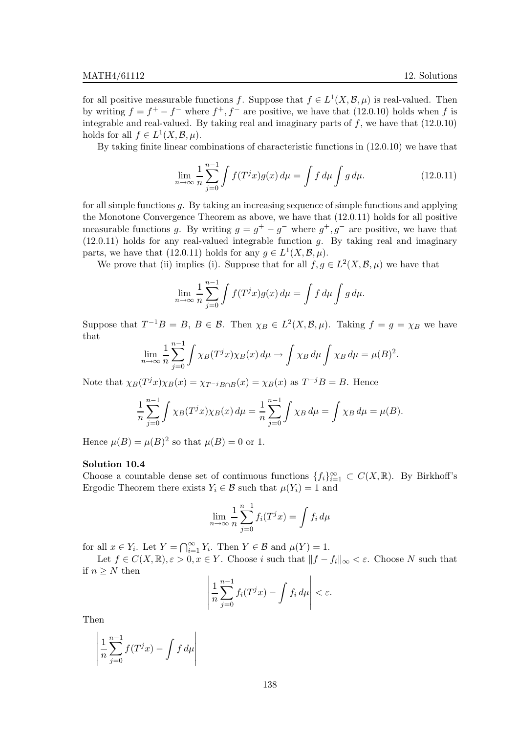for all positive measurable functions $f$. Suppose that $f \in L^1(X, \mathcal{B}, \mu)$ is real-valued. Then by writing $f = f^+ - f^-$ where $f^+, f^-$ are positive, we have that (12.0.10) holds when $f$ is integrable and real-valued. By taking real and imaginary parts of $f$, we have that (12.0.10) holds for all $f \in L^1(X, \mathcal{B}, \mu)$.

By taking finite linear combinations of characteristic functions in (12.0.10) we have that

$$\lim_{n\to\infty} \frac{1}{n} \sum_{j=0}^{n-1} \int f(T^j x) g(x) \, d\mu = \int f \, d\mu \int g \, d\mu. \tag{12.0.11}$$

for all simple functions $g$. By taking an increasing sequence of simple functions and applying the Monotone Convergence Theorem as above, we have that (12.0.11) holds for all positive measurable functions $g$. By writing $g = g^+ - g^-$ where $g^+, g^-$ are positive, we have that (12.0.11) holds for any real-valued integrable function $g$. By taking real and imaginary parts, we have that (12.0.11) holds for any $g \in L^1(X, \mathcal{B}, \mu)$.

We prove that (ii) implies (i). Suppose that for all $f, g \in L^2(X, \mathcal{B}, \mu)$ we have that

$$\lim_{n\to\infty} \frac{1}{n} \sum_{j=0}^{n-1} \int f(T^j x) g(x) \, d\mu = \int f \, d\mu \int g \, d\mu.$$

Suppose that $T^{-1}B = B$, $B \in \mathcal{B}$. Then $\chi_B \in L^2(X, \mathcal{B}, \mu)$. Taking $f = g = \chi_B$ we have that

$$\lim_{n\to\infty} \frac{1}{n} \sum_{j=0}^{n-1} \int \chi_B(T^j x) \chi_B(x) \, d\mu \to \int \chi_B \, d\mu \int \chi_B \, d\mu = \mu(B)^2.$$

Note that $\chi_B(T^j x)\chi_B(x) = \chi_{T^{-j}B \cap B}(x) = \chi_B(x)$ as $T^{-j}B = B$. Hence

$$\frac{1}{n} \sum_{j=0}^{n-1} \int \chi_B(T^j x) \chi_B(x) \, d\mu = \frac{1}{n} \sum_{j=0}^{n-1} \int \chi_B \, d\mu = \int \chi_B \, d\mu = \mu(B).$$

Hence $\mu(B) = \mu(B)^2$ so that $\mu(B) = 0$ or 1.

**Solution 10.4**

Choose a countable dense set of continuous functions $\{f_i\}_{i=1}^{\infty} \subset C(X, \mathbb{R})$. By Birkhoff's Ergodic Theorem there exists $Y_i \in \mathcal{B}$ such that $\mu(Y_i) = 1$ and

$$\lim_{n\to\infty} \frac{1}{n} \sum_{j=0}^{n-1} f_i(T^j x) = \int f_i \, d\mu$$

for all $x \in Y_i$. Let $Y = \bigcap_{i=1}^{\infty} Y_i$. Then $Y \in \mathcal{B}$ and $\mu(Y) = 1$.

Let $f \in C(X, \mathbb{R}), \varepsilon > 0, x \in Y$. Choose $i$ such that $\|f - f_i\|_\infty < \varepsilon$. Choose $N$ such that if $n \geq N$ then

$$\left| \frac{1}{n} \sum_{j=0}^{n-1} f_i(T^j x) - \int f_i \, d\mu \right| < \varepsilon.$$

Then

$$\left| \frac{1}{n} \sum_{j=0}^{n-1} f(T^j x) - \int f \, d\mu \right|$$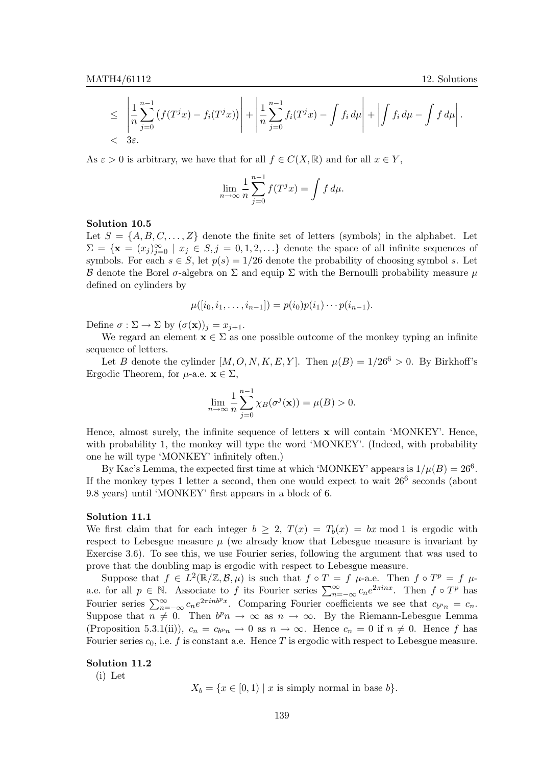$$\leq \left| \frac{1}{n}\sum_{j=0}^{n-1} \left(f(T^jx) - f_i(T^jx)\right) \right| + \left| \frac{1}{n}\sum_{j=0}^{n-1} f_i(T^jx) - \int f_i \, d\mu \right| + \left| \int f_i \, d\mu - \int f \, d\mu \right|.$$
$$< 3\varepsilon.$$

As $\varepsilon > 0$ is arbitrary, we have that for all $f \in C(X, \mathbb{R})$ and for all $x \in Y$,

$$\lim_{n\to\infty} \frac{1}{n}\sum_{j=0}^{n-1} f(T^jx) = \int f \, d\mu.$$

**Solution 10.5**

Let $S = \{A, B, C, \ldots, Z\}$ denote the finite set of letters (symbols) in the alphabet. Let $\Sigma = \{\mathbf{x} = (x_j)_{j=0}^{\infty} \mid x_j \in S, j = 0, 1, 2, \ldots\}$ denote the space of all infinite sequences of symbols. For each $s \in S$, let $p(s) = 1/26$ denote the probability of choosing symbol $s$. Let $\mathcal{B}$ denote the Borel $\sigma$-algebra on $\Sigma$ and equip $\Sigma$ with the Bernoulli probability measure $\mu$ defined on cylinders by

$$\mu([i_0, i_1, \ldots, i_{n-1}]) = p(i_0)p(i_1)\cdots p(i_{n-1}).$$

Define $\sigma : \Sigma \to \Sigma$ by $(\sigma(\mathbf{x}))_j = x_{j+1}$.

We regard an element $\mathbf{x} \in \Sigma$ as one possible outcome of the monkey typing an infinite sequence of letters.

Let $B$ denote the cylinder $[M, O, N, K, E, Y]$. Then $\mu(B) = 1/26^6 > 0$. By Birkhoff's Ergodic Theorem, for $\mu$-a.e. $\mathbf{x} \in \Sigma$,

$$\lim_{n\to\infty} \frac{1}{n}\sum_{j=0}^{n-1} \chi_B(\sigma^j(\mathbf{x})) = \mu(B) > 0.$$

Hence, almost surely, the infinite sequence of letters $\mathbf{x}$ will contain 'MONKEY'. Hence, with probability 1, the monkey will type the word 'MONKEY'. (Indeed, with probability one he will type 'MONKEY' infinitely often.)

By Kac's Lemma, the expected first time at which 'MONKEY' appears is $1/\mu(B) = 26^6$. If the monkey types 1 letter a second, then one would expect to wait $26^6$ seconds (about 9.8 years) until 'MONKEY' first appears in a block of 6.

**Solution 11.1**

We first claim that for each integer $b \geq 2$, $T(x) = T_b(x) = bx \bmod 1$ is ergodic with respect to Lebesgue measure $\mu$ (we already know that Lebesgue measure is invariant by Exercise 3.6). To see this, we use Fourier series, following the argument that was used to prove that the doubling map is ergodic with respect to Lebesgue measure.

Suppose that $f \in L^2(\mathbb{R}/\mathbb{Z}, \mathcal{B}, \mu)$ is such that $f \circ T = f$ $\mu$-a.e. Then $f \circ T^p = f$ $\mu$-a.e. for all $p \in \mathbb{N}$. Associate to $f$ its Fourier series $\sum_{n=-\infty}^{\infty} c_n e^{2\pi i n x}$. Then $f \circ T^p$ has Fourier series $\sum_{n=-\infty}^{\infty} c_n e^{2\pi i n b^p x}$. Comparing Fourier coefficients we see that $c_{b^p n} = c_n$. Suppose that $n \neq 0$. Then $b^p n \to \infty$ as $n \to \infty$. By the Riemann-Lebesgue Lemma (Proposition 5.3.1(ii)), $c_n = c_{b^p n} \to 0$ as $n \to \infty$. Hence $c_n = 0$ if $n \neq 0$. Hence $f$ has Fourier series $c_0$, i.e. $f$ is constant a.e. Hence $T$ is ergodic with respect to Lebesgue measure.

**Solution 11.2**

(i) Let

$$X_b = \{x \in [0, 1) \mid x \text{ is simply normal in base } b\}.$$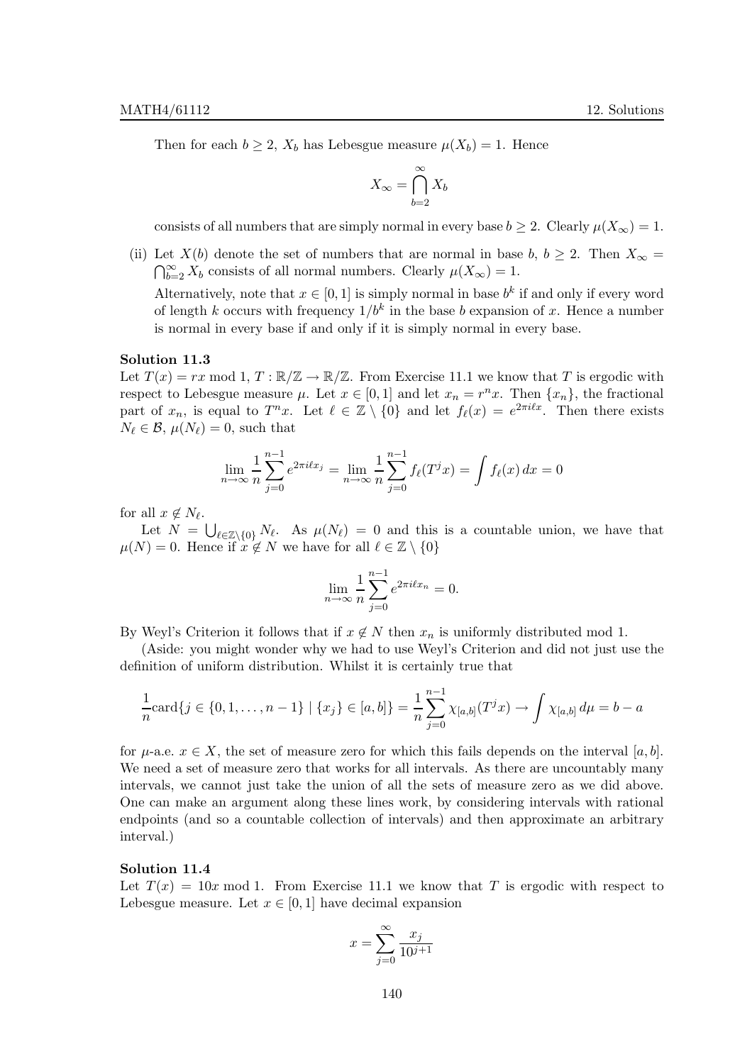Then for each $b \geq 2$, $X_b$ has Lebesgue measure $\mu(X_b) = 1$. Hence

$$X_\infty = \bigcap_{b=2}^{\infty} X_b$$

consists of all numbers that are simply normal in every base $b \geq 2$. Clearly $\mu(X_\infty) = 1$.

(ii) Let $X(b)$ denote the set of numbers that are normal in base $b$, $b \geq 2$. Then $X_\infty = \bigcap_{b=2}^{\infty} X_b$ consists of all normal numbers. Clearly $\mu(X_\infty) = 1$.

Alternatively, note that $x \in [0, 1]$ is simply normal in base $b^k$ if and only if every word of length $k$ occurs with frequency $1/b^k$ in the base $b$ expansion of $x$. Hence a number is normal in every base if and only if it is simply normal in every base.

**Solution 11.3**

Let $T(x) = rx \bmod 1$, $T : \mathbb{R}/\mathbb{Z} \to \mathbb{R}/\mathbb{Z}$. From Exercise 11.1 we know that $T$ is ergodic with respect to Lebesgue measure $\mu$. Let $x \in [0, 1]$ and let $x_n = r^n x$. Then $\{x_n\}$, the fractional part of $x_n$, is equal to $T^n x$. Let $\ell \in \mathbb{Z} \setminus \{0\}$ and let $f_\ell(x) = e^{2\pi i \ell x}$. Then there exists $N_\ell \in \mathcal{B}$, $\mu(N_\ell) = 0$, such that

$$\lim_{n\to\infty} \frac{1}{n} \sum_{j=0}^{n-1} e^{2\pi i \ell x_j} = \lim_{n\to\infty} \frac{1}{n} \sum_{j=0}^{n-1} f_\ell(T^j x) = \int f_\ell(x)\, dx = 0$$

for all $x \notin N_\ell$.

Let $N = \bigcup_{\ell \in \mathbb{Z}\setminus\{0\}} N_\ell$. As $\mu(N_\ell) = 0$ and this is a countable union, we have that $\mu(N) = 0$. Hence if $x \notin N$ we have for all $\ell \in \mathbb{Z} \setminus \{0\}$

$$\lim_{n\to\infty} \frac{1}{n} \sum_{j=0}^{n-1} e^{2\pi i \ell x_n} = 0.$$

By Weyl's Criterion it follows that if $x \notin N$ then $x_n$ is uniformly distributed mod 1.

(Aside: you might wonder why we had to use Weyl's Criterion and did not just use the definition of uniform distribution. Whilst it is certainly true that

$$\frac{1}{n}\text{card}\{j \in \{0, 1, \ldots, n-1\} \mid \{x_j\} \in [a, b]\} = \frac{1}{n} \sum_{j=0}^{n-1} \chi_{[a,b]}(T^j x) \to \int \chi_{[a,b]}\, d\mu = b - a$$

for $\mu$-a.e. $x \in X$, the set of measure zero for which this fails depends on the interval $[a, b]$. We need a set of measure zero that works for all intervals. As there are uncountably many intervals, we cannot just take the union of all the sets of measure zero as we did above. One can make an argument along these lines work, by considering intervals with rational endpoints (and so a countable collection of intervals) and then approximate an arbitrary interval.)

**Solution 11.4**

Let $T(x) = 10x \bmod 1$. From Exercise 11.1 we know that $T$ is ergodic with respect to Lebesgue measure. Let $x \in [0, 1]$ have decimal expansion

$$x = \sum_{j=0}^{\infty} \frac{x_j}{10^{j+1}}$$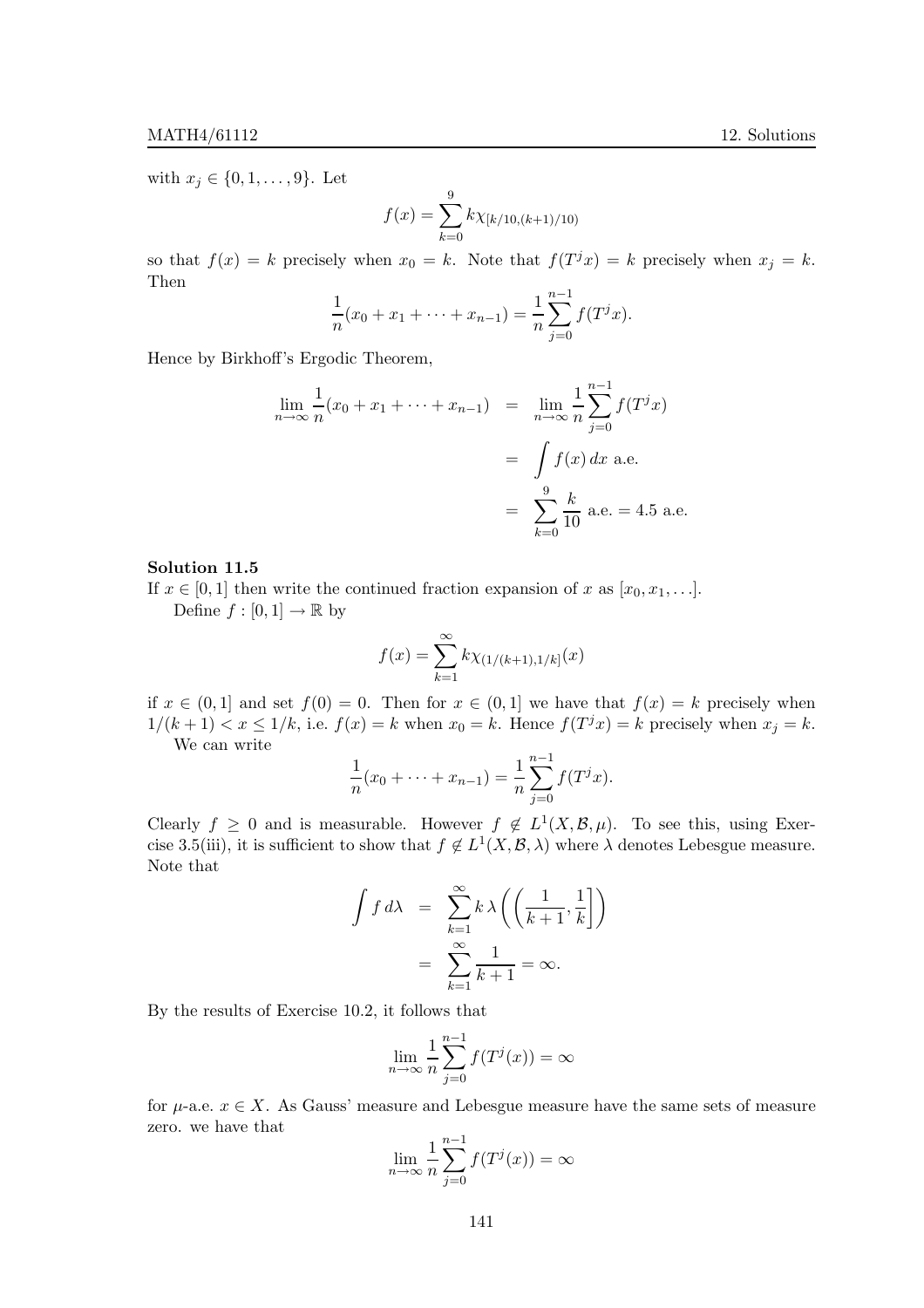with $x_j \in \{0, 1, \ldots, 9\}$. Let

$$f(x) = \sum_{k=0}^{9} k\chi_{[k/10,(k+1)/10)}$$

so that $f(x) = k$ precisely when $x_0 = k$. Note that $f(T^j x) = k$ precisely when $x_j = k$. Then

$$\frac{1}{n}(x_0 + x_1 + \cdots + x_{n-1}) = \frac{1}{n}\sum_{j=0}^{n-1} f(T^j x).$$

Hence by Birkhoff's Ergodic Theorem,

$$\begin{aligned}
\lim_{n\to\infty} \frac{1}{n}(x_0 + x_1 + \cdots + x_{n-1}) &= \lim_{n\to\infty} \frac{1}{n}\sum_{j=0}^{n-1} f(T^j x) \\
&= \int f(x)\,dx \text{ a.e.} \\
&= \sum_{k=0}^{9} \frac{k}{10} \text{ a.e.} = 4.5 \text{ a.e.}
\end{aligned}$$

**Solution 11.5**

If $x \in [0,1]$ then write the continued fraction expansion of $x$ as $[x_0, x_1, \ldots]$.

Define $f : [0,1] \to \mathbb{R}$ by

$$f(x) = \sum_{k=1}^{\infty} k\chi_{(1/(k+1),1/k]}(x)$$

if $x \in (0,1]$ and set $f(0) = 0$. Then for $x \in (0,1]$ we have that $f(x) = k$ precisely when $1/(k+1) < x \le 1/k$, i.e. $f(x) = k$ when $x_0 = k$. Hence $f(T^j x) = k$ precisely when $x_j = k$.

We can write

$$\frac{1}{n}(x_0 + \cdots + x_{n-1}) = \frac{1}{n}\sum_{j=0}^{n-1} f(T^j x).$$

Clearly $f \ge 0$ and is measurable. However $f \notin L^1(X, \mathcal{B}, \mu)$. To see this, using Exercise 3.5(iii), it is sufficient to show that $f \notin L^1(X, \mathcal{B}, \lambda)$ where $\lambda$ denotes Lebesgue measure. Note that

$$\begin{aligned}
\int f\,d\lambda &= \sum_{k=1}^{\infty} k\,\lambda\left(\left(\frac{1}{k+1}, \frac{1}{k}\right]\right) \\
&= \sum_{k=1}^{\infty} \frac{1}{k+1} = \infty.
\end{aligned}$$

By the results of Exercise 10.2, it follows that

$$\lim_{n\to\infty} \frac{1}{n}\sum_{j=0}^{n-1} f(T^j(x)) = \infty$$

for $\mu$-a.e. $x \in X$. As Gauss' measure and Lebesgue measure have the same sets of measure zero. we have that

$$\lim_{n\to\infty} \frac{1}{n}\sum_{j=0}^{n-1} f(T^j(x)) = \infty$$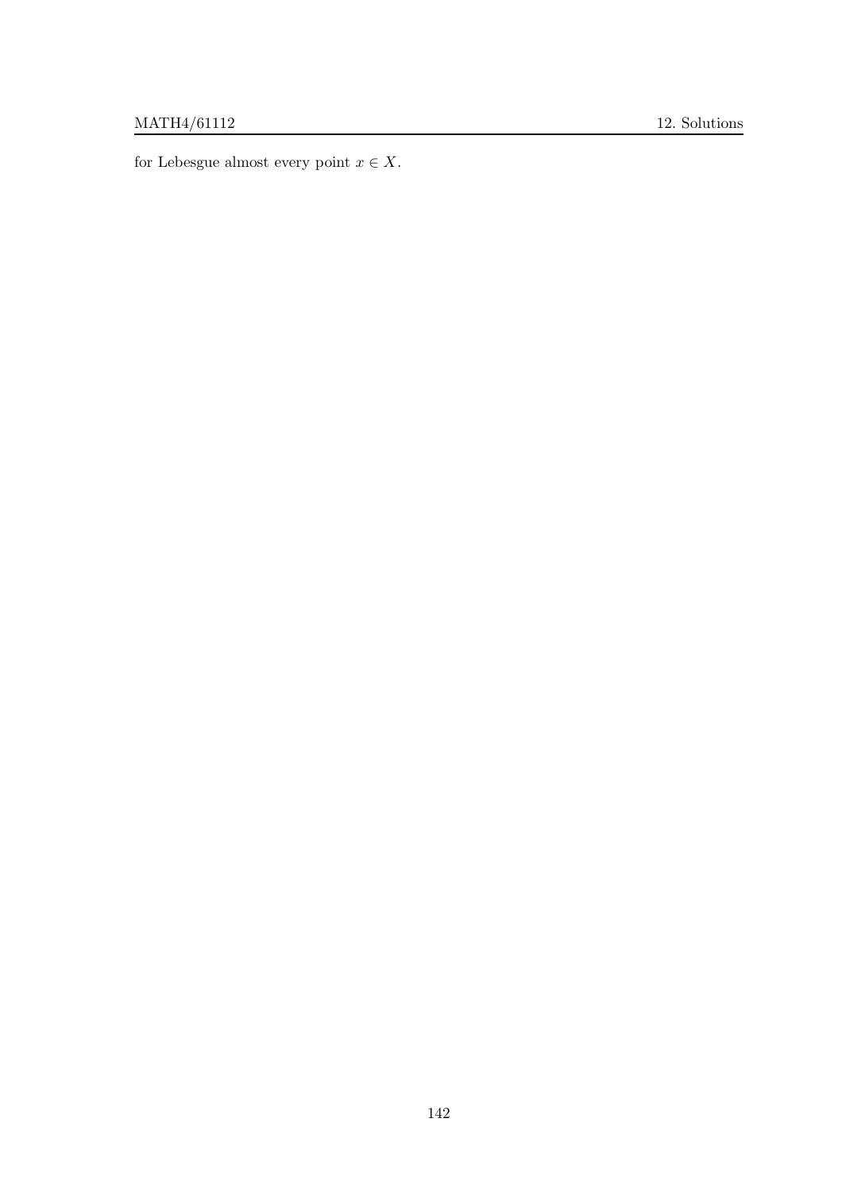for Lebesgue almost every point $x \in X$.